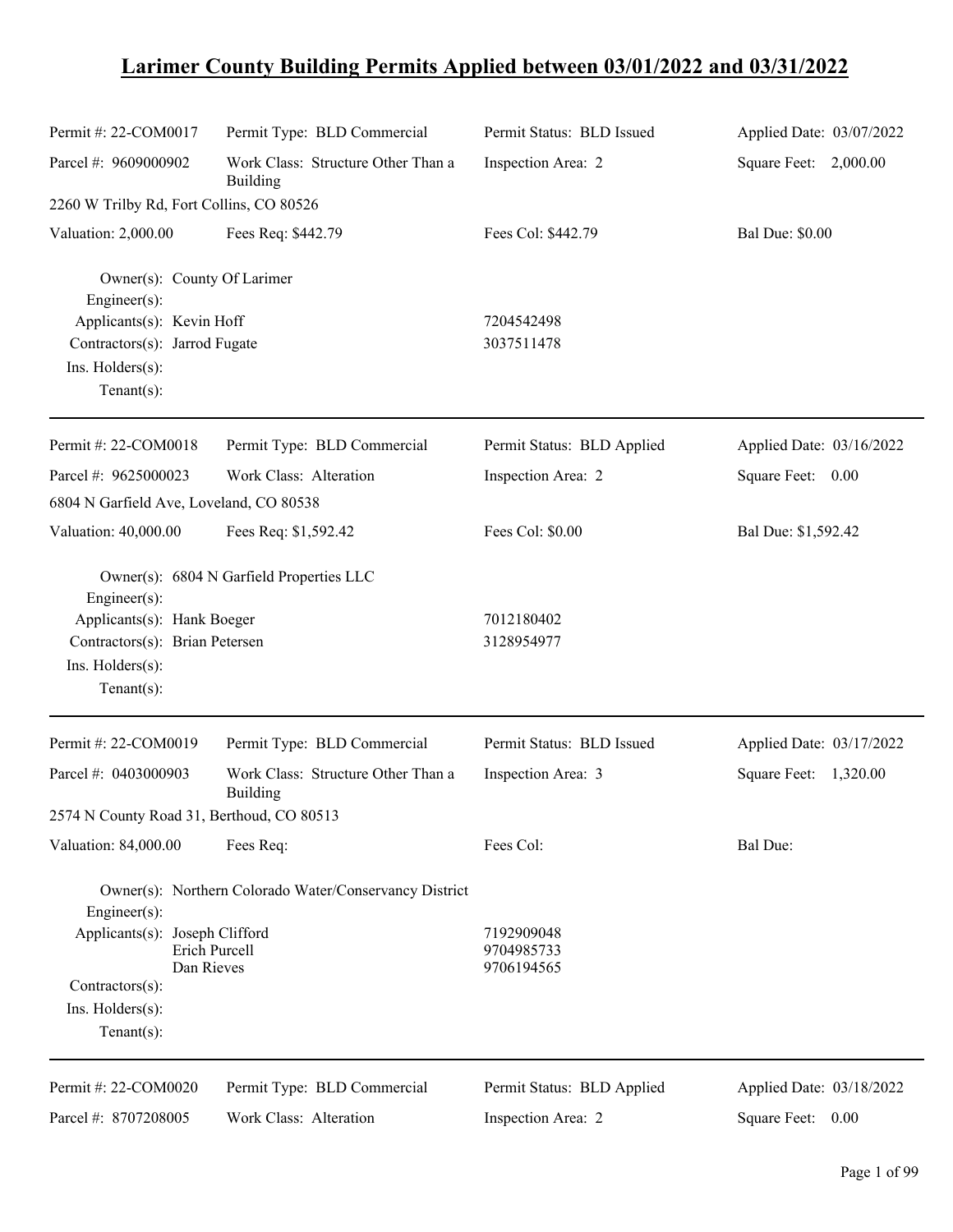# Larimer County Building Permits Applied between 03/01/2022 and 03/31/2022

| | | | |
|---|---|---|---|
| Permit #: 22-COM0017 | Permit Type: BLD Commercial | Permit Status: BLD Issued | Applied Date: 03/07/2022 |
| Parcel #: 9609000902 | Work Class: Structure Other Than a Building | Inspection Area: 2 | Square Feet: 2,000.00 |
| 2260 W Trilby Rd, Fort Collins, CO 80526 | | | |
| Valuation: 2,000.00 | Fees Req: $442.79 | Fees Col: $442.79 | Bal Due: $0.00 |

Owner(s): County Of Larimer
Engineer(s):
Applicants(s): Kevin Hoff — 7204542498
Contractors(s): Jarrod Fugate — 3037511478
Ins. Holders(s):
Tenant(s):

---

| | | | |
|---|---|---|---|
| Permit #: 22-COM0018 | Permit Type: BLD Commercial | Permit Status: BLD Applied | Applied Date: 03/16/2022 |
| Parcel #: 9625000023 | Work Class: Alteration | Inspection Area: 2 | Square Feet: 0.00 |
| 6804 N Garfield Ave, Loveland, CO 80538 | | | |
| Valuation: 40,000.00 | Fees Req: $1,592.42 | Fees Col: $0.00 | Bal Due: $1,592.42 |

Owner(s): 6804 N Garfield Properties LLC
Engineer(s):
Applicants(s): Hank Boeger — 7012180402
Contractors(s): Brian Petersen — 3128954977
Ins. Holders(s):
Tenant(s):

---

| | | | |
|---|---|---|---|
| Permit #: 22-COM0019 | Permit Type: BLD Commercial | Permit Status: BLD Issued | Applied Date: 03/17/2022 |
| Parcel #: 0403000903 | Work Class: Structure Other Than a Building | Inspection Area: 3 | Square Feet: 1,320.00 |
| 2574 N County Road 31, Berthoud, CO 80513 | | | |
| Valuation: 84,000.00 | Fees Req: | Fees Col: | Bal Due: |

Owner(s): Northern Colorado Water/Conservancy District
Engineer(s):
Applicants(s): Joseph Clifford — 7192909048
Erich Purcell — 9704985733
Dan Rieves — 9706194565
Contractors(s):
Ins. Holders(s):
Tenant(s):

---

| | | | |
|---|---|---|---|
| Permit #: 22-COM0020 | Permit Type: BLD Commercial | Permit Status: BLD Applied | Applied Date: 03/18/2022 |
| Parcel #: 8707208005 | Work Class: Alteration | Inspection Area: 2 | Square Feet: 0.00 |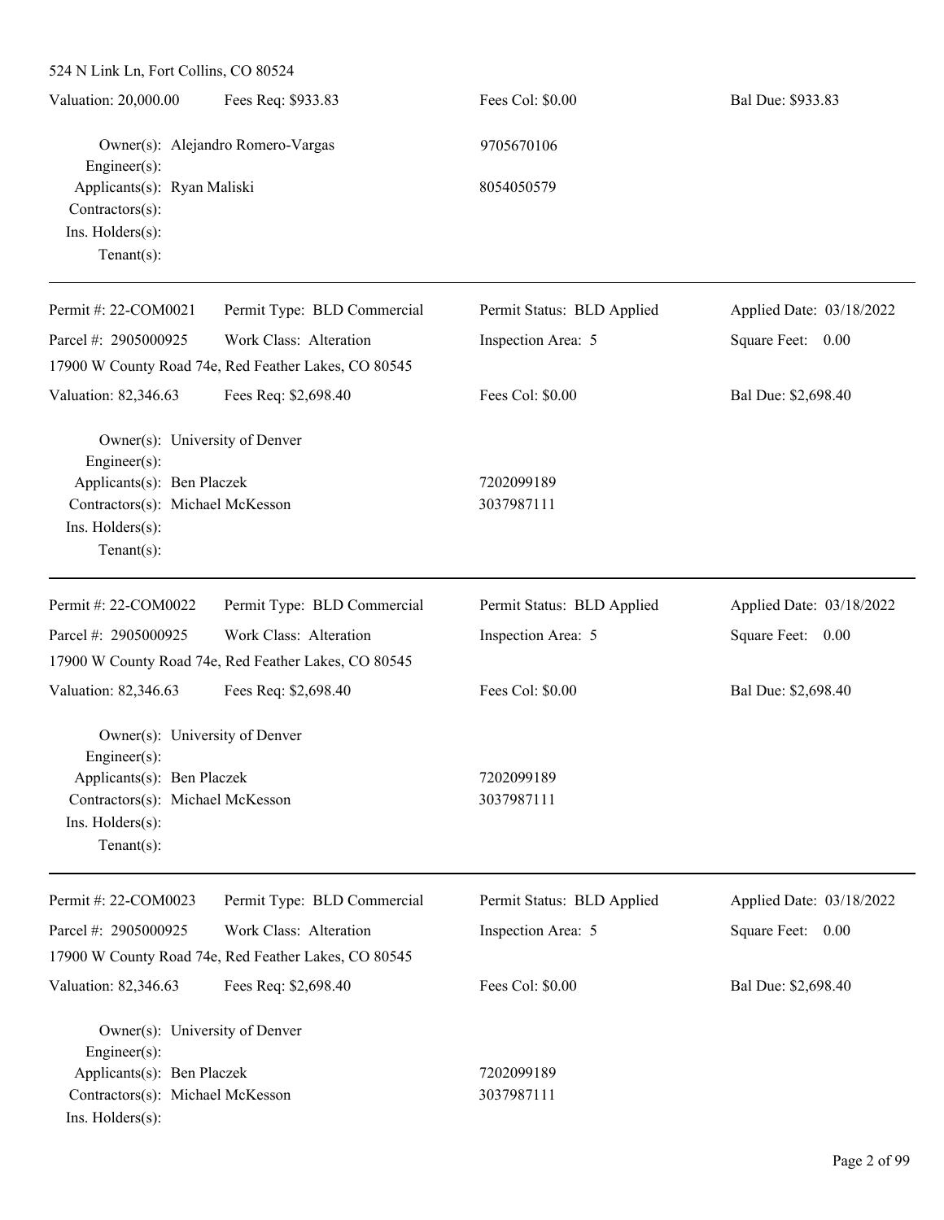524 N Link Ln, Fort Collins, CO 80524

| Valuation: 20,000.00 | Fees Req: $933.83 | Fees Col: $0.00 | Bal Due: $933.83 |
|---|---|---|---|

Owner(s): Alejandro Romero-Vargas 9705670106
Engineer(s):
Applicants(s): Ryan Maliski 8054050579
Contractors(s):
Ins. Holders(s):
Tenant(s):

---

| Permit #: 22-COM0021 | Permit Type: BLD Commercial | Permit Status: BLD Applied | Applied Date: 03/18/2022 |
|---|---|---|---|
| Parcel #: 2905000925 | Work Class: Alteration | Inspection Area: 5 | Square Feet: 0.00 |
| 17900 W County Road 74e, Red Feather Lakes, CO 80545 | | | |
| Valuation: 82,346.63 | Fees Req: $2,698.40 | Fees Col: $0.00 | Bal Due: $2,698.40 |

Owner(s): University of Denver
Engineer(s):
Applicants(s): Ben Placzek 7202099189
Contractors(s): Michael McKesson 3037987111
Ins. Holders(s):
Tenant(s):

---

| Permit #: 22-COM0022 | Permit Type: BLD Commercial | Permit Status: BLD Applied | Applied Date: 03/18/2022 |
|---|---|---|---|
| Parcel #: 2905000925 | Work Class: Alteration | Inspection Area: 5 | Square Feet: 0.00 |
| 17900 W County Road 74e, Red Feather Lakes, CO 80545 | | | |
| Valuation: 82,346.63 | Fees Req: $2,698.40 | Fees Col: $0.00 | Bal Due: $2,698.40 |

Owner(s): University of Denver
Engineer(s):
Applicants(s): Ben Placzek 7202099189
Contractors(s): Michael McKesson 3037987111
Ins. Holders(s):
Tenant(s):

---

| Permit #: 22-COM0023 | Permit Type: BLD Commercial | Permit Status: BLD Applied | Applied Date: 03/18/2022 |
|---|---|---|---|
| Parcel #: 2905000925 | Work Class: Alteration | Inspection Area: 5 | Square Feet: 0.00 |
| 17900 W County Road 74e, Red Feather Lakes, CO 80545 | | | |
| Valuation: 82,346.63 | Fees Req: $2,698.40 | Fees Col: $0.00 | Bal Due: $2,698.40 |

Owner(s): University of Denver
Engineer(s):
Applicants(s): Ben Placzek 7202099189
Contractors(s): Michael McKesson 3037987111
Ins. Holders(s):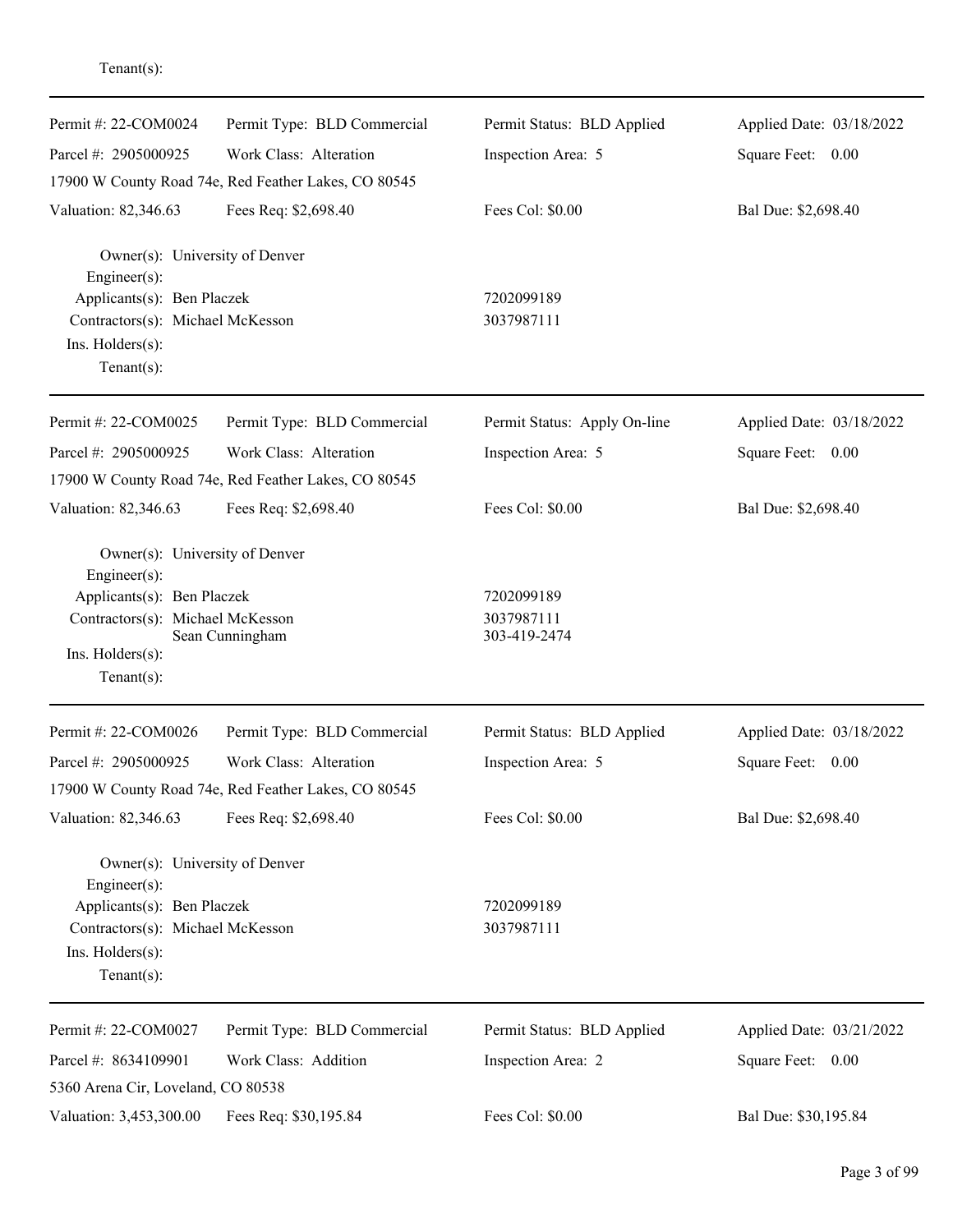Tenant(s):

---

Permit #: 22-COM0024 | Permit Type: BLD Commercial | Permit Status: BLD Applied | Applied Date: 03/18/2022

Parcel #: 2905000925 | Work Class: Alteration | Inspection Area: 5 | Square Feet: 0.00

17900 W County Road 74e, Red Feather Lakes, CO 80545

Valuation: 82,346.63 | Fees Req: $2,698.40 | Fees Col: $0.00 | Bal Due: $2,698.40

Owner(s): University of Denver
Engineer(s):
Applicants(s): Ben Placzek 7202099189
Contractors(s): Michael McKesson 3037987111
Ins. Holders(s):
Tenant(s):

---

Permit #: 22-COM0025 | Permit Type: BLD Commercial | Permit Status: Apply On-line | Applied Date: 03/18/2022

Parcel #: 2905000925 | Work Class: Alteration | Inspection Area: 5 | Square Feet: 0.00

17900 W County Road 74e, Red Feather Lakes, CO 80545

Valuation: 82,346.63 | Fees Req: $2,698.40 | Fees Col: $0.00 | Bal Due: $2,698.40

Owner(s): University of Denver
Engineer(s):
Applicants(s): Ben Placzek 7202099189
Contractors(s): Michael McKesson 3037987111
Sean Cunningham 303-419-2474
Ins. Holders(s):
Tenant(s):

---

Permit #: 22-COM0026 | Permit Type: BLD Commercial | Permit Status: BLD Applied | Applied Date: 03/18/2022

Parcel #: 2905000925 | Work Class: Alteration | Inspection Area: 5 | Square Feet: 0.00

17900 W County Road 74e, Red Feather Lakes, CO 80545

Valuation: 82,346.63 | Fees Req: $2,698.40 | Fees Col: $0.00 | Bal Due: $2,698.40

Owner(s): University of Denver
Engineer(s):
Applicants(s): Ben Placzek 7202099189
Contractors(s): Michael McKesson 3037987111
Ins. Holders(s):
Tenant(s):

---

Permit #: 22-COM0027 | Permit Type: BLD Commercial | Permit Status: BLD Applied | Applied Date: 03/21/2022

Parcel #: 8634109901 | Work Class: Addition | Inspection Area: 2 | Square Feet: 0.00

5360 Arena Cir, Loveland, CO 80538

Valuation: 3,453,300.00 | Fees Req: $30,195.84 | Fees Col: $0.00 | Bal Due: $30,195.84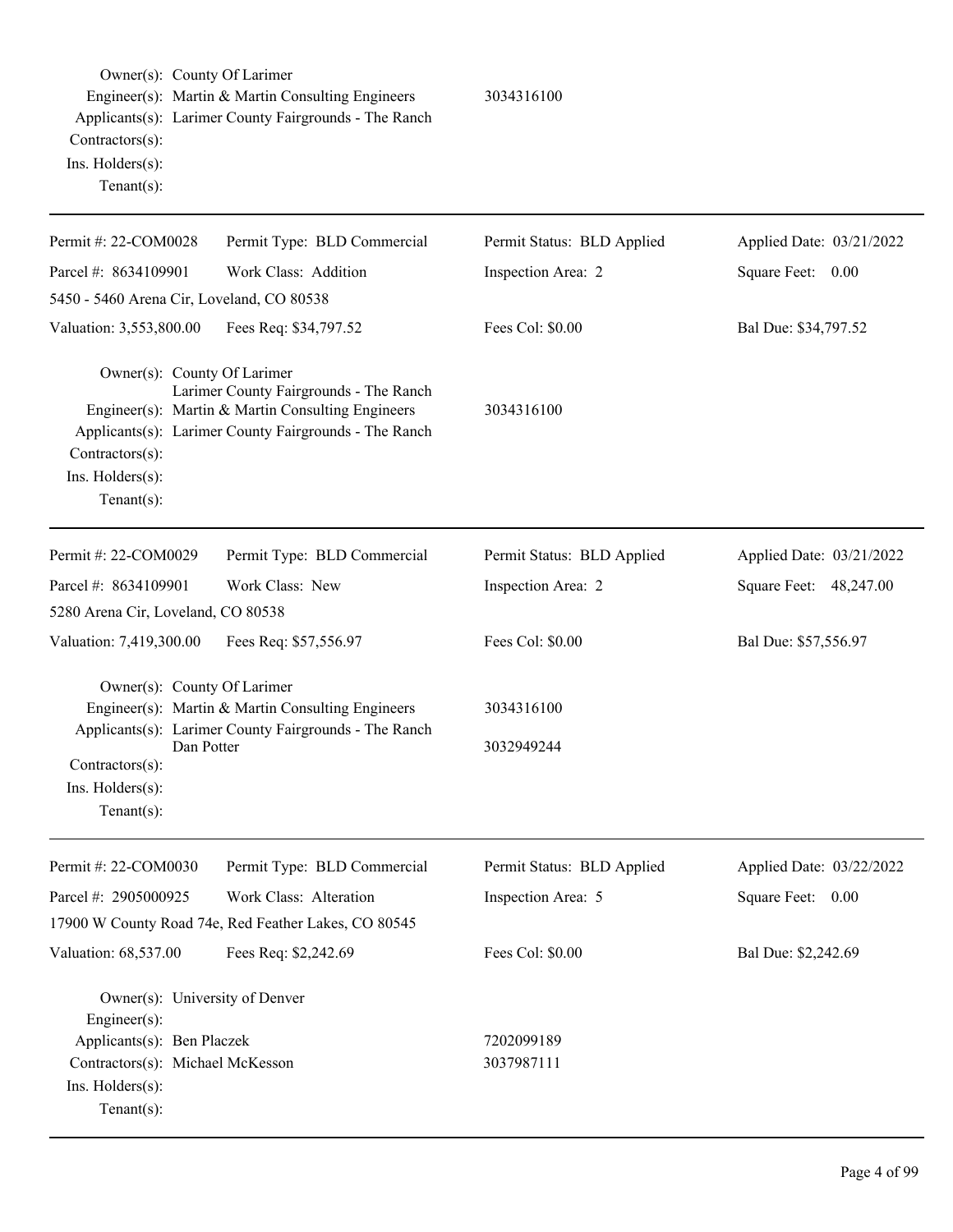Owner(s): County Of Larimer
Engineer(s): Martin & Martin Consulting Engineers 3034316100
Applicants(s): Larimer County Fairgrounds - The Ranch
Contractors(s):
Ins. Holders(s):
Tenant(s):

---

| Permit #: 22-COM0028 | Permit Type: BLD Commercial | Permit Status: BLD Applied | Applied Date: 03/21/2022 |
|---|---|---|---|
| Parcel #: 8634109901 | Work Class: Addition | Inspection Area: 2 | Square Feet: 0.00 |
| 5450 - 5460 Arena Cir, Loveland, CO 80538 | | | |
| Valuation: 3,553,800.00 | Fees Req: $34,797.52 | Fees Col: $0.00 | Bal Due: $34,797.52 |

Owner(s): County Of Larimer
Larimer County Fairgrounds - The Ranch
Engineer(s): Martin & Martin Consulting Engineers 3034316100
Applicants(s): Larimer County Fairgrounds - The Ranch
Contractors(s):
Ins. Holders(s):
Tenant(s):

---

| Permit #: 22-COM0029 | Permit Type: BLD Commercial | Permit Status: BLD Applied | Applied Date: 03/21/2022 |
|---|---|---|---|
| Parcel #: 8634109901 | Work Class: New | Inspection Area: 2 | Square Feet: 48,247.00 |
| 5280 Arena Cir, Loveland, CO 80538 | | | |
| Valuation: 7,419,300.00 | Fees Req: $57,556.97 | Fees Col: $0.00 | Bal Due: $57,556.97 |

Owner(s): County Of Larimer
Engineer(s): Martin & Martin Consulting Engineers 3034316100
Applicants(s): Larimer County Fairgrounds - The Ranch
Dan Potter 3032949244
Contractors(s):
Ins. Holders(s):
Tenant(s):

---

| Permit #: 22-COM0030 | Permit Type: BLD Commercial | Permit Status: BLD Applied | Applied Date: 03/22/2022 |
|---|---|---|---|
| Parcel #: 2905000925 | Work Class: Alteration | Inspection Area: 5 | Square Feet: 0.00 |
| 17900 W County Road 74e, Red Feather Lakes, CO 80545 | | | |
| Valuation: 68,537.00 | Fees Req: $2,242.69 | Fees Col: $0.00 | Bal Due: $2,242.69 |

Owner(s): University of Denver
Engineer(s):
Applicants(s): Ben Placzek 7202099189
Contractors(s): Michael McKesson 3037987111
Ins. Holders(s):
Tenant(s):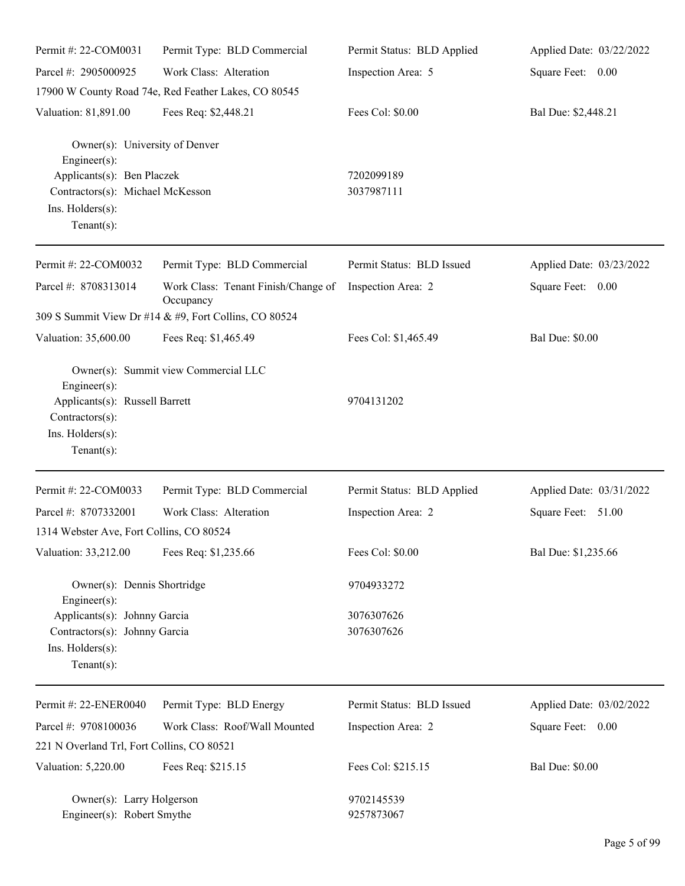| Permit #: 22-COM0031 | Permit Type: BLD Commercial | Permit Status: BLD Applied | Applied Date: 03/22/2022 |
|---|---|---|---|
| Parcel #: 2905000925 | Work Class: Alteration | Inspection Area: 5 | Square Feet: 0.00 |
| 17900 W County Road 74e, Red Feather Lakes, CO 80545 | | | |
| Valuation: 81,891.00 | Fees Req: $2,448.21 | Fees Col: $0.00 | Bal Due: $2,448.21 |

Owner(s): University of Denver
Engineer(s):
Applicants(s): Ben Placzek 7202099189
Contractors(s): Michael McKesson 3037987111
Ins. Holders(s):
Tenant(s):

---

| Permit #: 22-COM0032 | Permit Type: BLD Commercial | Permit Status: BLD Issued | Applied Date: 03/23/2022 |
|---|---|---|---|
| Parcel #: 8708313014 | Work Class: Tenant Finish/Change of Occupancy | Inspection Area: 2 | Square Feet: 0.00 |
| 309 S Summit View Dr #14 & #9, Fort Collins, CO 80524 | | | |
| Valuation: 35,600.00 | Fees Req: $1,465.49 | Fees Col: $1,465.49 | Bal Due: $0.00 |

Owner(s): Summit view Commercial LLC
Engineer(s):
Applicants(s): Russell Barrett 9704131202
Contractors(s):
Ins. Holders(s):
Tenant(s):

---

| Permit #: 22-COM0033 | Permit Type: BLD Commercial | Permit Status: BLD Applied | Applied Date: 03/31/2022 |
|---|---|---|---|
| Parcel #: 8707332001 | Work Class: Alteration | Inspection Area: 2 | Square Feet: 51.00 |
| 1314 Webster Ave, Fort Collins, CO 80524 | | | |
| Valuation: 33,212.00 | Fees Req: $1,235.66 | Fees Col: $0.00 | Bal Due: $1,235.66 |

Owner(s): Dennis Shortridge 9704933272
Engineer(s):
Applicants(s): Johnny Garcia 3076307626
Contractors(s): Johnny Garcia 3076307626
Ins. Holders(s):
Tenant(s):

---

| Permit #: 22-ENER0040 | Permit Type: BLD Energy | Permit Status: BLD Issued | Applied Date: 03/02/2022 |
|---|---|---|---|
| Parcel #: 9708100036 | Work Class: Roof/Wall Mounted | Inspection Area: 2 | Square Feet: 0.00 |
| 221 N Overland Trl, Fort Collins, CO 80521 | | | |
| Valuation: 5,220.00 | Fees Req: $215.15 | Fees Col: $215.15 | Bal Due: $0.00 |

Owner(s): Larry Holgerson 9702145539
Engineer(s): Robert Smythe 9257873067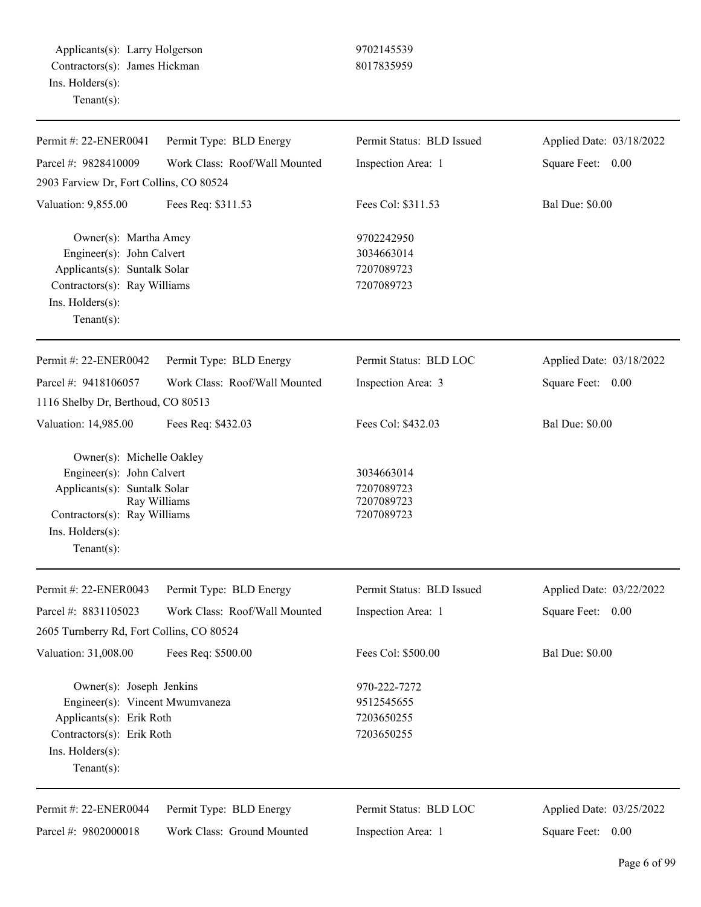Applicants(s): Larry Holgerson 9702145539
Contractors(s): James Hickman 8017835959
Ins. Holders(s):
Tenant(s):

---

| Permit #: 22-ENER0041 | Permit Type: BLD Energy | Permit Status: BLD Issued | Applied Date: 03/18/2022 |
|---|---|---|---|
| Parcel #: 9828410009 | Work Class: Roof/Wall Mounted | Inspection Area: 1 | Square Feet: 0.00 |
| 2903 Farview Dr, Fort Collins, CO 80524 | | | |
| Valuation: 9,855.00 | Fees Req: $311.53 | Fees Col: $311.53 | Bal Due: $0.00 |

Owner(s): Martha Amey 9702242950
Engineer(s): John Calvert 3034663014
Applicants(s): Suntalk Solar 7207089723
Contractors(s): Ray Williams 7207089723
Ins. Holders(s):
Tenant(s):

---

| Permit #: 22-ENER0042 | Permit Type: BLD Energy | Permit Status: BLD LOC | Applied Date: 03/18/2022 |
|---|---|---|---|
| Parcel #: 9418106057 | Work Class: Roof/Wall Mounted | Inspection Area: 3 | Square Feet: 0.00 |
| 1116 Shelby Dr, Berthoud, CO 80513 | | | |
| Valuation: 14,985.00 | Fees Req: $432.03 | Fees Col: $432.03 | Bal Due: $0.00 |

Owner(s): Michelle Oakley
Engineer(s): John Calvert 3034663014
Applicants(s): Suntalk Solar 7207089723
Ray Williams 7207089723
Contractors(s): Ray Williams 7207089723
Ins. Holders(s):
Tenant(s):

---

| Permit #: 22-ENER0043 | Permit Type: BLD Energy | Permit Status: BLD Issued | Applied Date: 03/22/2022 |
|---|---|---|---|
| Parcel #: 8831105023 | Work Class: Roof/Wall Mounted | Inspection Area: 1 | Square Feet: 0.00 |
| 2605 Turnberry Rd, Fort Collins, CO 80524 | | | |
| Valuation: 31,008.00 | Fees Req: $500.00 | Fees Col: $500.00 | Bal Due: $0.00 |

Owner(s): Joseph Jenkins 970-222-7272
Engineer(s): Vincent Mwumvaneza 9512545655
Applicants(s): Erik Roth 7203650255
Contractors(s): Erik Roth 7203650255
Ins. Holders(s):
Tenant(s):

---

| Permit #: 22-ENER0044 | Permit Type: BLD Energy | Permit Status: BLD LOC | Applied Date: 03/25/2022 |
|---|---|---|---|
| Parcel #: 9802000018 | Work Class: Ground Mounted | Inspection Area: 1 | Square Feet: 0.00 |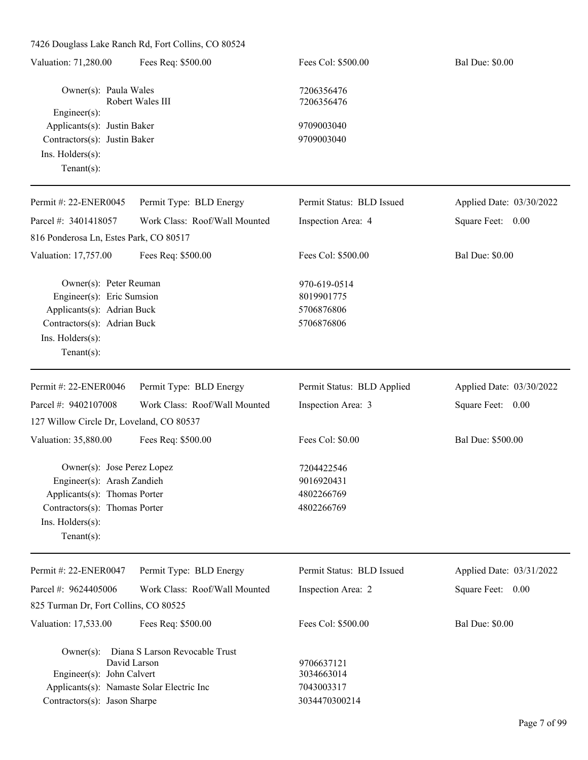7426 Douglass Lake Ranch Rd, Fort Collins, CO 80524

Valuation: 71,280.00 | Fees Req: $500.00 | Fees Col: $500.00 | Bal Due: $0.00

Owner(s): Paula Wales 7206356476
Robert Wales III 7206356476
Engineer(s):
Applicants(s): Justin Baker 9709003040
Contractors(s): Justin Baker 9709003040
Ins. Holders(s):
Tenant(s):

---

Permit #: 22-ENER0045 | Permit Type: BLD Energy | Permit Status: BLD Issued | Applied Date: 03/30/2022
Parcel #: 3401418057 | Work Class: Roof/Wall Mounted | Inspection Area: 4 | Square Feet: 0.00
816 Ponderosa Ln, Estes Park, CO 80517
Valuation: 17,757.00 | Fees Req: $500.00 | Fees Col: $500.00 | Bal Due: $0.00

Owner(s): Peter Reuman 970-619-0514
Engineer(s): Eric Sumsion 8019901775
Applicants(s): Adrian Buck 5706876806
Contractors(s): Adrian Buck 5706876806
Ins. Holders(s):
Tenant(s):

---

Permit #: 22-ENER0046 | Permit Type: BLD Energy | Permit Status: BLD Applied | Applied Date: 03/30/2022
Parcel #: 9402107008 | Work Class: Roof/Wall Mounted | Inspection Area: 3 | Square Feet: 0.00
127 Willow Circle Dr, Loveland, CO 80537
Valuation: 35,880.00 | Fees Req: $500.00 | Fees Col: $0.00 | Bal Due: $500.00

Owner(s): Jose Perez Lopez 7204422546
Engineer(s): Arash Zandieh 9016920431
Applicants(s): Thomas Porter 4802266769
Contractors(s): Thomas Porter 4802266769
Ins. Holders(s):
Tenant(s):

---

Permit #: 22-ENER0047 | Permit Type: BLD Energy | Permit Status: BLD Issued | Applied Date: 03/31/2022
Parcel #: 9624405006 | Work Class: Roof/Wall Mounted | Inspection Area: 2 | Square Feet: 0.00
825 Turman Dr, Fort Collins, CO 80525
Valuation: 17,533.00 | Fees Req: $500.00 | Fees Col: $500.00 | Bal Due: $0.00

Owner(s): Diana S Larson Revocable Trust
David Larson 9706637121
Engineer(s): John Calvert 3034663014
Applicants(s): Namaste Solar Electric Inc 7043003317
Contractors(s): Jason Sharpe 3034470300214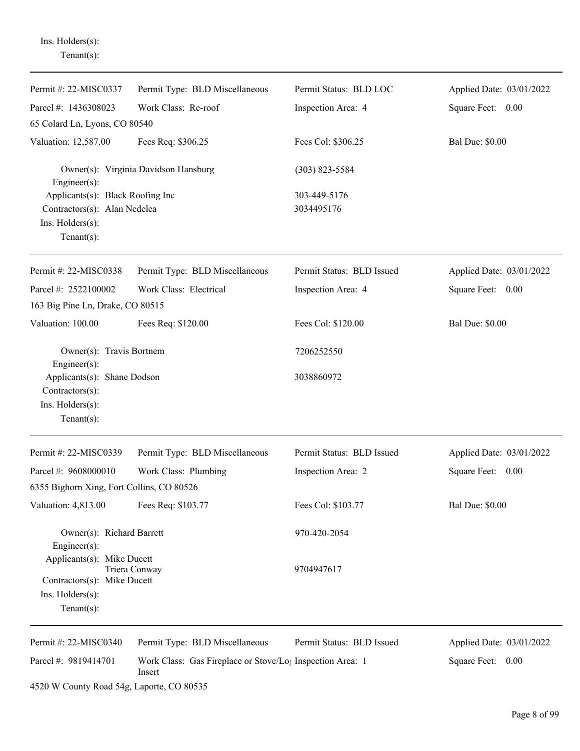Ins. Holders(s):
Tenant(s):

---

| Permit #: 22-MISC0337 | Permit Type: BLD Miscellaneous | Permit Status: BLD LOC | Applied Date: 03/01/2022 |
|---|---|---|---|
| Parcel #: 1436308023 | Work Class: Re-roof | Inspection Area: 4 | Square Feet: 0.00 |
| 65 Colard Ln, Lyons, CO 80540 | | | |
| Valuation: 12,587.00 | Fees Req: $306.25 | Fees Col: $306.25 | Bal Due: $0.00 |

Owner(s): Virginia Davidson Hansburg (303) 823-5584
Engineer(s):
Applicants(s): Black Roofing Inc 303-449-5176
Contractors(s): Alan Nedelea 3034495176
Ins. Holders(s):
Tenant(s):

---

| Permit #: 22-MISC0338 | Permit Type: BLD Miscellaneous | Permit Status: BLD Issued | Applied Date: 03/01/2022 |
|---|---|---|---|
| Parcel #: 2522100002 | Work Class: Electrical | Inspection Area: 4 | Square Feet: 0.00 |
| 163 Big Pine Ln, Drake, CO 80515 | | | |
| Valuation: 100.00 | Fees Req: $120.00 | Fees Col: $120.00 | Bal Due: $0.00 |

Owner(s): Travis Bortnem 7206252550
Engineer(s):
Applicants(s): Shane Dodson 3038860972
Contractors(s):
Ins. Holders(s):
Tenant(s):

---

| Permit #: 22-MISC0339 | Permit Type: BLD Miscellaneous | Permit Status: BLD Issued | Applied Date: 03/01/2022 |
|---|---|---|---|
| Parcel #: 9608000010 | Work Class: Plumbing | Inspection Area: 2 | Square Feet: 0.00 |
| 6355 Bighorn Xing, Fort Collins, CO 80526 | | | |
| Valuation: 4,813.00 | Fees Req: $103.77 | Fees Col: $103.77 | Bal Due: $0.00 |

Owner(s): Richard Barrett 970-420-2054
Engineer(s):
Applicants(s): Mike Ducett
Triera Conway 9704947617
Contractors(s): Mike Ducett
Ins. Holders(s):
Tenant(s):

---

| Permit #: 22-MISC0340 | Permit Type: BLD Miscellaneous | Permit Status: BLD Issued | Applied Date: 03/01/2022 |
|---|---|---|---|
| Parcel #: 9819414701 | Work Class: Gas Fireplace or Stove/Log Insert | Inspection Area: 1 | Square Feet: 0.00 |
| 4520 W County Road 54g, Laporte, CO 80535 | | | |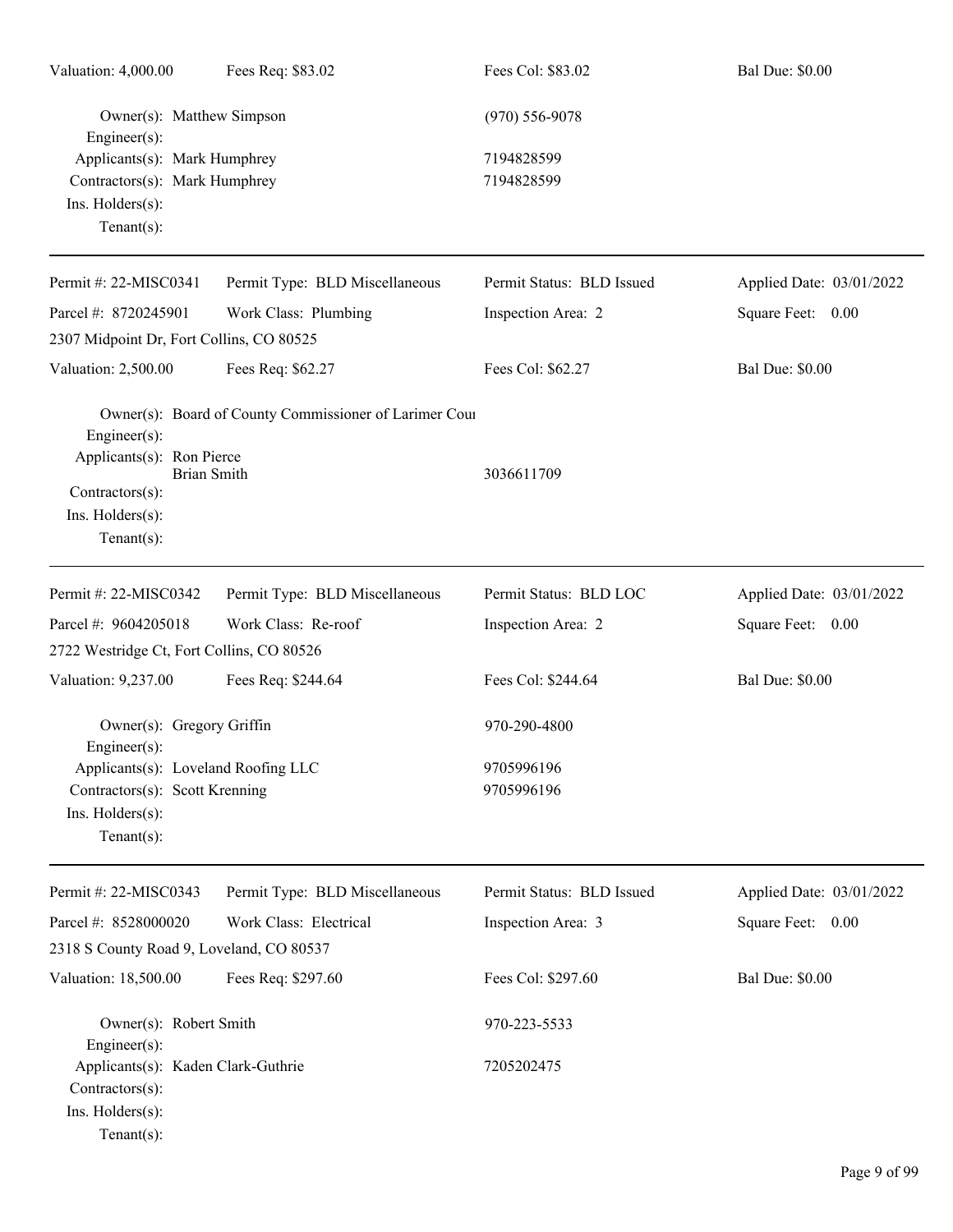Valuation: 4,000.00 Fees Req: $83.02 Fees Col: $83.02 Bal Due: $0.00

Owner(s): Matthew Simpson (970) 556-9078
Engineer(s):
Applicants(s): Mark Humphrey 7194828599
Contractors(s): Mark Humphrey 7194828599
Ins. Holders(s):
Tenant(s):

---

| Permit #: 22-MISC0341 | Permit Type: BLD Miscellaneous | Permit Status: BLD Issued | Applied Date: 03/01/2022 |
|---|---|---|---|
| Parcel #: 8720245901 | Work Class: Plumbing | Inspection Area: 2 | Square Feet: 0.00 |
| 2307 Midpoint Dr, Fort Collins, CO 80525 | | | |
| Valuation: 2,500.00 | Fees Req: $62.27 | Fees Col: $62.27 | Bal Due: $0.00 |

Owner(s): Board of County Commissioner of Larimer Cou
Engineer(s):
Applicants(s): Ron Pierce
Brian Smith 3036611709
Contractors(s):
Ins. Holders(s):
Tenant(s):

---

| Permit #: 22-MISC0342 | Permit Type: BLD Miscellaneous | Permit Status: BLD LOC | Applied Date: 03/01/2022 |
|---|---|---|---|
| Parcel #: 9604205018 | Work Class: Re-roof | Inspection Area: 2 | Square Feet: 0.00 |
| 2722 Westridge Ct, Fort Collins, CO 80526 | | | |
| Valuation: 9,237.00 | Fees Req: $244.64 | Fees Col: $244.64 | Bal Due: $0.00 |

Owner(s): Gregory Griffin 970-290-4800
Engineer(s):
Applicants(s): Loveland Roofing LLC 9705996196
Contractors(s): Scott Krenning 9705996196
Ins. Holders(s):
Tenant(s):

---

| Permit #: 22-MISC0343 | Permit Type: BLD Miscellaneous | Permit Status: BLD Issued | Applied Date: 03/01/2022 |
|---|---|---|---|
| Parcel #: 8528000020 | Work Class: Electrical | Inspection Area: 3 | Square Feet: 0.00 |
| 2318 S County Road 9, Loveland, CO 80537 | | | |
| Valuation: 18,500.00 | Fees Req: $297.60 | Fees Col: $297.60 | Bal Due: $0.00 |

Owner(s): Robert Smith 970-223-5533
Engineer(s):
Applicants(s): Kaden Clark-Guthrie 7205202475
Contractors(s):
Ins. Holders(s):
Tenant(s):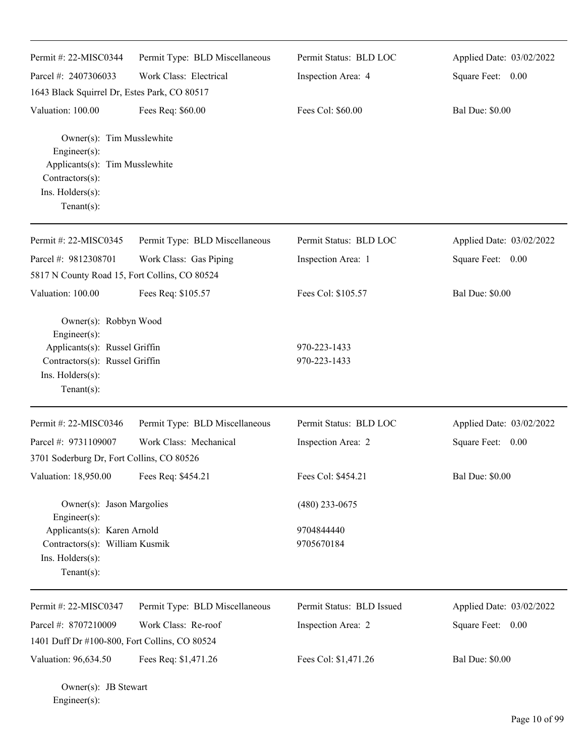Permit #: 22-MISC0344 | Permit Type: BLD Miscellaneous | Permit Status: BLD LOC | Applied Date: 03/02/2022
Parcel #: 2407306033 | Work Class: Electrical | Inspection Area: 4 | Square Feet: 0.00
1643 Black Squirrel Dr, Estes Park, CO 80517
Valuation: 100.00 | Fees Req: $60.00 | Fees Col: $60.00 | Bal Due: $0.00

Owner(s): Tim Musslewhite
Engineer(s):
Applicants(s): Tim Musslewhite
Contractors(s):
Ins. Holders(s):
Tenant(s):

---

Permit #: 22-MISC0345 | Permit Type: BLD Miscellaneous | Permit Status: BLD LOC | Applied Date: 03/02/2022
Parcel #: 9812308701 | Work Class: Gas Piping | Inspection Area: 1 | Square Feet: 0.00
5817 N County Road 15, Fort Collins, CO 80524
Valuation: 100.00 | Fees Req: $105.57 | Fees Col: $105.57 | Bal Due: $0.00

Owner(s): Robbyn Wood
Engineer(s):
Applicants(s): Russel Griffin 970-223-1433
Contractors(s): Russel Griffin 970-223-1433
Ins. Holders(s):
Tenant(s):

---

Permit #: 22-MISC0346 | Permit Type: BLD Miscellaneous | Permit Status: BLD LOC | Applied Date: 03/02/2022
Parcel #: 9731109007 | Work Class: Mechanical | Inspection Area: 2 | Square Feet: 0.00
3701 Soderburg Dr, Fort Collins, CO 80526
Valuation: 18,950.00 | Fees Req: $454.21 | Fees Col: $454.21 | Bal Due: $0.00

Owner(s): Jason Margolies (480) 233-0675
Engineer(s):
Applicants(s): Karen Arnold 9704844440
Contractors(s): William Kusmik 9705670184
Ins. Holders(s):
Tenant(s):

---

Permit #: 22-MISC0347 | Permit Type: BLD Miscellaneous | Permit Status: BLD Issued | Applied Date: 03/02/2022
Parcel #: 8707210009 | Work Class: Re-roof | Inspection Area: 2 | Square Feet: 0.00
1401 Duff Dr #100-800, Fort Collins, CO 80524
Valuation: 96,634.50 | Fees Req: $1,471.26 | Fees Col: $1,471.26 | Bal Due: $0.00

Owner(s): JB Stewart
Engineer(s):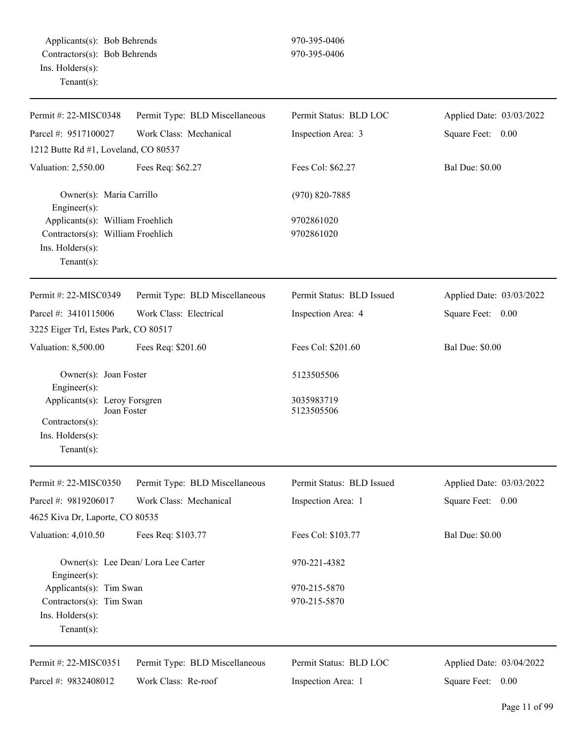| | | |
|---|---|---|
| Applicants(s): | Bob Behrends | 970-395-0406 |
| Contractors(s): | Bob Behrends | 970-395-0406 |
| Ins. Holders(s): | | |
| Tenant(s): | | |

---

| | | | |
|---|---|---|---|
| Permit #: 22-MISC0348 | Permit Type: BLD Miscellaneous | Permit Status: BLD LOC | Applied Date: 03/03/2022 |
| Parcel #: 9517100027 | Work Class: Mechanical | Inspection Area: 3 | Square Feet: 0.00 |
| 1212 Butte Rd #1, Loveland, CO 80537 | | | |
| Valuation: 2,550.00 | Fees Req: $62.27 | Fees Col: $62.27 | Bal Due: $0.00 |

| | | |
|---|---|---|
| Owner(s): | Maria Carrillo | (970) 820-7885 |
| Engineer(s): | | |
| Applicants(s): | William Froehlich | 9702861020 |
| Contractors(s): | William Froehlich | 9702861020 |
| Ins. Holders(s): | | |
| Tenant(s): | | |

---

| | | | |
|---|---|---|---|
| Permit #: 22-MISC0349 | Permit Type: BLD Miscellaneous | Permit Status: BLD Issued | Applied Date: 03/03/2022 |
| Parcel #: 3410115006 | Work Class: Electrical | Inspection Area: 4 | Square Feet: 0.00 |
| 3225 Eiger Trl, Estes Park, CO 80517 | | | |
| Valuation: 8,500.00 | Fees Req: $201.60 | Fees Col: $201.60 | Bal Due: $0.00 |

| | | |
|---|---|---|
| Owner(s): | Joan Foster | 5123505506 |
| Engineer(s): | | |
| Applicants(s): | Leroy Forsgren<br>Joan Foster | 3035983719<br>5123505506 |
| Contractors(s): | | |
| Ins. Holders(s): | | |
| Tenant(s): | | |

---

| | | | |
|---|---|---|---|
| Permit #: 22-MISC0350 | Permit Type: BLD Miscellaneous | Permit Status: BLD Issued | Applied Date: 03/03/2022 |
| Parcel #: 9819206017 | Work Class: Mechanical | Inspection Area: 1 | Square Feet: 0.00 |
| 4625 Kiva Dr, Laporte, CO 80535 | | | |
| Valuation: 4,010.50 | Fees Req: $103.77 | Fees Col: $103.77 | Bal Due: $0.00 |

| | | |
|---|---|---|
| Owner(s): | Lee Dean/ Lora Lee Carter | 970-221-4382 |
| Engineer(s): | | |
| Applicants(s): | Tim Swan | 970-215-5870 |
| Contractors(s): | Tim Swan | 970-215-5870 |
| Ins. Holders(s): | | |
| Tenant(s): | | |

---

| | | | |
|---|---|---|---|
| Permit #: 22-MISC0351 | Permit Type: BLD Miscellaneous | Permit Status: BLD LOC | Applied Date: 03/04/2022 |
| Parcel #: 9832408012 | Work Class: Re-roof | Inspection Area: 1 | Square Feet: 0.00 |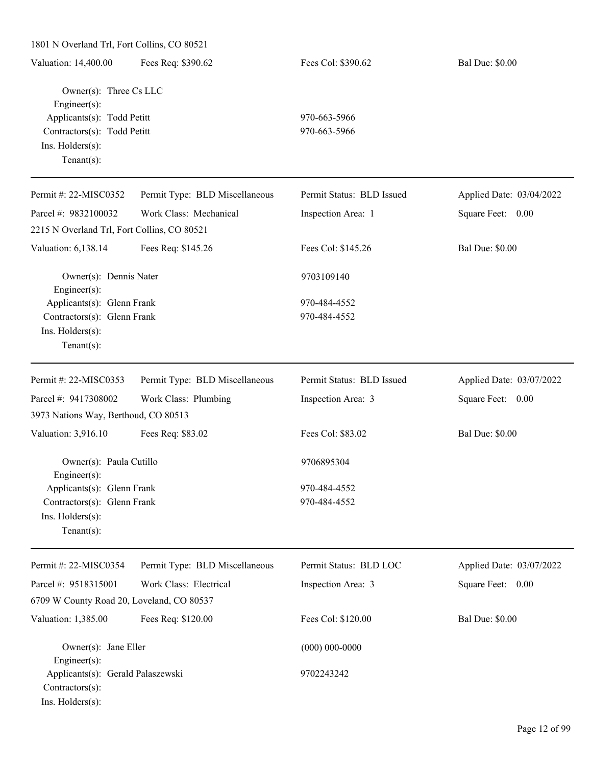1801 N Overland Trl, Fort Collins, CO 80521

| Valuation: 14,400.00 | Fees Req: $390.62 | Fees Col: $390.62 | Bal Due: $0.00 |
|---|---|---|---|

Owner(s): Three Cs LLC
Engineer(s):
Applicants(s): Todd Petitt — 970-663-5966
Contractors(s): Todd Petitt — 970-663-5966
Ins. Holders(s):
Tenant(s):

---

| Permit #: 22-MISC0352 | Permit Type: BLD Miscellaneous | Permit Status: BLD Issued | Applied Date: 03/04/2022 |
|---|---|---|---|
| Parcel #: 9832100032 | Work Class: Mechanical | Inspection Area: 1 | Square Feet: 0.00 |

2215 N Overland Trl, Fort Collins, CO 80521

| Valuation: 6,138.14 | Fees Req: $145.26 | Fees Col: $145.26 | Bal Due: $0.00 |
|---|---|---|---|

Owner(s): Dennis Nater — 9703109140
Engineer(s):
Applicants(s): Glenn Frank — 970-484-4552
Contractors(s): Glenn Frank — 970-484-4552
Ins. Holders(s):
Tenant(s):

---

| Permit #: 22-MISC0353 | Permit Type: BLD Miscellaneous | Permit Status: BLD Issued | Applied Date: 03/07/2022 |
|---|---|---|---|
| Parcel #: 9417308002 | Work Class: Plumbing | Inspection Area: 3 | Square Feet: 0.00 |

3973 Nations Way, Berthoud, CO 80513

| Valuation: 3,916.10 | Fees Req: $83.02 | Fees Col: $83.02 | Bal Due: $0.00 |
|---|---|---|---|

Owner(s): Paula Cutillo — 9706895304
Engineer(s):
Applicants(s): Glenn Frank — 970-484-4552
Contractors(s): Glenn Frank — 970-484-4552
Ins. Holders(s):
Tenant(s):

---

| Permit #: 22-MISC0354 | Permit Type: BLD Miscellaneous | Permit Status: BLD LOC | Applied Date: 03/07/2022 |
|---|---|---|---|
| Parcel #: 9518315001 | Work Class: Electrical | Inspection Area: 3 | Square Feet: 0.00 |

6709 W County Road 20, Loveland, CO 80537

| Valuation: 1,385.00 | Fees Req: $120.00 | Fees Col: $120.00 | Bal Due: $0.00 |
|---|---|---|---|

Owner(s): Jane Eller — (000) 000-0000
Engineer(s):
Applicants(s): Gerald Palaszewski — 9702243242
Contractors(s):
Ins. Holders(s):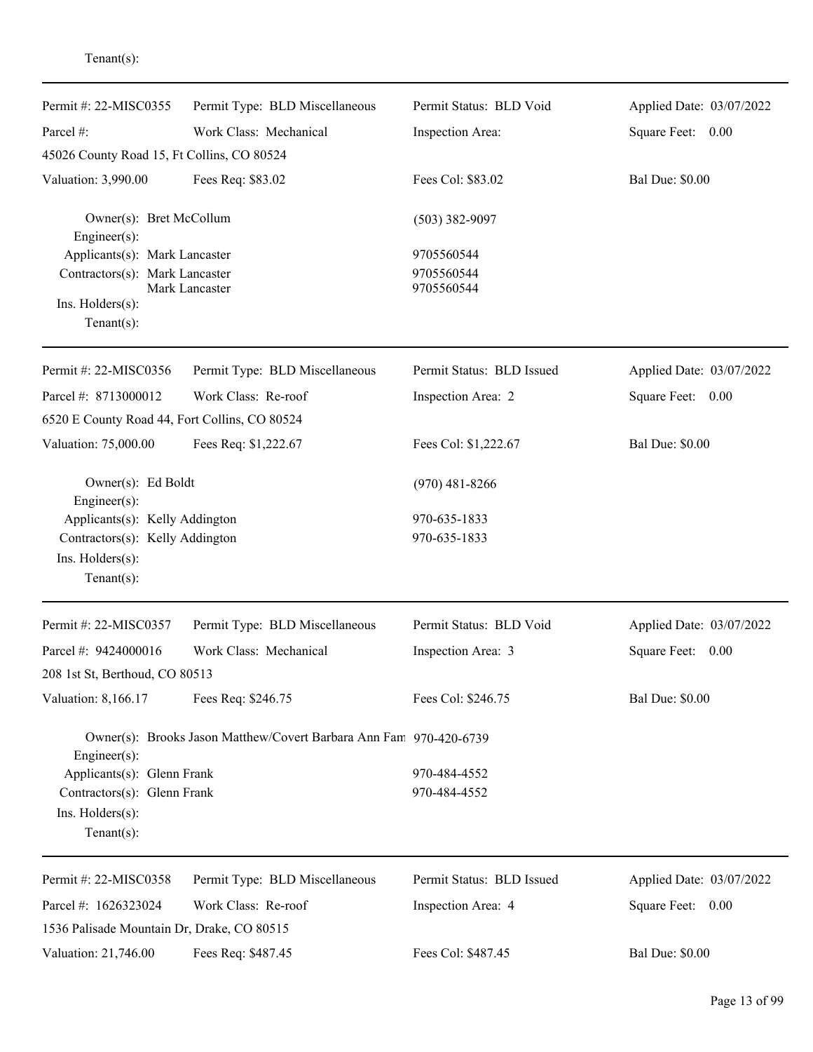Tenant(s):

---

| Permit #: 22-MISC0355 | Permit Type: BLD Miscellaneous | Permit Status: BLD Void | Applied Date: 03/07/2022 |
|---|---|---|---|
| Parcel #: | Work Class: Mechanical | Inspection Area: | Square Feet: 0.00 |
| 45026 County Road 15, Ft Collins, CO 80524 | | | |
| Valuation: 3,990.00 | Fees Req: $83.02 | Fees Col: $83.02 | Bal Due: $0.00 |

Owner(s): Bret McCollum (503) 382-9097
Engineer(s):
Applicants(s): Mark Lancaster 9705560544
Contractors(s): Mark Lancaster 9705560544
Mark Lancaster 9705560544
Ins. Holders(s):
Tenant(s):

---

| Permit #: 22-MISC0356 | Permit Type: BLD Miscellaneous | Permit Status: BLD Issued | Applied Date: 03/07/2022 |
|---|---|---|---|
| Parcel #: 8713000012 | Work Class: Re-roof | Inspection Area: 2 | Square Feet: 0.00 |
| 6520 E County Road 44, Fort Collins, CO 80524 | | | |
| Valuation: 75,000.00 | Fees Req: $1,222.67 | Fees Col: $1,222.67 | Bal Due: $0.00 |

Owner(s): Ed Boldt (970) 481-8266
Engineer(s):
Applicants(s): Kelly Addington 970-635-1833
Contractors(s): Kelly Addington 970-635-1833
Ins. Holders(s):
Tenant(s):

---

| Permit #: 22-MISC0357 | Permit Type: BLD Miscellaneous | Permit Status: BLD Void | Applied Date: 03/07/2022 |
|---|---|---|---|
| Parcel #: 9424000016 | Work Class: Mechanical | Inspection Area: 3 | Square Feet: 0.00 |
| 208 1st St, Berthoud, CO 80513 | | | |
| Valuation: 8,166.17 | Fees Req: $246.75 | Fees Col: $246.75 | Bal Due: $0.00 |

Owner(s): Brooks Jason Matthew/Covert Barbara Ann Fam 970-420-6739
Engineer(s):
Applicants(s): Glenn Frank 970-484-4552
Contractors(s): Glenn Frank 970-484-4552
Ins. Holders(s):
Tenant(s):

---

| Permit #: 22-MISC0358 | Permit Type: BLD Miscellaneous | Permit Status: BLD Issued | Applied Date: 03/07/2022 |
|---|---|---|---|
| Parcel #: 1626323024 | Work Class: Re-roof | Inspection Area: 4 | Square Feet: 0.00 |
| 1536 Palisade Mountain Dr, Drake, CO 80515 | | | |
| Valuation: 21,746.00 | Fees Req: $487.45 | Fees Col: $487.45 | Bal Due: $0.00 |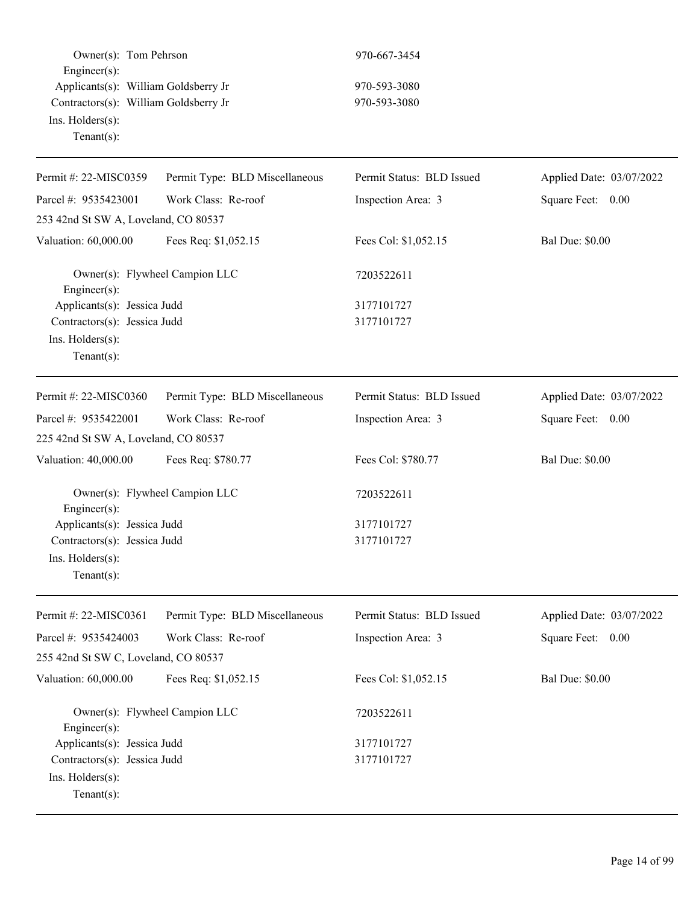Owner(s): Tom Pehrson 970-667-3454
Engineer(s):
Applicants(s): William Goldsberry Jr 970-593-3080
Contractors(s): William Goldsberry Jr 970-593-3080
Ins. Holders(s):
Tenant(s):

---

| Permit #: 22-MISC0359 | Permit Type: BLD Miscellaneous | Permit Status: BLD Issued | Applied Date: 03/07/2022 |
|---|---|---|---|
| Parcel #: 9535423001 | Work Class: Re-roof | Inspection Area: 3 | Square Feet: 0.00 |
| 253 42nd St SW A, Loveland, CO 80537 | | | |
| Valuation: 60,000.00 | Fees Req: $1,052.15 | Fees Col: $1,052.15 | Bal Due: $0.00 |

Owner(s): Flywheel Campion LLC 7203522611
Engineer(s):
Applicants(s): Jessica Judd 3177101727
Contractors(s): Jessica Judd 3177101727
Ins. Holders(s):
Tenant(s):

---

| Permit #: 22-MISC0360 | Permit Type: BLD Miscellaneous | Permit Status: BLD Issued | Applied Date: 03/07/2022 |
|---|---|---|---|
| Parcel #: 9535422001 | Work Class: Re-roof | Inspection Area: 3 | Square Feet: 0.00 |
| 225 42nd St SW A, Loveland, CO 80537 | | | |
| Valuation: 40,000.00 | Fees Req: $780.77 | Fees Col: $780.77 | Bal Due: $0.00 |

Owner(s): Flywheel Campion LLC 7203522611
Engineer(s):
Applicants(s): Jessica Judd 3177101727
Contractors(s): Jessica Judd 3177101727
Ins. Holders(s):
Tenant(s):

---

| Permit #: 22-MISC0361 | Permit Type: BLD Miscellaneous | Permit Status: BLD Issued | Applied Date: 03/07/2022 |
|---|---|---|---|
| Parcel #: 9535424003 | Work Class: Re-roof | Inspection Area: 3 | Square Feet: 0.00 |
| 255 42nd St SW C, Loveland, CO 80537 | | | |
| Valuation: 60,000.00 | Fees Req: $1,052.15 | Fees Col: $1,052.15 | Bal Due: $0.00 |

Owner(s): Flywheel Campion LLC 7203522611
Engineer(s):
Applicants(s): Jessica Judd 3177101727
Contractors(s): Jessica Judd 3177101727
Ins. Holders(s):
Tenant(s):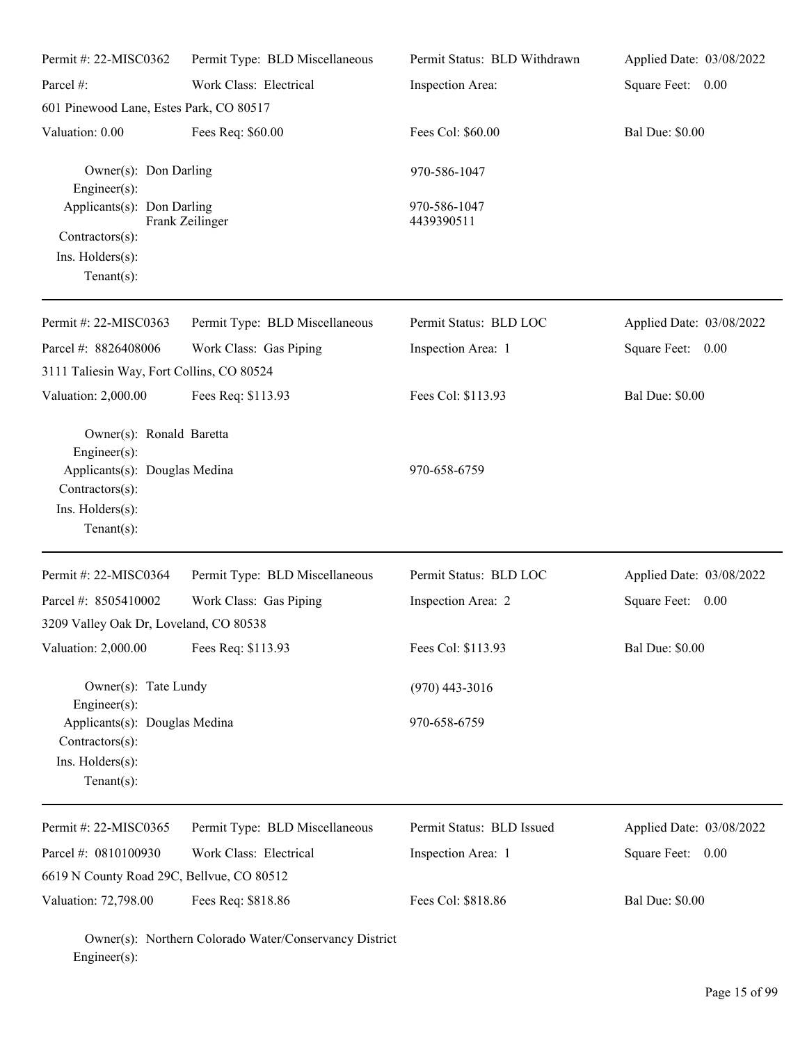| Permit #: 22-MISC0362 | Permit Type: BLD Miscellaneous | Permit Status: BLD Withdrawn | Applied Date: 03/08/2022 |
|---|---|---|---|
| Parcel #: | Work Class: Electrical | Inspection Area: | Square Feet: 0.00 |
| 601 Pinewood Lane, Estes Park, CO 80517 | | | |
| Valuation: 0.00 | Fees Req: $60.00 | Fees Col: $60.00 | Bal Due: $0.00 |

Owner(s): Don Darling — 970-586-1047
Engineer(s):
Applicants(s): Don Darling — 970-586-1047
Frank Zeilinger — 4439390511
Contractors(s):
Ins. Holders(s):
Tenant(s):

---

| Permit #: 22-MISC0363 | Permit Type: BLD Miscellaneous | Permit Status: BLD LOC | Applied Date: 03/08/2022 |
|---|---|---|---|
| Parcel #: 8826408006 | Work Class: Gas Piping | Inspection Area: 1 | Square Feet: 0.00 |
| 3111 Taliesin Way, Fort Collins, CO 80524 | | | |
| Valuation: 2,000.00 | Fees Req: $113.93 | Fees Col: $113.93 | Bal Due: $0.00 |

Owner(s): Ronald Baretta
Engineer(s):
Applicants(s): Douglas Medina — 970-658-6759
Contractors(s):
Ins. Holders(s):
Tenant(s):

---

| Permit #: 22-MISC0364 | Permit Type: BLD Miscellaneous | Permit Status: BLD LOC | Applied Date: 03/08/2022 |
|---|---|---|---|
| Parcel #: 8505410002 | Work Class: Gas Piping | Inspection Area: 2 | Square Feet: 0.00 |
| 3209 Valley Oak Dr, Loveland, CO 80538 | | | |
| Valuation: 2,000.00 | Fees Req: $113.93 | Fees Col: $113.93 | Bal Due: $0.00 |

Owner(s): Tate Lundy — (970) 443-3016
Engineer(s):
Applicants(s): Douglas Medina — 970-658-6759
Contractors(s):
Ins. Holders(s):
Tenant(s):

---

| Permit #: 22-MISC0365 | Permit Type: BLD Miscellaneous | Permit Status: BLD Issued | Applied Date: 03/08/2022 |
|---|---|---|---|
| Parcel #: 0810100930 | Work Class: Electrical | Inspection Area: 1 | Square Feet: 0.00 |
| 6619 N County Road 29C, Bellvue, CO 80512 | | | |
| Valuation: 72,798.00 | Fees Req: $818.86 | Fees Col: $818.86 | Bal Due: $0.00 |

Owner(s): Northern Colorado Water/Conservancy District
Engineer(s):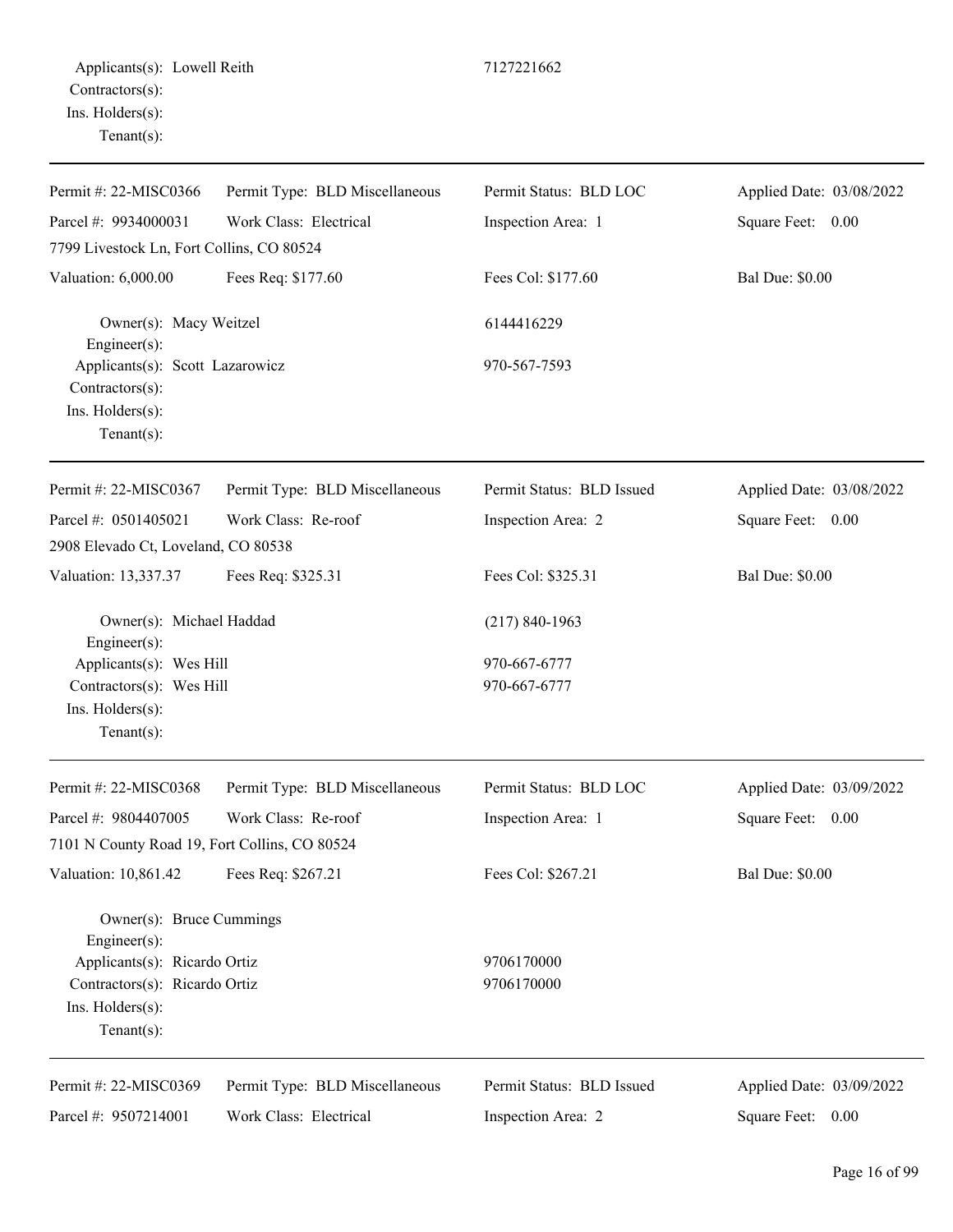Applicants(s): Lowell Reith 7127221662
Contractors(s):
Ins. Holders(s):
Tenant(s):

---

| | | | |
|---|---|---|---|
| Permit #: 22-MISC0366 | Permit Type: BLD Miscellaneous | Permit Status: BLD LOC | Applied Date: 03/08/2022 |
| Parcel #: 9934000031 | Work Class: Electrical | Inspection Area: 1 | Square Feet: 0.00 |
| 7799 Livestock Ln, Fort Collins, CO 80524 | | | |
| Valuation: 6,000.00 | Fees Req: $177.60 | Fees Col: $177.60 | Bal Due: $0.00 |

Owner(s): Macy Weitzel 6144416229
Engineer(s):
Applicants(s): Scott Lazarowicz 970-567-7593
Contractors(s):
Ins. Holders(s):
Tenant(s):

---

| | | | |
|---|---|---|---|
| Permit #: 22-MISC0367 | Permit Type: BLD Miscellaneous | Permit Status: BLD Issued | Applied Date: 03/08/2022 |
| Parcel #: 0501405021 | Work Class: Re-roof | Inspection Area: 2 | Square Feet: 0.00 |
| 2908 Elevado Ct, Loveland, CO 80538 | | | |
| Valuation: 13,337.37 | Fees Req: $325.31 | Fees Col: $325.31 | Bal Due: $0.00 |

Owner(s): Michael Haddad (217) 840-1963
Engineer(s):
Applicants(s): Wes Hill 970-667-6777
Contractors(s): Wes Hill 970-667-6777
Ins. Holders(s):
Tenant(s):

---

| | | | |
|---|---|---|---|
| Permit #: 22-MISC0368 | Permit Type: BLD Miscellaneous | Permit Status: BLD LOC | Applied Date: 03/09/2022 |
| Parcel #: 9804407005 | Work Class: Re-roof | Inspection Area: 1 | Square Feet: 0.00 |
| 7101 N County Road 19, Fort Collins, CO 80524 | | | |
| Valuation: 10,861.42 | Fees Req: $267.21 | Fees Col: $267.21 | Bal Due: $0.00 |

Owner(s): Bruce Cummings
Engineer(s):
Applicants(s): Ricardo Ortiz 9706170000
Contractors(s): Ricardo Ortiz 9706170000
Ins. Holders(s):
Tenant(s):

---

| | | | |
|---|---|---|---|
| Permit #: 22-MISC0369 | Permit Type: BLD Miscellaneous | Permit Status: BLD Issued | Applied Date: 03/09/2022 |
| Parcel #: 9507214001 | Work Class: Electrical | Inspection Area: 2 | Square Feet: 0.00 |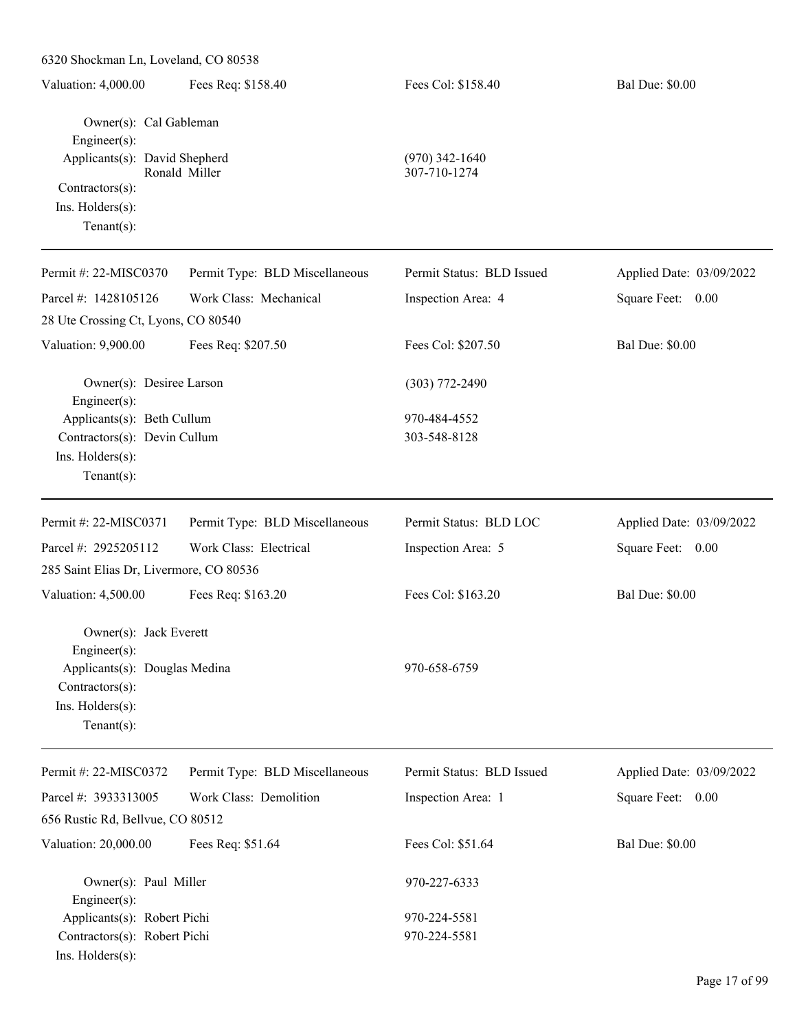6320 Shockman Ln, Loveland, CO 80538

| Valuation: 4,000.00 | Fees Req: $158.40 | Fees Col: $158.40 | Bal Due: $0.00 |
|---|---|---|---|

Owner(s): Cal Gableman
Engineer(s):
Applicants(s): David Shepherd (970) 342-1640
Ronald Miller 307-710-1274
Contractors(s):
Ins. Holders(s):
Tenant(s):

---

| Permit #: 22-MISC0370 | Permit Type: BLD Miscellaneous | Permit Status: BLD Issued | Applied Date: 03/09/2022 |
|---|---|---|---|
| Parcel #: 1428105126 | Work Class: Mechanical | Inspection Area: 4 | Square Feet: 0.00 |

28 Ute Crossing Ct, Lyons, CO 80540

| Valuation: 9,900.00 | Fees Req: $207.50 | Fees Col: $207.50 | Bal Due: $0.00 |
|---|---|---|---|

Owner(s): Desiree Larson (303) 772-2490
Engineer(s):
Applicants(s): Beth Cullum 970-484-4552
Contractors(s): Devin Cullum 303-548-8128
Ins. Holders(s):
Tenant(s):

---

| Permit #: 22-MISC0371 | Permit Type: BLD Miscellaneous | Permit Status: BLD LOC | Applied Date: 03/09/2022 |
|---|---|---|---|
| Parcel #: 2925205112 | Work Class: Electrical | Inspection Area: 5 | Square Feet: 0.00 |

285 Saint Elias Dr, Livermore, CO 80536

| Valuation: 4,500.00 | Fees Req: $163.20 | Fees Col: $163.20 | Bal Due: $0.00 |
|---|---|---|---|

Owner(s): Jack Everett
Engineer(s):
Applicants(s): Douglas Medina 970-658-6759
Contractors(s):
Ins. Holders(s):
Tenant(s):

---

| Permit #: 22-MISC0372 | Permit Type: BLD Miscellaneous | Permit Status: BLD Issued | Applied Date: 03/09/2022 |
|---|---|---|---|
| Parcel #: 3933313005 | Work Class: Demolition | Inspection Area: 1 | Square Feet: 0.00 |

656 Rustic Rd, Bellvue, CO 80512

| Valuation: 20,000.00 | Fees Req: $51.64 | Fees Col: $51.64 | Bal Due: $0.00 |
|---|---|---|---|

Owner(s): Paul Miller 970-227-6333
Engineer(s):
Applicants(s): Robert Pichi 970-224-5581
Contractors(s): Robert Pichi 970-224-5581
Ins. Holders(s):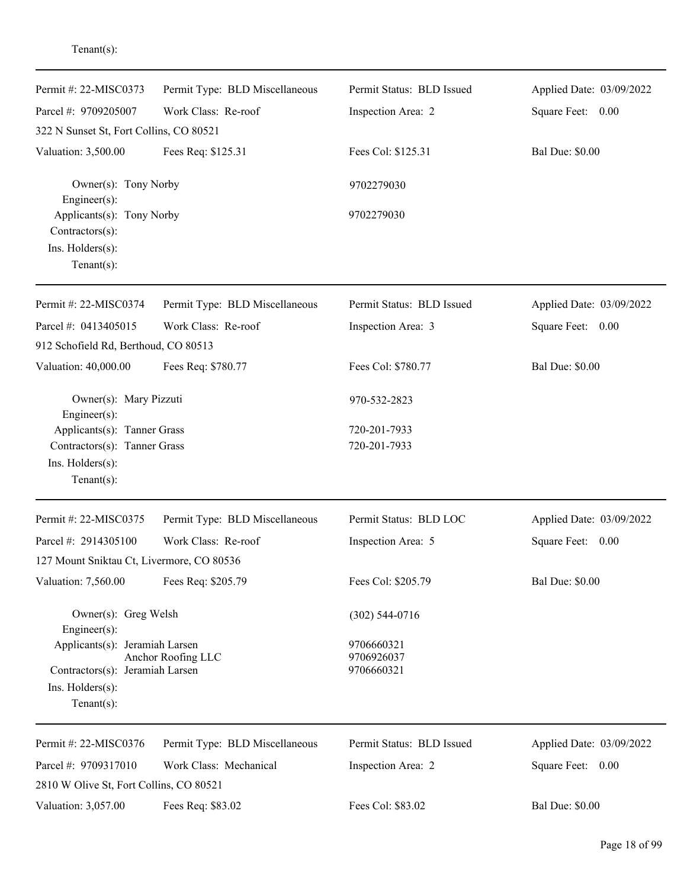Tenant(s):

---

| Permit #: 22-MISC0373 | Permit Type: BLD Miscellaneous | Permit Status: BLD Issued | Applied Date: 03/09/2022 |
|---|---|---|---|
| Parcel #: 9709205007 | Work Class: Re-roof | Inspection Area: 2 | Square Feet: 0.00 |
| 322 N Sunset St, Fort Collins, CO 80521 | | | |
| Valuation: 3,500.00 | Fees Req: $125.31 | Fees Col: $125.31 | Bal Due: $0.00 |

Owner(s): Tony Norby — 9702279030
Engineer(s):
Applicants(s): Tony Norby — 9702279030
Contractors(s):
Ins. Holders(s):
Tenant(s):

---

| Permit #: 22-MISC0374 | Permit Type: BLD Miscellaneous | Permit Status: BLD Issued | Applied Date: 03/09/2022 |
|---|---|---|---|
| Parcel #: 0413405015 | Work Class: Re-roof | Inspection Area: 3 | Square Feet: 0.00 |
| 912 Schofield Rd, Berthoud, CO 80513 | | | |
| Valuation: 40,000.00 | Fees Req: $780.77 | Fees Col: $780.77 | Bal Due: $0.00 |

Owner(s): Mary Pizzuti — 970-532-2823
Engineer(s):
Applicants(s): Tanner Grass — 720-201-7933
Contractors(s): Tanner Grass — 720-201-7933
Ins. Holders(s):
Tenant(s):

---

| Permit #: 22-MISC0375 | Permit Type: BLD Miscellaneous | Permit Status: BLD LOC | Applied Date: 03/09/2022 |
|---|---|---|---|
| Parcel #: 2914305100 | Work Class: Re-roof | Inspection Area: 5 | Square Feet: 0.00 |
| 127 Mount Sniktau Ct, Livermore, CO 80536 | | | |
| Valuation: 7,560.00 | Fees Req: $205.79 | Fees Col: $205.79 | Bal Due: $0.00 |

Owner(s): Greg Welsh — (302) 544-0716
Engineer(s):
Applicants(s): Jeramiah Larsen — 9706660321
Anchor Roofing LLC — 9706926037
Contractors(s): Jeramiah Larsen — 9706660321
Ins. Holders(s):
Tenant(s):

---

| Permit #: 22-MISC0376 | Permit Type: BLD Miscellaneous | Permit Status: BLD Issued | Applied Date: 03/09/2022 |
|---|---|---|---|
| Parcel #: 9709317010 | Work Class: Mechanical | Inspection Area: 2 | Square Feet: 0.00 |
| 2810 W Olive St, Fort Collins, CO 80521 | | | |
| Valuation: 3,057.00 | Fees Req: $83.02 | Fees Col: $83.02 | Bal Due: $0.00 |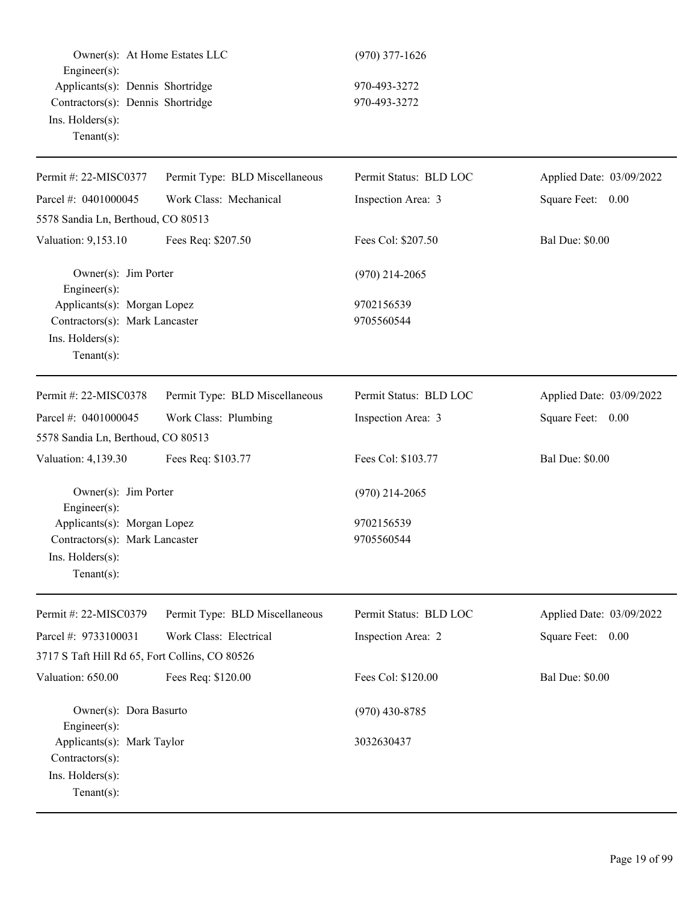Owner(s): At Home Estates LLC (970) 377-1626
Engineer(s):
Applicants(s): Dennis Shortridge 970-493-3272
Contractors(s): Dennis Shortridge 970-493-3272
Ins. Holders(s):
Tenant(s):

---

| Permit #: 22-MISC0377 | Permit Type: BLD Miscellaneous | Permit Status: BLD LOC | Applied Date: 03/09/2022 |
|---|---|---|---|
| Parcel #: 0401000045 | Work Class: Mechanical | Inspection Area: 3 | Square Feet: 0.00 |
| 5578 Sandia Ln, Berthoud, CO 80513 | | | |
| Valuation: 9,153.10 | Fees Req: $207.50 | Fees Col: $207.50 | Bal Due: $0.00 |

Owner(s): Jim Porter (970) 214-2065
Engineer(s):
Applicants(s): Morgan Lopez 9702156539
Contractors(s): Mark Lancaster 9705560544
Ins. Holders(s):
Tenant(s):

---

| Permit #: 22-MISC0378 | Permit Type: BLD Miscellaneous | Permit Status: BLD LOC | Applied Date: 03/09/2022 |
|---|---|---|---|
| Parcel #: 0401000045 | Work Class: Plumbing | Inspection Area: 3 | Square Feet: 0.00 |
| 5578 Sandia Ln, Berthoud, CO 80513 | | | |
| Valuation: 4,139.30 | Fees Req: $103.77 | Fees Col: $103.77 | Bal Due: $0.00 |

Owner(s): Jim Porter (970) 214-2065
Engineer(s):
Applicants(s): Morgan Lopez 9702156539
Contractors(s): Mark Lancaster 9705560544
Ins. Holders(s):
Tenant(s):

---

| Permit #: 22-MISC0379 | Permit Type: BLD Miscellaneous | Permit Status: BLD LOC | Applied Date: 03/09/2022 |
|---|---|---|---|
| Parcel #: 9733100031 | Work Class: Electrical | Inspection Area: 2 | Square Feet: 0.00 |
| 3717 S Taft Hill Rd 65, Fort Collins, CO 80526 | | | |
| Valuation: 650.00 | Fees Req: $120.00 | Fees Col: $120.00 | Bal Due: $0.00 |

Owner(s): Dora Basurto (970) 430-8785
Engineer(s):
Applicants(s): Mark Taylor 3032630437
Contractors(s):
Ins. Holders(s):
Tenant(s):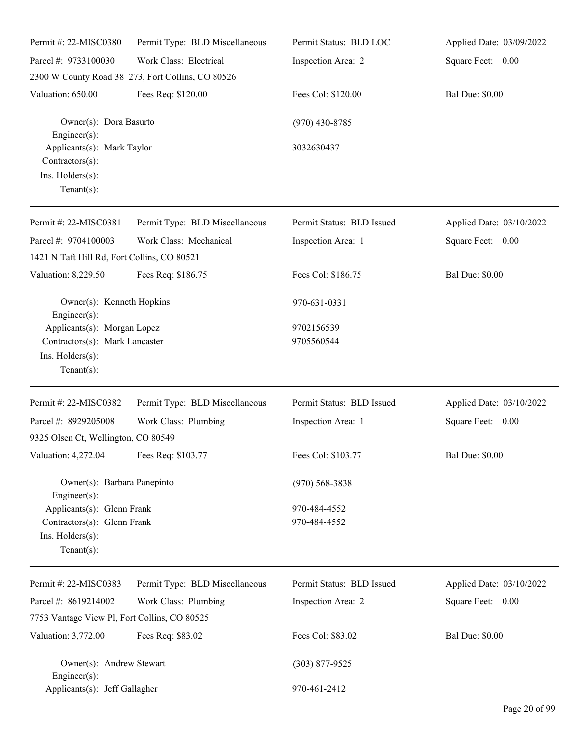Permit #: 22-MISC0380 | Permit Type: BLD Miscellaneous | Permit Status: BLD LOC | Applied Date: 03/09/2022

Parcel #: 9733100030 | Work Class: Electrical | Inspection Area: 2 | Square Feet: 0.00

2300 W County Road 38 273, Fort Collins, CO 80526

Valuation: 650.00 | Fees Req: $120.00 | Fees Col: $120.00 | Bal Due: $0.00

Owner(s): Dora Basurto (970) 430-8785
Engineer(s):
Applicants(s): Mark Taylor 3032630437
Contractors(s):
Ins. Holders(s):
Tenant(s):

---

Permit #: 22-MISC0381 | Permit Type: BLD Miscellaneous | Permit Status: BLD Issued | Applied Date: 03/10/2022

Parcel #: 9704100003 | Work Class: Mechanical | Inspection Area: 1 | Square Feet: 0.00

1421 N Taft Hill Rd, Fort Collins, CO 80521

Valuation: 8,229.50 | Fees Req: $186.75 | Fees Col: $186.75 | Bal Due: $0.00

Owner(s): Kenneth Hopkins 970-631-0331
Engineer(s):
Applicants(s): Morgan Lopez 9702156539
Contractors(s): Mark Lancaster 9705560544
Ins. Holders(s):
Tenant(s):

---

Permit #: 22-MISC0382 | Permit Type: BLD Miscellaneous | Permit Status: BLD Issued | Applied Date: 03/10/2022

Parcel #: 8929205008 | Work Class: Plumbing | Inspection Area: 1 | Square Feet: 0.00

9325 Olsen Ct, Wellington, CO 80549

Valuation: 4,272.04 | Fees Req: $103.77 | Fees Col: $103.77 | Bal Due: $0.00

Owner(s): Barbara Panepinto (970) 568-3838
Engineer(s):
Applicants(s): Glenn Frank 970-484-4552
Contractors(s): Glenn Frank 970-484-4552
Ins. Holders(s):
Tenant(s):

---

Permit #: 22-MISC0383 | Permit Type: BLD Miscellaneous | Permit Status: BLD Issued | Applied Date: 03/10/2022

Parcel #: 8619214002 | Work Class: Plumbing | Inspection Area: 2 | Square Feet: 0.00

7753 Vantage View Pl, Fort Collins, CO 80525

Valuation: 3,772.00 | Fees Req: $83.02 | Fees Col: $83.02 | Bal Due: $0.00

Owner(s): Andrew Stewart (303) 877-9525
Engineer(s):
Applicants(s): Jeff Gallagher 970-461-2412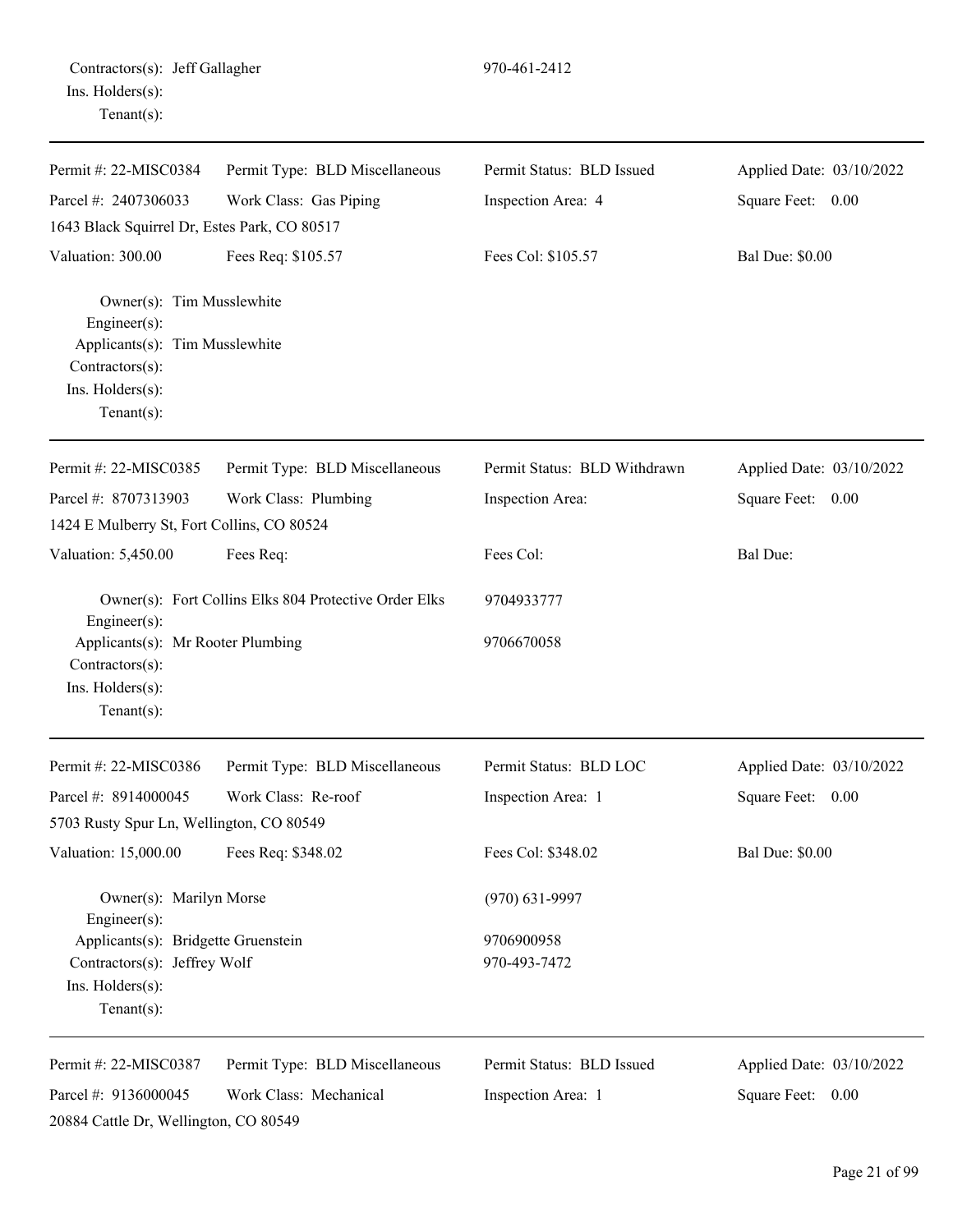Contractors(s): Jeff Gallagher 970-461-2412
Ins. Holders(s):
Tenant(s):

---

| Permit #: 22-MISC0384 | Permit Type: BLD Miscellaneous | Permit Status: BLD Issued | Applied Date: 03/10/2022 |
|---|---|---|---|
| Parcel #: 2407306033 | Work Class: Gas Piping | Inspection Area: 4 | Square Feet: 0.00 |
| 1643 Black Squirrel Dr, Estes Park, CO 80517 | | | |
| Valuation: 300.00 | Fees Req: $105.57 | Fees Col: $105.57 | Bal Due: $0.00 |

Owner(s): Tim Musslewhite
Engineer(s):
Applicants(s): Tim Musslewhite
Contractors(s):
Ins. Holders(s):
Tenant(s):

---

| Permit #: 22-MISC0385 | Permit Type: BLD Miscellaneous | Permit Status: BLD Withdrawn | Applied Date: 03/10/2022 |
|---|---|---|---|
| Parcel #: 8707313903 | Work Class: Plumbing | Inspection Area: | Square Feet: 0.00 |
| 1424 E Mulberry St, Fort Collins, CO 80524 | | | |
| Valuation: 5,450.00 | Fees Req: | Fees Col: | Bal Due: |

Owner(s): Fort Collins Elks 804 Protective Order Elks 9704933777
Engineer(s):
Applicants(s): Mr Rooter Plumbing 9706670058
Contractors(s):
Ins. Holders(s):
Tenant(s):

---

| Permit #: 22-MISC0386 | Permit Type: BLD Miscellaneous | Permit Status: BLD LOC | Applied Date: 03/10/2022 |
|---|---|---|---|
| Parcel #: 8914000045 | Work Class: Re-roof | Inspection Area: 1 | Square Feet: 0.00 |
| 5703 Rusty Spur Ln, Wellington, CO 80549 | | | |
| Valuation: 15,000.00 | Fees Req: $348.02 | Fees Col: $348.02 | Bal Due: $0.00 |

Owner(s): Marilyn Morse (970) 631-9997
Engineer(s):
Applicants(s): Bridgette Gruenstein 9706900958
Contractors(s): Jeffrey Wolf 970-493-7472
Ins. Holders(s):
Tenant(s):

---

| Permit #: 22-MISC0387 | Permit Type: BLD Miscellaneous | Permit Status: BLD Issued | Applied Date: 03/10/2022 |
|---|---|---|---|
| Parcel #: 9136000045 | Work Class: Mechanical | Inspection Area: 1 | Square Feet: 0.00 |
| 20884 Cattle Dr, Wellington, CO 80549 | | | |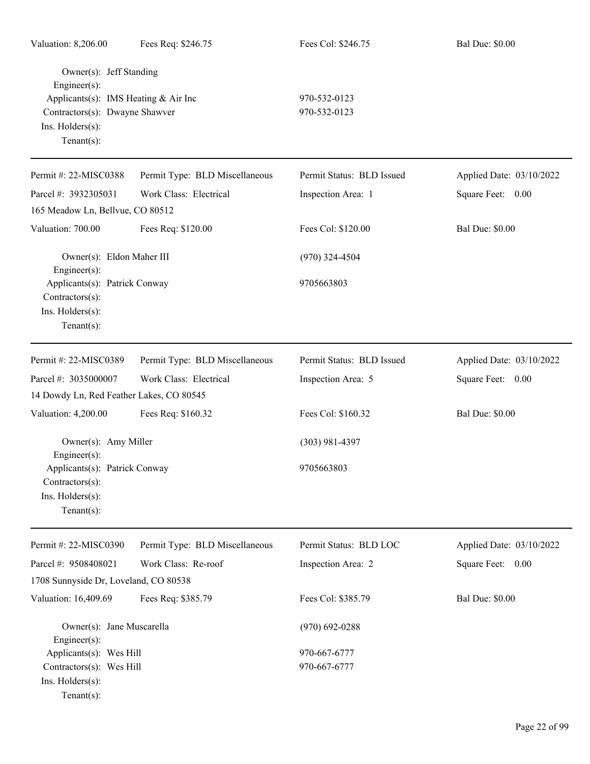Valuation: 8,206.00 | Fees Req: $246.75 | Fees Col: $246.75 | Bal Due: $0.00

Owner(s): Jeff Standing
Engineer(s):
Applicants(s): IMS Heating & Air Inc — 970-532-0123
Contractors(s): Dwayne Shawver — 970-532-0123
Ins. Holders(s):
Tenant(s):

---

Permit #: 22-MISC0388 | Permit Type: BLD Miscellaneous | Permit Status: BLD Issued | Applied Date: 03/10/2022
Parcel #: 3932305031 | Work Class: Electrical | Inspection Area: 1 | Square Feet: 0.00
165 Meadow Ln, Bellvue, CO 80512
Valuation: 700.00 | Fees Req: $120.00 | Fees Col: $120.00 | Bal Due: $0.00

Owner(s): Eldon Maher III — (970) 324-4504
Engineer(s):
Applicants(s): Patrick Conway — 9705663803
Contractors(s):
Ins. Holders(s):
Tenant(s):

---

Permit #: 22-MISC0389 | Permit Type: BLD Miscellaneous | Permit Status: BLD Issued | Applied Date: 03/10/2022
Parcel #: 3035000007 | Work Class: Electrical | Inspection Area: 5 | Square Feet: 0.00
14 Dowdy Ln, Red Feather Lakes, CO 80545
Valuation: 4,200.00 | Fees Req: $160.32 | Fees Col: $160.32 | Bal Due: $0.00

Owner(s): Amy Miller — (303) 981-4397
Engineer(s):
Applicants(s): Patrick Conway — 9705663803
Contractors(s):
Ins. Holders(s):
Tenant(s):

---

Permit #: 22-MISC0390 | Permit Type: BLD Miscellaneous | Permit Status: BLD LOC | Applied Date: 03/10/2022
Parcel #: 9508408021 | Work Class: Re-roof | Inspection Area: 2 | Square Feet: 0.00
1708 Sunnyside Dr, Loveland, CO 80538
Valuation: 16,409.69 | Fees Req: $385.79 | Fees Col: $385.79 | Bal Due: $0.00

Owner(s): Jane Muscarella — (970) 692-0288
Engineer(s):
Applicants(s): Wes Hill — 970-667-6777
Contractors(s): Wes Hill — 970-667-6777
Ins. Holders(s):
Tenant(s):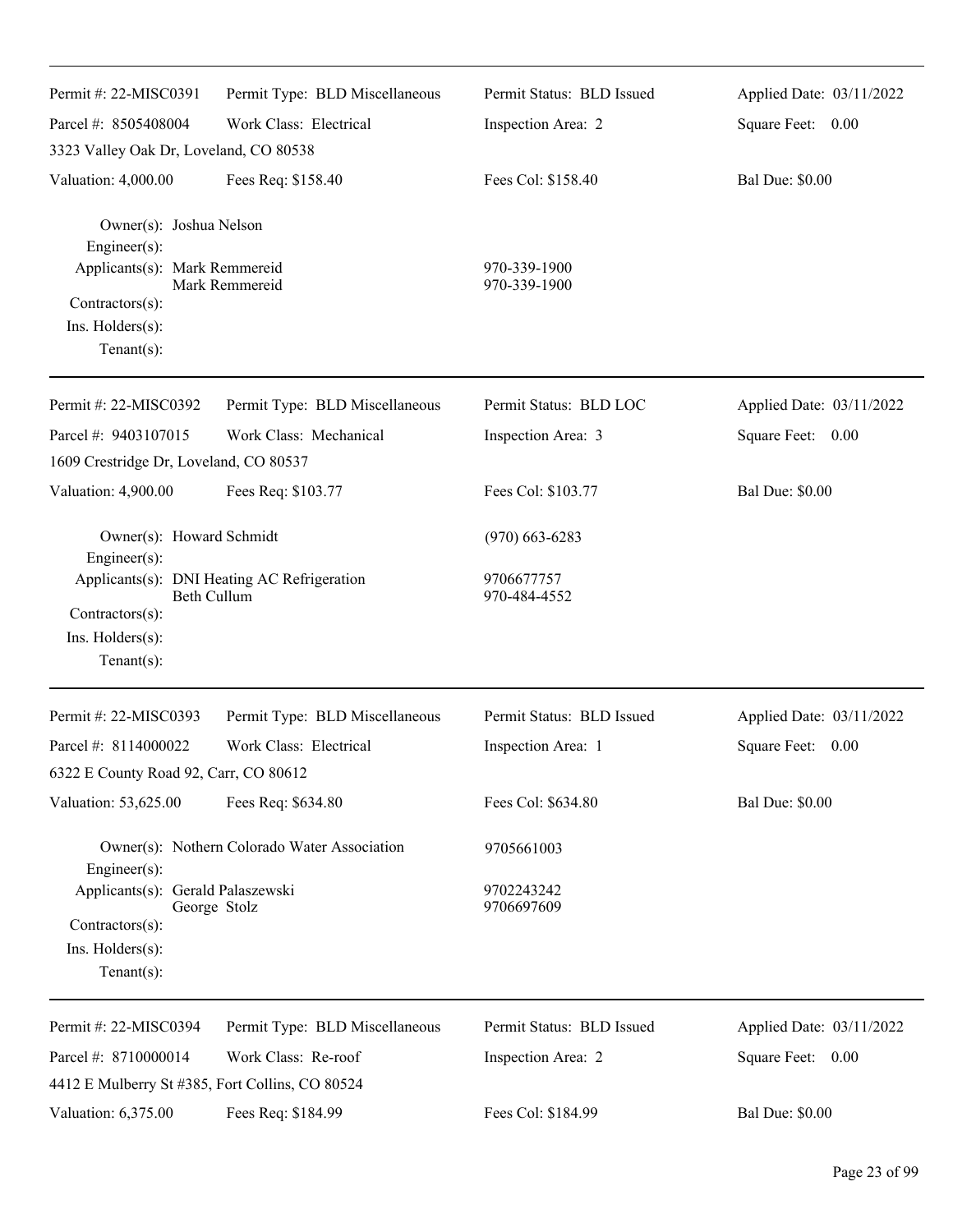| Permit #: 22-MISC0391 | Permit Type: BLD Miscellaneous | Permit Status: BLD Issued | Applied Date: 03/11/2022 |
|---|---|---|---|
| Parcel #: 8505408004 | Work Class: Electrical | Inspection Area: 2 | Square Feet: 0.00 |
| 3323 Valley Oak Dr, Loveland, CO 80538 | | | |
| Valuation: 4,000.00 | Fees Req: $158.40 | Fees Col: $158.40 | Bal Due: $0.00 |

Owner(s): Joshua Nelson
Engineer(s):
Applicants(s): Mark Remmereid 970-339-1900
Mark Remmereid 970-339-1900
Contractors(s):
Ins. Holders(s):
Tenant(s):

---

| Permit #: 22-MISC0392 | Permit Type: BLD Miscellaneous | Permit Status: BLD LOC | Applied Date: 03/11/2022 |
|---|---|---|---|
| Parcel #: 9403107015 | Work Class: Mechanical | Inspection Area: 3 | Square Feet: 0.00 |
| 1609 Crestridge Dr, Loveland, CO 80537 | | | |
| Valuation: 4,900.00 | Fees Req: $103.77 | Fees Col: $103.77 | Bal Due: $0.00 |

Owner(s): Howard Schmidt (970) 663-6283
Engineer(s):
Applicants(s): DNI Heating AC Refrigeration 9706677757
Beth Cullum 970-484-4552
Contractors(s):
Ins. Holders(s):
Tenant(s):

---

| Permit #: 22-MISC0393 | Permit Type: BLD Miscellaneous | Permit Status: BLD Issued | Applied Date: 03/11/2022 |
|---|---|---|---|
| Parcel #: 8114000022 | Work Class: Electrical | Inspection Area: 1 | Square Feet: 0.00 |
| 6322 E County Road 92, Carr, CO 80612 | | | |
| Valuation: 53,625.00 | Fees Req: $634.80 | Fees Col: $634.80 | Bal Due: $0.00 |

Owner(s): Nothern Colorado Water Association 9705661003
Engineer(s):
Applicants(s): Gerald Palaszewski 9702243242
George Stolz 9706697609
Contractors(s):
Ins. Holders(s):
Tenant(s):

---

| Permit #: 22-MISC0394 | Permit Type: BLD Miscellaneous | Permit Status: BLD Issued | Applied Date: 03/11/2022 |
|---|---|---|---|
| Parcel #: 8710000014 | Work Class: Re-roof | Inspection Area: 2 | Square Feet: 0.00 |
| 4412 E Mulberry St #385, Fort Collins, CO 80524 | | | |
| Valuation: 6,375.00 | Fees Req: $184.99 | Fees Col: $184.99 | Bal Due: $0.00 |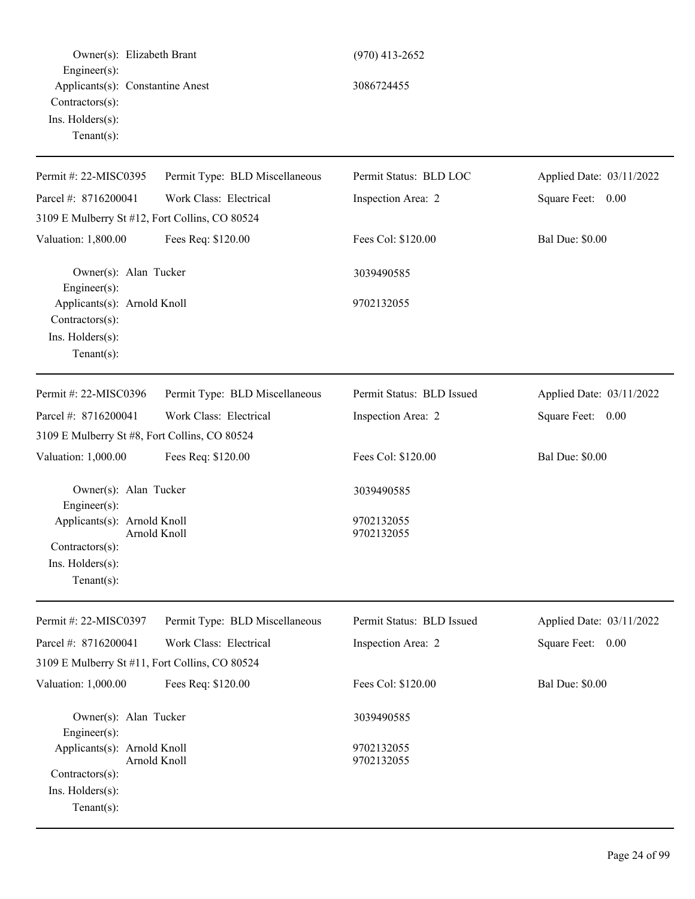Owner(s): Elizabeth Brant (970) 413-2652
Engineer(s):
Applicants(s): Constantine Anest 3086724455
Contractors(s):
Ins. Holders(s):
Tenant(s):

---

| Permit #: 22-MISC0395 | Permit Type: BLD Miscellaneous | Permit Status: BLD LOC | Applied Date: 03/11/2022 |
|---|---|---|---|
| Parcel #: 8716200041 | Work Class: Electrical | Inspection Area: 2 | Square Feet: 0.00 |
| 3109 E Mulberry St #12, Fort Collins, CO 80524 | | | |
| Valuation: 1,800.00 | Fees Req: $120.00 | Fees Col: $120.00 | Bal Due: $0.00 |

Owner(s): Alan Tucker 3039490585
Engineer(s):
Applicants(s): Arnold Knoll 9702132055
Contractors(s):
Ins. Holders(s):
Tenant(s):

---

| Permit #: 22-MISC0396 | Permit Type: BLD Miscellaneous | Permit Status: BLD Issued | Applied Date: 03/11/2022 |
|---|---|---|---|
| Parcel #: 8716200041 | Work Class: Electrical | Inspection Area: 2 | Square Feet: 0.00 |
| 3109 E Mulberry St #8, Fort Collins, CO 80524 | | | |
| Valuation: 1,000.00 | Fees Req: $120.00 | Fees Col: $120.00 | Bal Due: $0.00 |

Owner(s): Alan Tucker 3039490585
Engineer(s):
Applicants(s): Arnold Knoll 9702132055
Arnold Knoll 9702132055
Contractors(s):
Ins. Holders(s):
Tenant(s):

---

| Permit #: 22-MISC0397 | Permit Type: BLD Miscellaneous | Permit Status: BLD Issued | Applied Date: 03/11/2022 |
|---|---|---|---|
| Parcel #: 8716200041 | Work Class: Electrical | Inspection Area: 2 | Square Feet: 0.00 |
| 3109 E Mulberry St #11, Fort Collins, CO 80524 | | | |
| Valuation: 1,000.00 | Fees Req: $120.00 | Fees Col: $120.00 | Bal Due: $0.00 |

Owner(s): Alan Tucker 3039490585
Engineer(s):
Applicants(s): Arnold Knoll 9702132055
Arnold Knoll 9702132055
Contractors(s):
Ins. Holders(s):
Tenant(s):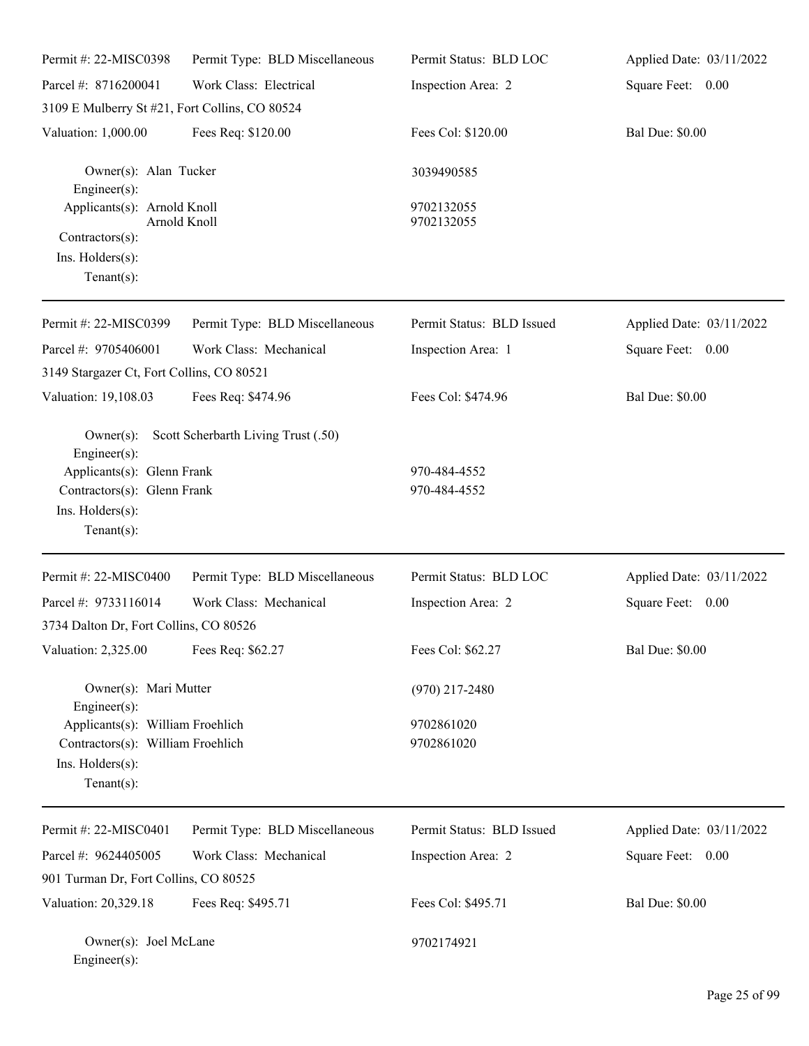Permit #: 22-MISC0398 | Permit Type: BLD Miscellaneous | Permit Status: BLD LOC | Applied Date: 03/11/2022

Parcel #: 8716200041 | Work Class: Electrical | Inspection Area: 2 | Square Feet: 0.00

3109 E Mulberry St #21, Fort Collins, CO 80524

Valuation: 1,000.00 | Fees Req: $120.00 | Fees Col: $120.00 | Bal Due: $0.00

Owner(s): Alan Tucker — 3039490585

Engineer(s):

Applicants(s): Arnold Knoll — 9702132055

Arnold Knoll — 9702132055

Contractors(s):

Ins. Holders(s):

Tenant(s):

---

Permit #: 22-MISC0399 | Permit Type: BLD Miscellaneous | Permit Status: BLD Issued | Applied Date: 03/11/2022

Parcel #: 9705406001 | Work Class: Mechanical | Inspection Area: 1 | Square Feet: 0.00

3149 Stargazer Ct, Fort Collins, CO 80521

Valuation: 19,108.03 | Fees Req: $474.96 | Fees Col: $474.96 | Bal Due: $0.00

Owner(s): Scott Scherbarth Living Trust (.50)

Engineer(s):

Applicants(s): Glenn Frank — 970-484-4552

Contractors(s): Glenn Frank — 970-484-4552

Ins. Holders(s):

Tenant(s):

---

Permit #: 22-MISC0400 | Permit Type: BLD Miscellaneous | Permit Status: BLD LOC | Applied Date: 03/11/2022

Parcel #: 9733116014 | Work Class: Mechanical | Inspection Area: 2 | Square Feet: 0.00

3734 Dalton Dr, Fort Collins, CO 80526

Valuation: 2,325.00 | Fees Req: $62.27 | Fees Col: $62.27 | Bal Due: $0.00

Owner(s): Mari Mutter — (970) 217-2480

Engineer(s):

Applicants(s): William Froehlich — 9702861020

Contractors(s): William Froehlich — 9702861020

Ins. Holders(s):

Tenant(s):

---

Permit #: 22-MISC0401 | Permit Type: BLD Miscellaneous | Permit Status: BLD Issued | Applied Date: 03/11/2022

Parcel #: 9624405005 | Work Class: Mechanical | Inspection Area: 2 | Square Feet: 0.00

901 Turman Dr, Fort Collins, CO 80525

Valuation: 20,329.18 | Fees Req: $495.71 | Fees Col: $495.71 | Bal Due: $0.00

Owner(s): Joel McLane — 9702174921

Engineer(s):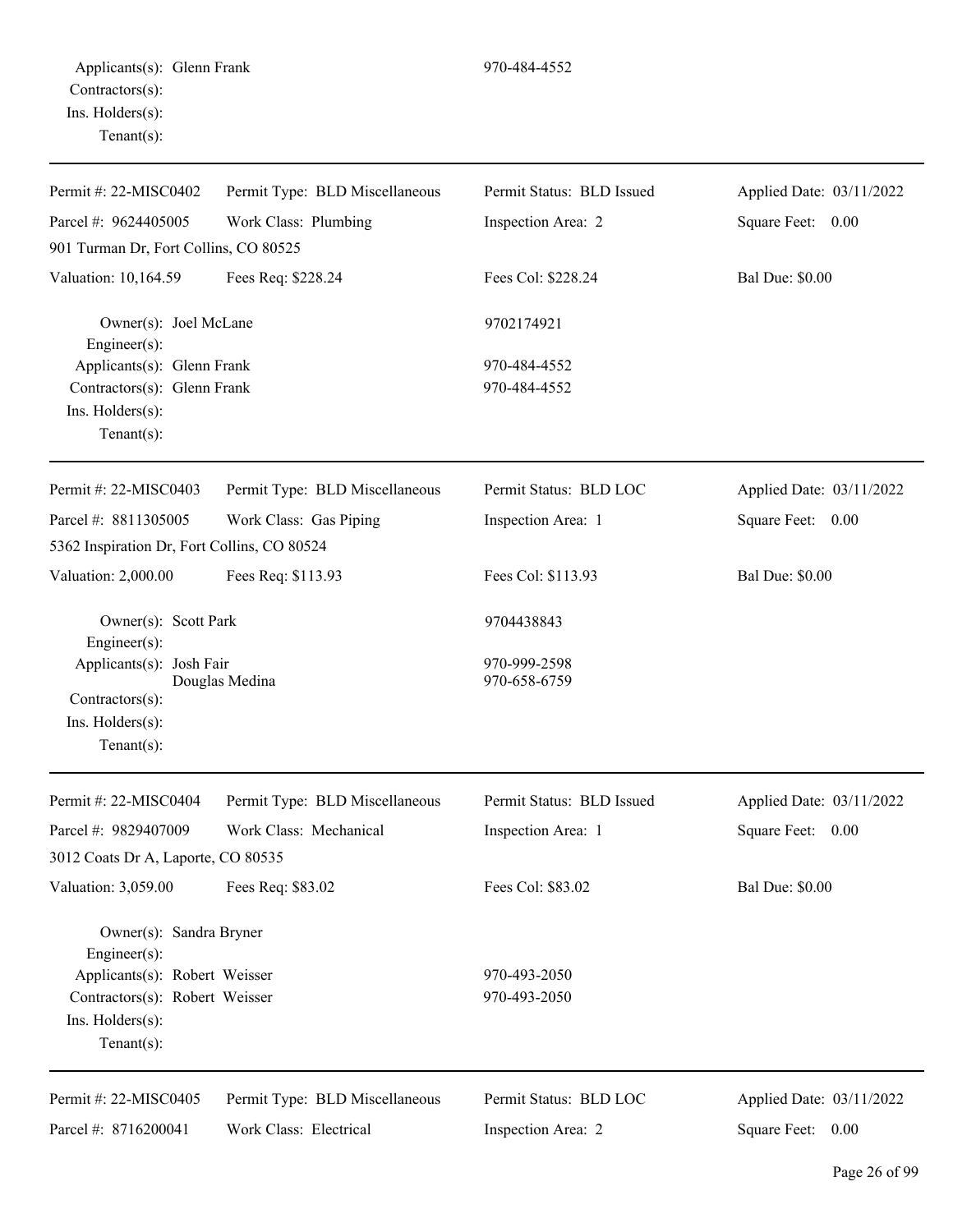Applicants(s): Glenn Frank 970-484-4552
Contractors(s):
Ins. Holders(s):
Tenant(s):

---

| Permit #: 22-MISC0402 | Permit Type: BLD Miscellaneous | Permit Status: BLD Issued | Applied Date: 03/11/2022 |
|---|---|---|---|
| Parcel #: 9624405005 | Work Class: Plumbing | Inspection Area: 2 | Square Feet: 0.00 |
| 901 Turman Dr, Fort Collins, CO 80525 | | | |
| Valuation: 10,164.59 | Fees Req: $228.24 | Fees Col: $228.24 | Bal Due: $0.00 |

Owner(s): Joel McLane 9702174921
Engineer(s):
Applicants(s): Glenn Frank 970-484-4552
Contractors(s): Glenn Frank 970-484-4552
Ins. Holders(s):
Tenant(s):

---

| Permit #: 22-MISC0403 | Permit Type: BLD Miscellaneous | Permit Status: BLD LOC | Applied Date: 03/11/2022 |
|---|---|---|---|
| Parcel #: 8811305005 | Work Class: Gas Piping | Inspection Area: 1 | Square Feet: 0.00 |
| 5362 Inspiration Dr, Fort Collins, CO 80524 | | | |
| Valuation: 2,000.00 | Fees Req: $113.93 | Fees Col: $113.93 | Bal Due: $0.00 |

Owner(s): Scott Park 9704438843
Engineer(s):
Applicants(s): Josh Fair 970-999-2598
Douglas Medina 970-658-6759
Contractors(s):
Ins. Holders(s):
Tenant(s):

---

| Permit #: 22-MISC0404 | Permit Type: BLD Miscellaneous | Permit Status: BLD Issued | Applied Date: 03/11/2022 |
|---|---|---|---|
| Parcel #: 9829407009 | Work Class: Mechanical | Inspection Area: 1 | Square Feet: 0.00 |
| 3012 Coats Dr A, Laporte, CO 80535 | | | |
| Valuation: 3,059.00 | Fees Req: $83.02 | Fees Col: $83.02 | Bal Due: $0.00 |

Owner(s): Sandra Bryner
Engineer(s):
Applicants(s): Robert Weisser 970-493-2050
Contractors(s): Robert Weisser 970-493-2050
Ins. Holders(s):
Tenant(s):

---

| Permit #: 22-MISC0405 | Permit Type: BLD Miscellaneous | Permit Status: BLD LOC | Applied Date: 03/11/2022 |
|---|---|---|---|
| Parcel #: 8716200041 | Work Class: Electrical | Inspection Area: 2 | Square Feet: 0.00 |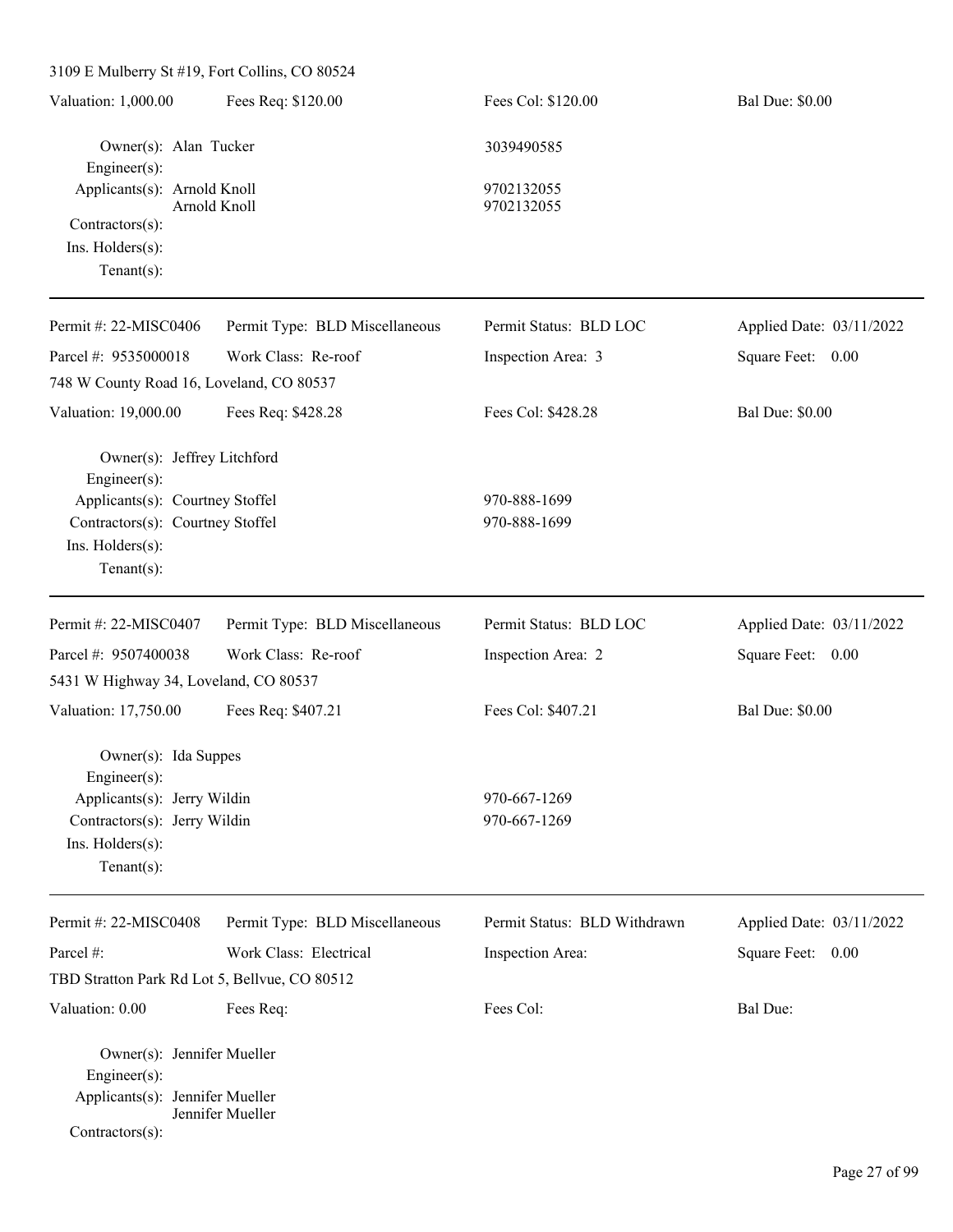3109 E Mulberry St #19, Fort Collins, CO 80524

| Valuation: 1,000.00 | Fees Req: $120.00 | Fees Col: $120.00 | Bal Due: $0.00 |
|---|---|---|---|

Owner(s): Alan Tucker — 3039490585
Engineer(s):
Applicants(s): Arnold Knoll — 9702132055
Arnold Knoll — 9702132055
Contractors(s):
Ins. Holders(s):
Tenant(s):

---

| Permit #: 22-MISC0406 | Permit Type: BLD Miscellaneous | Permit Status: BLD LOC | Applied Date: 03/11/2022 |
|---|---|---|---|
| Parcel #: 9535000018 | Work Class: Re-roof | Inspection Area: 3 | Square Feet: 0.00 |

748 W County Road 16, Loveland, CO 80537

| Valuation: 19,000.00 | Fees Req: $428.28 | Fees Col: $428.28 | Bal Due: $0.00 |
|---|---|---|---|

Owner(s): Jeffrey Litchford
Engineer(s):
Applicants(s): Courtney Stoffel — 970-888-1699
Contractors(s): Courtney Stoffel — 970-888-1699
Ins. Holders(s):
Tenant(s):

---

| Permit #: 22-MISC0407 | Permit Type: BLD Miscellaneous | Permit Status: BLD LOC | Applied Date: 03/11/2022 |
|---|---|---|---|
| Parcel #: 9507400038 | Work Class: Re-roof | Inspection Area: 2 | Square Feet: 0.00 |

5431 W Highway 34, Loveland, CO 80537

| Valuation: 17,750.00 | Fees Req: $407.21 | Fees Col: $407.21 | Bal Due: $0.00 |
|---|---|---|---|

Owner(s): Ida Suppes
Engineer(s):
Applicants(s): Jerry Wildin — 970-667-1269
Contractors(s): Jerry Wildin — 970-667-1269
Ins. Holders(s):
Tenant(s):

---

| Permit #: 22-MISC0408 | Permit Type: BLD Miscellaneous | Permit Status: BLD Withdrawn | Applied Date: 03/11/2022 |
|---|---|---|---|
| Parcel #: | Work Class: Electrical | Inspection Area: | Square Feet: 0.00 |

TBD Stratton Park Rd Lot 5, Bellvue, CO 80512

| Valuation: 0.00 | Fees Req: | Fees Col: | Bal Due: |
|---|---|---|---|

Owner(s): Jennifer Mueller
Engineer(s):
Applicants(s): Jennifer Mueller
Jennifer Mueller
Contractors(s):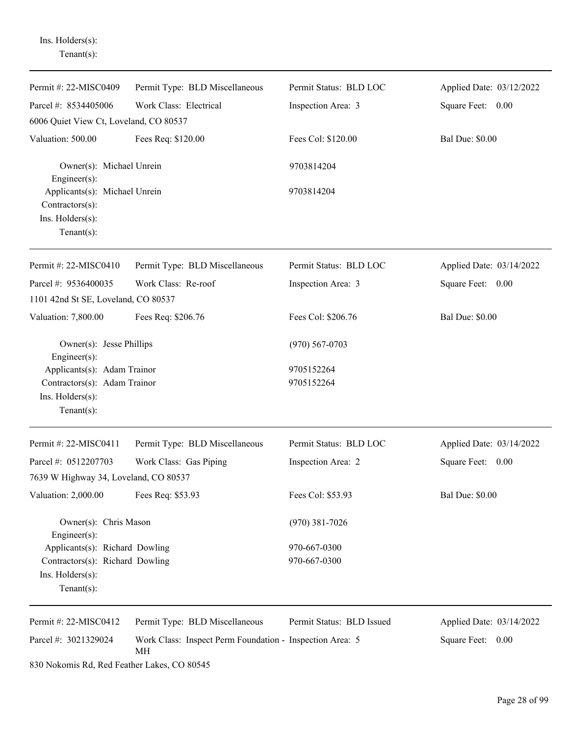Ins. Holders(s):
Tenant(s):

---

Permit #: 22-MISC0409 | Permit Type: BLD Miscellaneous | Permit Status: BLD LOC | Applied Date: 03/12/2022
Parcel #: 8534405006 | Work Class: Electrical | Inspection Area: 3 | Square Feet: 0.00
6006 Quiet View Ct, Loveland, CO 80537
Valuation: 500.00 | Fees Req: $120.00 | Fees Col: $120.00 | Bal Due: $0.00

Owner(s): Michael Unrein 9703814204
Engineer(s):
Applicants(s): Michael Unrein 9703814204
Contractors(s):
Ins. Holders(s):
Tenant(s):

---

Permit #: 22-MISC0410 | Permit Type: BLD Miscellaneous | Permit Status: BLD LOC | Applied Date: 03/14/2022
Parcel #: 9536400035 | Work Class: Re-roof | Inspection Area: 3 | Square Feet: 0.00
1101 42nd St SE, Loveland, CO 80537
Valuation: 7,800.00 | Fees Req: $206.76 | Fees Col: $206.76 | Bal Due: $0.00

Owner(s): Jesse Phillips (970) 567-0703
Engineer(s):
Applicants(s): Adam Trainor 9705152264
Contractors(s): Adam Trainor 9705152264
Ins. Holders(s):
Tenant(s):

---

Permit #: 22-MISC0411 | Permit Type: BLD Miscellaneous | Permit Status: BLD LOC | Applied Date: 03/14/2022
Parcel #: 0512207703 | Work Class: Gas Piping | Inspection Area: 2 | Square Feet: 0.00
7639 W Highway 34, Loveland, CO 80537
Valuation: 2,000.00 | Fees Req: $53.93 | Fees Col: $53.93 | Bal Due: $0.00

Owner(s): Chris Mason (970) 381-7026
Engineer(s):
Applicants(s): Richard Dowling 970-667-0300
Contractors(s): Richard Dowling 970-667-0300
Ins. Holders(s):
Tenant(s):

---

Permit #: 22-MISC0412 | Permit Type: BLD Miscellaneous | Permit Status: BLD Issued | Applied Date: 03/14/2022
Parcel #: 3021329024 | Work Class: Inspect Perm Foundation - MH | Inspection Area: 5 | Square Feet: 0.00
830 Nokomis Rd, Red Feather Lakes, CO 80545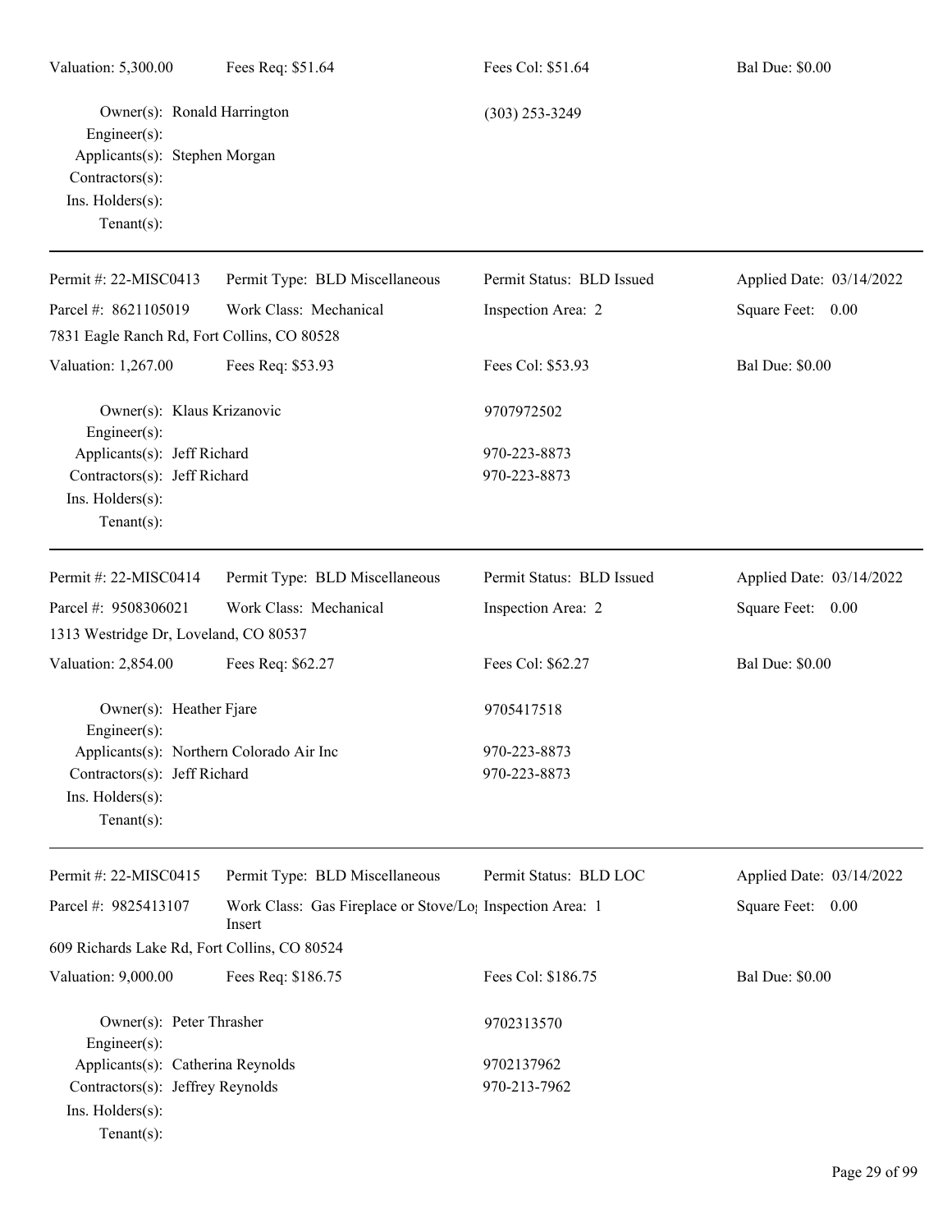Valuation: 5,300.00 | Fees Req: $51.64 | Fees Col: $51.64 | Bal Due: $0.00

Owner(s): Ronald Harrington (303) 253-3249
Engineer(s):
Applicants(s): Stephen Morgan
Contractors(s):
Ins. Holders(s):
Tenant(s):

---

Permit #: 22-MISC0413 | Permit Type: BLD Miscellaneous | Permit Status: BLD Issued | Applied Date: 03/14/2022
Parcel #: 8621105019 | Work Class: Mechanical | Inspection Area: 2 | Square Feet: 0.00
7831 Eagle Ranch Rd, Fort Collins, CO 80528
Valuation: 1,267.00 | Fees Req: $53.93 | Fees Col: $53.93 | Bal Due: $0.00

Owner(s): Klaus Krizanovic 9707972502
Engineer(s):
Applicants(s): Jeff Richard 970-223-8873
Contractors(s): Jeff Richard 970-223-8873
Ins. Holders(s):
Tenant(s):

---

Permit #: 22-MISC0414 | Permit Type: BLD Miscellaneous | Permit Status: BLD Issued | Applied Date: 03/14/2022
Parcel #: 9508306021 | Work Class: Mechanical | Inspection Area: 2 | Square Feet: 0.00
1313 Westridge Dr, Loveland, CO 80537
Valuation: 2,854.00 | Fees Req: $62.27 | Fees Col: $62.27 | Bal Due: $0.00

Owner(s): Heather Fjare 9705417518
Engineer(s):
Applicants(s): Northern Colorado Air Inc 970-223-8873
Contractors(s): Jeff Richard 970-223-8873
Ins. Holders(s):
Tenant(s):

---

Permit #: 22-MISC0415 | Permit Type: BLD Miscellaneous | Permit Status: BLD LOC | Applied Date: 03/14/2022
Parcel #: 9825413107 | Work Class: Gas Fireplace or Stove/Log Insert | Inspection Area: 1 | Square Feet: 0.00
609 Richards Lake Rd, Fort Collins, CO 80524
Valuation: 9,000.00 | Fees Req: $186.75 | Fees Col: $186.75 | Bal Due: $0.00

Owner(s): Peter Thrasher 9702313570
Engineer(s):
Applicants(s): Catherina Reynolds 9702137962
Contractors(s): Jeffrey Reynolds 970-213-7962
Ins. Holders(s):
Tenant(s):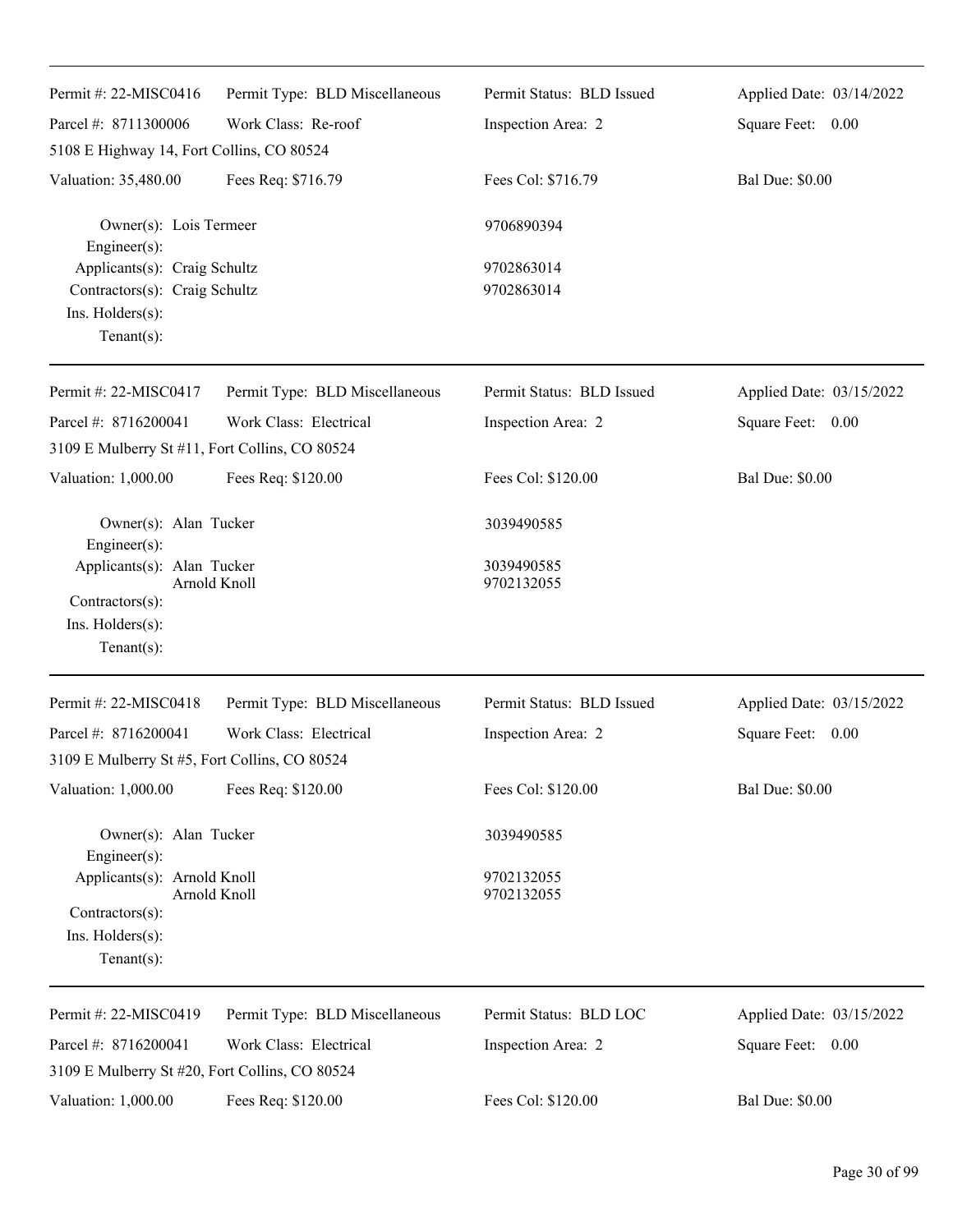| Permit #: 22-MISC0416 | Permit Type: BLD Miscellaneous | Permit Status: BLD Issued | Applied Date: 03/14/2022 |
|---|---|---|---|
| Parcel #: 8711300006 | Work Class: Re-roof | Inspection Area: 2 | Square Feet: 0.00 |
| 5108 E Highway 14, Fort Collins, CO 80524 | | | |
| Valuation: 35,480.00 | Fees Req: $716.79 | Fees Col: $716.79 | Bal Due: $0.00 |

Owner(s): Lois Termeer 9706890394
Engineer(s):
Applicants(s): Craig Schultz 9702863014
Contractors(s): Craig Schultz 9702863014
Ins. Holders(s):
Tenant(s):

---

| Permit #: 22-MISC0417 | Permit Type: BLD Miscellaneous | Permit Status: BLD Issued | Applied Date: 03/15/2022 |
|---|---|---|---|
| Parcel #: 8716200041 | Work Class: Electrical | Inspection Area: 2 | Square Feet: 0.00 |
| 3109 E Mulberry St #11, Fort Collins, CO 80524 | | | |
| Valuation: 1,000.00 | Fees Req: $120.00 | Fees Col: $120.00 | Bal Due: $0.00 |

Owner(s): Alan Tucker 3039490585
Engineer(s):
Applicants(s): Alan Tucker 3039490585
Arnold Knoll 9702132055
Contractors(s):
Ins. Holders(s):
Tenant(s):

---

| Permit #: 22-MISC0418 | Permit Type: BLD Miscellaneous | Permit Status: BLD Issued | Applied Date: 03/15/2022 |
|---|---|---|---|
| Parcel #: 8716200041 | Work Class: Electrical | Inspection Area: 2 | Square Feet: 0.00 |
| 3109 E Mulberry St #5, Fort Collins, CO 80524 | | | |
| Valuation: 1,000.00 | Fees Req: $120.00 | Fees Col: $120.00 | Bal Due: $0.00 |

Owner(s): Alan Tucker 3039490585
Engineer(s):
Applicants(s): Arnold Knoll 9702132055
Arnold Knoll 9702132055
Contractors(s):
Ins. Holders(s):
Tenant(s):

---

| Permit #: 22-MISC0419 | Permit Type: BLD Miscellaneous | Permit Status: BLD LOC | Applied Date: 03/15/2022 |
|---|---|---|---|
| Parcel #: 8716200041 | Work Class: Electrical | Inspection Area: 2 | Square Feet: 0.00 |
| 3109 E Mulberry St #20, Fort Collins, CO 80524 | | | |
| Valuation: 1,000.00 | Fees Req: $120.00 | Fees Col: $120.00 | Bal Due: $0.00 |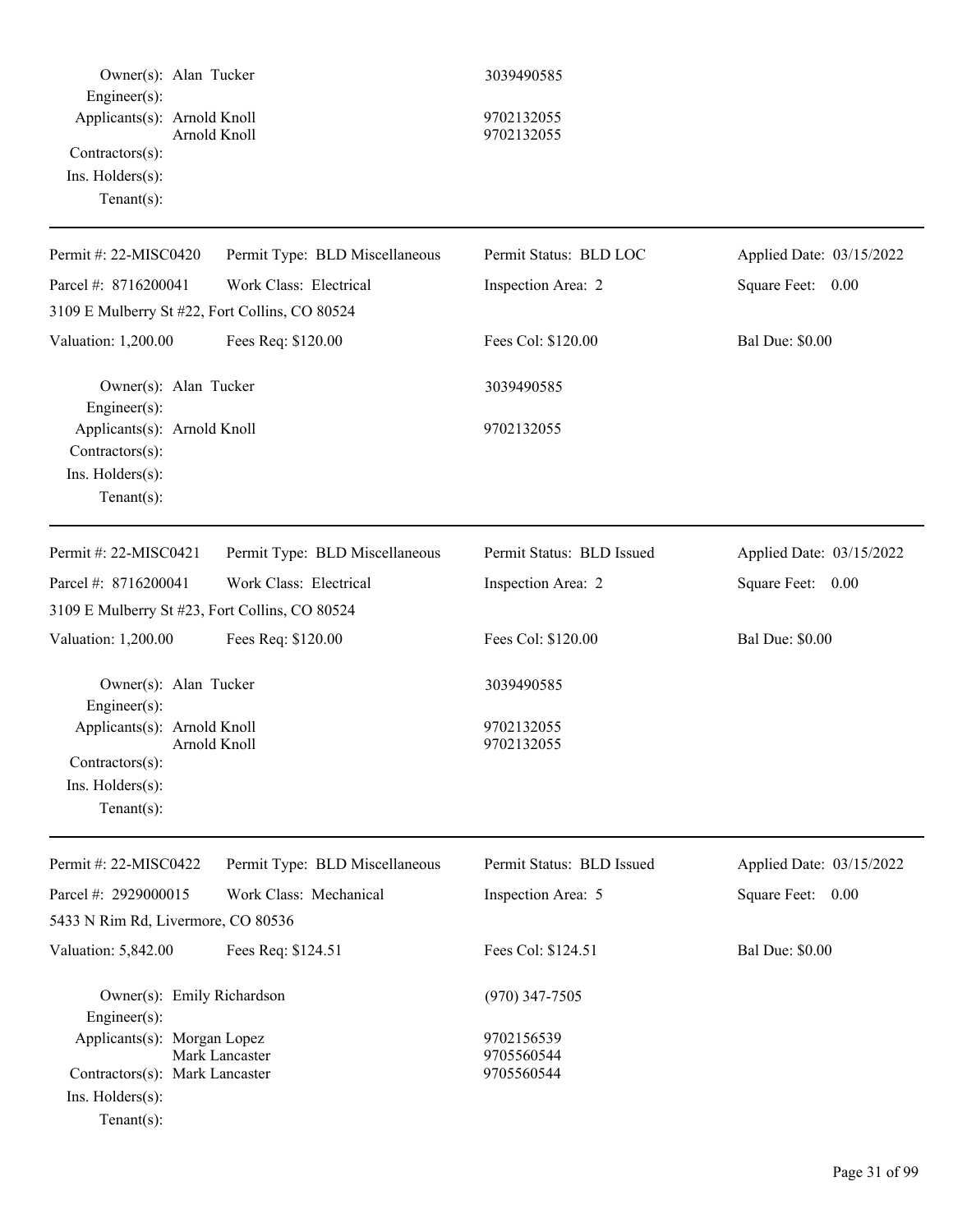| | | |
|---|---|---|
| Owner(s): | Alan Tucker | 3039490585 |
| Engineer(s): | | |
| Applicants(s): | Arnold Knoll | 9702132055 |
| | Arnold Knoll | 9702132055 |
| Contractors(s): | | |
| Ins. Holders(s): | | |
| Tenant(s): | | |

---

| | | | |
|---|---|---|---|
| Permit #: 22-MISC0420 | Permit Type: BLD Miscellaneous | Permit Status: BLD LOC | Applied Date: 03/15/2022 |
| Parcel #: 8716200041 | Work Class: Electrical | Inspection Area: 2 | Square Feet: 0.00 |
| 3109 E Mulberry St #22, Fort Collins, CO 80524 | | | |
| Valuation: 1,200.00 | Fees Req: $120.00 | Fees Col: $120.00 | Bal Due: $0.00 |

| | | |
|---|---|---|
| Owner(s): | Alan Tucker | 3039490585 |
| Engineer(s): | | |
| Applicants(s): | Arnold Knoll | 9702132055 |
| Contractors(s): | | |
| Ins. Holders(s): | | |
| Tenant(s): | | |

---

| | | | |
|---|---|---|---|
| Permit #: 22-MISC0421 | Permit Type: BLD Miscellaneous | Permit Status: BLD Issued | Applied Date: 03/15/2022 |
| Parcel #: 8716200041 | Work Class: Electrical | Inspection Area: 2 | Square Feet: 0.00 |
| 3109 E Mulberry St #23, Fort Collins, CO 80524 | | | |
| Valuation: 1,200.00 | Fees Req: $120.00 | Fees Col: $120.00 | Bal Due: $0.00 |

| | | |
|---|---|---|
| Owner(s): | Alan Tucker | 3039490585 |
| Engineer(s): | | |
| Applicants(s): | Arnold Knoll | 9702132055 |
| | Arnold Knoll | 9702132055 |
| Contractors(s): | | |
| Ins. Holders(s): | | |
| Tenant(s): | | |

---

| | | | |
|---|---|---|---|
| Permit #: 22-MISC0422 | Permit Type: BLD Miscellaneous | Permit Status: BLD Issued | Applied Date: 03/15/2022 |
| Parcel #: 2929000015 | Work Class: Mechanical | Inspection Area: 5 | Square Feet: 0.00 |
| 5433 N Rim Rd, Livermore, CO 80536 | | | |
| Valuation: 5,842.00 | Fees Req: $124.51 | Fees Col: $124.51 | Bal Due: $0.00 |

| | | |
|---|---|---|
| Owner(s): | Emily Richardson | (970) 347-7505 |
| Engineer(s): | | |
| Applicants(s): | Morgan Lopez | 9702156539 |
| | Mark Lancaster | 9705560544 |
| Contractors(s): | Mark Lancaster | 9705560544 |
| Ins. Holders(s): | | |
| Tenant(s): | | |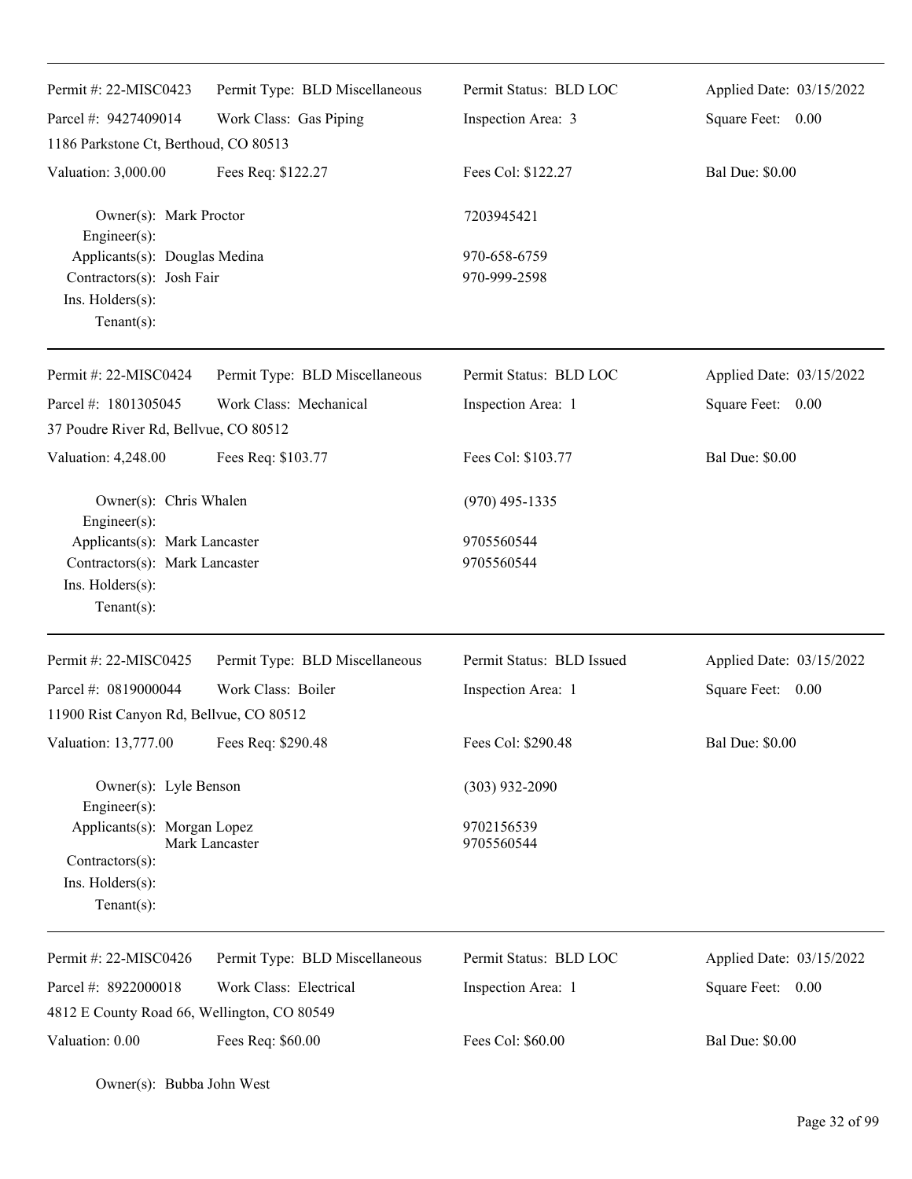| Permit #: 22-MISC0423 | Permit Type: BLD Miscellaneous | Permit Status: BLD LOC | Applied Date: 03/15/2022 |
|---|---|---|---|
| Parcel #: 9427409014 | Work Class: Gas Piping | Inspection Area: 3 | Square Feet: 0.00 |
| 1186 Parkstone Ct, Berthoud, CO 80513 | | | |
| Valuation: 3,000.00 | Fees Req: $122.27 | Fees Col: $122.27 | Bal Due: $0.00 |

Owner(s): Mark Proctor — 7203945421
Engineer(s):
Applicants(s): Douglas Medina — 970-658-6759
Contractors(s): Josh Fair — 970-999-2598
Ins. Holders(s):
Tenant(s):

---

| Permit #: 22-MISC0424 | Permit Type: BLD Miscellaneous | Permit Status: BLD LOC | Applied Date: 03/15/2022 |
|---|---|---|---|
| Parcel #: 1801305045 | Work Class: Mechanical | Inspection Area: 1 | Square Feet: 0.00 |
| 37 Poudre River Rd, Bellvue, CO 80512 | | | |
| Valuation: 4,248.00 | Fees Req: $103.77 | Fees Col: $103.77 | Bal Due: $0.00 |

Owner(s): Chris Whalen — (970) 495-1335
Engineer(s):
Applicants(s): Mark Lancaster — 9705560544
Contractors(s): Mark Lancaster — 9705560544
Ins. Holders(s):
Tenant(s):

---

| Permit #: 22-MISC0425 | Permit Type: BLD Miscellaneous | Permit Status: BLD Issued | Applied Date: 03/15/2022 |
|---|---|---|---|
| Parcel #: 0819000044 | Work Class: Boiler | Inspection Area: 1 | Square Feet: 0.00 |
| 11900 Rist Canyon Rd, Bellvue, CO 80512 | | | |
| Valuation: 13,777.00 | Fees Req: $290.48 | Fees Col: $290.48 | Bal Due: $0.00 |

Owner(s): Lyle Benson — (303) 932-2090
Engineer(s):
Applicants(s): Morgan Lopez — 9702156539
Mark Lancaster — 9705560544
Contractors(s):
Ins. Holders(s):
Tenant(s):

---

| Permit #: 22-MISC0426 | Permit Type: BLD Miscellaneous | Permit Status: BLD LOC | Applied Date: 03/15/2022 |
|---|---|---|---|
| Parcel #: 8922000018 | Work Class: Electrical | Inspection Area: 1 | Square Feet: 0.00 |
| 4812 E County Road 66, Wellington, CO 80549 | | | |
| Valuation: 0.00 | Fees Req: $60.00 | Fees Col: $60.00 | Bal Due: $0.00 |

Owner(s): Bubba John West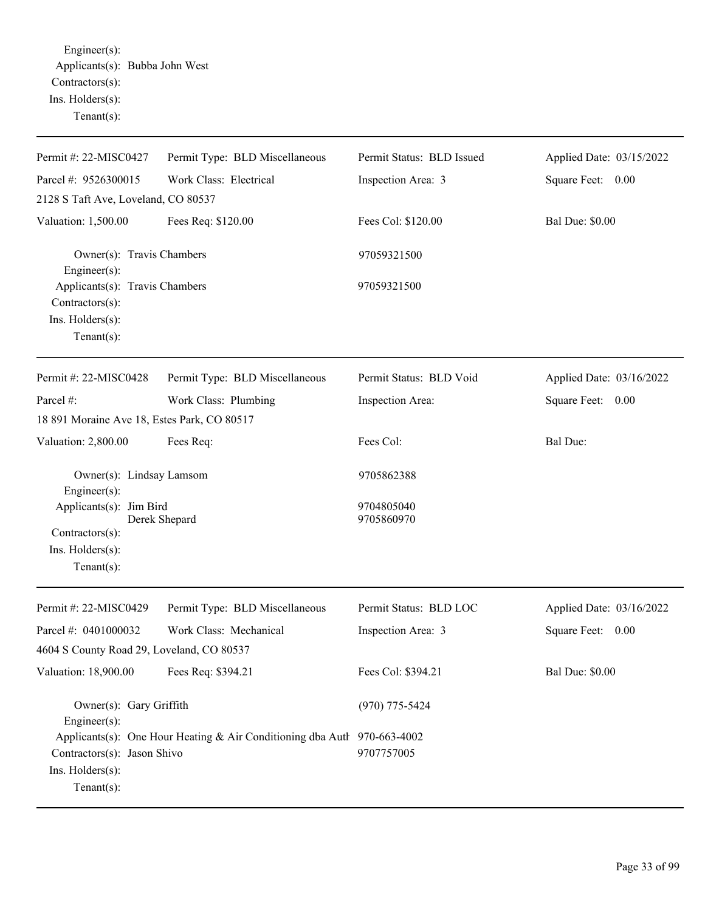Engineer(s):
Applicants(s): Bubba John West
Contractors(s):
Ins. Holders(s):
Tenant(s):

---

| Permit #: 22-MISC0427 | Permit Type: BLD Miscellaneous | Permit Status: BLD Issued | Applied Date: 03/15/2022 |
|---|---|---|---|
| Parcel #: 9526300015 | Work Class: Electrical | Inspection Area: 3 | Square Feet: 0.00 |
| 2128 S Taft Ave, Loveland, CO 80537 | | | |
| Valuation: 1,500.00 | Fees Req: $120.00 | Fees Col: $120.00 | Bal Due: $0.00 |

Owner(s): Travis Chambers — 97059321500
Engineer(s):
Applicants(s): Travis Chambers — 97059321500
Contractors(s):
Ins. Holders(s):
Tenant(s):

---

| Permit #: 22-MISC0428 | Permit Type: BLD Miscellaneous | Permit Status: BLD Void | Applied Date: 03/16/2022 |
|---|---|---|---|
| Parcel #: | Work Class: Plumbing | Inspection Area: | Square Feet: 0.00 |
| 18 891 Moraine Ave 18, Estes Park, CO 80517 | | | |
| Valuation: 2,800.00 | Fees Req: | Fees Col: | Bal Due: |

Owner(s): Lindsay Lamsom — 9705862388
Engineer(s):
Applicants(s): Jim Bird — 9704805040
Derek Shepard — 9705860970
Contractors(s):
Ins. Holders(s):
Tenant(s):

---

| Permit #: 22-MISC0429 | Permit Type: BLD Miscellaneous | Permit Status: BLD LOC | Applied Date: 03/16/2022 |
|---|---|---|---|
| Parcel #: 0401000032 | Work Class: Mechanical | Inspection Area: 3 | Square Feet: 0.00 |
| 4604 S County Road 29, Loveland, CO 80537 | | | |
| Valuation: 18,900.00 | Fees Req: $394.21 | Fees Col: $394.21 | Bal Due: $0.00 |

Owner(s): Gary Griffith — (970) 775-5424
Engineer(s):
Applicants(s): One Hour Heating & Air Conditioning dba Auth — 970-663-4002
Contractors(s): Jason Shivo — 9707757005
Ins. Holders(s):
Tenant(s):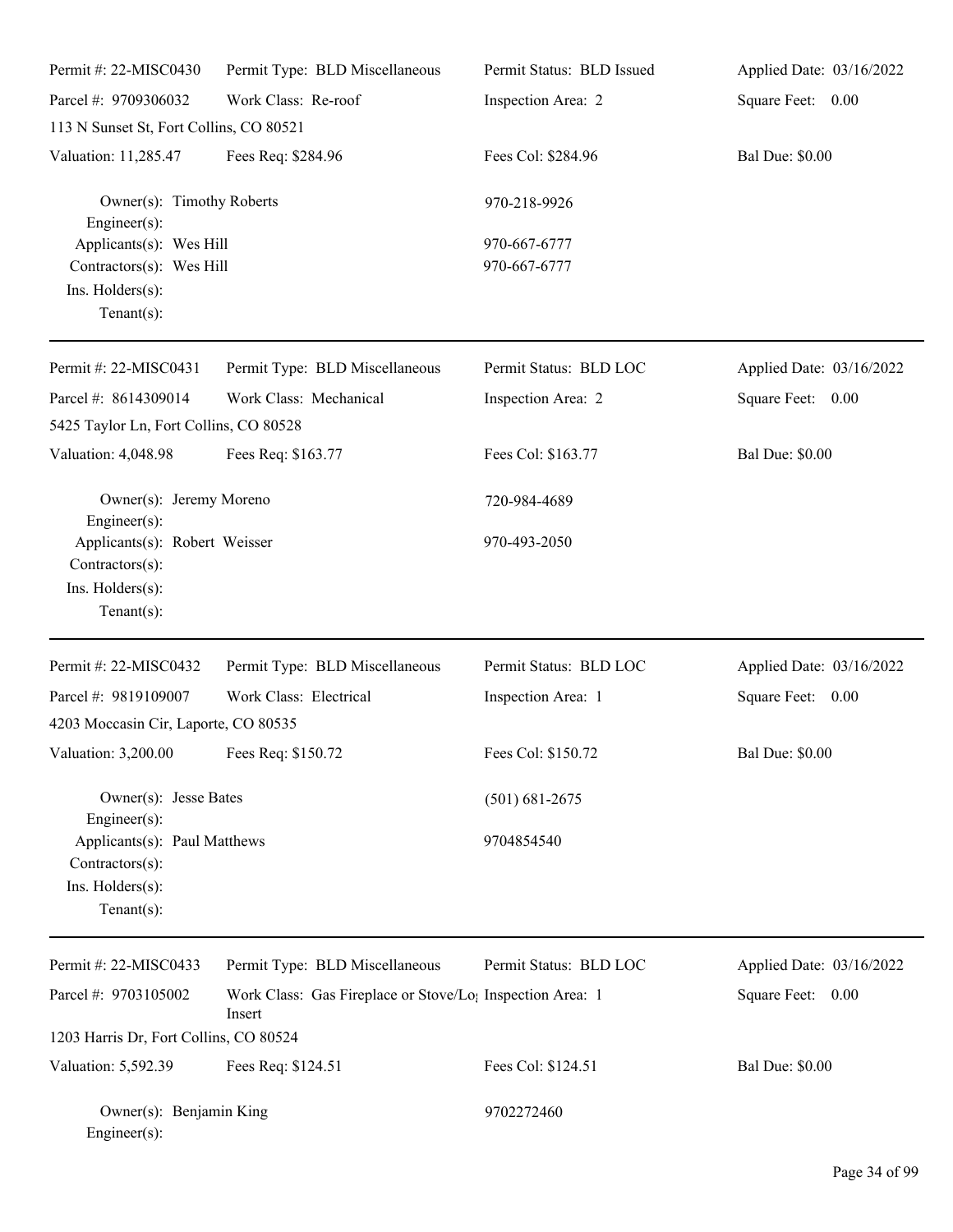| Permit #: 22-MISC0430 | Permit Type: BLD Miscellaneous | Permit Status: BLD Issued | Applied Date: 03/16/2022 |
|---|---|---|---|
| Parcel #: 9709306032 | Work Class: Re-roof | Inspection Area: 2 | Square Feet: 0.00 |
| 113 N Sunset St, Fort Collins, CO 80521 | | | |
| Valuation: 11,285.47 | Fees Req: $284.96 | Fees Col: $284.96 | Bal Due: $0.00 |

Owner(s): Timothy Roberts — 970-218-9926
Engineer(s):
Applicants(s): Wes Hill — 970-667-6777
Contractors(s): Wes Hill — 970-667-6777
Ins. Holders(s):
Tenant(s):

---

| Permit #: 22-MISC0431 | Permit Type: BLD Miscellaneous | Permit Status: BLD LOC | Applied Date: 03/16/2022 |
|---|---|---|---|
| Parcel #: 8614309014 | Work Class: Mechanical | Inspection Area: 2 | Square Feet: 0.00 |
| 5425 Taylor Ln, Fort Collins, CO 80528 | | | |
| Valuation: 4,048.98 | Fees Req: $163.77 | Fees Col: $163.77 | Bal Due: $0.00 |

Owner(s): Jeremy Moreno — 720-984-4689
Engineer(s):
Applicants(s): Robert Weisser — 970-493-2050
Contractors(s):
Ins. Holders(s):
Tenant(s):

---

| Permit #: 22-MISC0432 | Permit Type: BLD Miscellaneous | Permit Status: BLD LOC | Applied Date: 03/16/2022 |
|---|---|---|---|
| Parcel #: 9819109007 | Work Class: Electrical | Inspection Area: 1 | Square Feet: 0.00 |
| 4203 Moccasin Cir, Laporte, CO 80535 | | | |
| Valuation: 3,200.00 | Fees Req: $150.72 | Fees Col: $150.72 | Bal Due: $0.00 |

Owner(s): Jesse Bates — (501) 681-2675
Engineer(s):
Applicants(s): Paul Matthews — 9704854540
Contractors(s):
Ins. Holders(s):
Tenant(s):

---

| Permit #: 22-MISC0433 | Permit Type: BLD Miscellaneous | Permit Status: BLD LOC | Applied Date: 03/16/2022 |
|---|---|---|---|
| Parcel #: 9703105002 | Work Class: Gas Fireplace or Stove/Log Insert | Inspection Area: 1 | Square Feet: 0.00 |
| 1203 Harris Dr, Fort Collins, CO 80524 | | | |
| Valuation: 5,592.39 | Fees Req: $124.51 | Fees Col: $124.51 | Bal Due: $0.00 |

Owner(s): Benjamin King — 9702272460
Engineer(s):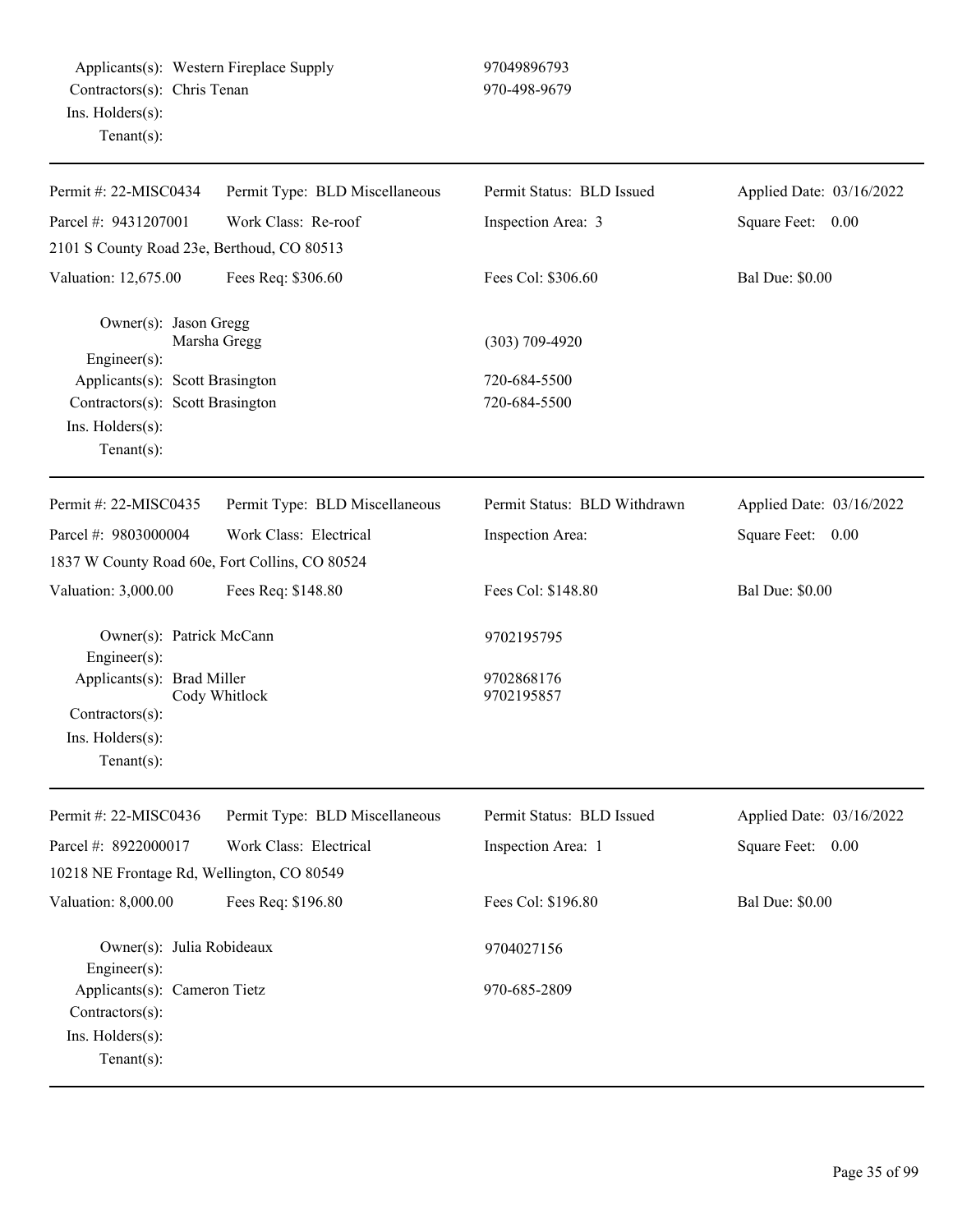Applicants(s): Western Fireplace Supply 97049896793
Contractors(s): Chris Tenan 970-498-9679
Ins. Holders(s):
Tenant(s):

---

| Permit #: 22-MISC0434 | Permit Type: BLD Miscellaneous | Permit Status: BLD Issued | Applied Date: 03/16/2022 |
|---|---|---|---|
| Parcel #: 9431207001 | Work Class: Re-roof | Inspection Area: 3 | Square Feet: 0.00 |
| 2101 S County Road 23e, Berthoud, CO 80513 | | | |
| Valuation: 12,675.00 | Fees Req: $306.60 | Fees Col: $306.60 | Bal Due: $0.00 |

Owner(s): Jason Gregg
Marsha Gregg (303) 709-4920
Engineer(s):
Applicants(s): Scott Brasington 720-684-5500
Contractors(s): Scott Brasington 720-684-5500
Ins. Holders(s):
Tenant(s):

---

| Permit #: 22-MISC0435 | Permit Type: BLD Miscellaneous | Permit Status: BLD Withdrawn | Applied Date: 03/16/2022 |
|---|---|---|---|
| Parcel #: 9803000004 | Work Class: Electrical | Inspection Area: | Square Feet: 0.00 |
| 1837 W County Road 60e, Fort Collins, CO 80524 | | | |
| Valuation: 3,000.00 | Fees Req: $148.80 | Fees Col: $148.80 | Bal Due: $0.00 |

Owner(s): Patrick McCann 9702195795
Engineer(s):
Applicants(s): Brad Miller 9702868176
Cody Whitlock 9702195857
Contractors(s):
Ins. Holders(s):
Tenant(s):

---

| Permit #: 22-MISC0436 | Permit Type: BLD Miscellaneous | Permit Status: BLD Issued | Applied Date: 03/16/2022 |
|---|---|---|---|
| Parcel #: 8922000017 | Work Class: Electrical | Inspection Area: 1 | Square Feet: 0.00 |
| 10218 NE Frontage Rd, Wellington, CO 80549 | | | |
| Valuation: 8,000.00 | Fees Req: $196.80 | Fees Col: $196.80 | Bal Due: $0.00 |

Owner(s): Julia Robideaux 9704027156
Engineer(s):
Applicants(s): Cameron Tietz 970-685-2809
Contractors(s):
Ins. Holders(s):
Tenant(s):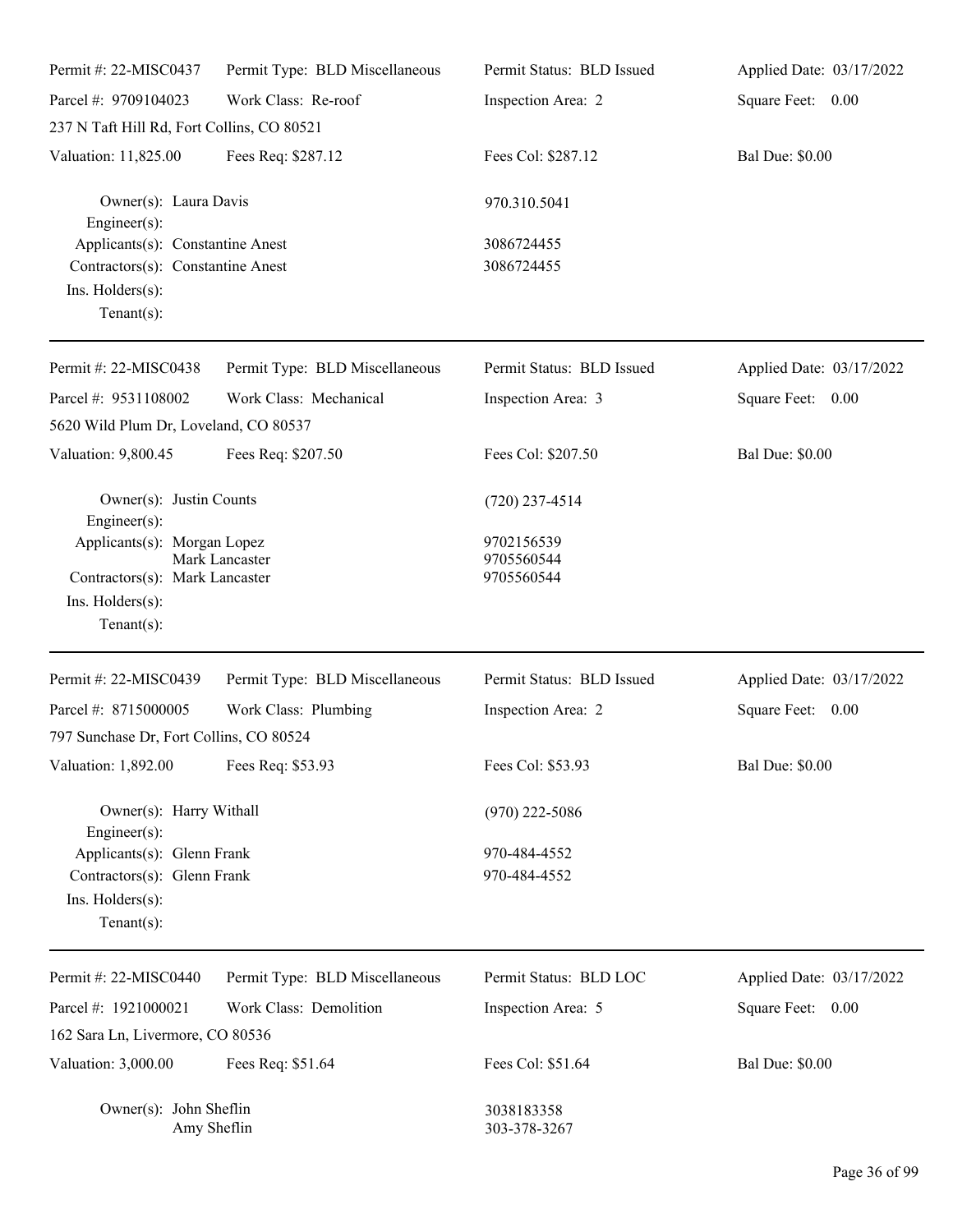| Permit #: 22-MISC0437 | Permit Type: BLD Miscellaneous | Permit Status: BLD Issued | Applied Date: 03/17/2022 |
|---|---|---|---|
| Parcel #: 9709104023 | Work Class: Re-roof | Inspection Area: 2 | Square Feet: 0.00 |
| 237 N Taft Hill Rd, Fort Collins, CO 80521 | | | |
| Valuation: 11,825.00 | Fees Req: $287.12 | Fees Col: $287.12 | Bal Due: $0.00 |

Owner(s): Laura Davis — 970.310.5041
Engineer(s):
Applicants(s): Constantine Anest — 3086724455
Contractors(s): Constantine Anest — 3086724455
Ins. Holders(s):
Tenant(s):

---

| Permit #: 22-MISC0438 | Permit Type: BLD Miscellaneous | Permit Status: BLD Issued | Applied Date: 03/17/2022 |
|---|---|---|---|
| Parcel #: 9531108002 | Work Class: Mechanical | Inspection Area: 3 | Square Feet: 0.00 |
| 5620 Wild Plum Dr, Loveland, CO 80537 | | | |
| Valuation: 9,800.45 | Fees Req: $207.50 | Fees Col: $207.50 | Bal Due: $0.00 |

Owner(s): Justin Counts — (720) 237-4514
Engineer(s):
Applicants(s): Morgan Lopez — 9702156539
Mark Lancaster — 9705560544
Contractors(s): Mark Lancaster — 9705560544
Ins. Holders(s):
Tenant(s):

---

| Permit #: 22-MISC0439 | Permit Type: BLD Miscellaneous | Permit Status: BLD Issued | Applied Date: 03/17/2022 |
|---|---|---|---|
| Parcel #: 8715000005 | Work Class: Plumbing | Inspection Area: 2 | Square Feet: 0.00 |
| 797 Sunchase Dr, Fort Collins, CO 80524 | | | |
| Valuation: 1,892.00 | Fees Req: $53.93 | Fees Col: $53.93 | Bal Due: $0.00 |

Owner(s): Harry Withall — (970) 222-5086
Engineer(s):
Applicants(s): Glenn Frank — 970-484-4552
Contractors(s): Glenn Frank — 970-484-4552
Ins. Holders(s):
Tenant(s):

---

| Permit #: 22-MISC0440 | Permit Type: BLD Miscellaneous | Permit Status: BLD LOC | Applied Date: 03/17/2022 |
|---|---|---|---|
| Parcel #: 1921000021 | Work Class: Demolition | Inspection Area: 5 | Square Feet: 0.00 |
| 162 Sara Ln, Livermore, CO 80536 | | | |
| Valuation: 3,000.00 | Fees Req: $51.64 | Fees Col: $51.64 | Bal Due: $0.00 |

Owner(s): John Sheflin — 3038183358
Amy Sheflin — 303-378-3267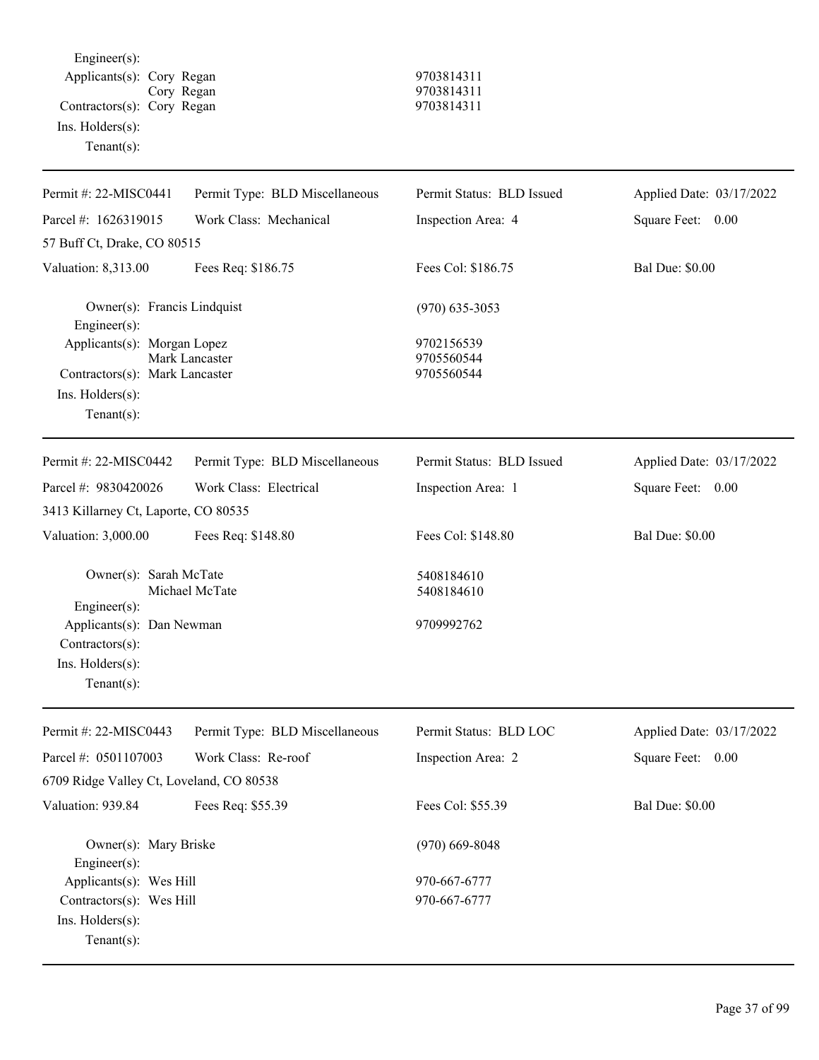Engineer(s):
Applicants(s): Cory Regan 9703814311
Cory Regan 9703814311
Contractors(s): Cory Regan 9703814311
Ins. Holders(s):
Tenant(s):

---

| Permit #: 22-MISC0441 | Permit Type: BLD Miscellaneous | Permit Status: BLD Issued | Applied Date: 03/17/2022 |
|---|---|---|---|
| Parcel #: 1626319015 | Work Class: Mechanical | Inspection Area: 4 | Square Feet: 0.00 |
| 57 Buff Ct, Drake, CO 80515 | | | |
| Valuation: 8,313.00 | Fees Req: $186.75 | Fees Col: $186.75 | Bal Due: $0.00 |

Owner(s): Francis Lindquist (970) 635-3053
Engineer(s):
Applicants(s): Morgan Lopez 9702156539
Mark Lancaster 9705560544
Contractors(s): Mark Lancaster 9705560544
Ins. Holders(s):
Tenant(s):

---

| Permit #: 22-MISC0442 | Permit Type: BLD Miscellaneous | Permit Status: BLD Issued | Applied Date: 03/17/2022 |
|---|---|---|---|
| Parcel #: 9830420026 | Work Class: Electrical | Inspection Area: 1 | Square Feet: 0.00 |
| 3413 Killarney Ct, Laporte, CO 80535 | | | |
| Valuation: 3,000.00 | Fees Req: $148.80 | Fees Col: $148.80 | Bal Due: $0.00 |

Owner(s): Sarah McTate 5408184610
Michael McTate 5408184610
Engineer(s):
Applicants(s): Dan Newman 9709992762
Contractors(s):
Ins. Holders(s):
Tenant(s):

---

| Permit #: 22-MISC0443 | Permit Type: BLD Miscellaneous | Permit Status: BLD LOC | Applied Date: 03/17/2022 |
|---|---|---|---|
| Parcel #: 0501107003 | Work Class: Re-roof | Inspection Area: 2 | Square Feet: 0.00 |
| 6709 Ridge Valley Ct, Loveland, CO 80538 | | | |
| Valuation: 939.84 | Fees Req: $55.39 | Fees Col: $55.39 | Bal Due: $0.00 |

Owner(s): Mary Briske (970) 669-8048
Engineer(s):
Applicants(s): Wes Hill 970-667-6777
Contractors(s): Wes Hill 970-667-6777
Ins. Holders(s):
Tenant(s):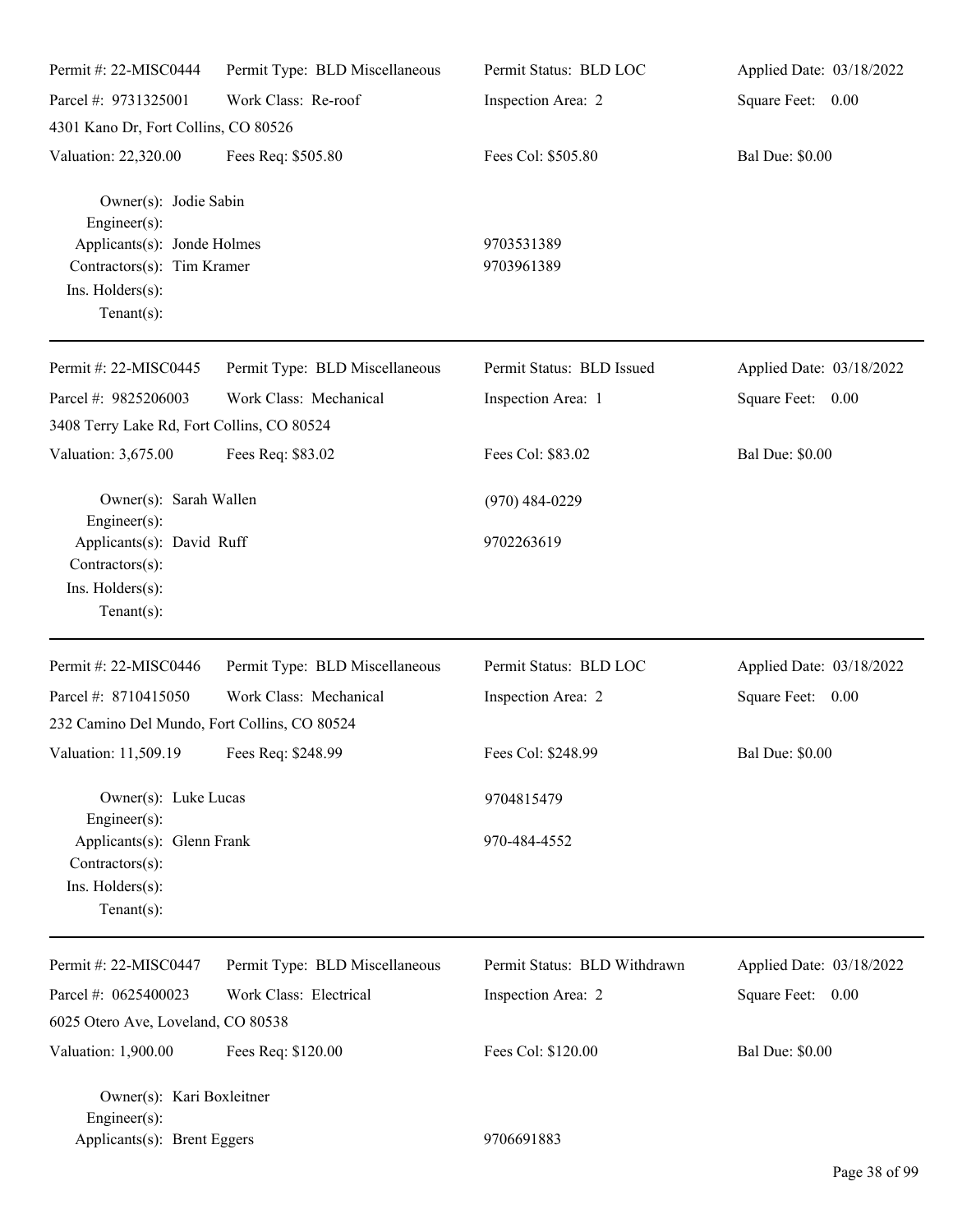| Permit #: 22-MISC0444 | Permit Type: BLD Miscellaneous | Permit Status: BLD LOC | Applied Date: 03/18/2022 |
|---|---|---|---|
| Parcel #: 9731325001 | Work Class: Re-roof | Inspection Area: 2 | Square Feet: 0.00 |
| 4301 Kano Dr, Fort Collins, CO 80526 | | | |
| Valuation: 22,320.00 | Fees Req: $505.80 | Fees Col: $505.80 | Bal Due: $0.00 |

Owner(s): Jodie Sabin
Engineer(s):
Applicants(s): Jonde Holmes — 9703531389
Contractors(s): Tim Kramer — 9703961389
Ins. Holders(s):
Tenant(s):

---

| Permit #: 22-MISC0445 | Permit Type: BLD Miscellaneous | Permit Status: BLD Issued | Applied Date: 03/18/2022 |
|---|---|---|---|
| Parcel #: 9825206003 | Work Class: Mechanical | Inspection Area: 1 | Square Feet: 0.00 |
| 3408 Terry Lake Rd, Fort Collins, CO 80524 | | | |
| Valuation: 3,675.00 | Fees Req: $83.02 | Fees Col: $83.02 | Bal Due: $0.00 |

Owner(s): Sarah Wallen — (970) 484-0229
Engineer(s):
Applicants(s): David Ruff — 9702263619
Contractors(s):
Ins. Holders(s):
Tenant(s):

---

| Permit #: 22-MISC0446 | Permit Type: BLD Miscellaneous | Permit Status: BLD LOC | Applied Date: 03/18/2022 |
|---|---|---|---|
| Parcel #: 8710415050 | Work Class: Mechanical | Inspection Area: 2 | Square Feet: 0.00 |
| 232 Camino Del Mundo, Fort Collins, CO 80524 | | | |
| Valuation: 11,509.19 | Fees Req: $248.99 | Fees Col: $248.99 | Bal Due: $0.00 |

Owner(s): Luke Lucas — 9704815479
Engineer(s):
Applicants(s): Glenn Frank — 970-484-4552
Contractors(s):
Ins. Holders(s):
Tenant(s):

---

| Permit #: 22-MISC0447 | Permit Type: BLD Miscellaneous | Permit Status: BLD Withdrawn | Applied Date: 03/18/2022 |
|---|---|---|---|
| Parcel #: 0625400023 | Work Class: Electrical | Inspection Area: 2 | Square Feet: 0.00 |
| 6025 Otero Ave, Loveland, CO 80538 | | | |
| Valuation: 1,900.00 | Fees Req: $120.00 | Fees Col: $120.00 | Bal Due: $0.00 |

Owner(s): Kari Boxleitner
Engineer(s):
Applicants(s): Brent Eggers — 9706691883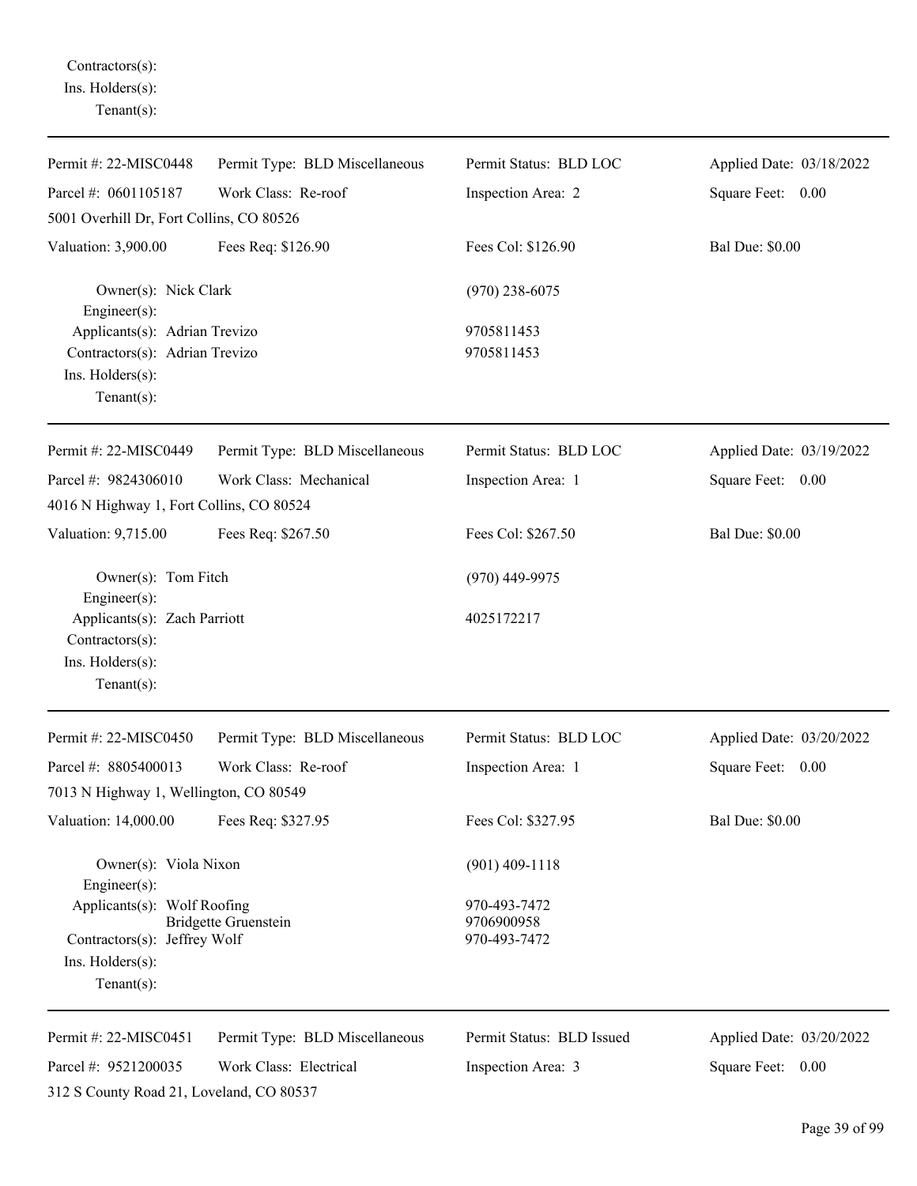Contractors(s):
Ins. Holders(s):
Tenant(s):

---

Permit #: 22-MISC0448 | Permit Type: BLD Miscellaneous | Permit Status: BLD LOC | Applied Date: 03/18/2022

Parcel #: 0601105187 | Work Class: Re-roof | Inspection Area: 2 | Square Feet: 0.00

5001 Overhill Dr, Fort Collins, CO 80526

Valuation: 3,900.00 | Fees Req: $126.90 | Fees Col: $126.90 | Bal Due: $0.00

Owner(s): Nick Clark (970) 238-6075
Engineer(s):
Applicants(s): Adrian Trevizo 9705811453
Contractors(s): Adrian Trevizo 9705811453
Ins. Holders(s):
Tenant(s):

---

Permit #: 22-MISC0449 | Permit Type: BLD Miscellaneous | Permit Status: BLD LOC | Applied Date: 03/19/2022

Parcel #: 9824306010 | Work Class: Mechanical | Inspection Area: 1 | Square Feet: 0.00

4016 N Highway 1, Fort Collins, CO 80524

Valuation: 9,715.00 | Fees Req: $267.50 | Fees Col: $267.50 | Bal Due: $0.00

Owner(s): Tom Fitch (970) 449-9975
Engineer(s):
Applicants(s): Zach Parriott 4025172217
Contractors(s):
Ins. Holders(s):
Tenant(s):

---

Permit #: 22-MISC0450 | Permit Type: BLD Miscellaneous | Permit Status: BLD LOC | Applied Date: 03/20/2022

Parcel #: 8805400013 | Work Class: Re-roof | Inspection Area: 1 | Square Feet: 0.00

7013 N Highway 1, Wellington, CO 80549

Valuation: 14,000.00 | Fees Req: $327.95 | Fees Col: $327.95 | Bal Due: $0.00

Owner(s): Viola Nixon (901) 409-1118
Engineer(s):
Applicants(s): Wolf Roofing 970-493-7472
Bridgette Gruenstein 9706900958
Contractors(s): Jeffrey Wolf 970-493-7472
Ins. Holders(s):
Tenant(s):

---

Permit #: 22-MISC0451 | Permit Type: BLD Miscellaneous | Permit Status: BLD Issued | Applied Date: 03/20/2022

Parcel #: 9521200035 | Work Class: Electrical | Inspection Area: 3 | Square Feet: 0.00

312 S County Road 21, Loveland, CO 80537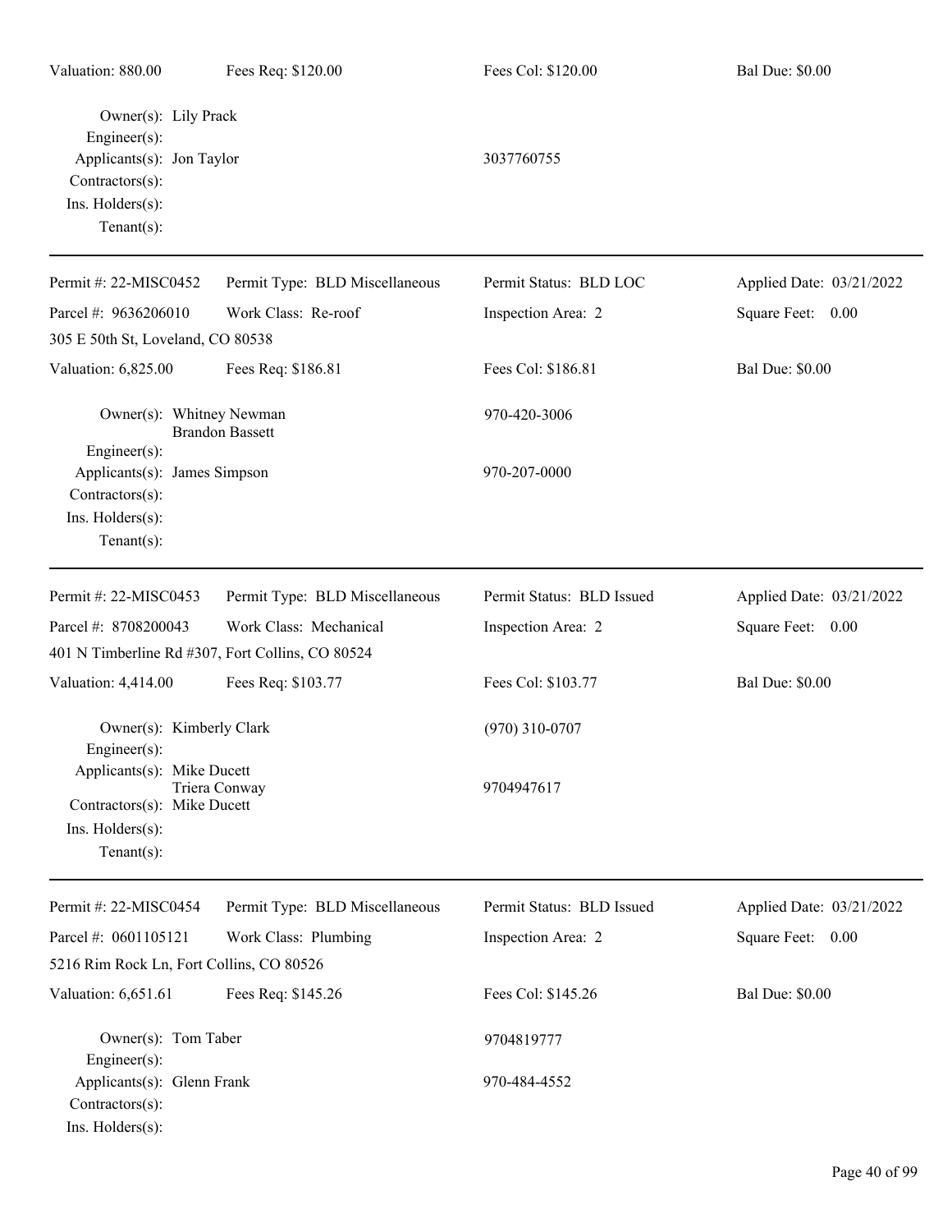Valuation: 880.00 | Fees Req: $120.00 | Fees Col: $120.00 | Bal Due: $0.00

Owner(s): Lily Prack
Engineer(s):
Applicants(s): Jon Taylor — 3037760755
Contractors(s):
Ins. Holders(s):
Tenant(s):

---

| Permit #: 22-MISC0452 | Permit Type: BLD Miscellaneous | Permit Status: BLD LOC | Applied Date: 03/21/2022 |
|---|---|---|---|
| Parcel #: 9636206010 | Work Class: Re-roof | Inspection Area: 2 | Square Feet: 0.00 |
| 305 E 50th St, Loveland, CO 80538 | | | |
| Valuation: 6,825.00 | Fees Req: $186.81 | Fees Col: $186.81 | Bal Due: $0.00 |

Owner(s): Whitney Newman, Brandon Bassett — 970-420-3006
Engineer(s):
Applicants(s): James Simpson — 970-207-0000
Contractors(s):
Ins. Holders(s):
Tenant(s):

---

| Permit #: 22-MISC0453 | Permit Type: BLD Miscellaneous | Permit Status: BLD Issued | Applied Date: 03/21/2022 |
|---|---|---|---|
| Parcel #: 8708200043 | Work Class: Mechanical | Inspection Area: 2 | Square Feet: 0.00 |
| 401 N Timberline Rd #307, Fort Collins, CO 80524 | | | |
| Valuation: 4,414.00 | Fees Req: $103.77 | Fees Col: $103.77 | Bal Due: $0.00 |

Owner(s): Kimberly Clark — (970) 310-0707
Engineer(s):
Applicants(s): Mike Ducett, Triera Conway — 9704947617
Contractors(s): Mike Ducett
Ins. Holders(s):
Tenant(s):

---

| Permit #: 22-MISC0454 | Permit Type: BLD Miscellaneous | Permit Status: BLD Issued | Applied Date: 03/21/2022 |
|---|---|---|---|
| Parcel #: 0601105121 | Work Class: Plumbing | Inspection Area: 2 | Square Feet: 0.00 |
| 5216 Rim Rock Ln, Fort Collins, CO 80526 | | | |
| Valuation: 6,651.61 | Fees Req: $145.26 | Fees Col: $145.26 | Bal Due: $0.00 |

Owner(s): Tom Taber — 9704819777
Engineer(s):
Applicants(s): Glenn Frank — 970-484-4552
Contractors(s):
Ins. Holders(s):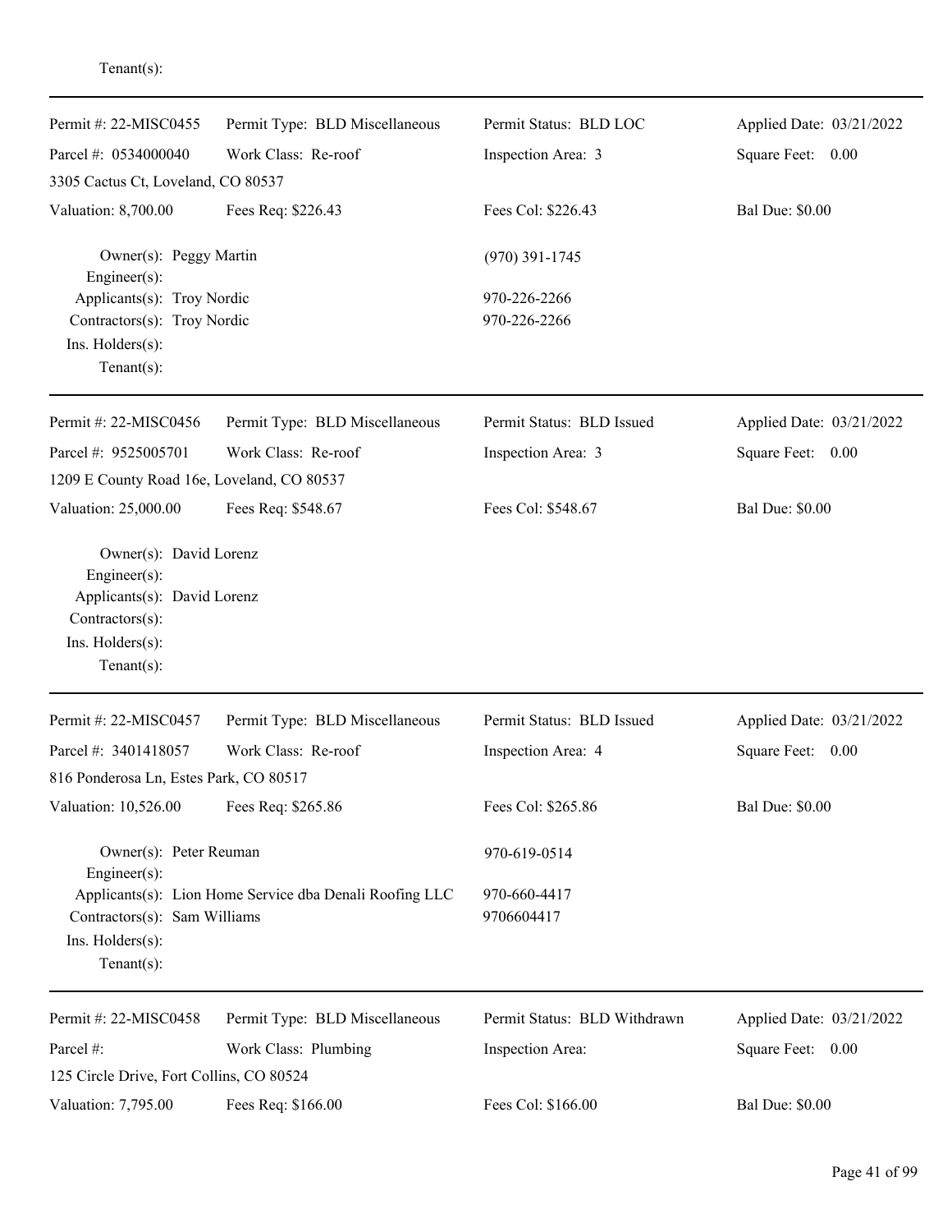Tenant(s):

---

| Permit #: 22-MISC0455 | Permit Type: BLD Miscellaneous | Permit Status: BLD LOC | Applied Date: 03/21/2022 |
|---|---|---|---|
| Parcel #: 0534000040 | Work Class: Re-roof | Inspection Area: 3 | Square Feet: 0.00 |
| 3305 Cactus Ct, Loveland, CO 80537 | | | |
| Valuation: 8,700.00 | Fees Req: $226.43 | Fees Col: $226.43 | Bal Due: $0.00 |

Owner(s): Peggy Martin (970) 391-1745
Engineer(s):
Applicants(s): Troy Nordic 970-226-2266
Contractors(s): Troy Nordic 970-226-2266
Ins. Holders(s):
Tenant(s):

---

| Permit #: 22-MISC0456 | Permit Type: BLD Miscellaneous | Permit Status: BLD Issued | Applied Date: 03/21/2022 |
|---|---|---|---|
| Parcel #: 9525005701 | Work Class: Re-roof | Inspection Area: 3 | Square Feet: 0.00 |
| 1209 E County Road 16e, Loveland, CO 80537 | | | |
| Valuation: 25,000.00 | Fees Req: $548.67 | Fees Col: $548.67 | Bal Due: $0.00 |

Owner(s): David Lorenz
Engineer(s):
Applicants(s): David Lorenz
Contractors(s):
Ins. Holders(s):
Tenant(s):

---

| Permit #: 22-MISC0457 | Permit Type: BLD Miscellaneous | Permit Status: BLD Issued | Applied Date: 03/21/2022 |
|---|---|---|---|
| Parcel #: 3401418057 | Work Class: Re-roof | Inspection Area: 4 | Square Feet: 0.00 |
| 816 Ponderosa Ln, Estes Park, CO 80517 | | | |
| Valuation: 10,526.00 | Fees Req: $265.86 | Fees Col: $265.86 | Bal Due: $0.00 |

Owner(s): Peter Reuman 970-619-0514
Engineer(s):
Applicants(s): Lion Home Service dba Denali Roofing LLC 970-660-4417
Contractors(s): Sam Williams 9706604417
Ins. Holders(s):
Tenant(s):

---

| Permit #: 22-MISC0458 | Permit Type: BLD Miscellaneous | Permit Status: BLD Withdrawn | Applied Date: 03/21/2022 |
|---|---|---|---|
| Parcel #: | Work Class: Plumbing | Inspection Area: | Square Feet: 0.00 |
| 125 Circle Drive, Fort Collins, CO 80524 | | | |
| Valuation: 7,795.00 | Fees Req: $166.00 | Fees Col: $166.00 | Bal Due: $0.00 |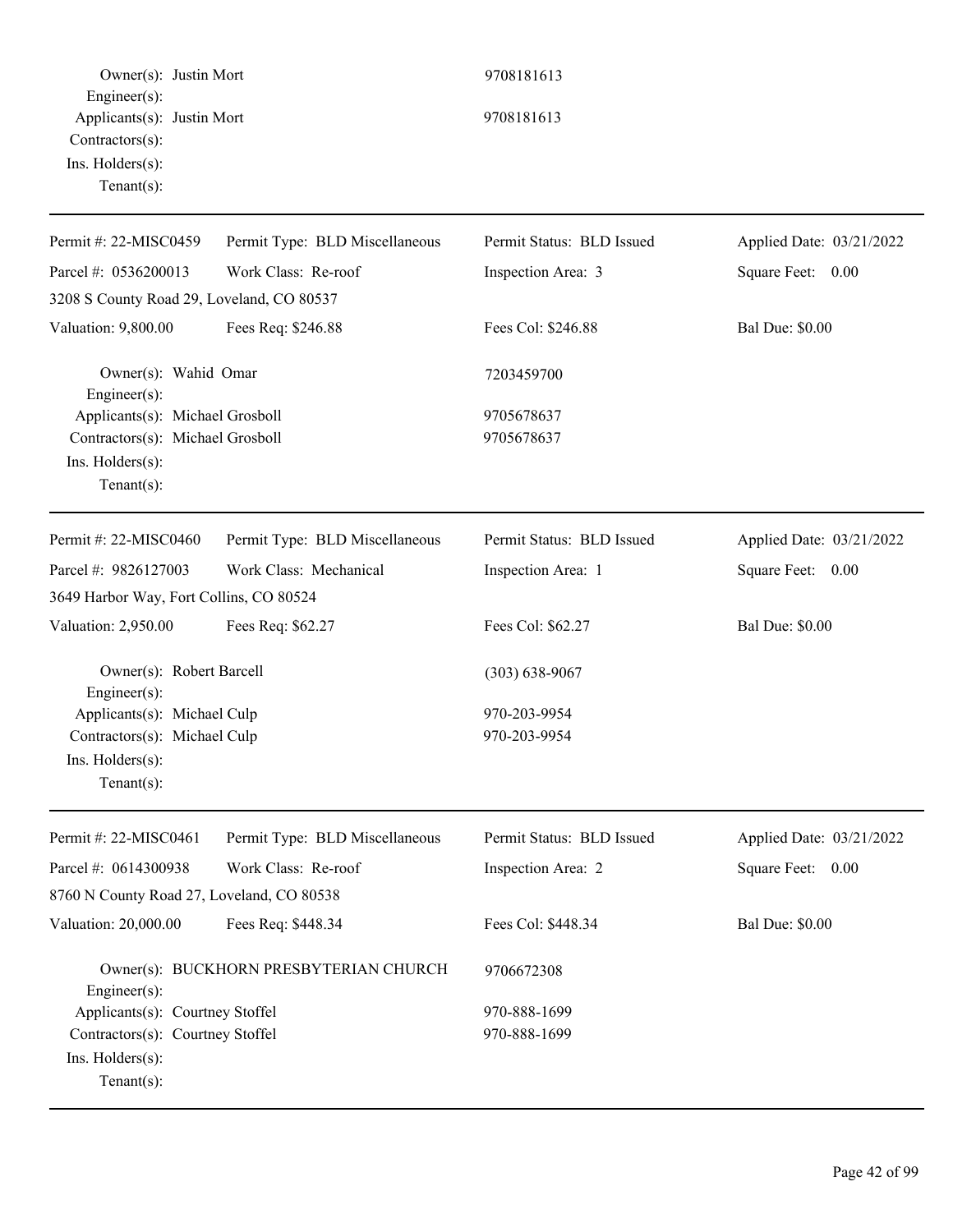Owner(s): Justin Mort 9708181613
Engineer(s):
Applicants(s): Justin Mort 9708181613
Contractors(s):
Ins. Holders(s):
Tenant(s):

---

| Permit #: 22-MISC0459 | Permit Type: BLD Miscellaneous | Permit Status: BLD Issued | Applied Date: 03/21/2022 |
|---|---|---|---|
| Parcel #: 0536200013 | Work Class: Re-roof | Inspection Area: 3 | Square Feet: 0.00 |
| 3208 S County Road 29, Loveland, CO 80537 | | | |
| Valuation: 9,800.00 | Fees Req: $246.88 | Fees Col: $246.88 | Bal Due: $0.00 |

Owner(s): Wahid Omar 7203459700
Engineer(s):
Applicants(s): Michael Grosboll 9705678637
Contractors(s): Michael Grosboll 9705678637
Ins. Holders(s):
Tenant(s):

---

| Permit #: 22-MISC0460 | Permit Type: BLD Miscellaneous | Permit Status: BLD Issued | Applied Date: 03/21/2022 |
|---|---|---|---|
| Parcel #: 9826127003 | Work Class: Mechanical | Inspection Area: 1 | Square Feet: 0.00 |
| 3649 Harbor Way, Fort Collins, CO 80524 | | | |
| Valuation: 2,950.00 | Fees Req: $62.27 | Fees Col: $62.27 | Bal Due: $0.00 |

Owner(s): Robert Barcell (303) 638-9067
Engineer(s):
Applicants(s): Michael Culp 970-203-9954
Contractors(s): Michael Culp 970-203-9954
Ins. Holders(s):
Tenant(s):

---

| Permit #: 22-MISC0461 | Permit Type: BLD Miscellaneous | Permit Status: BLD Issued | Applied Date: 03/21/2022 |
|---|---|---|---|
| Parcel #: 0614300938 | Work Class: Re-roof | Inspection Area: 2 | Square Feet: 0.00 |
| 8760 N County Road 27, Loveland, CO 80538 | | | |
| Valuation: 20,000.00 | Fees Req: $448.34 | Fees Col: $448.34 | Bal Due: $0.00 |

Owner(s): BUCKHORN PRESBYTERIAN CHURCH 9706672308
Engineer(s):
Applicants(s): Courtney Stoffel 970-888-1699
Contractors(s): Courtney Stoffel 970-888-1699
Ins. Holders(s):
Tenant(s):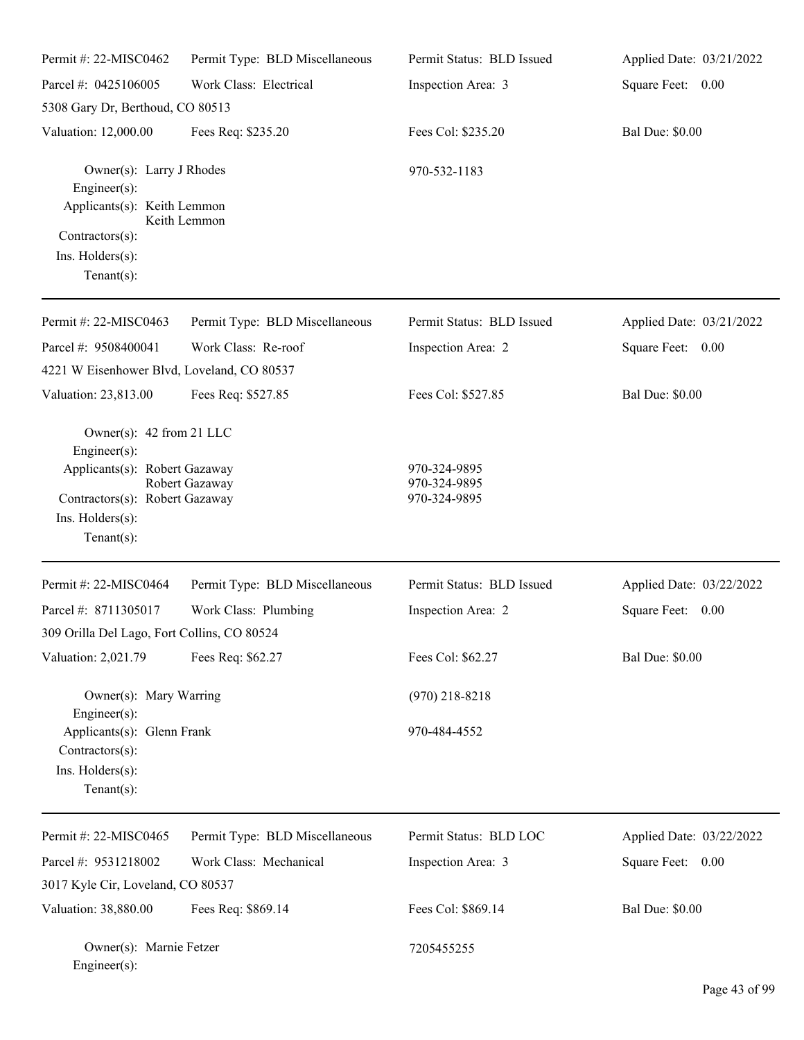Permit #: 22-MISC0462 | Permit Type: BLD Miscellaneous | Permit Status: BLD Issued | Applied Date: 03/21/2022

Parcel #: 0425106005 | Work Class: Electrical | Inspection Area: 3 | Square Feet: 0.00

5308 Gary Dr, Berthoud, CO 80513

Valuation: 12,000.00 | Fees Req: $235.20 | Fees Col: $235.20 | Bal Due: $0.00

Owner(s): Larry J Rhodes 970-532-1183
Engineer(s):
Applicants(s): Keith Lemmon
Keith Lemmon
Contractors(s):
Ins. Holders(s):
Tenant(s):

---

Permit #: 22-MISC0463 | Permit Type: BLD Miscellaneous | Permit Status: BLD Issued | Applied Date: 03/21/2022

Parcel #: 9508400041 | Work Class: Re-roof | Inspection Area: 2 | Square Feet: 0.00

4221 W Eisenhower Blvd, Loveland, CO 80537

Valuation: 23,813.00 | Fees Req: $527.85 | Fees Col: $527.85 | Bal Due: $0.00

Owner(s): 42 from 21 LLC
Engineer(s):
Applicants(s): Robert Gazaway 970-324-9895
Robert Gazaway 970-324-9895
Contractors(s): Robert Gazaway 970-324-9895
Ins. Holders(s):
Tenant(s):

---

Permit #: 22-MISC0464 | Permit Type: BLD Miscellaneous | Permit Status: BLD Issued | Applied Date: 03/22/2022

Parcel #: 8711305017 | Work Class: Plumbing | Inspection Area: 2 | Square Feet: 0.00

309 Orilla Del Lago, Fort Collins, CO 80524

Valuation: 2,021.79 | Fees Req: $62.27 | Fees Col: $62.27 | Bal Due: $0.00

Owner(s): Mary Warring (970) 218-8218
Engineer(s):
Applicants(s): Glenn Frank 970-484-4552
Contractors(s):
Ins. Holders(s):
Tenant(s):

---

Permit #: 22-MISC0465 | Permit Type: BLD Miscellaneous | Permit Status: BLD LOC | Applied Date: 03/22/2022

Parcel #: 9531218002 | Work Class: Mechanical | Inspection Area: 3 | Square Feet: 0.00

3017 Kyle Cir, Loveland, CO 80537

Valuation: 38,880.00 | Fees Req: $869.14 | Fees Col: $869.14 | Bal Due: $0.00

Owner(s): Marnie Fetzer 7205455255
Engineer(s):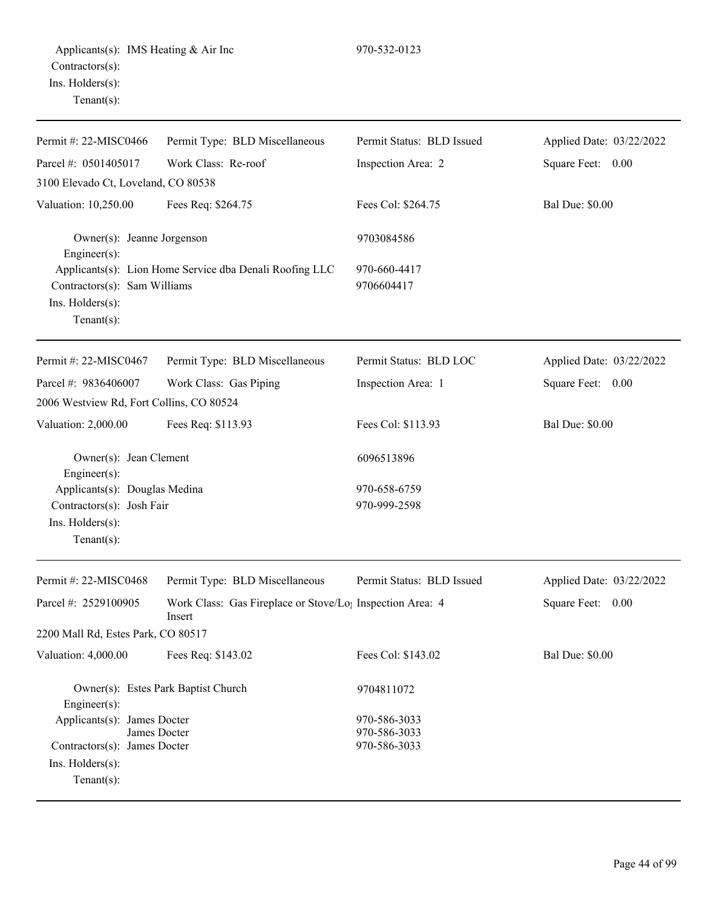Applicants(s): IMS Heating & Air Inc 970-532-0123
Contractors(s):
Ins. Holders(s):
Tenant(s):

---

| Permit #: 22-MISC0466 | Permit Type: BLD Miscellaneous | Permit Status: BLD Issued | Applied Date: 03/22/2022 |
|---|---|---|---|
| Parcel #: 0501405017 | Work Class: Re-roof | Inspection Area: 2 | Square Feet: 0.00 |
| 3100 Elevado Ct, Loveland, CO 80538 | | | |
| Valuation: 10,250.00 | Fees Req: $264.75 | Fees Col: $264.75 | Bal Due: $0.00 |

Owner(s): Jeanne Jorgenson 9703084586
Engineer(s):
Applicants(s): Lion Home Service dba Denali Roofing LLC 970-660-4417
Contractors(s): Sam Williams 9706604417
Ins. Holders(s):
Tenant(s):

---

| Permit #: 22-MISC0467 | Permit Type: BLD Miscellaneous | Permit Status: BLD LOC | Applied Date: 03/22/2022 |
|---|---|---|---|
| Parcel #: 9836406007 | Work Class: Gas Piping | Inspection Area: 1 | Square Feet: 0.00 |
| 2006 Westview Rd, Fort Collins, CO 80524 | | | |
| Valuation: 2,000.00 | Fees Req: $113.93 | Fees Col: $113.93 | Bal Due: $0.00 |

Owner(s): Jean Clement 6096513896
Engineer(s):
Applicants(s): Douglas Medina 970-658-6759
Contractors(s): Josh Fair 970-999-2598
Ins. Holders(s):
Tenant(s):

---

| Permit #: 22-MISC0468 | Permit Type: BLD Miscellaneous | Permit Status: BLD Issued | Applied Date: 03/22/2022 |
|---|---|---|---|
| Parcel #: 2529100905 | Work Class: Gas Fireplace or Stove/Log Insert | Inspection Area: 4 | Square Feet: 0.00 |
| 2200 Mall Rd, Estes Park, CO 80517 | | | |
| Valuation: 4,000.00 | Fees Req: $143.02 | Fees Col: $143.02 | Bal Due: $0.00 |

Owner(s): Estes Park Baptist Church 9704811072
Engineer(s):
Applicants(s): James Docter 970-586-3033
James Docter 970-586-3033
Contractors(s): James Docter 970-586-3033
Ins. Holders(s):
Tenant(s):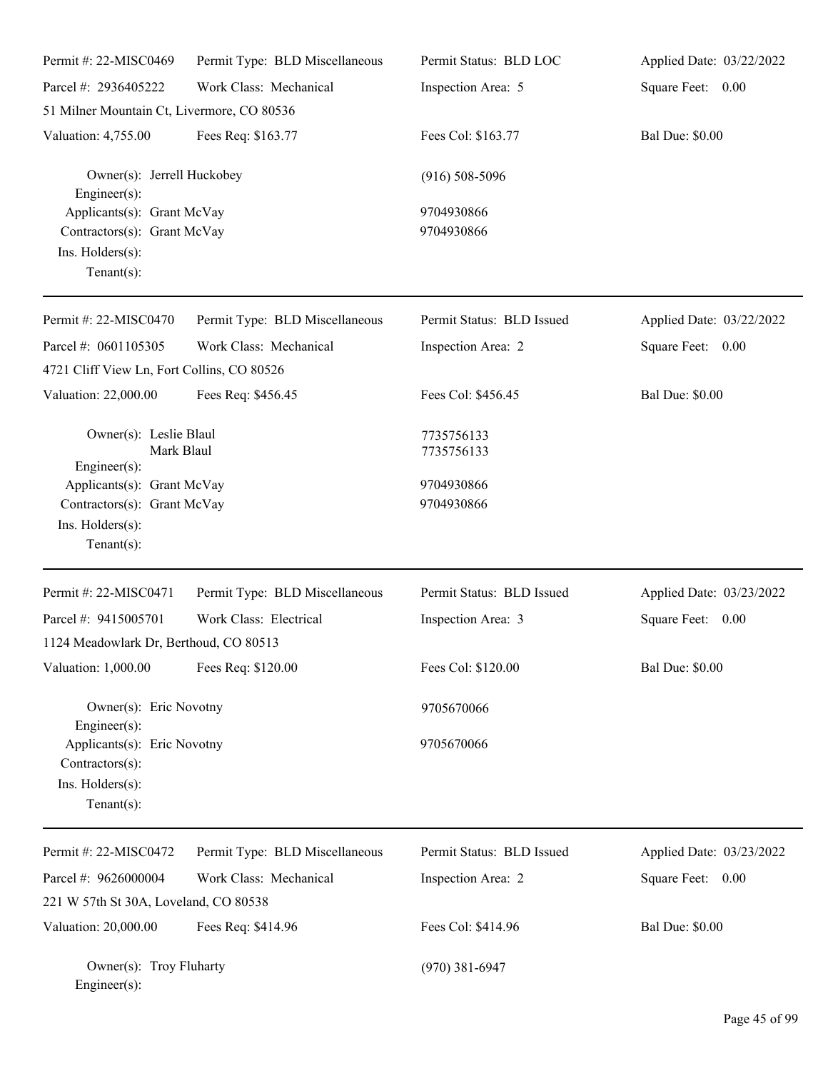Permit #: 22-MISC0469 | Permit Type: BLD Miscellaneous | Permit Status: BLD LOC | Applied Date: 03/22/2022
Parcel #: 2936405222 | Work Class: Mechanical | Inspection Area: 5 | Square Feet: 0.00
51 Milner Mountain Ct, Livermore, CO 80536
Valuation: 4,755.00 | Fees Req: $163.77 | Fees Col: $163.77 | Bal Due: $0.00

Owner(s): Jerrell Huckobey (916) 508-5096
Engineer(s):
Applicants(s): Grant McVay 9704930866
Contractors(s): Grant McVay 9704930866
Ins. Holders(s):
Tenant(s):

---

Permit #: 22-MISC0470 | Permit Type: BLD Miscellaneous | Permit Status: BLD Issued | Applied Date: 03/22/2022
Parcel #: 0601105305 | Work Class: Mechanical | Inspection Area: 2 | Square Feet: 0.00
4721 Cliff View Ln, Fort Collins, CO 80526
Valuation: 22,000.00 | Fees Req: $456.45 | Fees Col: $456.45 | Bal Due: $0.00

Owner(s): Leslie Blaul 7735756133
Mark Blaul 7735756133
Engineer(s):
Applicants(s): Grant McVay 9704930866
Contractors(s): Grant McVay 9704930866
Ins. Holders(s):
Tenant(s):

---

Permit #: 22-MISC0471 | Permit Type: BLD Miscellaneous | Permit Status: BLD Issued | Applied Date: 03/23/2022
Parcel #: 9415005701 | Work Class: Electrical | Inspection Area: 3 | Square Feet: 0.00
1124 Meadowlark Dr, Berthoud, CO 80513
Valuation: 1,000.00 | Fees Req: $120.00 | Fees Col: $120.00 | Bal Due: $0.00

Owner(s): Eric Novotny 9705670066
Engineer(s):
Applicants(s): Eric Novotny 9705670066
Contractors(s):
Ins. Holders(s):
Tenant(s):

---

Permit #: 22-MISC0472 | Permit Type: BLD Miscellaneous | Permit Status: BLD Issued | Applied Date: 03/23/2022
Parcel #: 9626000004 | Work Class: Mechanical | Inspection Area: 2 | Square Feet: 0.00
221 W 57th St 30A, Loveland, CO 80538
Valuation: 20,000.00 | Fees Req: $414.96 | Fees Col: $414.96 | Bal Due: $0.00

Owner(s): Troy Fluharty (970) 381-6947
Engineer(s):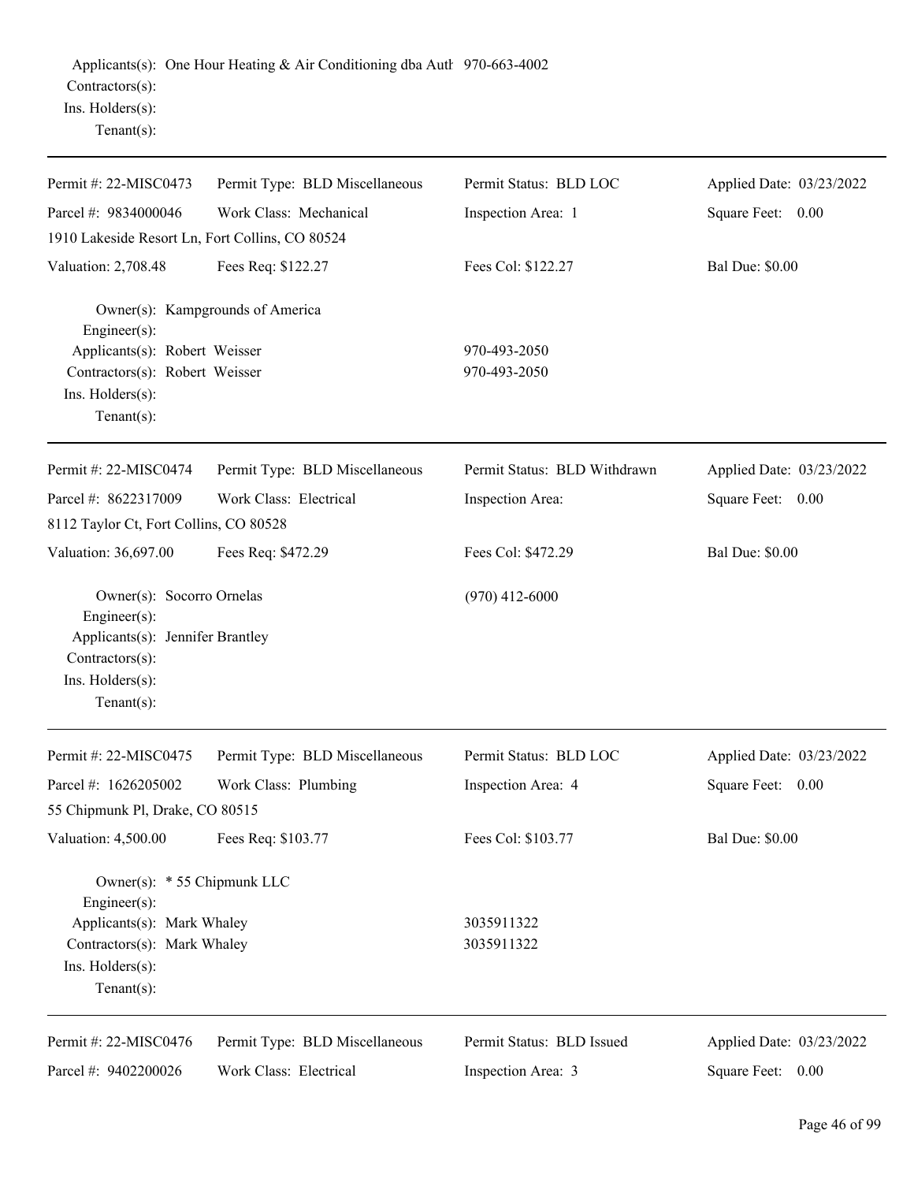Applicants(s): One Hour Heating & Air Conditioning dba Autl 970-663-4002
Contractors(s):
Ins. Holders(s):
Tenant(s):

---

Permit #: 22-MISC0473 | Permit Type: BLD Miscellaneous | Permit Status: BLD LOC | Applied Date: 03/23/2022
Parcel #: 9834000046 | Work Class: Mechanical | Inspection Area: 1 | Square Feet: 0.00
1910 Lakeside Resort Ln, Fort Collins, CO 80524
Valuation: 2,708.48 | Fees Req: $122.27 | Fees Col: $122.27 | Bal Due: $0.00

Owner(s): Kampgrounds of America
Engineer(s):
Applicants(s): Robert Weisser 970-493-2050
Contractors(s): Robert Weisser 970-493-2050
Ins. Holders(s):
Tenant(s):

---

Permit #: 22-MISC0474 | Permit Type: BLD Miscellaneous | Permit Status: BLD Withdrawn | Applied Date: 03/23/2022
Parcel #: 8622317009 | Work Class: Electrical | Inspection Area: | Square Feet: 0.00
8112 Taylor Ct, Fort Collins, CO 80528
Valuation: 36,697.00 | Fees Req: $472.29 | Fees Col: $472.29 | Bal Due: $0.00

Owner(s): Socorro Ornelas (970) 412-6000
Engineer(s):
Applicants(s): Jennifer Brantley
Contractors(s):
Ins. Holders(s):
Tenant(s):

---

Permit #: 22-MISC0475 | Permit Type: BLD Miscellaneous | Permit Status: BLD LOC | Applied Date: 03/23/2022
Parcel #: 1626205002 | Work Class: Plumbing | Inspection Area: 4 | Square Feet: 0.00
55 Chipmunk Pl, Drake, CO 80515
Valuation: 4,500.00 | Fees Req: $103.77 | Fees Col: $103.77 | Bal Due: $0.00

Owner(s): * 55 Chipmunk LLC
Engineer(s):
Applicants(s): Mark Whaley 3035911322
Contractors(s): Mark Whaley 3035911322
Ins. Holders(s):
Tenant(s):

---

Permit #: 22-MISC0476 | Permit Type: BLD Miscellaneous | Permit Status: BLD Issued | Applied Date: 03/23/2022
Parcel #: 9402200026 | Work Class: Electrical | Inspection Area: 3 | Square Feet: 0.00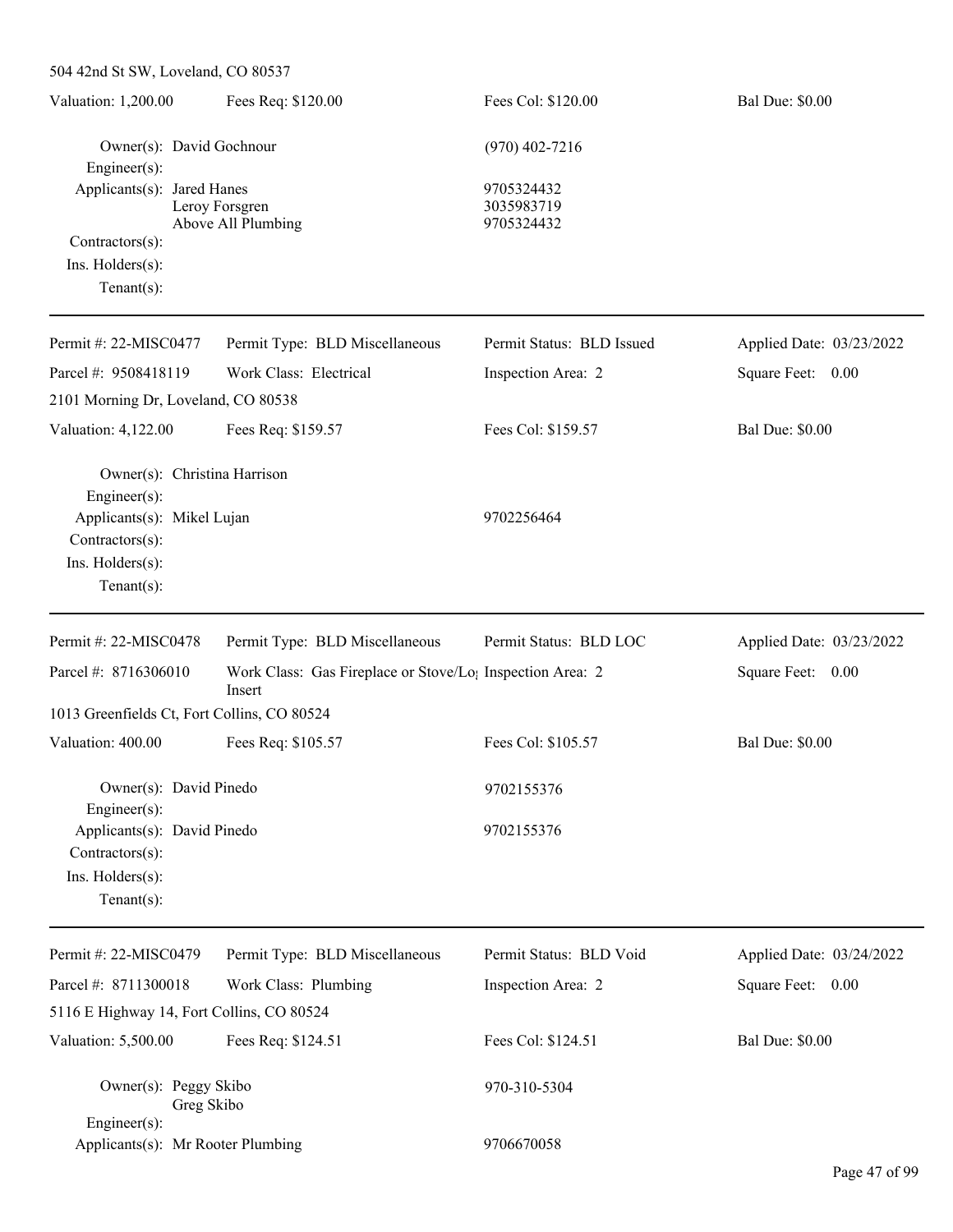504 42nd St SW, Loveland, CO 80537

| Valuation: 1,200.00 | Fees Req: $120.00 | Fees Col: $120.00 | Bal Due: $0.00 |
|---|---|---|---|

Owner(s): David Gochnour (970) 402-7216
Engineer(s):
Applicants(s): Jared Hanes 9705324432
Leroy Forsgren 3035983719
Above All Plumbing 9705324432
Contractors(s):
Ins. Holders(s):
Tenant(s):

---

| Permit #: 22-MISC0477 | Permit Type: BLD Miscellaneous | Permit Status: BLD Issued | Applied Date: 03/23/2022 |
|---|---|---|---|
| Parcel #: 9508418119 | Work Class: Electrical | Inspection Area: 2 | Square Feet: 0.00 |

2101 Morning Dr, Loveland, CO 80538

| Valuation: 4,122.00 | Fees Req: $159.57 | Fees Col: $159.57 | Bal Due: $0.00 |
|---|---|---|---|

Owner(s): Christina Harrison
Engineer(s):
Applicants(s): Mikel Lujan 9702256464
Contractors(s):
Ins. Holders(s):
Tenant(s):

---

| Permit #: 22-MISC0478 | Permit Type: BLD Miscellaneous | Permit Status: BLD LOC | Applied Date: 03/23/2022 |
|---|---|---|---|
| Parcel #: 8716306010 | Work Class: Gas Fireplace or Stove/Log Insert | Inspection Area: 2 | Square Feet: 0.00 |

1013 Greenfields Ct, Fort Collins, CO 80524

| Valuation: 400.00 | Fees Req: $105.57 | Fees Col: $105.57 | Bal Due: $0.00 |
|---|---|---|---|

Owner(s): David Pinedo 9702155376
Engineer(s):
Applicants(s): David Pinedo 9702155376
Contractors(s):
Ins. Holders(s):
Tenant(s):

---

| Permit #: 22-MISC0479 | Permit Type: BLD Miscellaneous | Permit Status: BLD Void | Applied Date: 03/24/2022 |
|---|---|---|---|
| Parcel #: 8711300018 | Work Class: Plumbing | Inspection Area: 2 | Square Feet: 0.00 |

5116 E Highway 14, Fort Collins, CO 80524

| Valuation: 5,500.00 | Fees Req: $124.51 | Fees Col: $124.51 | Bal Due: $0.00 |
|---|---|---|---|

Owner(s): Peggy Skibo 970-310-5304
Greg Skibo
Engineer(s):
Applicants(s): Mr Rooter Plumbing 9706670058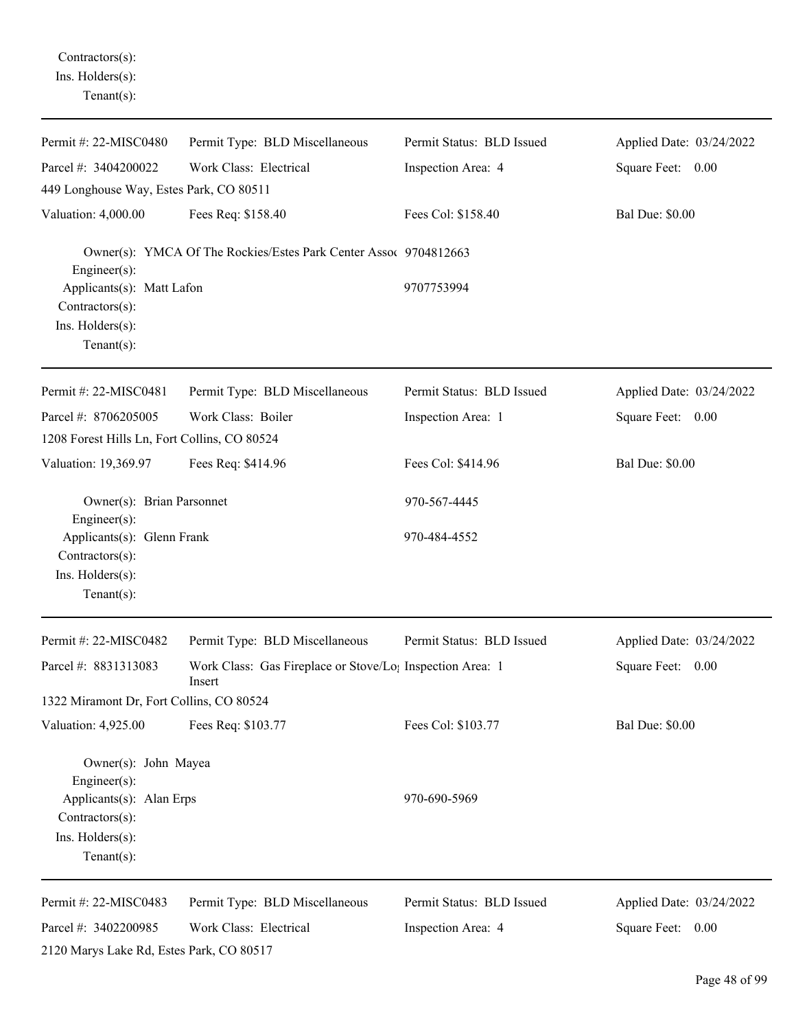Contractors(s):
Ins. Holders(s):
Tenant(s):

---

Permit #: 22-MISC0480 | Permit Type: BLD Miscellaneous | Permit Status: BLD Issued | Applied Date: 03/24/2022

Parcel #: 3404200022 | Work Class: Electrical | Inspection Area: 4 | Square Feet: 0.00

449 Longhouse Way, Estes Park, CO 80511

Valuation: 4,000.00 | Fees Req: $158.40 | Fees Col: $158.40 | Bal Due: $0.00

Owner(s): YMCA Of The Rockies/Estes Park Center Assoc 9704812663
Engineer(s):
Applicants(s): Matt Lafon 9707753994
Contractors(s):
Ins. Holders(s):
Tenant(s):

---

Permit #: 22-MISC0481 | Permit Type: BLD Miscellaneous | Permit Status: BLD Issued | Applied Date: 03/24/2022

Parcel #: 8706205005 | Work Class: Boiler | Inspection Area: 1 | Square Feet: 0.00

1208 Forest Hills Ln, Fort Collins, CO 80524

Valuation: 19,369.97 | Fees Req: $414.96 | Fees Col: $414.96 | Bal Due: $0.00

Owner(s): Brian Parsonnet 970-567-4445
Engineer(s):
Applicants(s): Glenn Frank 970-484-4552
Contractors(s):
Ins. Holders(s):
Tenant(s):

---

Permit #: 22-MISC0482 | Permit Type: BLD Miscellaneous | Permit Status: BLD Issued | Applied Date: 03/24/2022

Parcel #: 8831313083 | Work Class: Gas Fireplace or Stove/Log Insert | Inspection Area: 1 | Square Feet: 0.00

1322 Miramont Dr, Fort Collins, CO 80524

Valuation: 4,925.00 | Fees Req: $103.77 | Fees Col: $103.77 | Bal Due: $0.00

Owner(s): John Mayea
Engineer(s):
Applicants(s): Alan Erps 970-690-5969
Contractors(s):
Ins. Holders(s):
Tenant(s):

---

Permit #: 22-MISC0483 | Permit Type: BLD Miscellaneous | Permit Status: BLD Issued | Applied Date: 03/24/2022

Parcel #: 3402200985 | Work Class: Electrical | Inspection Area: 4 | Square Feet: 0.00

2120 Marys Lake Rd, Estes Park, CO 80517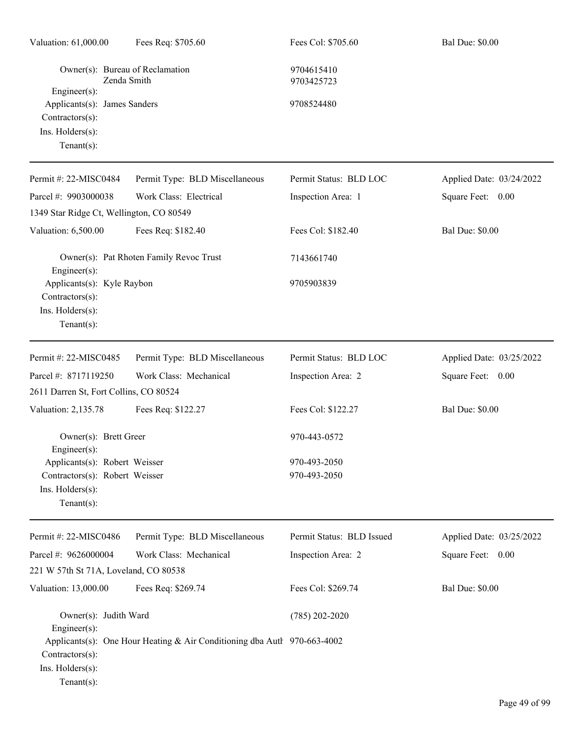| Valuation: 61,000.00 | Fees Req: $705.60 | Fees Col: $705.60 | Bal Due: $0.00 |
|---|---|---|---|

Owner(s): Bureau of Reclamation — 9704615410
Zenda Smith — 9703425723
Engineer(s):
Applicants(s): James Sanders — 9708524480
Contractors(s):
Ins. Holders(s):
Tenant(s):

---

| Permit #: 22-MISC0484 | Permit Type: BLD Miscellaneous | Permit Status: BLD LOC | Applied Date: 03/24/2022 |
|---|---|---|---|
| Parcel #: 9903000038 | Work Class: Electrical | Inspection Area: 1 | Square Feet: 0.00 |
| 1349 Star Ridge Ct, Wellington, CO 80549 | | | |
| Valuation: 6,500.00 | Fees Req: $182.40 | Fees Col: $182.40 | Bal Due: $0.00 |

Owner(s): Pat Rhoten Family Revoc Trust — 7143661740
Engineer(s):
Applicants(s): Kyle Raybon — 9705903839
Contractors(s):
Ins. Holders(s):
Tenant(s):

---

| Permit #: 22-MISC0485 | Permit Type: BLD Miscellaneous | Permit Status: BLD LOC | Applied Date: 03/25/2022 |
|---|---|---|---|
| Parcel #: 8717119250 | Work Class: Mechanical | Inspection Area: 2 | Square Feet: 0.00 |
| 2611 Darren St, Fort Collins, CO 80524 | | | |
| Valuation: 2,135.78 | Fees Req: $122.27 | Fees Col: $122.27 | Bal Due: $0.00 |

Owner(s): Brett Greer — 970-443-0572
Engineer(s):
Applicants(s): Robert Weisser — 970-493-2050
Contractors(s): Robert Weisser — 970-493-2050
Ins. Holders(s):
Tenant(s):

---

| Permit #: 22-MISC0486 | Permit Type: BLD Miscellaneous | Permit Status: BLD Issued | Applied Date: 03/25/2022 |
|---|---|---|---|
| Parcel #: 9626000004 | Work Class: Mechanical | Inspection Area: 2 | Square Feet: 0.00 |
| 221 W 57th St 71A, Loveland, CO 80538 | | | |
| Valuation: 13,000.00 | Fees Req: $269.74 | Fees Col: $269.74 | Bal Due: $0.00 |

Owner(s): Judith Ward — (785) 202-2020
Engineer(s):
Applicants(s): One Hour Heating & Air Conditioning dba Auth — 970-663-4002
Contractors(s):
Ins. Holders(s):
Tenant(s):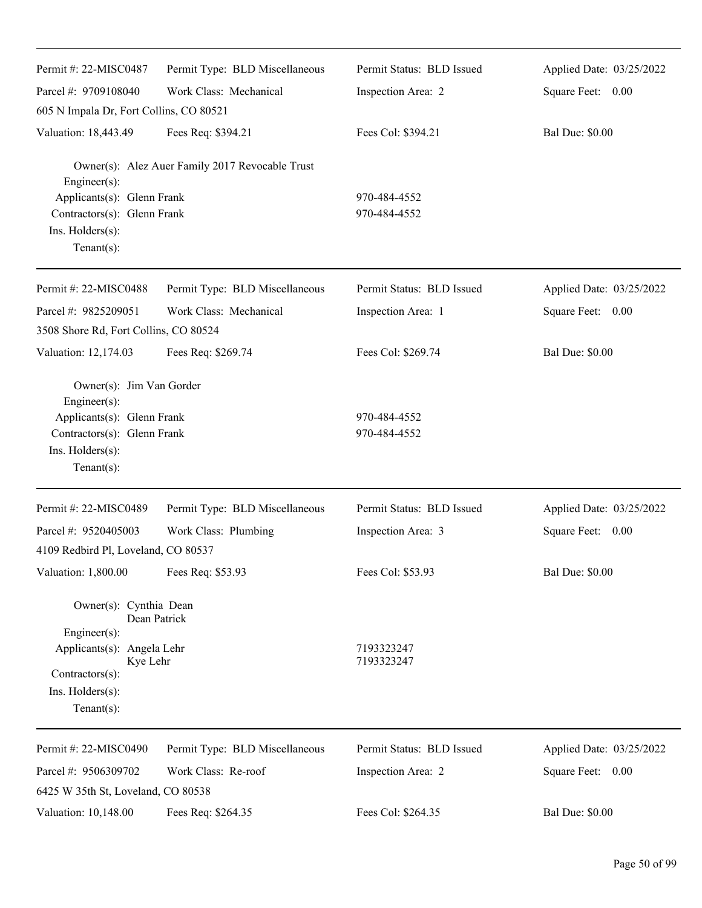Permit #: 22-MISC0487 | Permit Type: BLD Miscellaneous | Permit Status: BLD Issued | Applied Date: 03/25/2022

Parcel #: 9709108040 | Work Class: Mechanical | Inspection Area: 2 | Square Feet: 0.00

605 N Impala Dr, Fort Collins, CO 80521

Valuation: 18,443.49 | Fees Req: $394.21 | Fees Col: $394.21 | Bal Due: $0.00

Owner(s): Alez Auer Family 2017 Revocable Trust
Engineer(s):
Applicants(s): Glenn Frank 970-484-4552
Contractors(s): Glenn Frank 970-484-4552
Ins. Holders(s):
Tenant(s):

---

Permit #: 22-MISC0488 | Permit Type: BLD Miscellaneous | Permit Status: BLD Issued | Applied Date: 03/25/2022

Parcel #: 9825209051 | Work Class: Mechanical | Inspection Area: 1 | Square Feet: 0.00

3508 Shore Rd, Fort Collins, CO 80524

Valuation: 12,174.03 | Fees Req: $269.74 | Fees Col: $269.74 | Bal Due: $0.00

Owner(s): Jim Van Gorder
Engineer(s):
Applicants(s): Glenn Frank 970-484-4552
Contractors(s): Glenn Frank 970-484-4552
Ins. Holders(s):
Tenant(s):

---

Permit #: 22-MISC0489 | Permit Type: BLD Miscellaneous | Permit Status: BLD Issued | Applied Date: 03/25/2022

Parcel #: 9520405003 | Work Class: Plumbing | Inspection Area: 3 | Square Feet: 0.00

4109 Redbird Pl, Loveland, CO 80537

Valuation: 1,800.00 | Fees Req: $53.93 | Fees Col: $53.93 | Bal Due: $0.00

Owner(s): Cynthia Dean
Dean Patrick
Engineer(s):
Applicants(s): Angela Lehr 7193323247
Kye Lehr 7193323247
Contractors(s):
Ins. Holders(s):
Tenant(s):

---

Permit #: 22-MISC0490 | Permit Type: BLD Miscellaneous | Permit Status: BLD Issued | Applied Date: 03/25/2022

Parcel #: 9506309702 | Work Class: Re-roof | Inspection Area: 2 | Square Feet: 0.00

6425 W 35th St, Loveland, CO 80538

Valuation: 10,148.00 | Fees Req: $264.35 | Fees Col: $264.35 | Bal Due: $0.00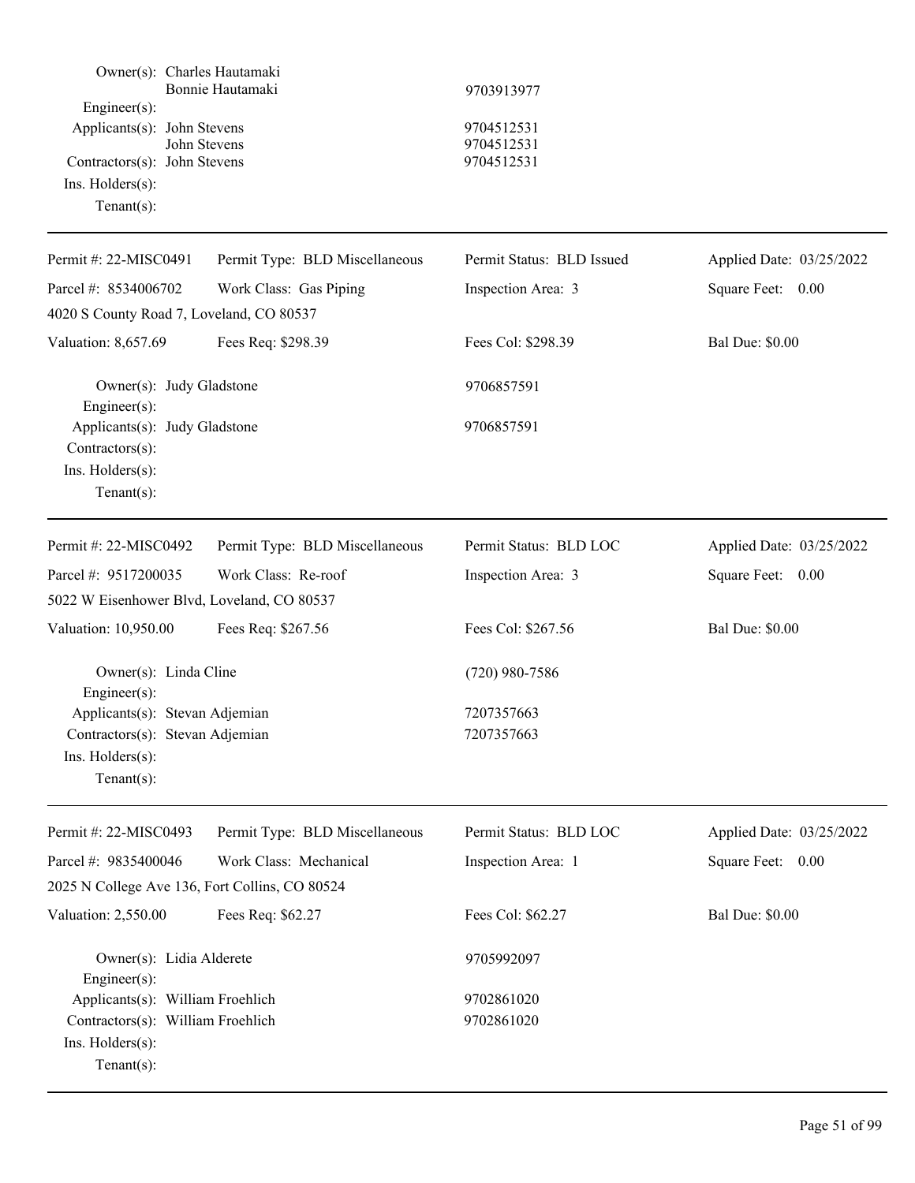Owner(s): Charles Hautamaki
Bonnie Hautamaki 9703913977
Engineer(s):
Applicants(s): John Stevens 9704512531
John Stevens 9704512531
Contractors(s): John Stevens 9704512531
Ins. Holders(s):
Tenant(s):

---

| Permit #: 22-MISC0491 | Permit Type: BLD Miscellaneous | Permit Status: BLD Issued | Applied Date: 03/25/2022 |
|---|---|---|---|
| Parcel #: 8534006702 | Work Class: Gas Piping | Inspection Area: 3 | Square Feet: 0.00 |
| 4020 S County Road 7, Loveland, CO 80537 | | | |
| Valuation: 8,657.69 | Fees Req: $298.39 | Fees Col: $298.39 | Bal Due: $0.00 |

Owner(s): Judy Gladstone 9706857591
Engineer(s):
Applicants(s): Judy Gladstone 9706857591
Contractors(s):
Ins. Holders(s):
Tenant(s):

---

| Permit #: 22-MISC0492 | Permit Type: BLD Miscellaneous | Permit Status: BLD LOC | Applied Date: 03/25/2022 |
|---|---|---|---|
| Parcel #: 9517200035 | Work Class: Re-roof | Inspection Area: 3 | Square Feet: 0.00 |
| 5022 W Eisenhower Blvd, Loveland, CO 80537 | | | |
| Valuation: 10,950.00 | Fees Req: $267.56 | Fees Col: $267.56 | Bal Due: $0.00 |

Owner(s): Linda Cline (720) 980-7586
Engineer(s):
Applicants(s): Stevan Adjemian 7207357663
Contractors(s): Stevan Adjemian 7207357663
Ins. Holders(s):
Tenant(s):

---

| Permit #: 22-MISC0493 | Permit Type: BLD Miscellaneous | Permit Status: BLD LOC | Applied Date: 03/25/2022 |
|---|---|---|---|
| Parcel #: 9835400046 | Work Class: Mechanical | Inspection Area: 1 | Square Feet: 0.00 |
| 2025 N College Ave 136, Fort Collins, CO 80524 | | | |
| Valuation: 2,550.00 | Fees Req: $62.27 | Fees Col: $62.27 | Bal Due: $0.00 |

Owner(s): Lidia Alderete 9705992097
Engineer(s):
Applicants(s): William Froehlich 9702861020
Contractors(s): William Froehlich 9702861020
Ins. Holders(s):
Tenant(s):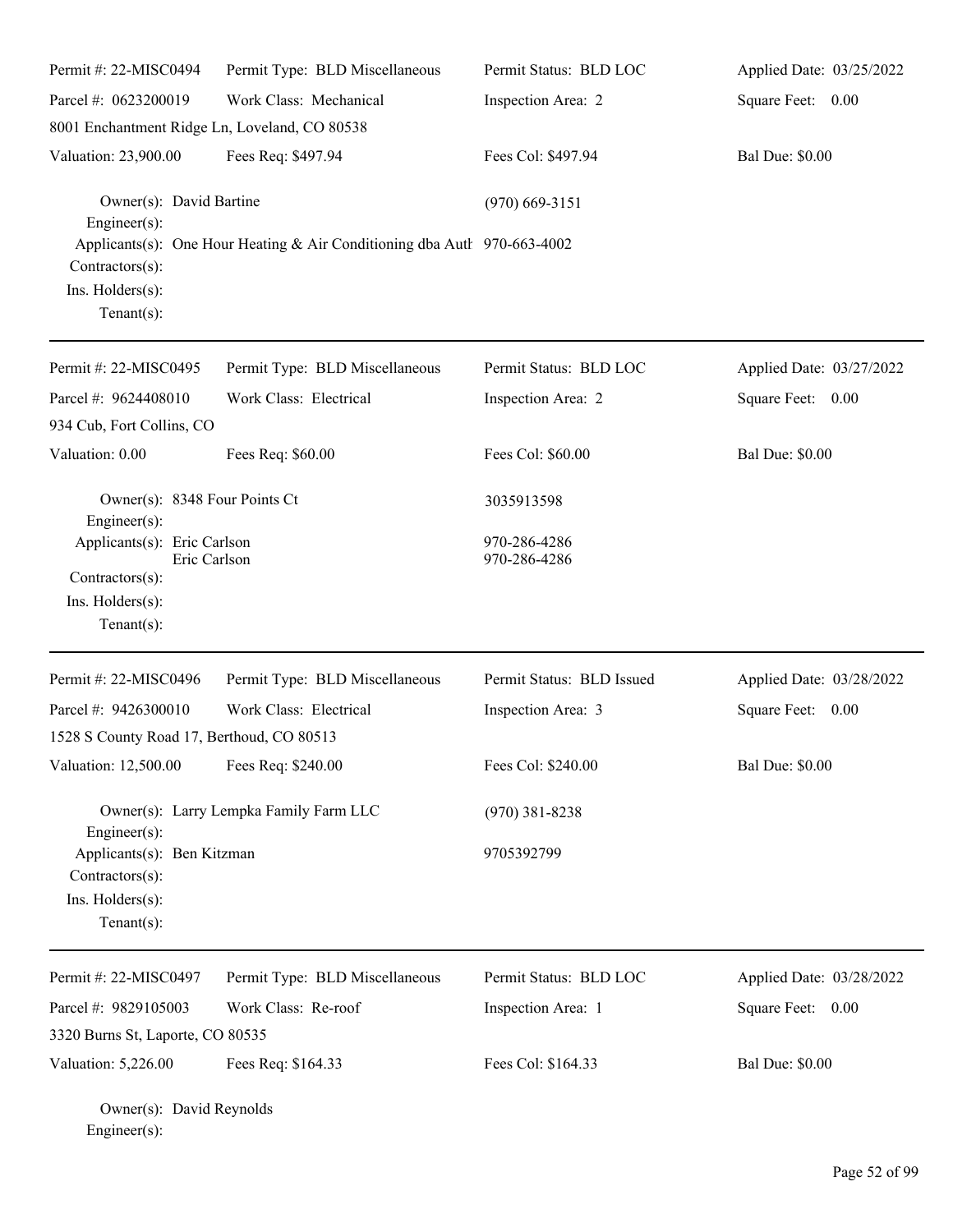Permit #: 22-MISC0494 | Permit Type: BLD Miscellaneous | Permit Status: BLD LOC | Applied Date: 03/25/2022
Parcel #: 0623200019 | Work Class: Mechanical | Inspection Area: 2 | Square Feet: 0.00
8001 Enchantment Ridge Ln, Loveland, CO 80538
Valuation: 23,900.00 | Fees Req: $497.94 | Fees Col: $497.94 | Bal Due: $0.00

Owner(s): David Bartine (970) 669-3151
Engineer(s):
Applicants(s): One Hour Heating & Air Conditioning dba Auth 970-663-4002
Contractors(s):
Ins. Holders(s):
Tenant(s):

---

Permit #: 22-MISC0495 | Permit Type: BLD Miscellaneous | Permit Status: BLD LOC | Applied Date: 03/27/2022
Parcel #: 9624408010 | Work Class: Electrical | Inspection Area: 2 | Square Feet: 0.00
934 Cub, Fort Collins, CO
Valuation: 0.00 | Fees Req: $60.00 | Fees Col: $60.00 | Bal Due: $0.00

Owner(s): 8348 Four Points Ct 3035913598
Engineer(s):
Applicants(s): Eric Carlson 970-286-4286
Eric Carlson 970-286-4286
Contractors(s):
Ins. Holders(s):
Tenant(s):

---

Permit #: 22-MISC0496 | Permit Type: BLD Miscellaneous | Permit Status: BLD Issued | Applied Date: 03/28/2022
Parcel #: 9426300010 | Work Class: Electrical | Inspection Area: 3 | Square Feet: 0.00
1528 S County Road 17, Berthoud, CO 80513
Valuation: 12,500.00 | Fees Req: $240.00 | Fees Col: $240.00 | Bal Due: $0.00

Owner(s): Larry Lempka Family Farm LLC (970) 381-8238
Engineer(s):
Applicants(s): Ben Kitzman 9705392799
Contractors(s):
Ins. Holders(s):
Tenant(s):

---

Permit #: 22-MISC0497 | Permit Type: BLD Miscellaneous | Permit Status: BLD LOC | Applied Date: 03/28/2022
Parcel #: 9829105003 | Work Class: Re-roof | Inspection Area: 1 | Square Feet: 0.00
3320 Burns St, Laporte, CO 80535
Valuation: 5,226.00 | Fees Req: $164.33 | Fees Col: $164.33 | Bal Due: $0.00

Owner(s): David Reynolds
Engineer(s):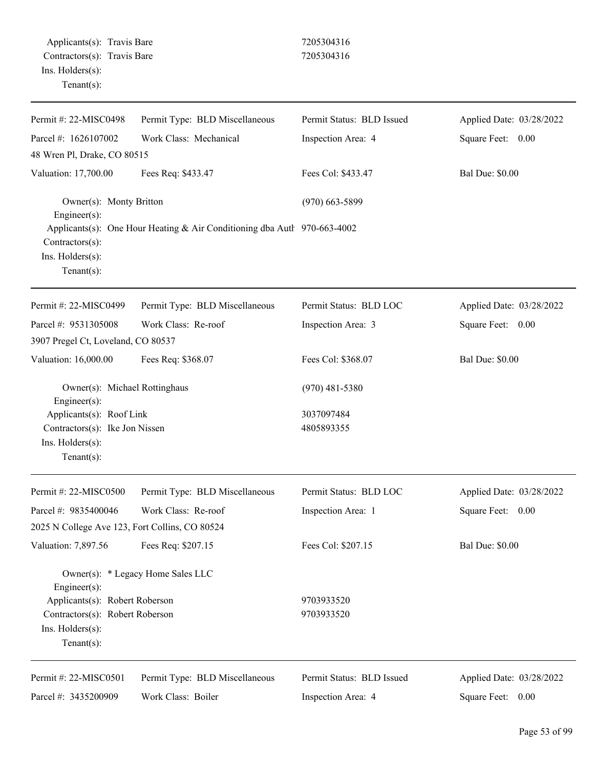Applicants(s): Travis Bare 7205304316
Contractors(s): Travis Bare 7205304316
Ins. Holders(s):
Tenant(s):

---

| Permit #: 22-MISC0498 | Permit Type: BLD Miscellaneous | Permit Status: BLD Issued | Applied Date: 03/28/2022 |
|---|---|---|---|
| Parcel #: 1626107002 | Work Class: Mechanical | Inspection Area: 4 | Square Feet: 0.00 |
| 48 Wren Pl, Drake, CO 80515 | | | |
| Valuation: 17,700.00 | Fees Req: $433.47 | Fees Col: $433.47 | Bal Due: $0.00 |

Owner(s): Monty Britton (970) 663-5899
Engineer(s):
Applicants(s): One Hour Heating & Air Conditioning dba Auth 970-663-4002
Contractors(s):
Ins. Holders(s):
Tenant(s):

---

| Permit #: 22-MISC0499 | Permit Type: BLD Miscellaneous | Permit Status: BLD LOC | Applied Date: 03/28/2022 |
|---|---|---|---|
| Parcel #: 9531305008 | Work Class: Re-roof | Inspection Area: 3 | Square Feet: 0.00 |
| 3907 Pregel Ct, Loveland, CO 80537 | | | |
| Valuation: 16,000.00 | Fees Req: $368.07 | Fees Col: $368.07 | Bal Due: $0.00 |

Owner(s): Michael Rottinghaus (970) 481-5380
Engineer(s):
Applicants(s): Roof Link 3037097484
Contractors(s): Ike Jon Nissen 4805893355
Ins. Holders(s):
Tenant(s):

---

| Permit #: 22-MISC0500 | Permit Type: BLD Miscellaneous | Permit Status: BLD LOC | Applied Date: 03/28/2022 |
|---|---|---|---|
| Parcel #: 9835400046 | Work Class: Re-roof | Inspection Area: 1 | Square Feet: 0.00 |
| 2025 N College Ave 123, Fort Collins, CO 80524 | | | |
| Valuation: 7,897.56 | Fees Req: $207.15 | Fees Col: $207.15 | Bal Due: $0.00 |

Owner(s): * Legacy Home Sales LLC
Engineer(s):
Applicants(s): Robert Roberson 9703933520
Contractors(s): Robert Roberson 9703933520
Ins. Holders(s):
Tenant(s):

---

| Permit #: 22-MISC0501 | Permit Type: BLD Miscellaneous | Permit Status: BLD Issued | Applied Date: 03/28/2022 |
|---|---|---|---|
| Parcel #: 3435200909 | Work Class: Boiler | Inspection Area: 4 | Square Feet: 0.00 |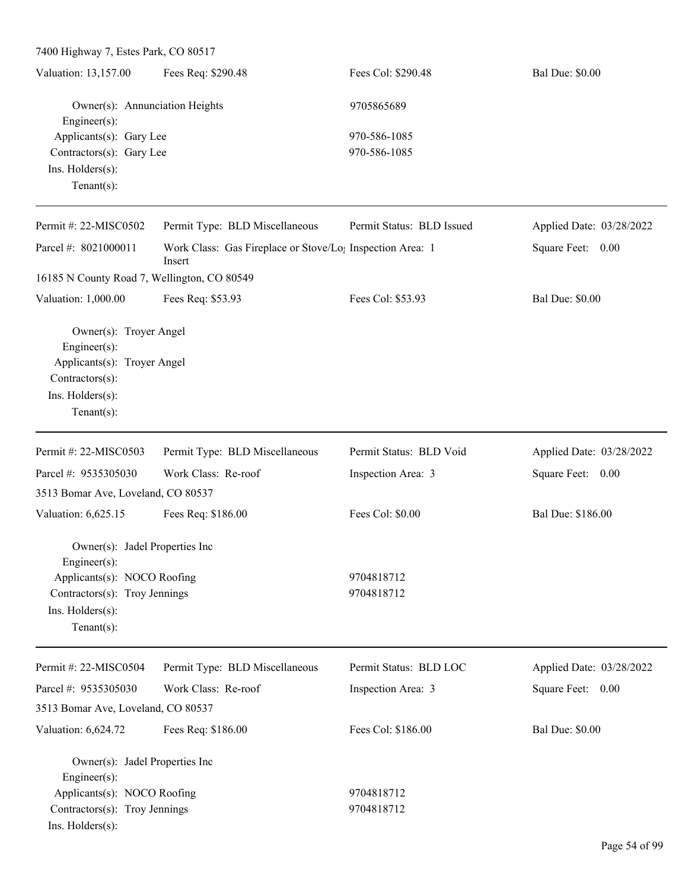7400 Highway 7, Estes Park, CO 80517

| Valuation: 13,157.00 | Fees Req: $290.48 | Fees Col: $290.48 | Bal Due: $0.00 |
|---|---|---|---|

Owner(s): Annunciation Heights 9705865689
Engineer(s):
Applicants(s): Gary Lee 970-586-1085
Contractors(s): Gary Lee 970-586-1085
Ins. Holders(s):
Tenant(s):

---

| Permit #: 22-MISC0502 | Permit Type: BLD Miscellaneous | Permit Status: BLD Issued | Applied Date: 03/28/2022 |
|---|---|---|---|
| Parcel #: 8021000011 | Work Class: Gas Fireplace or Stove/Log Insert | Inspection Area: 1 | Square Feet: 0.00 |
| 16185 N County Road 7, Wellington, CO 80549 | | | |
| Valuation: 1,000.00 | Fees Req: $53.93 | Fees Col: $53.93 | Bal Due: $0.00 |

Owner(s): Troyer Angel
Engineer(s):
Applicants(s): Troyer Angel
Contractors(s):
Ins. Holders(s):
Tenant(s):

---

| Permit #: 22-MISC0503 | Permit Type: BLD Miscellaneous | Permit Status: BLD Void | Applied Date: 03/28/2022 |
|---|---|---|---|
| Parcel #: 9535305030 | Work Class: Re-roof | Inspection Area: 3 | Square Feet: 0.00 |
| 3513 Bomar Ave, Loveland, CO 80537 | | | |
| Valuation: 6,625.15 | Fees Req: $186.00 | Fees Col: $0.00 | Bal Due: $186.00 |

Owner(s): Jadel Properties Inc
Engineer(s):
Applicants(s): NOCO Roofing 9704818712
Contractors(s): Troy Jennings 9704818712
Ins. Holders(s):
Tenant(s):

---

| Permit #: 22-MISC0504 | Permit Type: BLD Miscellaneous | Permit Status: BLD LOC | Applied Date: 03/28/2022 |
|---|---|---|---|
| Parcel #: 9535305030 | Work Class: Re-roof | Inspection Area: 3 | Square Feet: 0.00 |
| 3513 Bomar Ave, Loveland, CO 80537 | | | |
| Valuation: 6,624.72 | Fees Req: $186.00 | Fees Col: $186.00 | Bal Due: $0.00 |

Owner(s): Jadel Properties Inc
Engineer(s):
Applicants(s): NOCO Roofing 9704818712
Contractors(s): Troy Jennings 9704818712
Ins. Holders(s):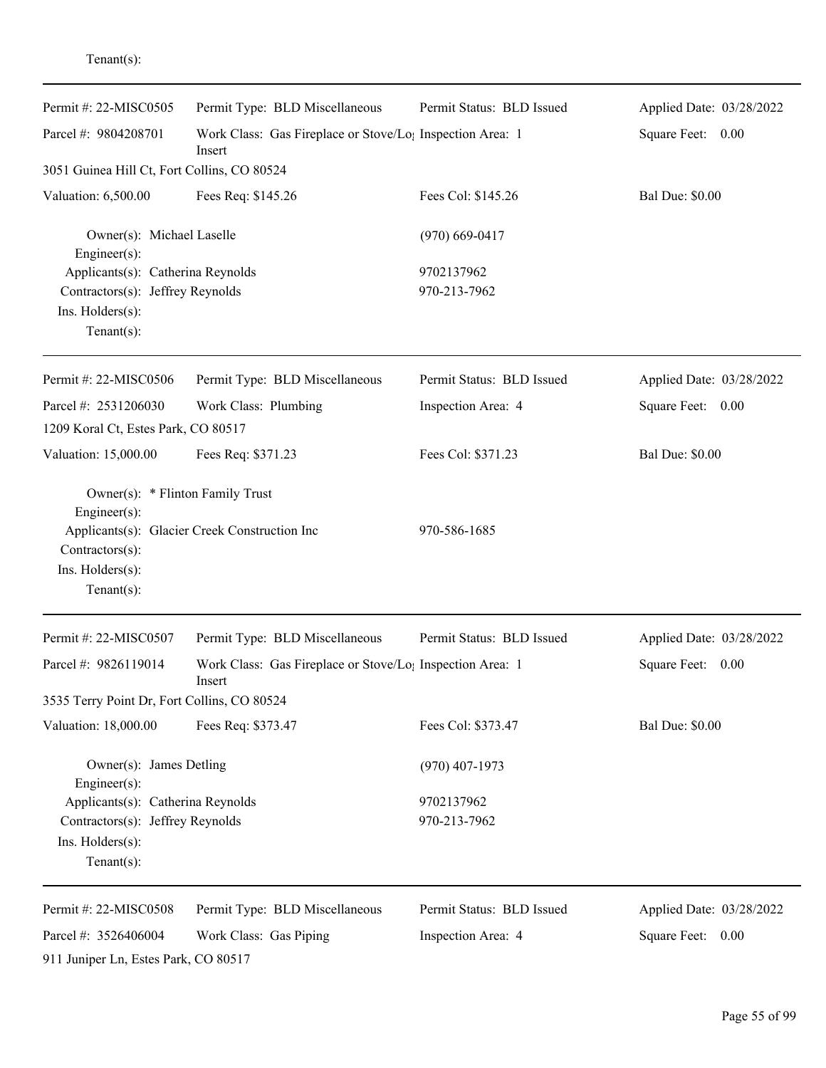Tenant(s):

---

| Permit #: 22-MISC0505 | Permit Type: BLD Miscellaneous | Permit Status: BLD Issued | Applied Date: 03/28/2022 |
|---|---|---|---|
| Parcel #: 9804208701 | Work Class: Gas Fireplace or Stove/Log Insert | Inspection Area: 1 | Square Feet: 0.00 |
| 3051 Guinea Hill Ct, Fort Collins, CO 80524 | | | |
| Valuation: 6,500.00 | Fees Req: $145.26 | Fees Col: $145.26 | Bal Due: $0.00 |

Owner(s): Michael Laselle (970) 669-0417
Engineer(s):
Applicants(s): Catherina Reynolds 9702137962
Contractors(s): Jeffrey Reynolds 970-213-7962
Ins. Holders(s):
Tenant(s):

---

| Permit #: 22-MISC0506 | Permit Type: BLD Miscellaneous | Permit Status: BLD Issued | Applied Date: 03/28/2022 |
|---|---|---|---|
| Parcel #: 2531206030 | Work Class: Plumbing | Inspection Area: 4 | Square Feet: 0.00 |
| 1209 Koral Ct, Estes Park, CO 80517 | | | |
| Valuation: 15,000.00 | Fees Req: $371.23 | Fees Col: $371.23 | Bal Due: $0.00 |

Owner(s): * Flinton Family Trust
Engineer(s):
Applicants(s): Glacier Creek Construction Inc 970-586-1685
Contractors(s):
Ins. Holders(s):
Tenant(s):

---

| Permit #: 22-MISC0507 | Permit Type: BLD Miscellaneous | Permit Status: BLD Issued | Applied Date: 03/28/2022 |
|---|---|---|---|
| Parcel #: 9826119014 | Work Class: Gas Fireplace or Stove/Log Insert | Inspection Area: 1 | Square Feet: 0.00 |
| 3535 Terry Point Dr, Fort Collins, CO 80524 | | | |
| Valuation: 18,000.00 | Fees Req: $373.47 | Fees Col: $373.47 | Bal Due: $0.00 |

Owner(s): James Detling (970) 407-1973
Engineer(s):
Applicants(s): Catherina Reynolds 9702137962
Contractors(s): Jeffrey Reynolds 970-213-7962
Ins. Holders(s):
Tenant(s):

---

| Permit #: 22-MISC0508 | Permit Type: BLD Miscellaneous | Permit Status: BLD Issued | Applied Date: 03/28/2022 |
|---|---|---|---|
| Parcel #: 3526406004 | Work Class: Gas Piping | Inspection Area: 4 | Square Feet: 0.00 |
| 911 Juniper Ln, Estes Park, CO 80517 | | | |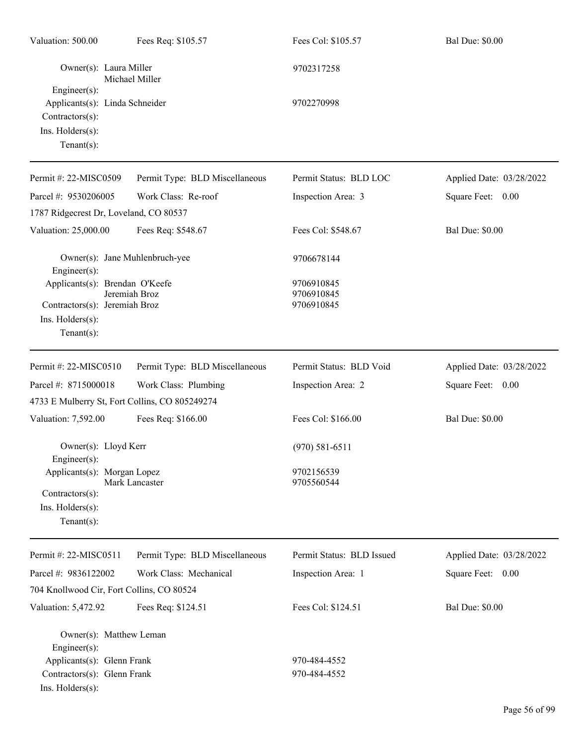Valuation: 500.00 | Fees Req: $105.57 | Fees Col: $105.57 | Bal Due: $0.00

Owner(s): Laura Miller, Michael Miller — 9702317258
Engineer(s):
Applicants(s): Linda Schneider — 9702270998
Contractors(s):
Ins. Holders(s):
Tenant(s):

---

| Permit #: 22-MISC0509 | Permit Type: BLD Miscellaneous | Permit Status: BLD LOC | Applied Date: 03/28/2022 |
|---|---|---|---|
| Parcel #: 9530206005 | Work Class: Re-roof | Inspection Area: 3 | Square Feet: 0.00 |
| 1787 Ridgecrest Dr, Loveland, CO 80537 | | | |
| Valuation: 25,000.00 | Fees Req: $548.67 | Fees Col: $548.67 | Bal Due: $0.00 |

Owner(s): Jane Muhlenbruch-yee — 9706678144
Engineer(s):
Applicants(s): Brendan O'Keefe — 9706910845
Jeremiah Broz — 9706910845
Contractors(s): Jeremiah Broz — 9706910845
Ins. Holders(s):
Tenant(s):

---

| Permit #: 22-MISC0510 | Permit Type: BLD Miscellaneous | Permit Status: BLD Void | Applied Date: 03/28/2022 |
|---|---|---|---|
| Parcel #: 8715000018 | Work Class: Plumbing | Inspection Area: 2 | Square Feet: 0.00 |
| 4733 E Mulberry St, Fort Collins, CO 805249274 | | | |
| Valuation: 7,592.00 | Fees Req: $166.00 | Fees Col: $166.00 | Bal Due: $0.00 |

Owner(s): Lloyd Kerr — (970) 581-6511
Engineer(s):
Applicants(s): Morgan Lopez — 9702156539
Mark Lancaster — 9705560544
Contractors(s):
Ins. Holders(s):
Tenant(s):

---

| Permit #: 22-MISC0511 | Permit Type: BLD Miscellaneous | Permit Status: BLD Issued | Applied Date: 03/28/2022 |
|---|---|---|---|
| Parcel #: 9836122002 | Work Class: Mechanical | Inspection Area: 1 | Square Feet: 0.00 |
| 704 Knollwood Cir, Fort Collins, CO 80524 | | | |
| Valuation: 5,472.92 | Fees Req: $124.51 | Fees Col: $124.51 | Bal Due: $0.00 |

Owner(s): Matthew Leman
Engineer(s):
Applicants(s): Glenn Frank — 970-484-4552
Contractors(s): Glenn Frank — 970-484-4552
Ins. Holders(s):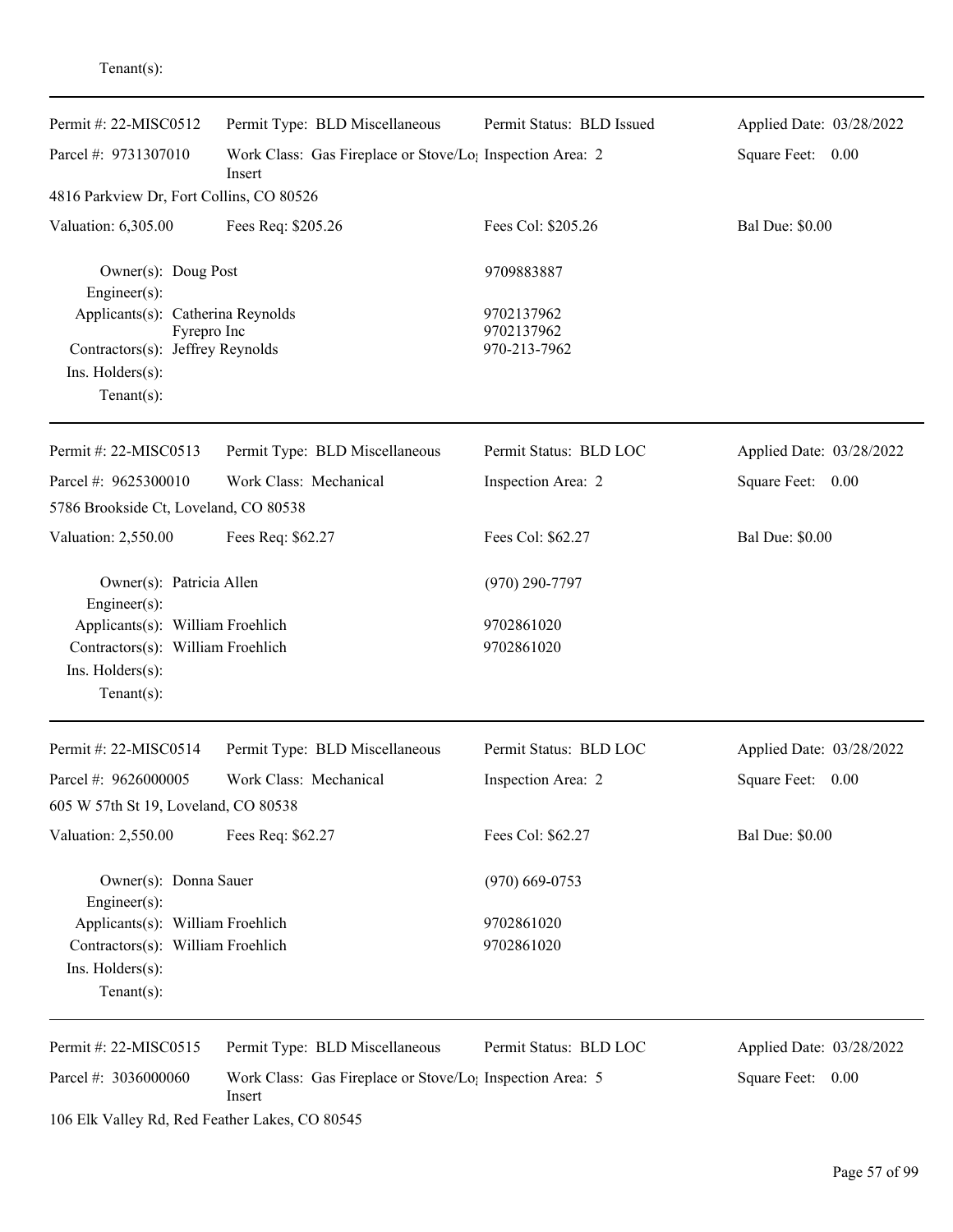Tenant(s):

---

Permit #: 22-MISC0512 | Permit Type: BLD Miscellaneous | Permit Status: BLD Issued | Applied Date: 03/28/2022

Parcel #: 9731307010 | Work Class: Gas Fireplace or Stove/Log Insert | Inspection Area: 2 | Square Feet: 0.00

4816 Parkview Dr, Fort Collins, CO 80526

Valuation: 6,305.00 | Fees Req: $205.26 | Fees Col: $205.26 | Bal Due: $0.00

Owner(s): Doug Post — 9709883887
Engineer(s):
Applicants(s): Catherina Reynolds — 9702137962
Fyrepro Inc — 9702137962
Contractors(s): Jeffrey Reynolds — 970-213-7962
Ins. Holders(s):
Tenant(s):

---

Permit #: 22-MISC0513 | Permit Type: BLD Miscellaneous | Permit Status: BLD LOC | Applied Date: 03/28/2022

Parcel #: 9625300010 | Work Class: Mechanical | Inspection Area: 2 | Square Feet: 0.00

5786 Brookside Ct, Loveland, CO 80538

Valuation: 2,550.00 | Fees Req: $62.27 | Fees Col: $62.27 | Bal Due: $0.00

Owner(s): Patricia Allen — (970) 290-7797
Engineer(s):
Applicants(s): William Froehlich — 9702861020
Contractors(s): William Froehlich — 9702861020
Ins. Holders(s):
Tenant(s):

---

Permit #: 22-MISC0514 | Permit Type: BLD Miscellaneous | Permit Status: BLD LOC | Applied Date: 03/28/2022

Parcel #: 9626000005 | Work Class: Mechanical | Inspection Area: 2 | Square Feet: 0.00

605 W 57th St 19, Loveland, CO 80538

Valuation: 2,550.00 | Fees Req: $62.27 | Fees Col: $62.27 | Bal Due: $0.00

Owner(s): Donna Sauer — (970) 669-0753
Engineer(s):
Applicants(s): William Froehlich — 9702861020
Contractors(s): William Froehlich — 9702861020
Ins. Holders(s):
Tenant(s):

---

Permit #: 22-MISC0515 | Permit Type: BLD Miscellaneous | Permit Status: BLD LOC | Applied Date: 03/28/2022

Parcel #: 3036000060 | Work Class: Gas Fireplace or Stove/Log Insert | Inspection Area: 5 | Square Feet: 0.00

106 Elk Valley Rd, Red Feather Lakes, CO 80545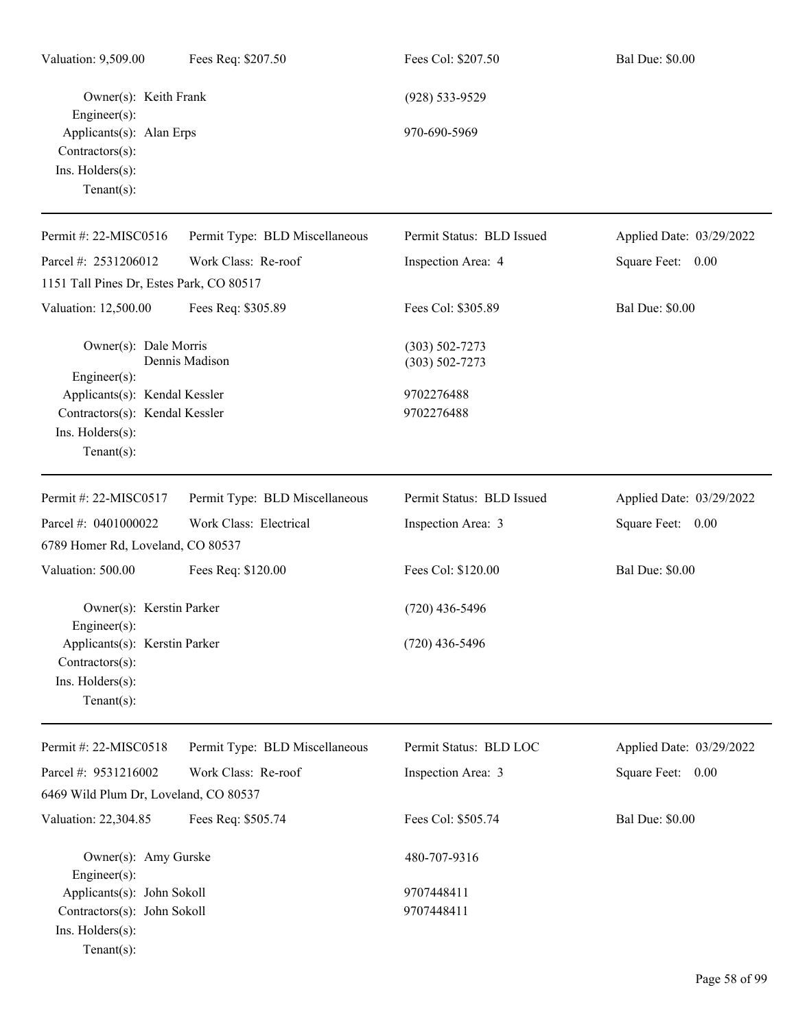Valuation: 9,509.00 Fees Req: $207.50 Fees Col: $207.50 Bal Due: $0.00

Owner(s): Keith Frank (928) 533-9529
Engineer(s):
Applicants(s): Alan Erps 970-690-5969
Contractors(s):
Ins. Holders(s):
Tenant(s):

---

Permit #: 22-MISC0516 Permit Type: BLD Miscellaneous Permit Status: BLD Issued Applied Date: 03/29/2022
Parcel #: 2531206012 Work Class: Re-roof Inspection Area: 4 Square Feet: 0.00
1151 Tall Pines Dr, Estes Park, CO 80517
Valuation: 12,500.00 Fees Req: $305.89 Fees Col: $305.89 Bal Due: $0.00

Owner(s): Dale Morris (303) 502-7273
Dennis Madison (303) 502-7273
Engineer(s):
Applicants(s): Kendal Kessler 9702276488
Contractors(s): Kendal Kessler 9702276488
Ins. Holders(s):
Tenant(s):

---

Permit #: 22-MISC0517 Permit Type: BLD Miscellaneous Permit Status: BLD Issued Applied Date: 03/29/2022
Parcel #: 0401000022 Work Class: Electrical Inspection Area: 3 Square Feet: 0.00
6789 Homer Rd, Loveland, CO 80537
Valuation: 500.00 Fees Req: $120.00 Fees Col: $120.00 Bal Due: $0.00

Owner(s): Kerstin Parker (720) 436-5496
Engineer(s):
Applicants(s): Kerstin Parker (720) 436-5496
Contractors(s):
Ins. Holders(s):
Tenant(s):

---

Permit #: 22-MISC0518 Permit Type: BLD Miscellaneous Permit Status: BLD LOC Applied Date: 03/29/2022
Parcel #: 9531216002 Work Class: Re-roof Inspection Area: 3 Square Feet: 0.00
6469 Wild Plum Dr, Loveland, CO 80537
Valuation: 22,304.85 Fees Req: $505.74 Fees Col: $505.74 Bal Due: $0.00

Owner(s): Amy Gurske 480-707-9316
Engineer(s):
Applicants(s): John Sokoll 9707448411
Contractors(s): John Sokoll 9707448411
Ins. Holders(s):
Tenant(s):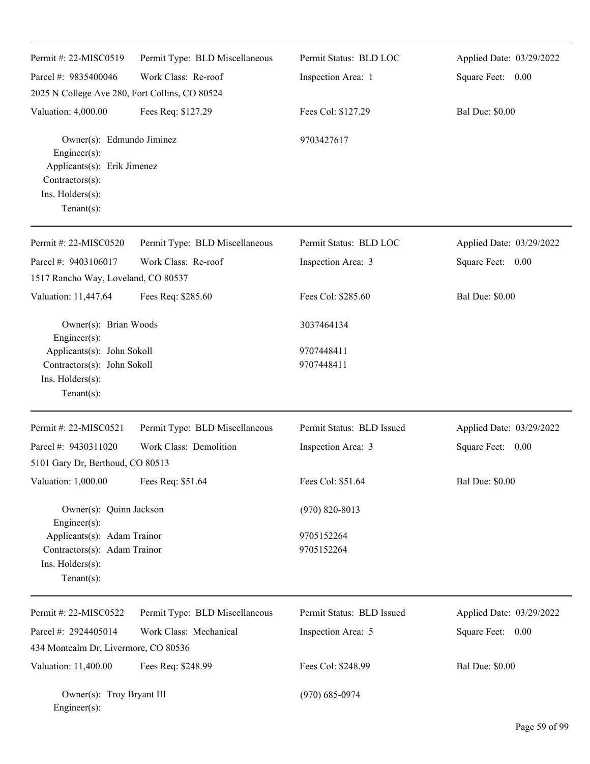| Permit #: 22-MISC0519 | Permit Type: BLD Miscellaneous | Permit Status: BLD LOC | Applied Date: 03/29/2022 |
|---|---|---|---|
| Parcel #: 9835400046 | Work Class: Re-roof | Inspection Area: 1 | Square Feet: 0.00 |
| 2025 N College Ave 280, Fort Collins, CO 80524 | | | |
| Valuation: 4,000.00 | Fees Req: $127.29 | Fees Col: $127.29 | Bal Due: $0.00 |

Owner(s): Edmundo Jiminez — 9703427617
Engineer(s):
Applicants(s): Erik Jimenez
Contractors(s):
Ins. Holders(s):
Tenant(s):

---

| Permit #: 22-MISC0520 | Permit Type: BLD Miscellaneous | Permit Status: BLD LOC | Applied Date: 03/29/2022 |
|---|---|---|---|
| Parcel #: 9403106017 | Work Class: Re-roof | Inspection Area: 3 | Square Feet: 0.00 |
| 1517 Rancho Way, Loveland, CO 80537 | | | |
| Valuation: 11,447.64 | Fees Req: $285.60 | Fees Col: $285.60 | Bal Due: $0.00 |

Owner(s): Brian Woods — 3037464134
Engineer(s):
Applicants(s): John Sokoll — 9707448411
Contractors(s): John Sokoll — 9707448411
Ins. Holders(s):
Tenant(s):

---

| Permit #: 22-MISC0521 | Permit Type: BLD Miscellaneous | Permit Status: BLD Issued | Applied Date: 03/29/2022 |
|---|---|---|---|
| Parcel #: 9430311020 | Work Class: Demolition | Inspection Area: 3 | Square Feet: 0.00 |
| 5101 Gary Dr, Berthoud, CO 80513 | | | |
| Valuation: 1,000.00 | Fees Req: $51.64 | Fees Col: $51.64 | Bal Due: $0.00 |

Owner(s): Quinn Jackson — (970) 820-8013
Engineer(s):
Applicants(s): Adam Trainor — 9705152264
Contractors(s): Adam Trainor — 9705152264
Ins. Holders(s):
Tenant(s):

---

| Permit #: 22-MISC0522 | Permit Type: BLD Miscellaneous | Permit Status: BLD Issued | Applied Date: 03/29/2022 |
|---|---|---|---|
| Parcel #: 2924405014 | Work Class: Mechanical | Inspection Area: 5 | Square Feet: 0.00 |
| 434 Montcalm Dr, Livermore, CO 80536 | | | |
| Valuation: 11,400.00 | Fees Req: $248.99 | Fees Col: $248.99 | Bal Due: $0.00 |

Owner(s): Troy Bryant III — (970) 685-0974
Engineer(s):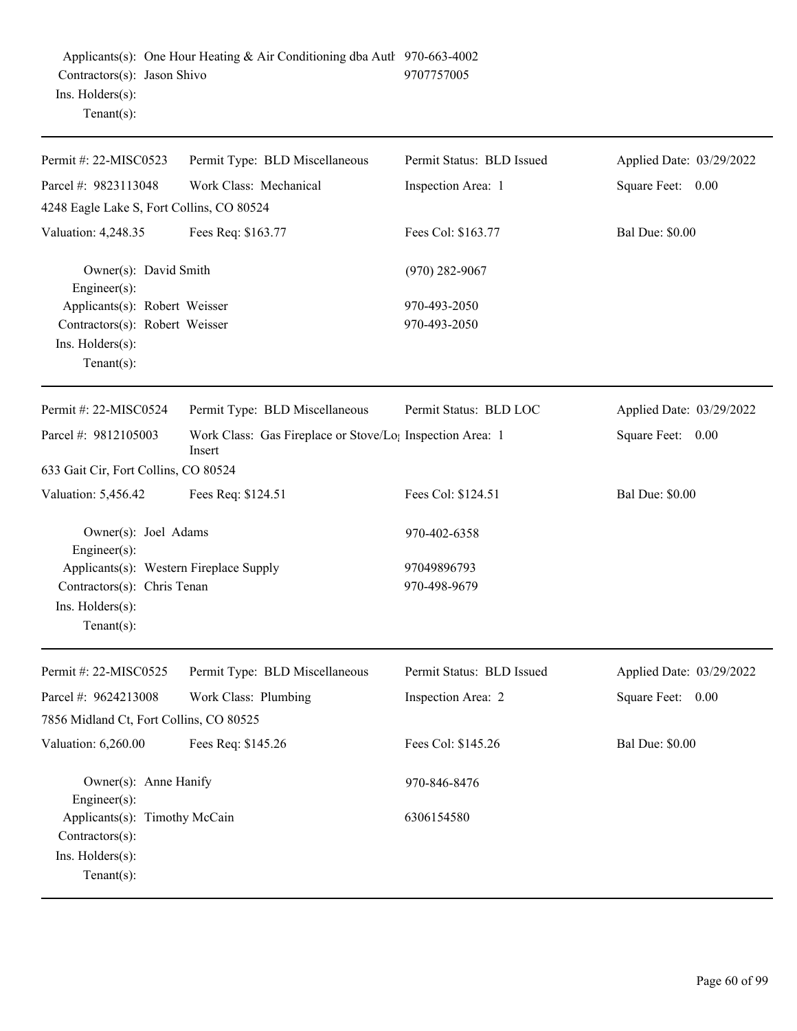Applicants(s): One Hour Heating & Air Conditioning dba Auth 970-663-4002
Contractors(s): Jason Shivo 9707757005
Ins. Holders(s):
Tenant(s):

---

| Permit #: 22-MISC0523 | Permit Type: BLD Miscellaneous | Permit Status: BLD Issued | Applied Date: 03/29/2022 |
|---|---|---|---|
| Parcel #: 9823113048 | Work Class: Mechanical | Inspection Area: 1 | Square Feet: 0.00 |
| 4248 Eagle Lake S, Fort Collins, CO 80524 | | | |
| Valuation: 4,248.35 | Fees Req: $163.77 | Fees Col: $163.77 | Bal Due: $0.00 |

Owner(s): David Smith (970) 282-9067
Engineer(s):
Applicants(s): Robert Weisser 970-493-2050
Contractors(s): Robert Weisser 970-493-2050
Ins. Holders(s):
Tenant(s):

---

| Permit #: 22-MISC0524 | Permit Type: BLD Miscellaneous | Permit Status: BLD LOC | Applied Date: 03/29/2022 |
|---|---|---|---|
| Parcel #: 9812105003 | Work Class: Gas Fireplace or Stove/Log Insert | Inspection Area: 1 | Square Feet: 0.00 |
| 633 Gait Cir, Fort Collins, CO 80524 | | | |
| Valuation: 5,456.42 | Fees Req: $124.51 | Fees Col: $124.51 | Bal Due: $0.00 |

Owner(s): Joel Adams 970-402-6358
Engineer(s):
Applicants(s): Western Fireplace Supply 97049896793
Contractors(s): Chris Tenan 970-498-9679
Ins. Holders(s):
Tenant(s):

---

| Permit #: 22-MISC0525 | Permit Type: BLD Miscellaneous | Permit Status: BLD Issued | Applied Date: 03/29/2022 |
|---|---|---|---|
| Parcel #: 9624213008 | Work Class: Plumbing | Inspection Area: 2 | Square Feet: 0.00 |
| 7856 Midland Ct, Fort Collins, CO 80525 | | | |
| Valuation: 6,260.00 | Fees Req: $145.26 | Fees Col: $145.26 | Bal Due: $0.00 |

Owner(s): Anne Hanify 970-846-8476
Engineer(s):
Applicants(s): Timothy McCain 6306154580
Contractors(s):
Ins. Holders(s):
Tenant(s):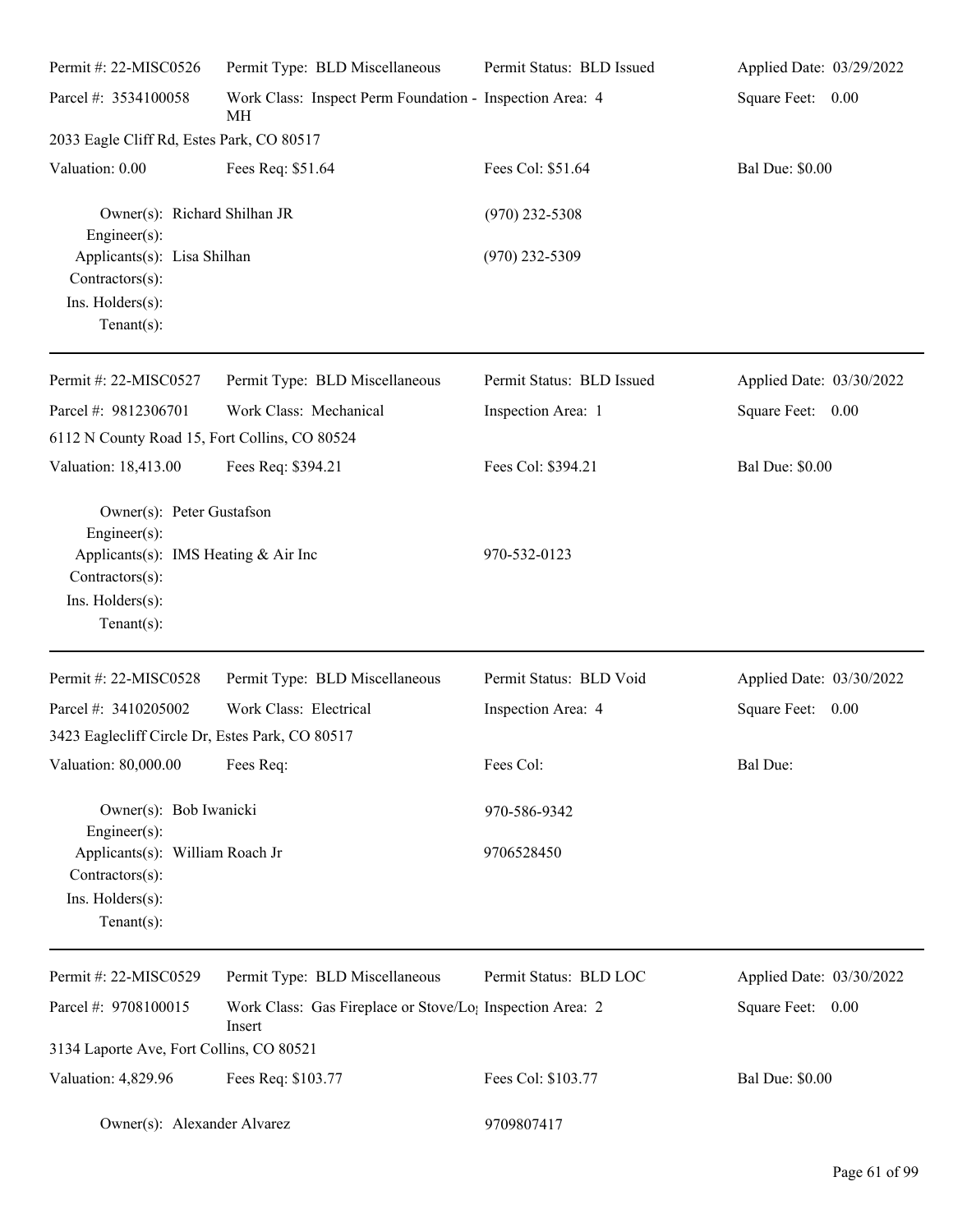| | | | |
|---|---|---|---|
| Permit #: 22-MISC0526 | Permit Type: BLD Miscellaneous | Permit Status: BLD Issued | Applied Date: 03/29/2022 |
| Parcel #: 3534100058 | Work Class: Inspect Perm Foundation - MH | Inspection Area: 4 | Square Feet: 0.00 |
| 2033 Eagle Cliff Rd, Estes Park, CO 80517 | | | |
| Valuation: 0.00 | Fees Req: $51.64 | Fees Col: $51.64 | Bal Due: $0.00 |

Owner(s): Richard Shilhan JR (970) 232-5308
Engineer(s):
Applicants(s): Lisa Shilhan (970) 232-5309
Contractors(s):
Ins. Holders(s):
Tenant(s):

---

| | | | |
|---|---|---|---|
| Permit #: 22-MISC0527 | Permit Type: BLD Miscellaneous | Permit Status: BLD Issued | Applied Date: 03/30/2022 |
| Parcel #: 9812306701 | Work Class: Mechanical | Inspection Area: 1 | Square Feet: 0.00 |
| 6112 N County Road 15, Fort Collins, CO 80524 | | | |
| Valuation: 18,413.00 | Fees Req: $394.21 | Fees Col: $394.21 | Bal Due: $0.00 |

Owner(s): Peter Gustafson
Engineer(s):
Applicants(s): IMS Heating & Air Inc 970-532-0123
Contractors(s):
Ins. Holders(s):
Tenant(s):

---

| | | | |
|---|---|---|---|
| Permit #: 22-MISC0528 | Permit Type: BLD Miscellaneous | Permit Status: BLD Void | Applied Date: 03/30/2022 |
| Parcel #: 3410205002 | Work Class: Electrical | Inspection Area: 4 | Square Feet: 0.00 |
| 3423 Eaglecliff Circle Dr, Estes Park, CO 80517 | | | |
| Valuation: 80,000.00 | Fees Req: | Fees Col: | Bal Due: |

Owner(s): Bob Iwanicki 970-586-9342
Engineer(s):
Applicants(s): William Roach Jr 9706528450
Contractors(s):
Ins. Holders(s):
Tenant(s):

---

| | | | |
|---|---|---|---|
| Permit #: 22-MISC0529 | Permit Type: BLD Miscellaneous | Permit Status: BLD LOC | Applied Date: 03/30/2022 |
| Parcel #: 9708100015 | Work Class: Gas Fireplace or Stove/Log Insert | Inspection Area: 2 | Square Feet: 0.00 |
| 3134 Laporte Ave, Fort Collins, CO 80521 | | | |
| Valuation: 4,829.96 | Fees Req: $103.77 | Fees Col: $103.77 | Bal Due: $0.00 |

Owner(s): Alexander Alvarez 9709807417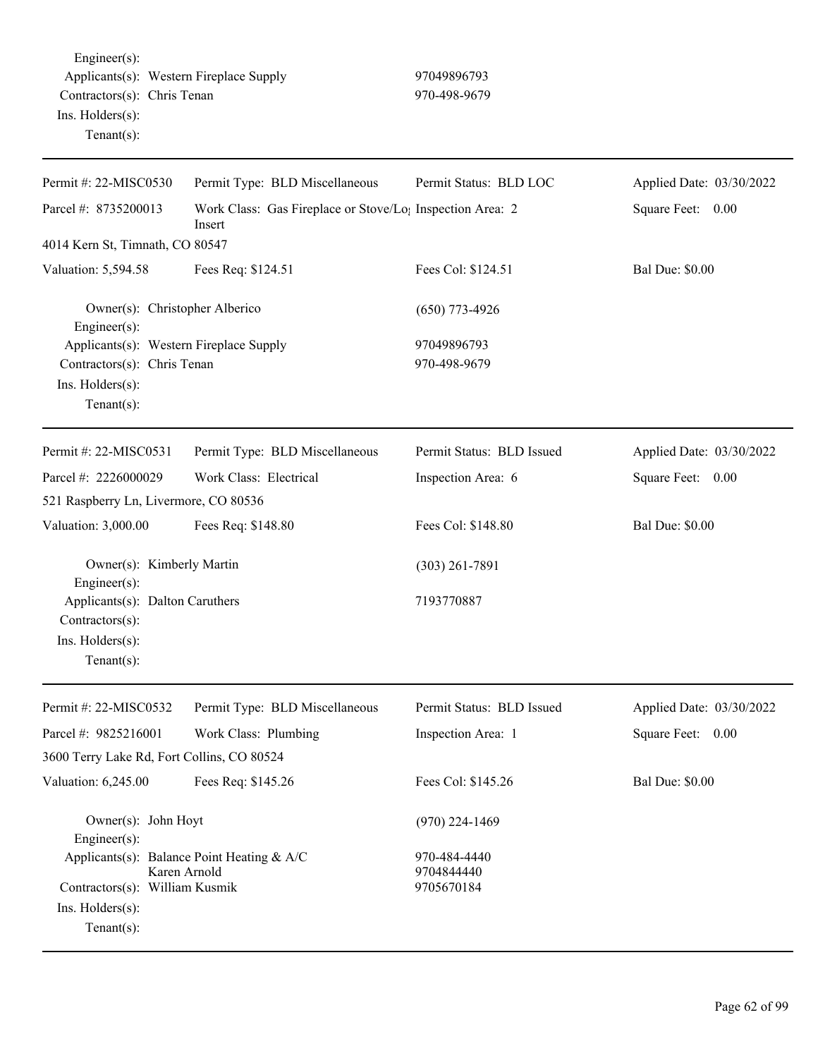Engineer(s):
Applicants(s): Western Fireplace Supply 97049896793
Contractors(s): Chris Tenan 970-498-9679
Ins. Holders(s):
Tenant(s):

---

| Permit #: 22-MISC0530 | Permit Type: BLD Miscellaneous | Permit Status: BLD LOC | Applied Date: 03/30/2022 |
|---|---|---|---|
| Parcel #: 8735200013 | Work Class: Gas Fireplace or Stove/Log Insert | Inspection Area: 2 | Square Feet: 0.00 |
| 4014 Kern St, Timnath, CO 80547 | | | |
| Valuation: 5,594.58 | Fees Req: $124.51 | Fees Col: $124.51 | Bal Due: $0.00 |

Owner(s): Christopher Alberico (650) 773-4926
Engineer(s):
Applicants(s): Western Fireplace Supply 97049896793
Contractors(s): Chris Tenan 970-498-9679
Ins. Holders(s):
Tenant(s):

---

| Permit #: 22-MISC0531 | Permit Type: BLD Miscellaneous | Permit Status: BLD Issued | Applied Date: 03/30/2022 |
|---|---|---|---|
| Parcel #: 2226000029 | Work Class: Electrical | Inspection Area: 6 | Square Feet: 0.00 |
| 521 Raspberry Ln, Livermore, CO 80536 | | | |
| Valuation: 3,000.00 | Fees Req: $148.80 | Fees Col: $148.80 | Bal Due: $0.00 |

Owner(s): Kimberly Martin (303) 261-7891
Engineer(s):
Applicants(s): Dalton Caruthers 7193770887
Contractors(s):
Ins. Holders(s):
Tenant(s):

---

| Permit #: 22-MISC0532 | Permit Type: BLD Miscellaneous | Permit Status: BLD Issued | Applied Date: 03/30/2022 |
|---|---|---|---|
| Parcel #: 9825216001 | Work Class: Plumbing | Inspection Area: 1 | Square Feet: 0.00 |
| 3600 Terry Lake Rd, Fort Collins, CO 80524 | | | |
| Valuation: 6,245.00 | Fees Req: $145.26 | Fees Col: $145.26 | Bal Due: $0.00 |

Owner(s): John Hoyt (970) 224-1469
Engineer(s):
Applicants(s): Balance Point Heating & A/C 970-484-4440
Karen Arnold 9704844440
Contractors(s): William Kusmik 9705670184
Ins. Holders(s):
Tenant(s):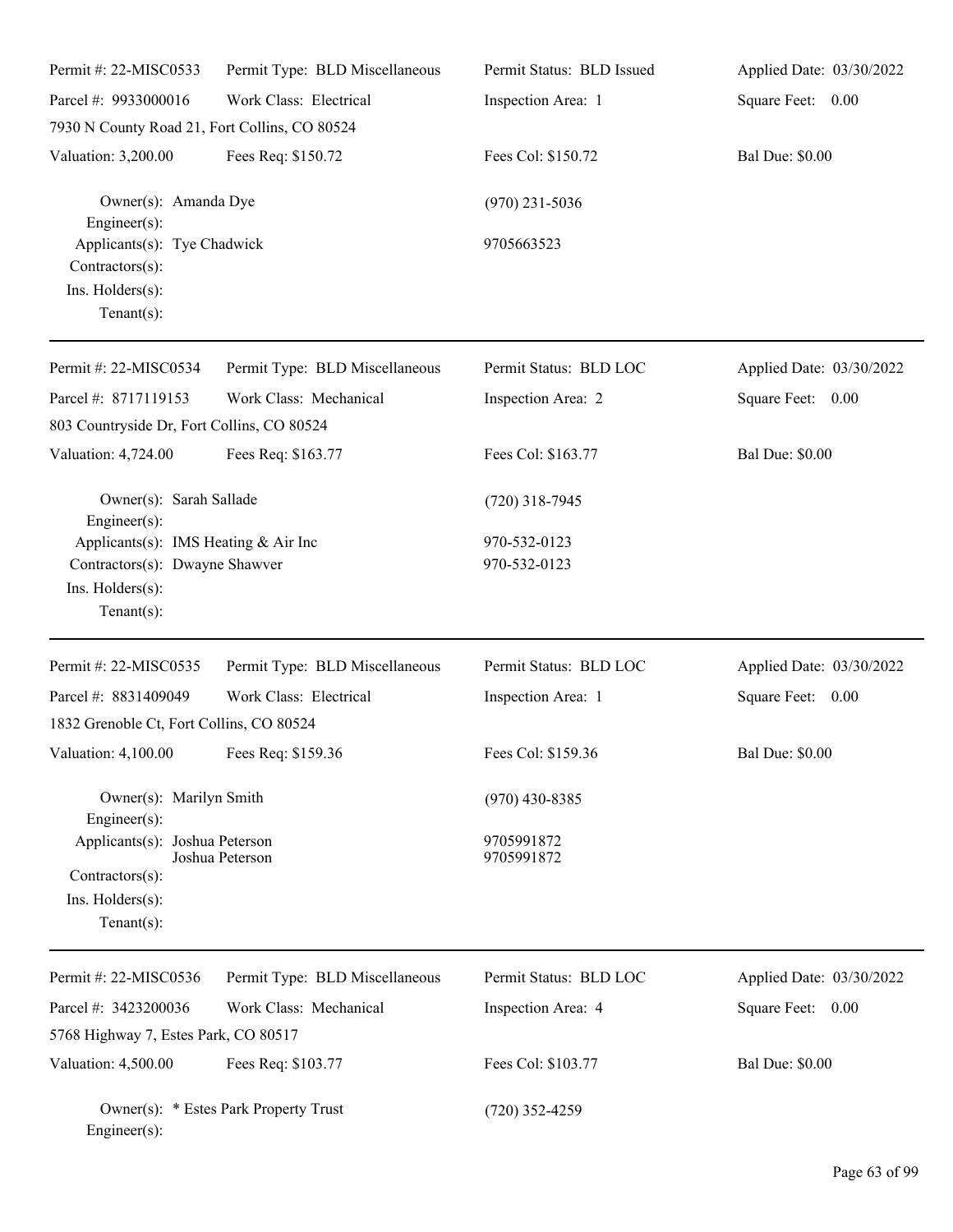Permit #: 22-MISC0533 | Permit Type: BLD Miscellaneous | Permit Status: BLD Issued | Applied Date: 03/30/2022

Parcel #: 9933000016 | Work Class: Electrical | Inspection Area: 1 | Square Feet: 0.00

7930 N County Road 21, Fort Collins, CO 80524

Valuation: 3,200.00 | Fees Req: $150.72 | Fees Col: $150.72 | Bal Due: $0.00

Owner(s): Amanda Dye (970) 231-5036
Engineer(s):
Applicants(s): Tye Chadwick 9705663523
Contractors(s):
Ins. Holders(s):
Tenant(s):

---

Permit #: 22-MISC0534 | Permit Type: BLD Miscellaneous | Permit Status: BLD LOC | Applied Date: 03/30/2022

Parcel #: 8717119153 | Work Class: Mechanical | Inspection Area: 2 | Square Feet: 0.00

803 Countryside Dr, Fort Collins, CO 80524

Valuation: 4,724.00 | Fees Req: $163.77 | Fees Col: $163.77 | Bal Due: $0.00

Owner(s): Sarah Sallade (720) 318-7945
Engineer(s):
Applicants(s): IMS Heating & Air Inc 970-532-0123
Contractors(s): Dwayne Shawver 970-532-0123
Ins. Holders(s):
Tenant(s):

---

Permit #: 22-MISC0535 | Permit Type: BLD Miscellaneous | Permit Status: BLD LOC | Applied Date: 03/30/2022

Parcel #: 8831409049 | Work Class: Electrical | Inspection Area: 1 | Square Feet: 0.00

1832 Grenoble Ct, Fort Collins, CO 80524

Valuation: 4,100.00 | Fees Req: $159.36 | Fees Col: $159.36 | Bal Due: $0.00

Owner(s): Marilyn Smith (970) 430-8385
Engineer(s):
Applicants(s): Joshua Peterson 9705991872
Joshua Peterson 9705991872
Contractors(s):
Ins. Holders(s):
Tenant(s):

---

Permit #: 22-MISC0536 | Permit Type: BLD Miscellaneous | Permit Status: BLD LOC | Applied Date: 03/30/2022

Parcel #: 3423200036 | Work Class: Mechanical | Inspection Area: 4 | Square Feet: 0.00

5768 Highway 7, Estes Park, CO 80517

Valuation: 4,500.00 | Fees Req: $103.77 | Fees Col: $103.77 | Bal Due: $0.00

Owner(s): * Estes Park Property Trust (720) 352-4259
Engineer(s):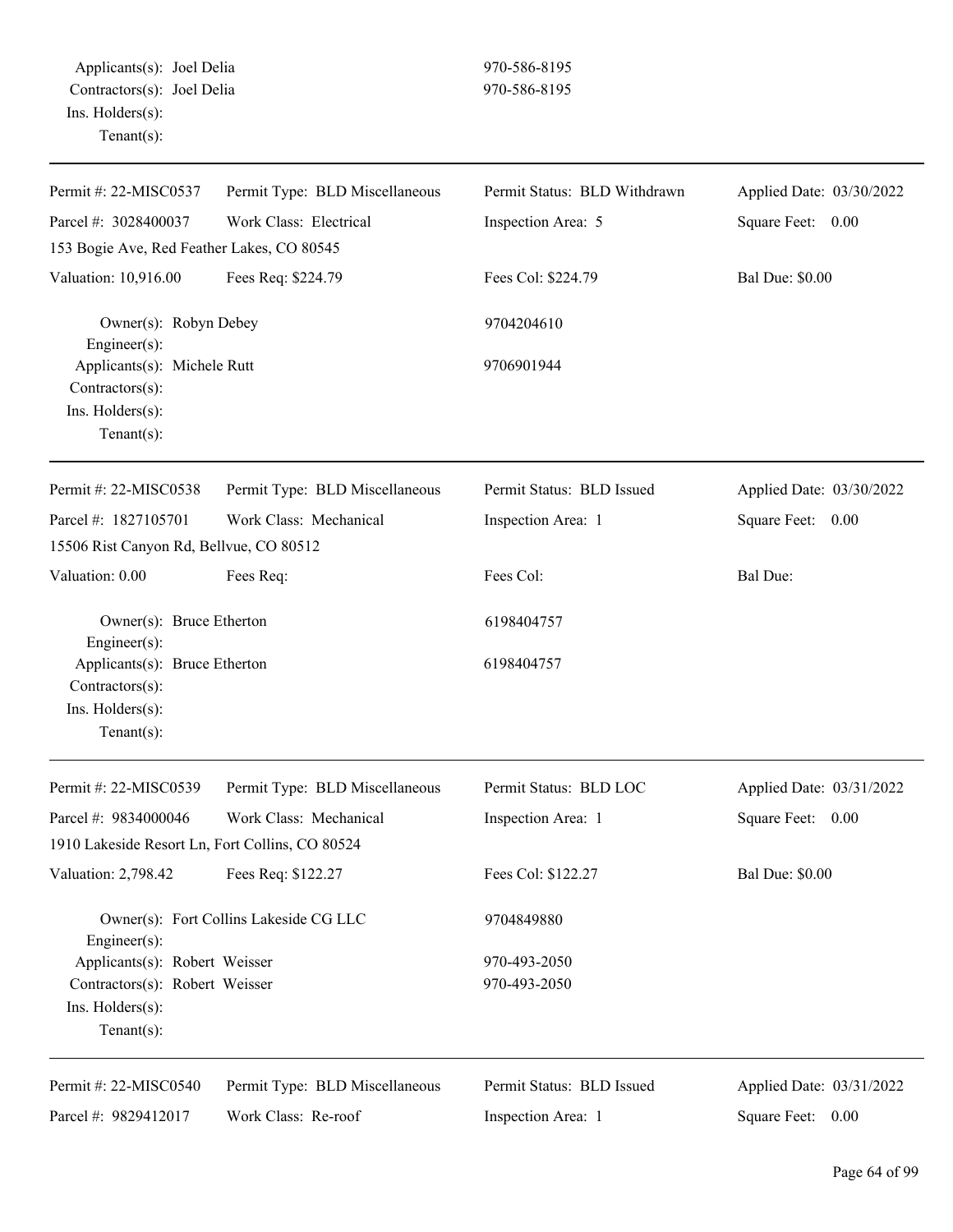Applicants(s): Joel Delia 970-586-8195
Contractors(s): Joel Delia 970-586-8195
Ins. Holders(s):
Tenant(s):

---

| Permit #: 22-MISC0537 | Permit Type: BLD Miscellaneous | Permit Status: BLD Withdrawn | Applied Date: 03/30/2022 |
|---|---|---|---|
| Parcel #: 3028400037 | Work Class: Electrical | Inspection Area: 5 | Square Feet: 0.00 |
| 153 Bogie Ave, Red Feather Lakes, CO 80545 | | | |
| Valuation: 10,916.00 | Fees Req: $224.79 | Fees Col: $224.79 | Bal Due: $0.00 |

Owner(s): Robyn Debey 9704204610
Engineer(s):
Applicants(s): Michele Rutt 9706901944
Contractors(s):
Ins. Holders(s):
Tenant(s):

---

| Permit #: 22-MISC0538 | Permit Type: BLD Miscellaneous | Permit Status: BLD Issued | Applied Date: 03/30/2022 |
|---|---|---|---|
| Parcel #: 1827105701 | Work Class: Mechanical | Inspection Area: 1 | Square Feet: 0.00 |
| 15506 Rist Canyon Rd, Bellvue, CO 80512 | | | |
| Valuation: 0.00 | Fees Req: | Fees Col: | Bal Due: |

Owner(s): Bruce Etherton 6198404757
Engineer(s):
Applicants(s): Bruce Etherton 6198404757
Contractors(s):
Ins. Holders(s):
Tenant(s):

---

| Permit #: 22-MISC0539 | Permit Type: BLD Miscellaneous | Permit Status: BLD LOC | Applied Date: 03/31/2022 |
|---|---|---|---|
| Parcel #: 9834000046 | Work Class: Mechanical | Inspection Area: 1 | Square Feet: 0.00 |
| 1910 Lakeside Resort Ln, Fort Collins, CO 80524 | | | |
| Valuation: 2,798.42 | Fees Req: $122.27 | Fees Col: $122.27 | Bal Due: $0.00 |

Owner(s): Fort Collins Lakeside CG LLC 9704849880
Engineer(s):
Applicants(s): Robert Weisser 970-493-2050
Contractors(s): Robert Weisser 970-493-2050
Ins. Holders(s):
Tenant(s):

---

| Permit #: 22-MISC0540 | Permit Type: BLD Miscellaneous | Permit Status: BLD Issued | Applied Date: 03/31/2022 |
|---|---|---|---|
| Parcel #: 9829412017 | Work Class: Re-roof | Inspection Area: 1 | Square Feet: 0.00 |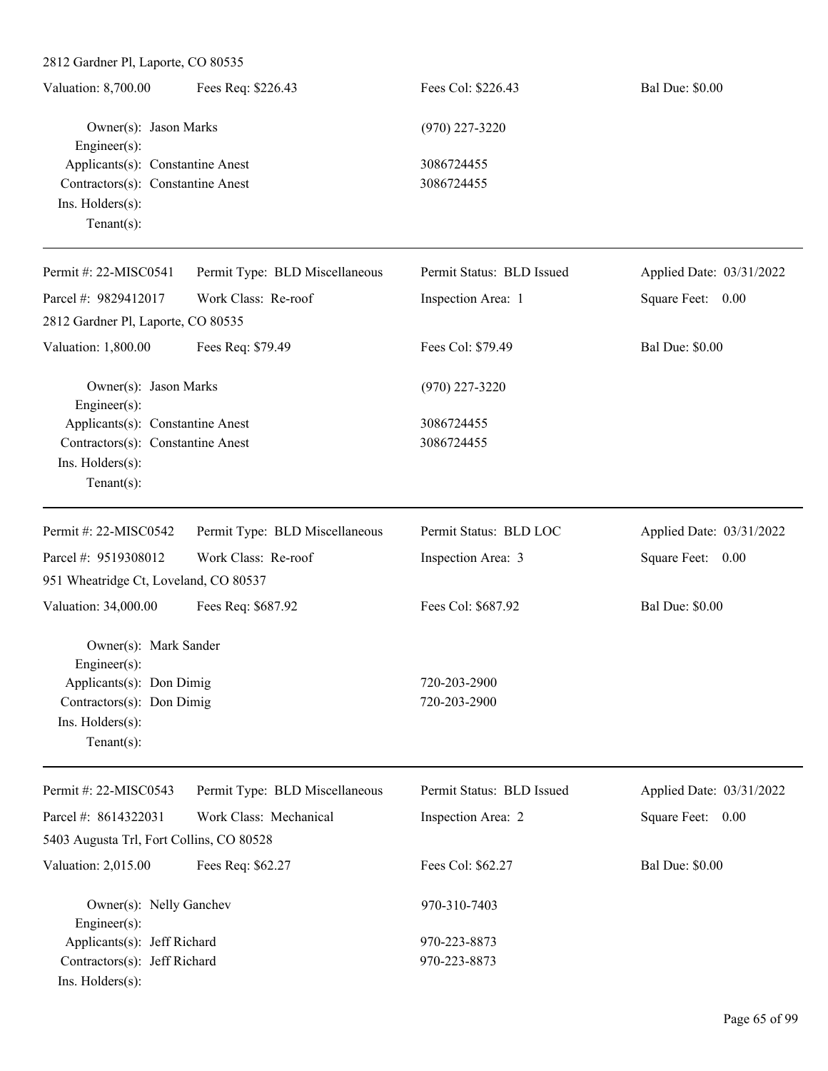2812 Gardner Pl, Laporte, CO 80535

| Valuation: 8,700.00 | Fees Req: $226.43 | Fees Col: $226.43 | Bal Due: $0.00 |
|---|---|---|---|

Owner(s): Jason Marks (970) 227-3220
Engineer(s):
Applicants(s): Constantine Anest 3086724455
Contractors(s): Constantine Anest 3086724455
Ins. Holders(s):
Tenant(s):

---

| Permit #: 22-MISC0541 | Permit Type: BLD Miscellaneous | Permit Status: BLD Issued | Applied Date: 03/31/2022 |
|---|---|---|---|
| Parcel #: 9829412017 | Work Class: Re-roof | Inspection Area: 1 | Square Feet: 0.00 |

2812 Gardner Pl, Laporte, CO 80535

| Valuation: 1,800.00 | Fees Req: $79.49 | Fees Col: $79.49 | Bal Due: $0.00 |
|---|---|---|---|

Owner(s): Jason Marks (970) 227-3220
Engineer(s):
Applicants(s): Constantine Anest 3086724455
Contractors(s): Constantine Anest 3086724455
Ins. Holders(s):
Tenant(s):

---

| Permit #: 22-MISC0542 | Permit Type: BLD Miscellaneous | Permit Status: BLD LOC | Applied Date: 03/31/2022 |
|---|---|---|---|
| Parcel #: 9519308012 | Work Class: Re-roof | Inspection Area: 3 | Square Feet: 0.00 |

951 Wheatridge Ct, Loveland, CO 80537

| Valuation: 34,000.00 | Fees Req: $687.92 | Fees Col: $687.92 | Bal Due: $0.00 |
|---|---|---|---|

Owner(s): Mark Sander
Engineer(s):
Applicants(s): Don Dimig 720-203-2900
Contractors(s): Don Dimig 720-203-2900
Ins. Holders(s):
Tenant(s):

---

| Permit #: 22-MISC0543 | Permit Type: BLD Miscellaneous | Permit Status: BLD Issued | Applied Date: 03/31/2022 |
|---|---|---|---|
| Parcel #: 8614322031 | Work Class: Mechanical | Inspection Area: 2 | Square Feet: 0.00 |

5403 Augusta Trl, Fort Collins, CO 80528

| Valuation: 2,015.00 | Fees Req: $62.27 | Fees Col: $62.27 | Bal Due: $0.00 |
|---|---|---|---|

Owner(s): Nelly Ganchev 970-310-7403
Engineer(s):
Applicants(s): Jeff Richard 970-223-8873
Contractors(s): Jeff Richard 970-223-8873
Ins. Holders(s):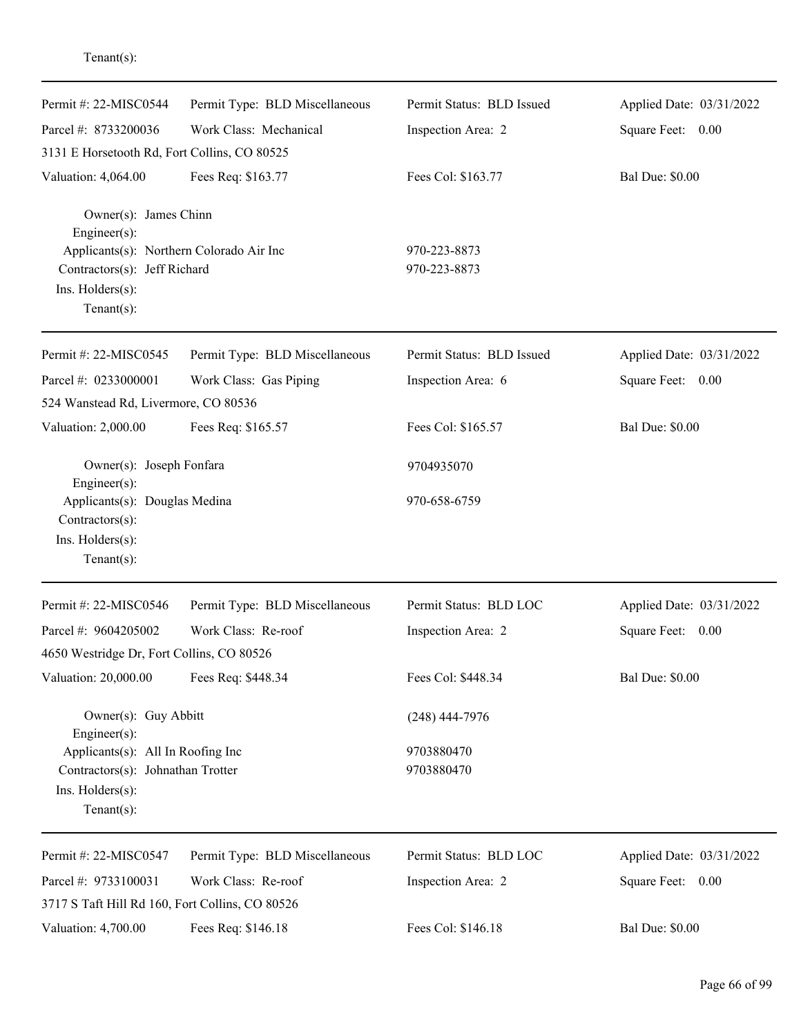Tenant(s):

---

| Permit #: 22-MISC0544 | Permit Type: BLD Miscellaneous | Permit Status: BLD Issued | Applied Date: 03/31/2022 |
|---|---|---|---|
| Parcel #: 8733200036 | Work Class: Mechanical | Inspection Area: 2 | Square Feet: 0.00 |
| 3131 E Horsetooth Rd, Fort Collins, CO 80525 | | | |
| Valuation: 4,064.00 | Fees Req: $163.77 | Fees Col: $163.77 | Bal Due: $0.00 |

Owner(s): James Chinn
Engineer(s):
Applicants(s): Northern Colorado Air Inc — 970-223-8873
Contractors(s): Jeff Richard — 970-223-8873
Ins. Holders(s):
Tenant(s):

---

| Permit #: 22-MISC0545 | Permit Type: BLD Miscellaneous | Permit Status: BLD Issued | Applied Date: 03/31/2022 |
|---|---|---|---|
| Parcel #: 0233000001 | Work Class: Gas Piping | Inspection Area: 6 | Square Feet: 0.00 |
| 524 Wanstead Rd, Livermore, CO 80536 | | | |
| Valuation: 2,000.00 | Fees Req: $165.57 | Fees Col: $165.57 | Bal Due: $0.00 |

Owner(s): Joseph Fonfara — 9704935070
Engineer(s):
Applicants(s): Douglas Medina — 970-658-6759
Contractors(s):
Ins. Holders(s):
Tenant(s):

---

| Permit #: 22-MISC0546 | Permit Type: BLD Miscellaneous | Permit Status: BLD LOC | Applied Date: 03/31/2022 |
|---|---|---|---|
| Parcel #: 9604205002 | Work Class: Re-roof | Inspection Area: 2 | Square Feet: 0.00 |
| 4650 Westridge Dr, Fort Collins, CO 80526 | | | |
| Valuation: 20,000.00 | Fees Req: $448.34 | Fees Col: $448.34 | Bal Due: $0.00 |

Owner(s): Guy Abbitt — (248) 444-7976
Engineer(s):
Applicants(s): All In Roofing Inc — 9703880470
Contractors(s): Johnathan Trotter — 9703880470
Ins. Holders(s):
Tenant(s):

---

| Permit #: 22-MISC0547 | Permit Type: BLD Miscellaneous | Permit Status: BLD LOC | Applied Date: 03/31/2022 |
|---|---|---|---|
| Parcel #: 9733100031 | Work Class: Re-roof | Inspection Area: 2 | Square Feet: 0.00 |
| 3717 S Taft Hill Rd 160, Fort Collins, CO 80526 | | | |
| Valuation: 4,700.00 | Fees Req: $146.18 | Fees Col: $146.18 | Bal Due: $0.00 |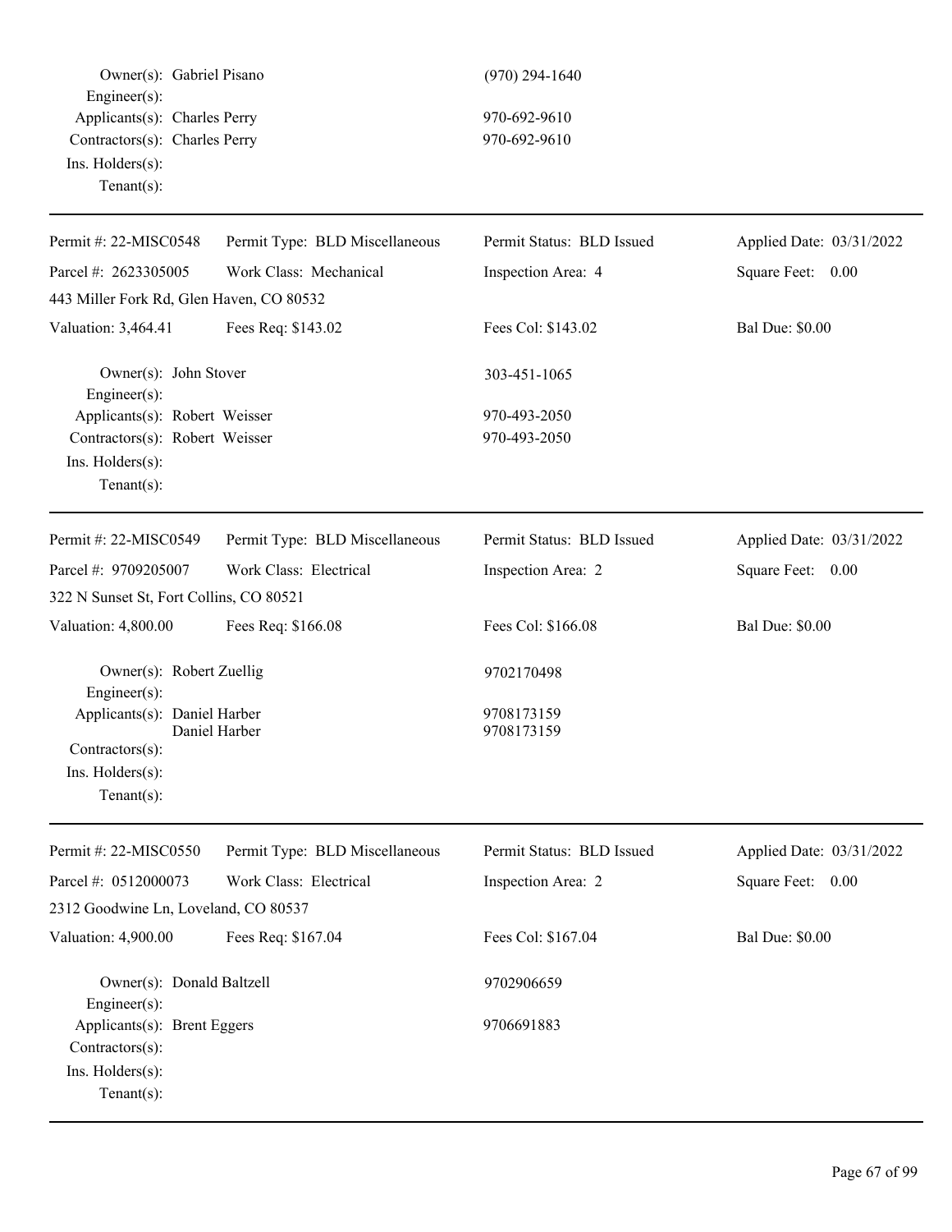Owner(s): Gabriel Pisano (970) 294-1640
Engineer(s):
Applicants(s): Charles Perry 970-692-9610
Contractors(s): Charles Perry 970-692-9610
Ins. Holders(s):
Tenant(s):

---

| Permit #: 22-MISC0548 | Permit Type: BLD Miscellaneous | Permit Status: BLD Issued | Applied Date: 03/31/2022 |
|---|---|---|---|
| Parcel #: 2623305005 | Work Class: Mechanical | Inspection Area: 4 | Square Feet: 0.00 |
| 443 Miller Fork Rd, Glen Haven, CO 80532 | | | |
| Valuation: 3,464.41 | Fees Req: $143.02 | Fees Col: $143.02 | Bal Due: $0.00 |

Owner(s): John Stover 303-451-1065
Engineer(s):
Applicants(s): Robert Weisser 970-493-2050
Contractors(s): Robert Weisser 970-493-2050
Ins. Holders(s):
Tenant(s):

---

| Permit #: 22-MISC0549 | Permit Type: BLD Miscellaneous | Permit Status: BLD Issued | Applied Date: 03/31/2022 |
|---|---|---|---|
| Parcel #: 9709205007 | Work Class: Electrical | Inspection Area: 2 | Square Feet: 0.00 |
| 322 N Sunset St, Fort Collins, CO 80521 | | | |
| Valuation: 4,800.00 | Fees Req: $166.08 | Fees Col: $166.08 | Bal Due: $0.00 |

Owner(s): Robert Zuellig 9702170498
Engineer(s):
Applicants(s): Daniel Harber 9708173159
Daniel Harber 9708173159
Contractors(s):
Ins. Holders(s):
Tenant(s):

---

| Permit #: 22-MISC0550 | Permit Type: BLD Miscellaneous | Permit Status: BLD Issued | Applied Date: 03/31/2022 |
|---|---|---|---|
| Parcel #: 0512000073 | Work Class: Electrical | Inspection Area: 2 | Square Feet: 0.00 |
| 2312 Goodwine Ln, Loveland, CO 80537 | | | |
| Valuation: 4,900.00 | Fees Req: $167.04 | Fees Col: $167.04 | Bal Due: $0.00 |

Owner(s): Donald Baltzell 9702906659
Engineer(s):
Applicants(s): Brent Eggers 9706691883
Contractors(s):
Ins. Holders(s):
Tenant(s):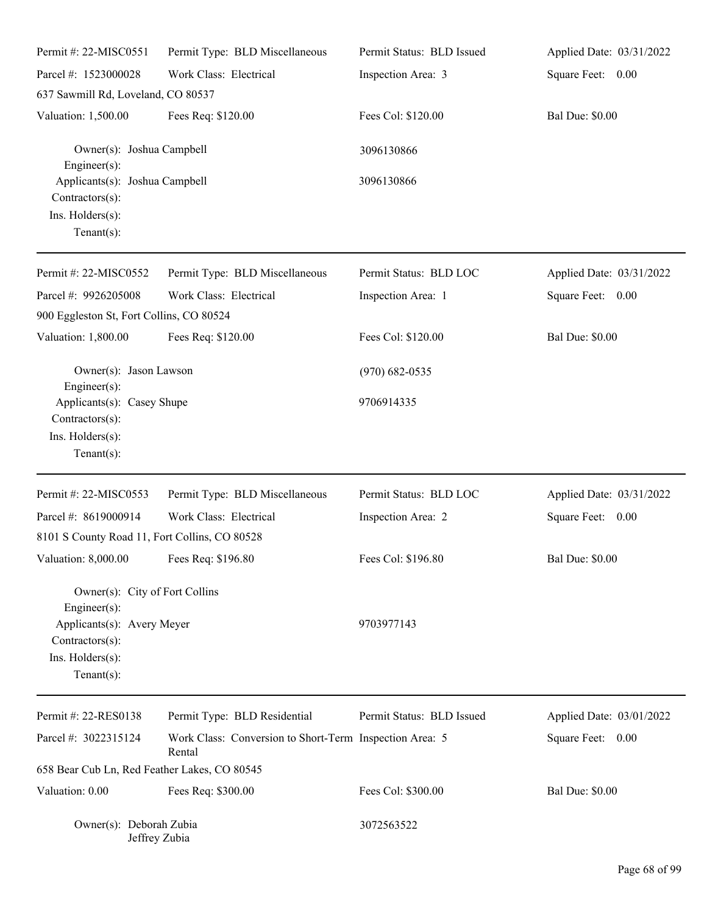| Permit #: 22-MISC0551 | Permit Type: BLD Miscellaneous | Permit Status: BLD Issued | Applied Date: 03/31/2022 |
|---|---|---|---|
| Parcel #: 1523000028 | Work Class: Electrical | Inspection Area: 3 | Square Feet: 0.00 |
| 637 Sawmill Rd, Loveland, CO 80537 | | | |
| Valuation: 1,500.00 | Fees Req: $120.00 | Fees Col: $120.00 | Bal Due: $0.00 |

Owner(s): Joshua Campbell — 3096130866
Engineer(s):
Applicants(s): Joshua Campbell — 3096130866
Contractors(s):
Ins. Holders(s):
Tenant(s):

---

| Permit #: 22-MISC0552 | Permit Type: BLD Miscellaneous | Permit Status: BLD LOC | Applied Date: 03/31/2022 |
|---|---|---|---|
| Parcel #: 9926205008 | Work Class: Electrical | Inspection Area: 1 | Square Feet: 0.00 |
| 900 Eggleston St, Fort Collins, CO 80524 | | | |
| Valuation: 1,800.00 | Fees Req: $120.00 | Fees Col: $120.00 | Bal Due: $0.00 |

Owner(s): Jason Lawson — (970) 682-0535
Engineer(s):
Applicants(s): Casey Shupe — 9706914335
Contractors(s):
Ins. Holders(s):
Tenant(s):

---

| Permit #: 22-MISC0553 | Permit Type: BLD Miscellaneous | Permit Status: BLD LOC | Applied Date: 03/31/2022 |
|---|---|---|---|
| Parcel #: 8619000914 | Work Class: Electrical | Inspection Area: 2 | Square Feet: 0.00 |
| 8101 S County Road 11, Fort Collins, CO 80528 | | | |
| Valuation: 8,000.00 | Fees Req: $196.80 | Fees Col: $196.80 | Bal Due: $0.00 |

Owner(s): City of Fort Collins
Engineer(s):
Applicants(s): Avery Meyer — 9703977143
Contractors(s):
Ins. Holders(s):
Tenant(s):

---

| Permit #: 22-RES0138 | Permit Type: BLD Residential | Permit Status: BLD Issued | Applied Date: 03/01/2022 |
|---|---|---|---|
| Parcel #: 3022315124 | Work Class: Conversion to Short-Term Rental | Inspection Area: 5 | Square Feet: 0.00 |
| 658 Bear Cub Ln, Red Feather Lakes, CO 80545 | | | |
| Valuation: 0.00 | Fees Req: $300.00 | Fees Col: $300.00 | Bal Due: $0.00 |

Owner(s): Deborah Zubia, Jeffrey Zubia — 3072563522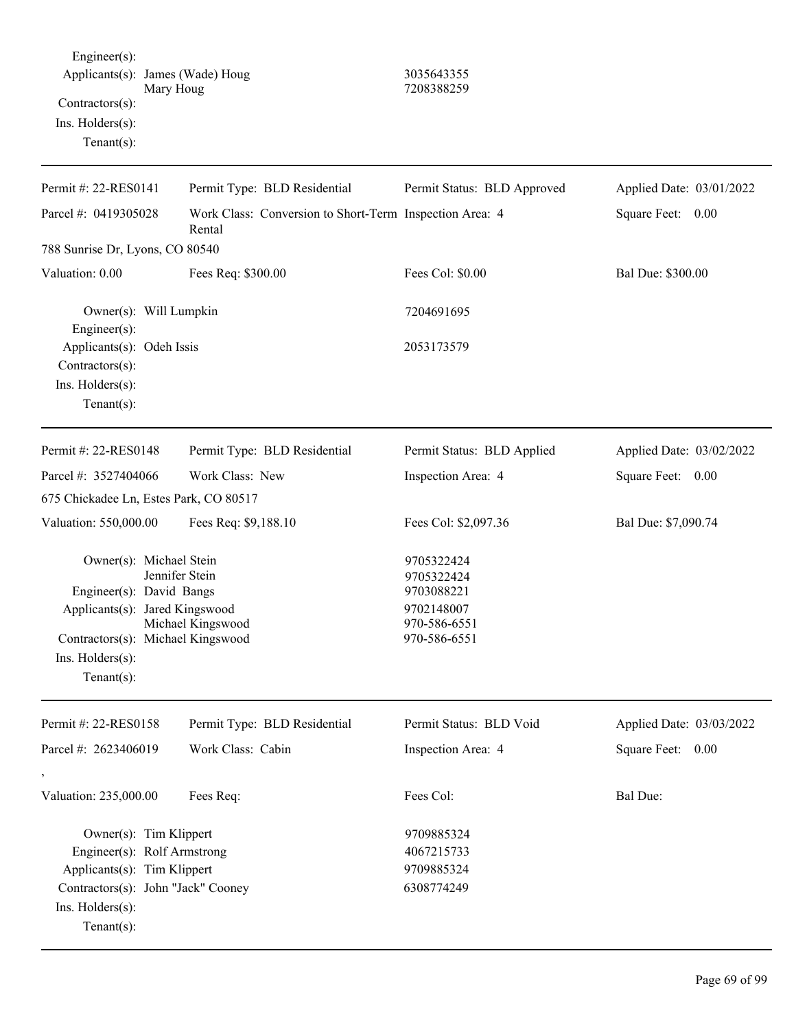Engineer(s):
Applicants(s): James (Wade) Houg 3035643355
Mary Houg 7208388259
Contractors(s):
Ins. Holders(s):
Tenant(s):

---

| Permit #: 22-RES0141 | Permit Type: BLD Residential | Permit Status: BLD Approved | Applied Date: 03/01/2022 |
|---|---|---|---|
| Parcel #: 0419305028 | Work Class: Conversion to Short-Term Rental | Inspection Area: 4 | Square Feet: 0.00 |
| 788 Sunrise Dr, Lyons, CO 80540 | | | |
| Valuation: 0.00 | Fees Req: $300.00 | Fees Col: $0.00 | Bal Due: $300.00 |

Owner(s): Will Lumpkin 7204691695
Engineer(s):
Applicants(s): Odeh Issis 2053173579
Contractors(s):
Ins. Holders(s):
Tenant(s):

---

| Permit #: 22-RES0148 | Permit Type: BLD Residential | Permit Status: BLD Applied | Applied Date: 03/02/2022 |
|---|---|---|---|
| Parcel #: 3527404066 | Work Class: New | Inspection Area: 4 | Square Feet: 0.00 |
| 675 Chickadee Ln, Estes Park, CO 80517 | | | |
| Valuation: 550,000.00 | Fees Req: $9,188.10 | Fees Col: $2,097.36 | Bal Due: $7,090.74 |

Owner(s): Michael Stein 9705322424
Jennifer Stein 9705322424
Engineer(s): David Bangs 9703088221
Applicants(s): Jared Kingswood 9702148007
Michael Kingswood 970-586-6551
Contractors(s): Michael Kingswood 970-586-6551
Ins. Holders(s):
Tenant(s):

---

| Permit #: 22-RES0158 | Permit Type: BLD Residential | Permit Status: BLD Void | Applied Date: 03/03/2022 |
|---|---|---|---|
| Parcel #: 2623406019 | Work Class: Cabin | Inspection Area: 4 | Square Feet: 0.00 |
| , | | | |
| Valuation: 235,000.00 | Fees Req: | Fees Col: | Bal Due: |

Owner(s): Tim Klippert 9709885324
Engineer(s): Rolf Armstrong 4067215733
Applicants(s): Tim Klippert 9709885324
Contractors(s): John "Jack" Cooney 6308774249
Ins. Holders(s):
Tenant(s):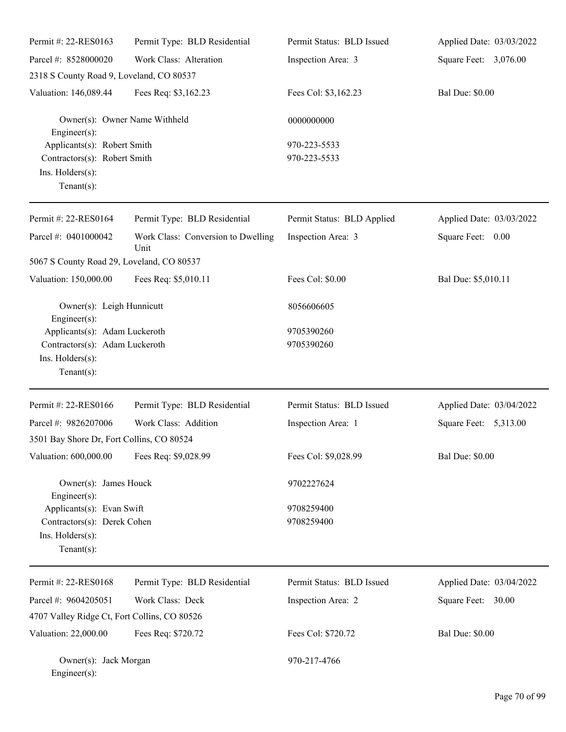| Permit #: 22-RES0163 | Permit Type: BLD Residential | Permit Status: BLD Issued | Applied Date: 03/03/2022 |
|---|---|---|---|
| Parcel #: 8528000020 | Work Class: Alteration | Inspection Area: 3 | Square Feet: 3,076.00 |
| 2318 S County Road 9, Loveland, CO 80537 | | | |
| Valuation: 146,089.44 | Fees Req: $3,162.23 | Fees Col: $3,162.23 | Bal Due: $0.00 |

Owner(s): Owner Name Withheld — 0000000000
Engineer(s):
Applicants(s): Robert Smith — 970-223-5533
Contractors(s): Robert Smith — 970-223-5533
Ins. Holders(s):
Tenant(s):

---

| Permit #: 22-RES0164 | Permit Type: BLD Residential | Permit Status: BLD Applied | Applied Date: 03/03/2022 |
|---|---|---|---|
| Parcel #: 0401000042 | Work Class: Conversion to Dwelling Unit | Inspection Area: 3 | Square Feet: 0.00 |
| 5067 S County Road 29, Loveland, CO 80537 | | | |
| Valuation: 150,000.00 | Fees Req: $5,010.11 | Fees Col: $0.00 | Bal Due: $5,010.11 |

Owner(s): Leigh Hunnicutt — 8056606605
Engineer(s):
Applicants(s): Adam Luckeroth — 9705390260
Contractors(s): Adam Luckeroth — 9705390260
Ins. Holders(s):
Tenant(s):

---

| Permit #: 22-RES0166 | Permit Type: BLD Residential | Permit Status: BLD Issued | Applied Date: 03/04/2022 |
|---|---|---|---|
| Parcel #: 9826207006 | Work Class: Addition | Inspection Area: 1 | Square Feet: 5,313.00 |
| 3501 Bay Shore Dr, Fort Collins, CO 80524 | | | |
| Valuation: 600,000.00 | Fees Req: $9,028.99 | Fees Col: $9,028.99 | Bal Due: $0.00 |

Owner(s): James Houck — 9702227624
Engineer(s):
Applicants(s): Evan Swift — 9708259400
Contractors(s): Derek Cohen — 9708259400
Ins. Holders(s):
Tenant(s):

---

| Permit #: 22-RES0168 | Permit Type: BLD Residential | Permit Status: BLD Issued | Applied Date: 03/04/2022 |
|---|---|---|---|
| Parcel #: 9604205051 | Work Class: Deck | Inspection Area: 2 | Square Feet: 30.00 |
| 4707 Valley Ridge Ct, Fort Collins, CO 80526 | | | |
| Valuation: 22,000.00 | Fees Req: $720.72 | Fees Col: $720.72 | Bal Due: $0.00 |

Owner(s): Jack Morgan — 970-217-4766
Engineer(s):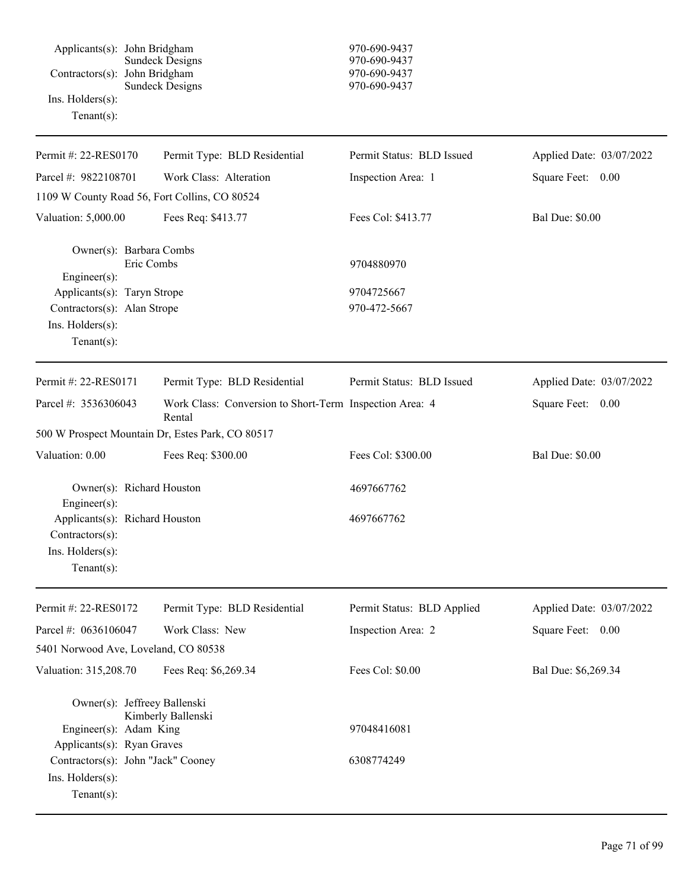Applicants(s): John Bridgham 970-690-9437
Sundeck Designs 970-690-9437
Contractors(s): John Bridgham 970-690-9437
Sundeck Designs 970-690-9437
Ins. Holders(s):
Tenant(s):

---

| Permit #: 22-RES0170 | Permit Type: BLD Residential | Permit Status: BLD Issued | Applied Date: 03/07/2022 |
|---|---|---|---|
| Parcel #: 9822108701 | Work Class: Alteration | Inspection Area: 1 | Square Feet: 0.00 |
| 1109 W County Road 56, Fort Collins, CO 80524 | | | |
| Valuation: 5,000.00 | Fees Req: $413.77 | Fees Col: $413.77 | Bal Due: $0.00 |

Owner(s): Barbara Combs
Eric Combs 9704880970
Engineer(s):
Applicants(s): Taryn Strope 9704725667
Contractors(s): Alan Strope 970-472-5667
Ins. Holders(s):
Tenant(s):

---

| Permit #: 22-RES0171 | Permit Type: BLD Residential | Permit Status: BLD Issued | Applied Date: 03/07/2022 |
|---|---|---|---|
| Parcel #: 3536306043 | Work Class: Conversion to Short-Term Rental | Inspection Area: 4 | Square Feet: 0.00 |
| 500 W Prospect Mountain Dr, Estes Park, CO 80517 | | | |
| Valuation: 0.00 | Fees Req: $300.00 | Fees Col: $300.00 | Bal Due: $0.00 |

Owner(s): Richard Houston 4697667762
Engineer(s):
Applicants(s): Richard Houston 4697667762
Contractors(s):
Ins. Holders(s):
Tenant(s):

---

| Permit #: 22-RES0172 | Permit Type: BLD Residential | Permit Status: BLD Applied | Applied Date: 03/07/2022 |
|---|---|---|---|
| Parcel #: 0636106047 | Work Class: New | Inspection Area: 2 | Square Feet: 0.00 |
| 5401 Norwood Ave, Loveland, CO 80538 | | | |
| Valuation: 315,208.70 | Fees Req: $6,269.34 | Fees Col: $0.00 | Bal Due: $6,269.34 |

Owner(s): Jeffreey Ballenski
Kimberly Ballenski
Engineer(s): Adam King 97048416081
Applicants(s): Ryan Graves
Contractors(s): John "Jack" Cooney 6308774249
Ins. Holders(s):
Tenant(s):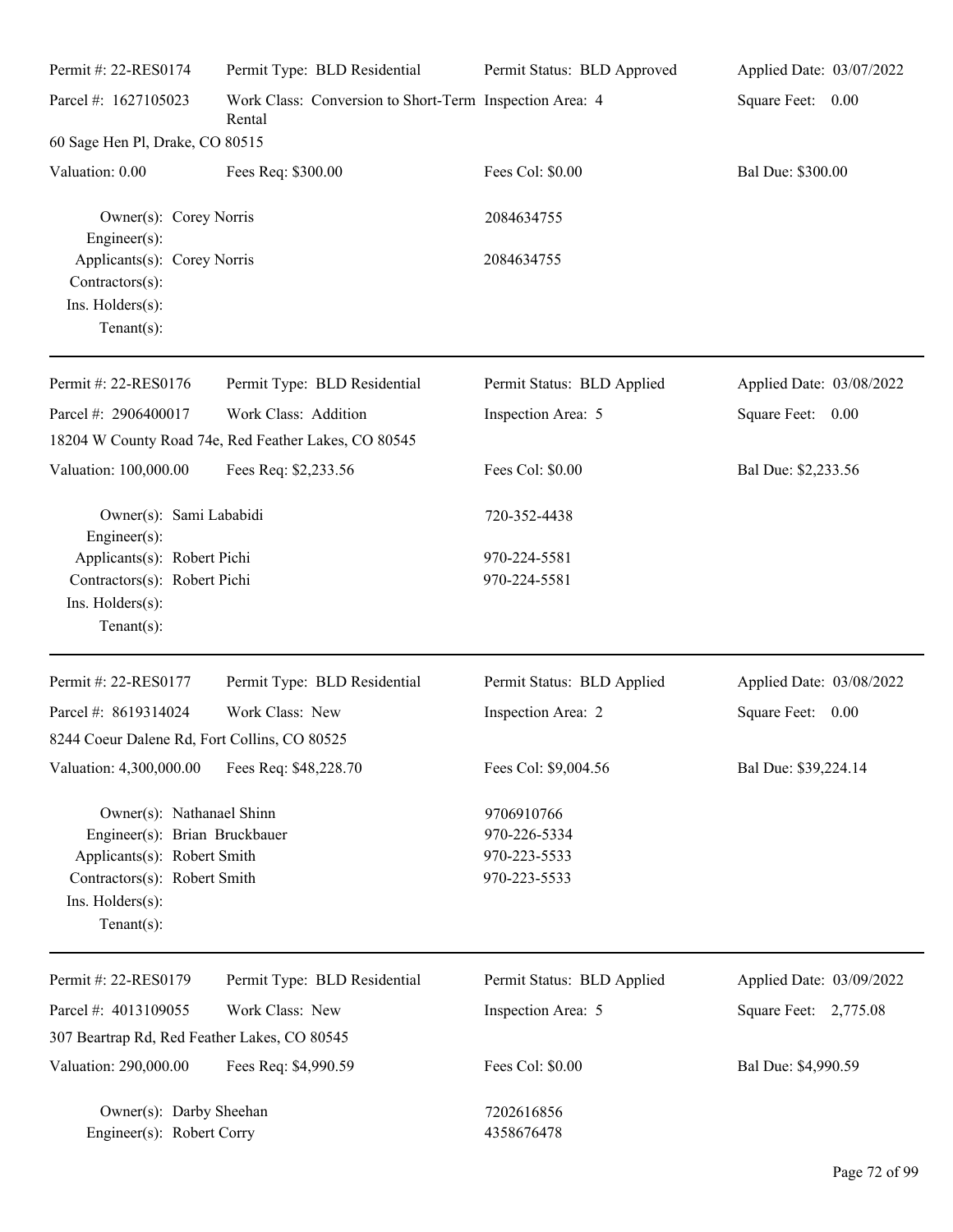| | | | |
|---|---|---|---|
| Permit #: 22-RES0174 | Permit Type: BLD Residential | Permit Status: BLD Approved | Applied Date: 03/07/2022 |
| Parcel #: 1627105023 | Work Class: Conversion to Short-Term Rental | Inspection Area: 4 | Square Feet: 0.00 |
| 60 Sage Hen Pl, Drake, CO 80515 | | | |
| Valuation: 0.00 | Fees Req: $300.00 | Fees Col: $0.00 | Bal Due: $300.00 |

Owner(s): Corey Norris 2084634755
Engineer(s):
Applicants(s): Corey Norris 2084634755
Contractors(s):
Ins. Holders(s):
Tenant(s):

---

| | | | |
|---|---|---|---|
| Permit #: 22-RES0176 | Permit Type: BLD Residential | Permit Status: BLD Applied | Applied Date: 03/08/2022 |
| Parcel #: 2906400017 | Work Class: Addition | Inspection Area: 5 | Square Feet: 0.00 |
| 18204 W County Road 74e, Red Feather Lakes, CO 80545 | | | |
| Valuation: 100,000.00 | Fees Req: $2,233.56 | Fees Col: $0.00 | Bal Due: $2,233.56 |

Owner(s): Sami Lababidi 720-352-4438
Engineer(s):
Applicants(s): Robert Pichi 970-224-5581
Contractors(s): Robert Pichi 970-224-5581
Ins. Holders(s):
Tenant(s):

---

| | | | |
|---|---|---|---|
| Permit #: 22-RES0177 | Permit Type: BLD Residential | Permit Status: BLD Applied | Applied Date: 03/08/2022 |
| Parcel #: 8619314024 | Work Class: New | Inspection Area: 2 | Square Feet: 0.00 |
| 8244 Coeur Dalene Rd, Fort Collins, CO 80525 | | | |
| Valuation: 4,300,000.00 | Fees Req: $48,228.70 | Fees Col: $9,004.56 | Bal Due: $39,224.14 |

Owner(s): Nathanael Shinn 9706910766
Engineer(s): Brian Bruckbauer 970-226-5334
Applicants(s): Robert Smith 970-223-5533
Contractors(s): Robert Smith 970-223-5533
Ins. Holders(s):
Tenant(s):

---

| | | | |
|---|---|---|---|
| Permit #: 22-RES0179 | Permit Type: BLD Residential | Permit Status: BLD Applied | Applied Date: 03/09/2022 |
| Parcel #: 4013109055 | Work Class: New | Inspection Area: 5 | Square Feet: 2,775.08 |
| 307 Beartrap Rd, Red Feather Lakes, CO 80545 | | | |
| Valuation: 290,000.00 | Fees Req: $4,990.59 | Fees Col: $0.00 | Bal Due: $4,990.59 |

Owner(s): Darby Sheehan 7202616856
Engineer(s): Robert Corry 4358676478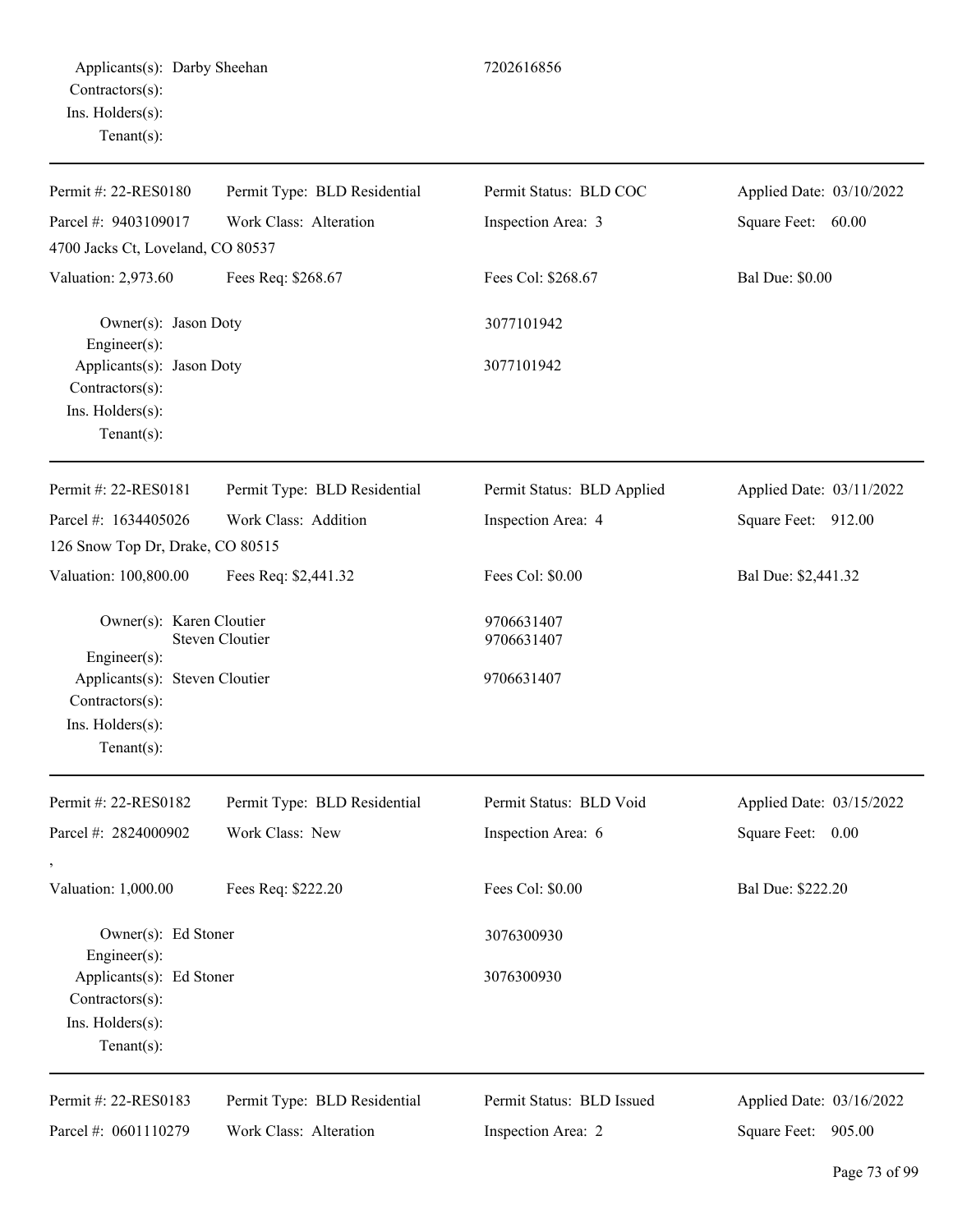Applicants(s): Darby Sheehan 7202616856
Contractors(s):
Ins. Holders(s):
Tenant(s):

---

| Permit #: 22-RES0180 | Permit Type: BLD Residential | Permit Status: BLD COC | Applied Date: 03/10/2022 |
|---|---|---|---|
| Parcel #: 9403109017 | Work Class: Alteration | Inspection Area: 3 | Square Feet: 60.00 |
| 4700 Jacks Ct, Loveland, CO 80537 | | | |
| Valuation: 2,973.60 | Fees Req: $268.67 | Fees Col: $268.67 | Bal Due: $0.00 |

Owner(s): Jason Doty 3077101942
Engineer(s):
Applicants(s): Jason Doty 3077101942
Contractors(s):
Ins. Holders(s):
Tenant(s):

---

| Permit #: 22-RES0181 | Permit Type: BLD Residential | Permit Status: BLD Applied | Applied Date: 03/11/2022 |
|---|---|---|---|
| Parcel #: 1634405026 | Work Class: Addition | Inspection Area: 4 | Square Feet: 912.00 |
| 126 Snow Top Dr, Drake, CO 80515 | | | |
| Valuation: 100,800.00 | Fees Req: $2,441.32 | Fees Col: $0.00 | Bal Due: $2,441.32 |

Owner(s): Karen Cloutier 9706631407
Steven Cloutier 9706631407
Engineer(s):
Applicants(s): Steven Cloutier 9706631407
Contractors(s):
Ins. Holders(s):
Tenant(s):

---

| Permit #: 22-RES0182 | Permit Type: BLD Residential | Permit Status: BLD Void | Applied Date: 03/15/2022 |
|---|---|---|---|
| Parcel #: 2824000902 | Work Class: New | Inspection Area: 6 | Square Feet: 0.00 |
| , | | | |
| Valuation: 1,000.00 | Fees Req: $222.20 | Fees Col: $0.00 | Bal Due: $222.20 |

Owner(s): Ed Stoner 3076300930
Engineer(s):
Applicants(s): Ed Stoner 3076300930
Contractors(s):
Ins. Holders(s):
Tenant(s):

---

| Permit #: 22-RES0183 | Permit Type: BLD Residential | Permit Status: BLD Issued | Applied Date: 03/16/2022 |
|---|---|---|---|
| Parcel #: 0601110279 | Work Class: Alteration | Inspection Area: 2 | Square Feet: 905.00 |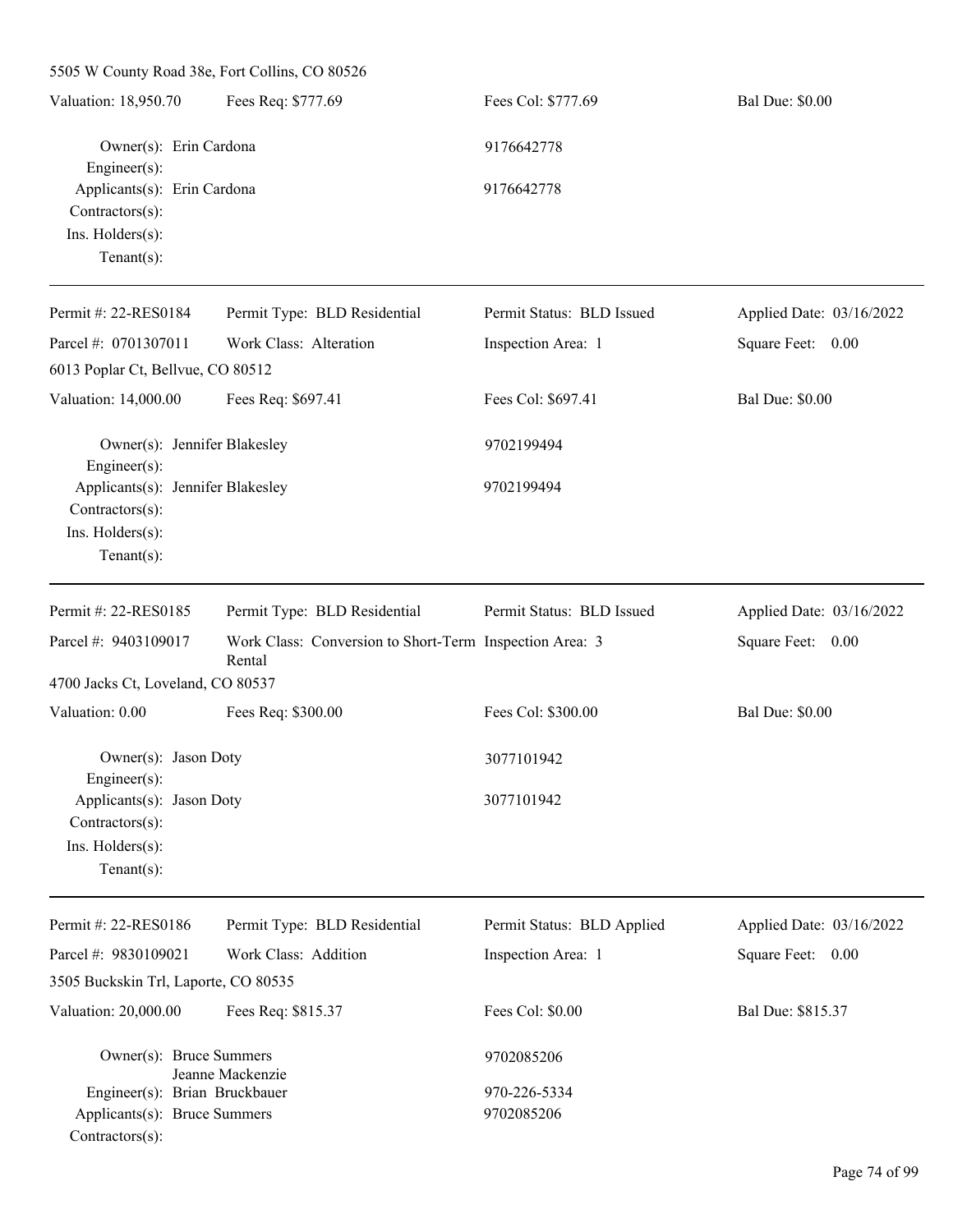5505 W County Road 38e, Fort Collins, CO 80526

| Valuation: 18,950.70 | Fees Req: $777.69 | Fees Col: $777.69 | Bal Due: $0.00 |
|---|---|---|---|

Owner(s): Erin Cardona 9176642778
Engineer(s):
Applicants(s): Erin Cardona 9176642778
Contractors(s):
Ins. Holders(s):
Tenant(s):

---

| Permit #: 22-RES0184 | Permit Type: BLD Residential | Permit Status: BLD Issued | Applied Date: 03/16/2022 |
|---|---|---|---|
| Parcel #: 0701307011 | Work Class: Alteration | Inspection Area: 1 | Square Feet: 0.00 |
| 6013 Poplar Ct, Bellvue, CO 80512 | | | |
| Valuation: 14,000.00 | Fees Req: $697.41 | Fees Col: $697.41 | Bal Due: $0.00 |

Owner(s): Jennifer Blakesley 9702199494
Engineer(s):
Applicants(s): Jennifer Blakesley 9702199494
Contractors(s):
Ins. Holders(s):
Tenant(s):

---

| Permit #: 22-RES0185 | Permit Type: BLD Residential | Permit Status: BLD Issued | Applied Date: 03/16/2022 |
|---|---|---|---|
| Parcel #: 9403109017 | Work Class: Conversion to Short-Term Rental | Inspection Area: 3 | Square Feet: 0.00 |
| 4700 Jacks Ct, Loveland, CO 80537 | | | |
| Valuation: 0.00 | Fees Req: $300.00 | Fees Col: $300.00 | Bal Due: $0.00 |

Owner(s): Jason Doty 3077101942
Engineer(s):
Applicants(s): Jason Doty 3077101942
Contractors(s):
Ins. Holders(s):
Tenant(s):

---

| Permit #: 22-RES0186 | Permit Type: BLD Residential | Permit Status: BLD Applied | Applied Date: 03/16/2022 |
|---|---|---|---|
| Parcel #: 9830109021 | Work Class: Addition | Inspection Area: 1 | Square Feet: 0.00 |
| 3505 Buckskin Trl, Laporte, CO 80535 | | | |
| Valuation: 20,000.00 | Fees Req: $815.37 | Fees Col: $0.00 | Bal Due: $815.37 |

Owner(s): Bruce Summers 9702085206
Jeanne Mackenzie
Engineer(s): Brian Bruckbauer 970-226-5334
Applicants(s): Bruce Summers 9702085206
Contractors(s):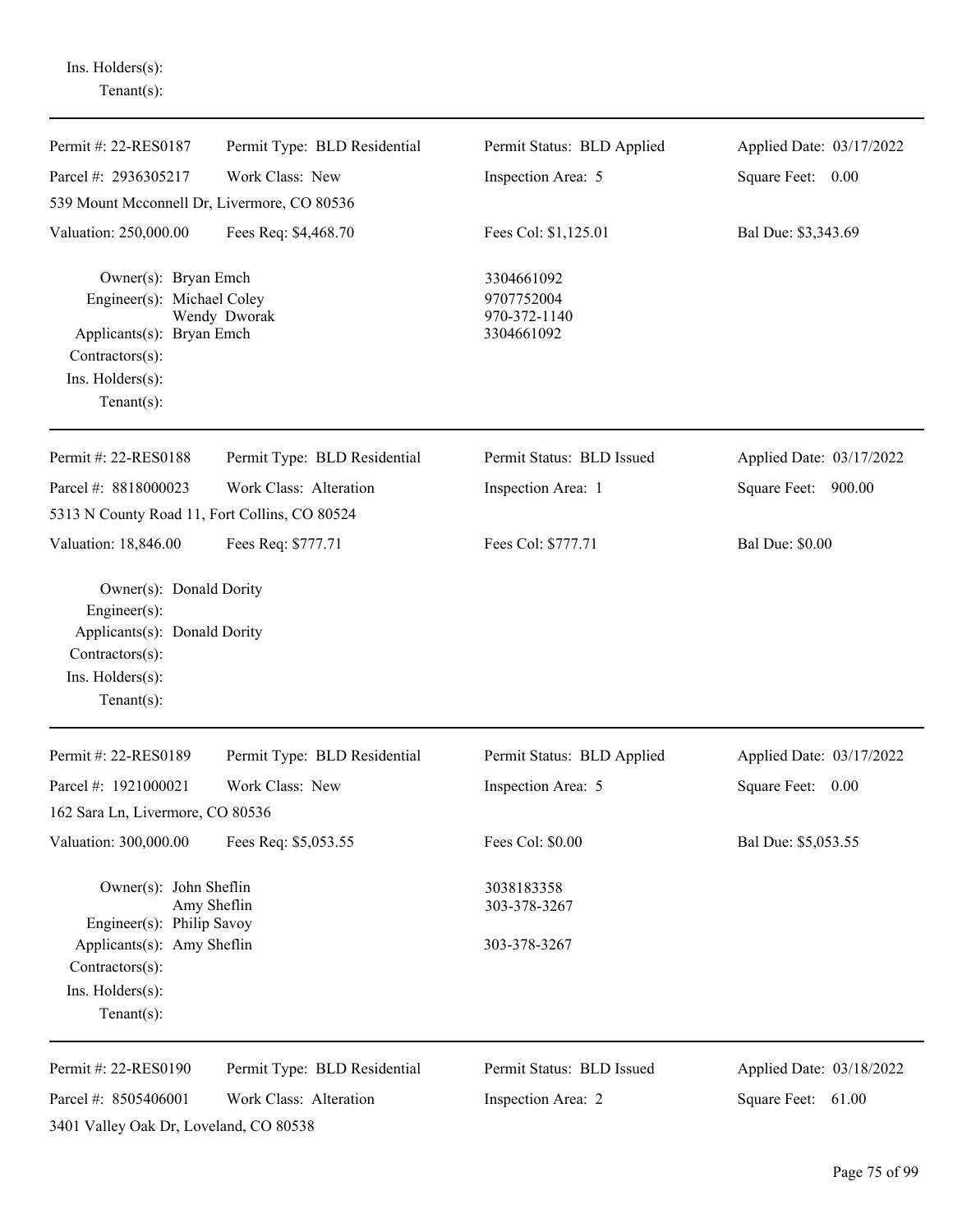Ins. Holders(s):
Tenant(s):

---

| Permit #: 22-RES0187 | Permit Type: BLD Residential | Permit Status: BLD Applied | Applied Date: 03/17/2022 |
|---|---|---|---|
| Parcel #: 2936305217 | Work Class: New | Inspection Area: 5 | Square Feet: 0.00 |
| 539 Mount Mcconnell Dr, Livermore, CO 80536 | | | |
| Valuation: 250,000.00 | Fees Req: $4,468.70 | Fees Col: $1,125.01 | Bal Due: $3,343.69 |

Owner(s): Bryan Emch — 3304661092
Engineer(s): Michael Coley — 9707752004
Wendy Dworak — 970-372-1140
Applicants(s): Bryan Emch — 3304661092
Contractors(s):
Ins. Holders(s):
Tenant(s):

---

| Permit #: 22-RES0188 | Permit Type: BLD Residential | Permit Status: BLD Issued | Applied Date: 03/17/2022 |
|---|---|---|---|
| Parcel #: 8818000023 | Work Class: Alteration | Inspection Area: 1 | Square Feet: 900.00 |
| 5313 N County Road 11, Fort Collins, CO 80524 | | | |
| Valuation: 18,846.00 | Fees Req: $777.71 | Fees Col: $777.71 | Bal Due: $0.00 |

Owner(s): Donald Dority
Engineer(s):
Applicants(s): Donald Dority
Contractors(s):
Ins. Holders(s):
Tenant(s):

---

| Permit #: 22-RES0189 | Permit Type: BLD Residential | Permit Status: BLD Applied | Applied Date: 03/17/2022 |
|---|---|---|---|
| Parcel #: 1921000021 | Work Class: New | Inspection Area: 5 | Square Feet: 0.00 |
| 162 Sara Ln, Livermore, CO 80536 | | | |
| Valuation: 300,000.00 | Fees Req: $5,053.55 | Fees Col: $0.00 | Bal Due: $5,053.55 |

Owner(s): John Sheflin — 3038183358
Amy Sheflin — 303-378-3267
Engineer(s): Philip Savoy
Applicants(s): Amy Sheflin — 303-378-3267
Contractors(s):
Ins. Holders(s):
Tenant(s):

---

| Permit #: 22-RES0190 | Permit Type: BLD Residential | Permit Status: BLD Issued | Applied Date: 03/18/2022 |
|---|---|---|---|
| Parcel #: 8505406001 | Work Class: Alteration | Inspection Area: 2 | Square Feet: 61.00 |
| 3401 Valley Oak Dr, Loveland, CO 80538 | | | |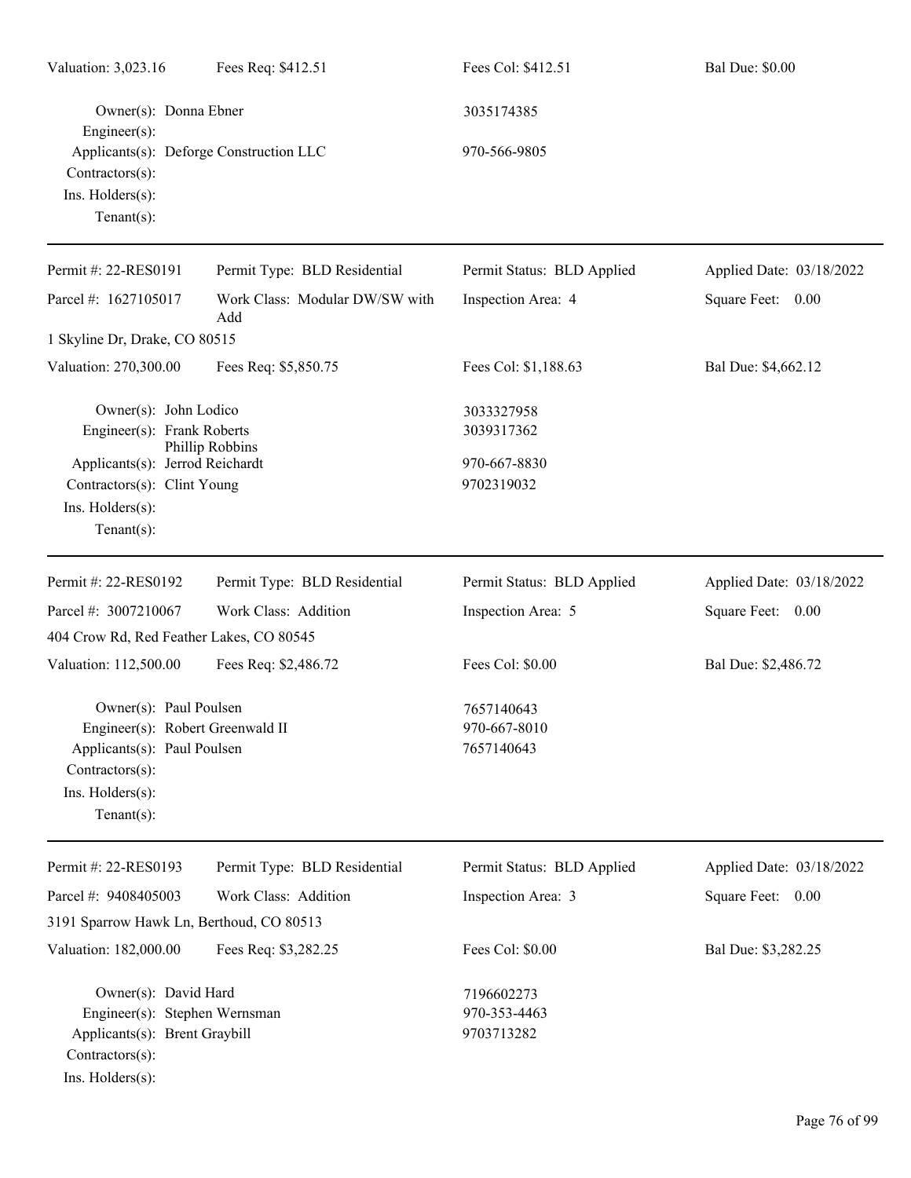| | | | |
|---|---|---|---|
| Valuation: 3,023.16 | Fees Req: $412.51 | Fees Col: $412.51 | Bal Due: $0.00 |

Owner(s): Donna Ebner — 3035174385
Engineer(s):
Applicants(s): Deforge Construction LLC — 970-566-9805
Contractors(s):
Ins. Holders(s):
Tenant(s):

---

| | | | |
|---|---|---|---|
| Permit #: 22-RES0191 | Permit Type: BLD Residential | Permit Status: BLD Applied | Applied Date: 03/18/2022 |
| Parcel #: 1627105017 | Work Class: Modular DW/SW with Add | Inspection Area: 4 | Square Feet: 0.00 |
| 1 Skyline Dr, Drake, CO 80515 | | | |
| Valuation: 270,300.00 | Fees Req: $5,850.75 | Fees Col: $1,188.63 | Bal Due: $4,662.12 |

Owner(s): John Lodico — 3033327958
Engineer(s): Frank Roberts — 3039317362
Phillip Robbins
Applicants(s): Jerrod Reichardt — 970-667-8830
Contractors(s): Clint Young — 9702319032
Ins. Holders(s):
Tenant(s):

---

| | | | |
|---|---|---|---|
| Permit #: 22-RES0192 | Permit Type: BLD Residential | Permit Status: BLD Applied | Applied Date: 03/18/2022 |
| Parcel #: 3007210067 | Work Class: Addition | Inspection Area: 5 | Square Feet: 0.00 |
| 404 Crow Rd, Red Feather Lakes, CO 80545 | | | |
| Valuation: 112,500.00 | Fees Req: $2,486.72 | Fees Col: $0.00 | Bal Due: $2,486.72 |

Owner(s): Paul Poulsen — 7657140643
Engineer(s): Robert Greenwald II — 970-667-8010
Applicants(s): Paul Poulsen — 7657140643
Contractors(s):
Ins. Holders(s):
Tenant(s):

---

| | | | |
|---|---|---|---|
| Permit #: 22-RES0193 | Permit Type: BLD Residential | Permit Status: BLD Applied | Applied Date: 03/18/2022 |
| Parcel #: 9408405003 | Work Class: Addition | Inspection Area: 3 | Square Feet: 0.00 |
| 3191 Sparrow Hawk Ln, Berthoud, CO 80513 | | | |
| Valuation: 182,000.00 | Fees Req: $3,282.25 | Fees Col: $0.00 | Bal Due: $3,282.25 |

Owner(s): David Hard — 7196602273
Engineer(s): Stephen Wernsman — 970-353-4463
Applicants(s): Brent Graybill — 9703713282
Contractors(s):
Ins. Holders(s):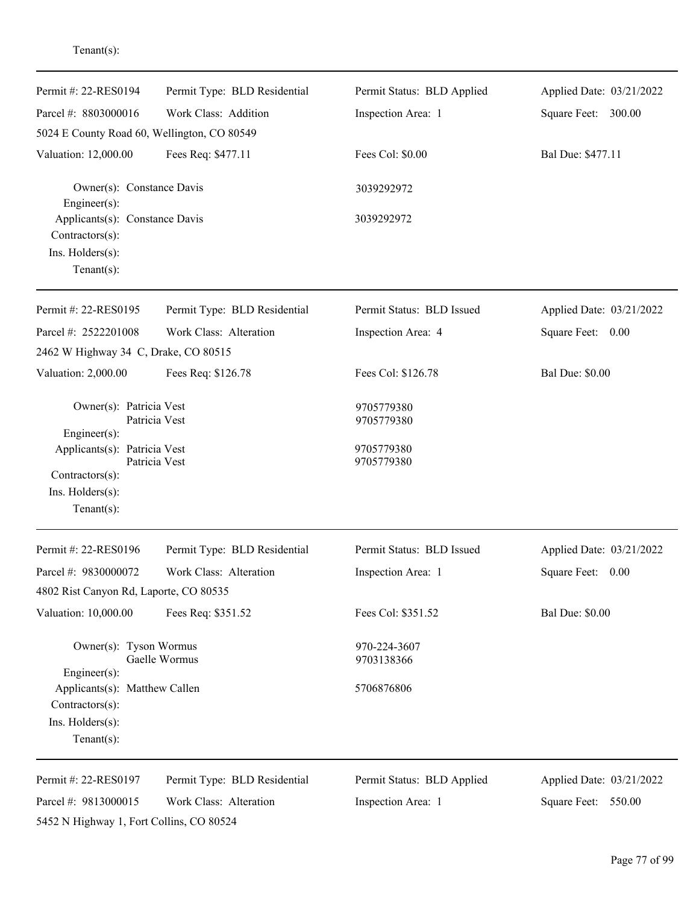Tenant(s):

---

| Permit #: 22-RES0194 | Permit Type: BLD Residential | Permit Status: BLD Applied | Applied Date: 03/21/2022 |
|---|---|---|---|
| Parcel #: 8803000016 | Work Class: Addition | Inspection Area: 1 | Square Feet: 300.00 |
| 5024 E County Road 60, Wellington, CO 80549 | | | |
| Valuation: 12,000.00 | Fees Req: $477.11 | Fees Col: $0.00 | Bal Due: $477.11 |

Owner(s): Constance Davis — 3039292972
Engineer(s):
Applicants(s): Constance Davis — 3039292972
Contractors(s):
Ins. Holders(s):
Tenant(s):

---

| Permit #: 22-RES0195 | Permit Type: BLD Residential | Permit Status: BLD Issued | Applied Date: 03/21/2022 |
|---|---|---|---|
| Parcel #: 2522201008 | Work Class: Alteration | Inspection Area: 4 | Square Feet: 0.00 |
| 2462 W Highway 34 C, Drake, CO 80515 | | | |
| Valuation: 2,000.00 | Fees Req: $126.78 | Fees Col: $126.78 | Bal Due: $0.00 |

Owner(s): Patricia Vest — 9705779380
Patricia Vest — 9705779380
Engineer(s):
Applicants(s): Patricia Vest — 9705779380
Patricia Vest — 9705779380
Contractors(s):
Ins. Holders(s):
Tenant(s):

---

| Permit #: 22-RES0196 | Permit Type: BLD Residential | Permit Status: BLD Issued | Applied Date: 03/21/2022 |
|---|---|---|---|
| Parcel #: 9830000072 | Work Class: Alteration | Inspection Area: 1 | Square Feet: 0.00 |
| 4802 Rist Canyon Rd, Laporte, CO 80535 | | | |
| Valuation: 10,000.00 | Fees Req: $351.52 | Fees Col: $351.52 | Bal Due: $0.00 |

Owner(s): Tyson Wormus — 970-224-3607
Gaelle Wormus — 9703138366
Engineer(s):
Applicants(s): Matthew Callen — 5706876806
Contractors(s):
Ins. Holders(s):
Tenant(s):

---

| Permit #: 22-RES0197 | Permit Type: BLD Residential | Permit Status: BLD Applied | Applied Date: 03/21/2022 |
|---|---|---|---|
| Parcel #: 9813000015 | Work Class: Alteration | Inspection Area: 1 | Square Feet: 550.00 |
| 5452 N Highway 1, Fort Collins, CO 80524 | | | |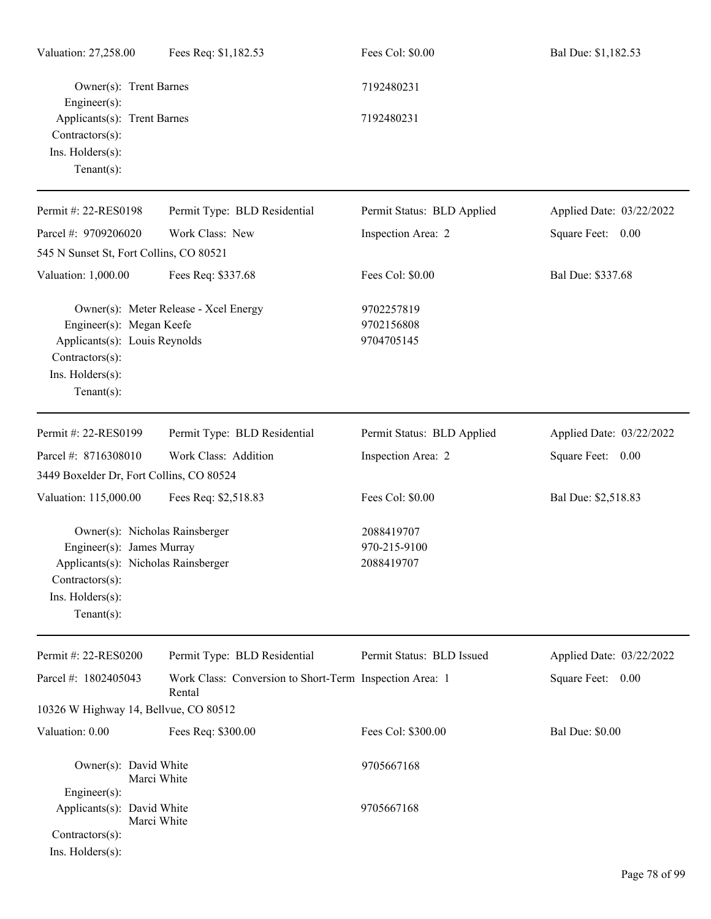| Valuation: 27,258.00 | Fees Req: $1,182.53 | Fees Col: $0.00 | Bal Due: $1,182.53 |
|---|---|---|---|

Owner(s): Trent Barnes 7192480231
Engineer(s):
Applicants(s): Trent Barnes 7192480231
Contractors(s):
Ins. Holders(s):
Tenant(s):

---

| Permit #: 22-RES0198 | Permit Type: BLD Residential | Permit Status: BLD Applied | Applied Date: 03/22/2022 |
|---|---|---|---|
| Parcel #: 9709206020 | Work Class: New | Inspection Area: 2 | Square Feet: 0.00 |
| 545 N Sunset St, Fort Collins, CO 80521 | | | |
| Valuation: 1,000.00 | Fees Req: $337.68 | Fees Col: $0.00 | Bal Due: $337.68 |

Owner(s): Meter Release - Xcel Energy 9702257819
Engineer(s): Megan Keefe 9702156808
Applicants(s): Louis Reynolds 9704705145
Contractors(s):
Ins. Holders(s):
Tenant(s):

---

| Permit #: 22-RES0199 | Permit Type: BLD Residential | Permit Status: BLD Applied | Applied Date: 03/22/2022 |
|---|---|---|---|
| Parcel #: 8716308010 | Work Class: Addition | Inspection Area: 2 | Square Feet: 0.00 |
| 3449 Boxelder Dr, Fort Collins, CO 80524 | | | |
| Valuation: 115,000.00 | Fees Req: $2,518.83 | Fees Col: $0.00 | Bal Due: $2,518.83 |

Owner(s): Nicholas Rainsberger 2088419707
Engineer(s): James Murray 970-215-9100
Applicants(s): Nicholas Rainsberger 2088419707
Contractors(s):
Ins. Holders(s):
Tenant(s):

---

| Permit #: 22-RES0200 | Permit Type: BLD Residential | Permit Status: BLD Issued | Applied Date: 03/22/2022 |
|---|---|---|---|
| Parcel #: 1802405043 | Work Class: Conversion to Short-Term Rental | Inspection Area: 1 | Square Feet: 0.00 |
| 10326 W Highway 14, Bellvue, CO 80512 | | | |
| Valuation: 0.00 | Fees Req: $300.00 | Fees Col: $300.00 | Bal Due: $0.00 |

Owner(s): David White, Marci White 9705667168
Engineer(s):
Applicants(s): David White, Marci White 9705667168
Contractors(s):
Ins. Holders(s):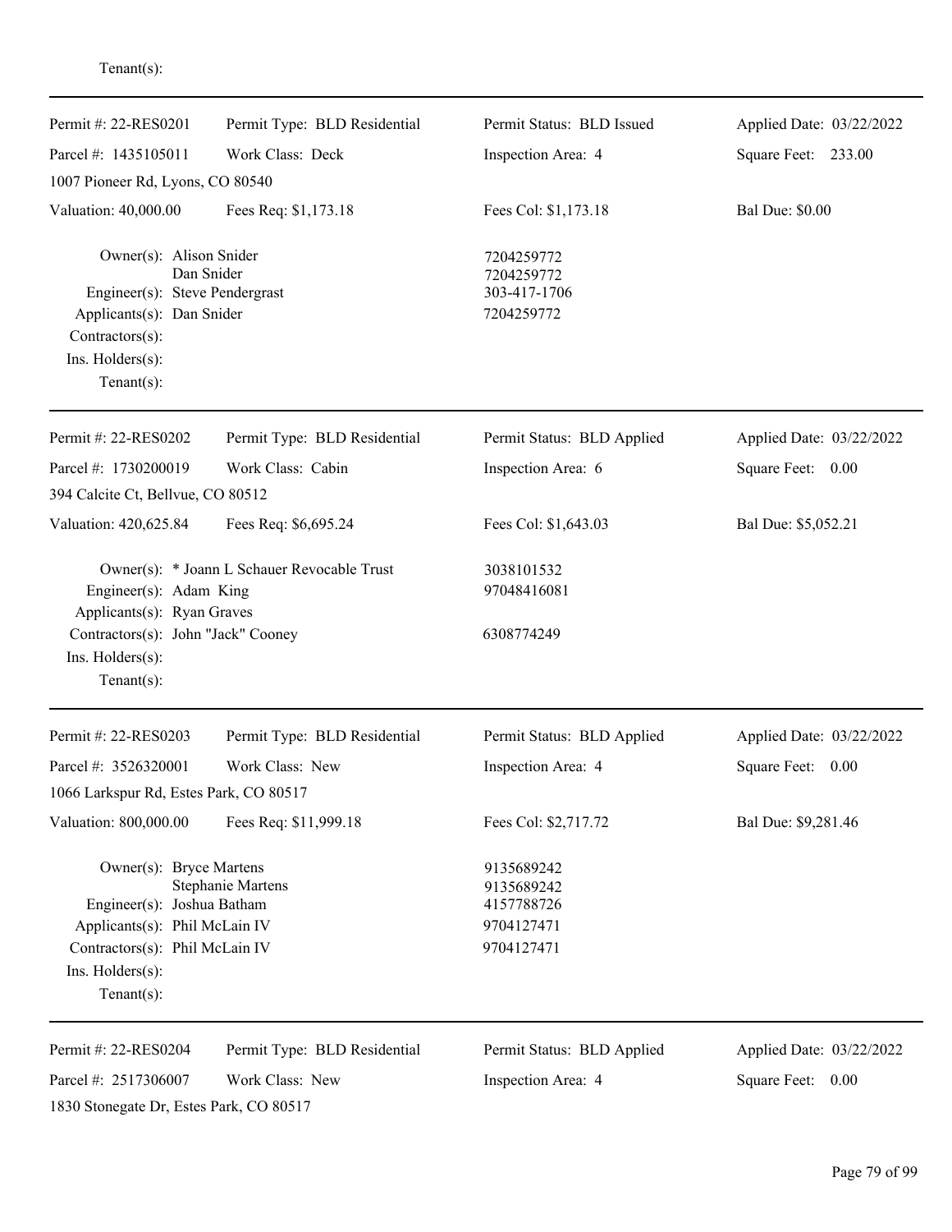Tenant(s):

---

| Permit #: 22-RES0201 | Permit Type: BLD Residential | Permit Status: BLD Issued | Applied Date: 03/22/2022 |
|---|---|---|---|
| Parcel #: 1435105011 | Work Class: Deck | Inspection Area: 4 | Square Feet: 233.00 |
| 1007 Pioneer Rd, Lyons, CO 80540 | | | |
| Valuation: 40,000.00 | Fees Req: $1,173.18 | Fees Col: $1,173.18 | Bal Due: $0.00 |

Owner(s): Alison Snider — 7204259772
Dan Snider — 7204259772
Engineer(s): Steve Pendergrast — 303-417-1706
Applicants(s): Dan Snider — 7204259772
Contractors(s):
Ins. Holders(s):
Tenant(s):

---

| Permit #: 22-RES0202 | Permit Type: BLD Residential | Permit Status: BLD Applied | Applied Date: 03/22/2022 |
|---|---|---|---|
| Parcel #: 1730200019 | Work Class: Cabin | Inspection Area: 6 | Square Feet: 0.00 |
| 394 Calcite Ct, Bellvue, CO 80512 | | | |
| Valuation: 420,625.84 | Fees Req: $6,695.24 | Fees Col: $1,643.03 | Bal Due: $5,052.21 |

Owner(s): * Joann L Schauer Revocable Trust — 3038101532
Engineer(s): Adam King — 97048416081
Applicants(s): Ryan Graves
Contractors(s): John "Jack" Cooney — 6308774249
Ins. Holders(s):
Tenant(s):

---

| Permit #: 22-RES0203 | Permit Type: BLD Residential | Permit Status: BLD Applied | Applied Date: 03/22/2022 |
|---|---|---|---|
| Parcel #: 3526320001 | Work Class: New | Inspection Area: 4 | Square Feet: 0.00 |
| 1066 Larkspur Rd, Estes Park, CO 80517 | | | |
| Valuation: 800,000.00 | Fees Req: $11,999.18 | Fees Col: $2,717.72 | Bal Due: $9,281.46 |

Owner(s): Bryce Martens — 9135689242
Stephanie Martens — 9135689242
Engineer(s): Joshua Batham — 4157788726
Applicants(s): Phil McLain IV — 9704127471
Contractors(s): Phil McLain IV — 9704127471
Ins. Holders(s):
Tenant(s):

---

| Permit #: 22-RES0204 | Permit Type: BLD Residential | Permit Status: BLD Applied | Applied Date: 03/22/2022 |
|---|---|---|---|
| Parcel #: 2517306007 | Work Class: New | Inspection Area: 4 | Square Feet: 0.00 |
| 1830 Stonegate Dr, Estes Park, CO 80517 | | | |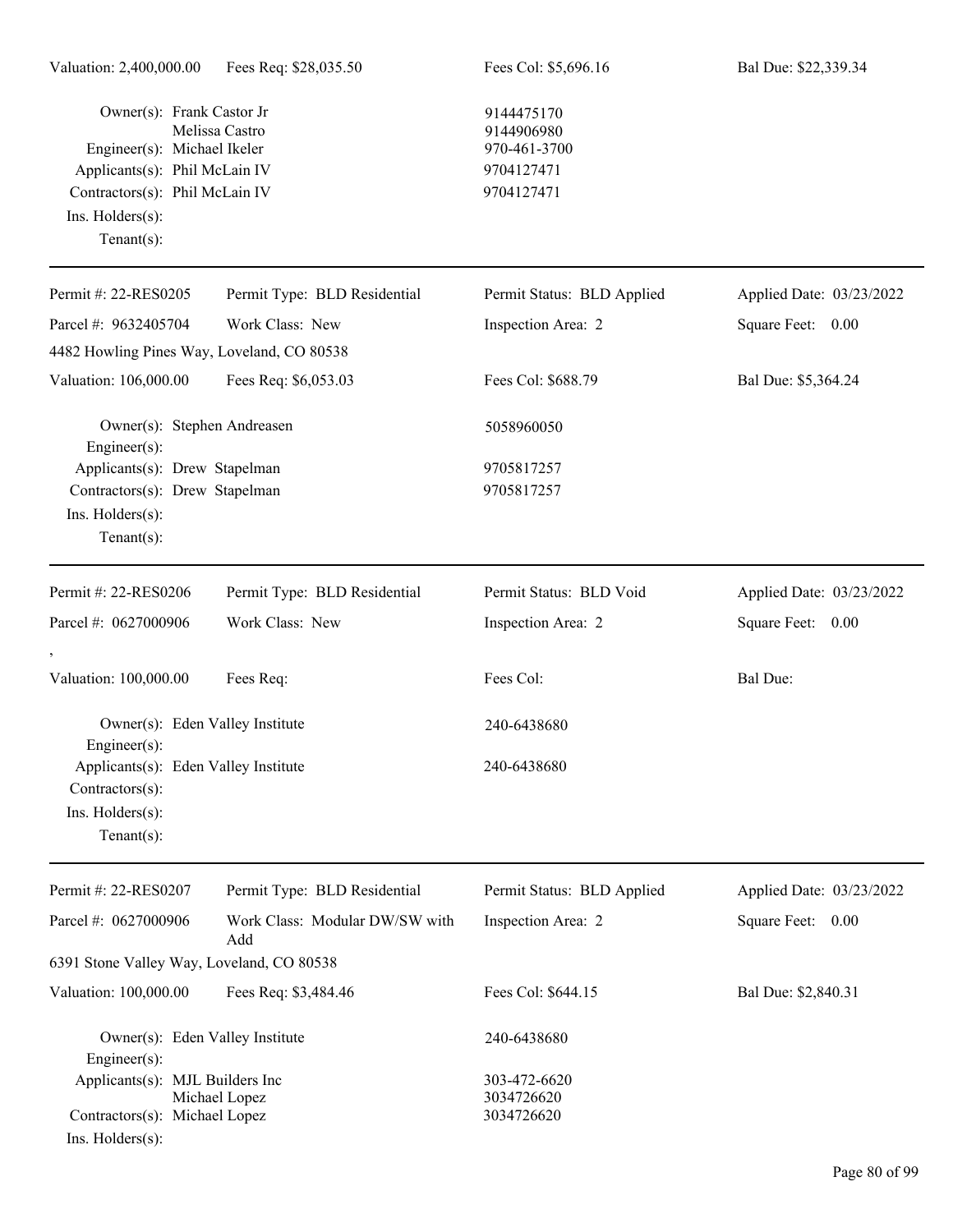Valuation: 2,400,000.00 | Fees Req: $28,035.50 | Fees Col: $5,696.16 | Bal Due: $22,339.34

Owner(s): Frank Castor Jr — 9144475170
Melissa Castro — 9144906980
Engineer(s): Michael Ikeler — 970-461-3700
Applicants(s): Phil McLain IV — 9704127471
Contractors(s): Phil McLain IV — 9704127471
Ins. Holders(s):
Tenant(s):

---

| Permit #: 22-RES0205 | Permit Type: BLD Residential | Permit Status: BLD Applied | Applied Date: 03/23/2022 |
|---|---|---|---|
| Parcel #: 9632405704 | Work Class: New | Inspection Area: 2 | Square Feet: 0.00 |
| 4482 Howling Pines Way, Loveland, CO 80538 | | | |
| Valuation: 106,000.00 | Fees Req: $6,053.03 | Fees Col: $688.79 | Bal Due: $5,364.24 |

Owner(s): Stephen Andreasen — 5058960050
Engineer(s):
Applicants(s): Drew Stapelman — 9705817257
Contractors(s): Drew Stapelman — 9705817257
Ins. Holders(s):
Tenant(s):

---

| Permit #: 22-RES0206 | Permit Type: BLD Residential | Permit Status: BLD Void | Applied Date: 03/23/2022 |
|---|---|---|---|
| Parcel #: 0627000906 | Work Class: New | Inspection Area: 2 | Square Feet: 0.00 |
| , | | | |
| Valuation: 100,000.00 | Fees Req: | Fees Col: | Bal Due: |

Owner(s): Eden Valley Institute — 240-6438680
Engineer(s):
Applicants(s): Eden Valley Institute — 240-6438680
Contractors(s):
Ins. Holders(s):
Tenant(s):

---

| Permit #: 22-RES0207 | Permit Type: BLD Residential | Permit Status: BLD Applied | Applied Date: 03/23/2022 |
|---|---|---|---|
| Parcel #: 0627000906 | Work Class: Modular DW/SW with Add | Inspection Area: 2 | Square Feet: 0.00 |
| 6391 Stone Valley Way, Loveland, CO 80538 | | | |
| Valuation: 100,000.00 | Fees Req: $3,484.46 | Fees Col: $644.15 | Bal Due: $2,840.31 |

Owner(s): Eden Valley Institute — 240-6438680
Engineer(s):
Applicants(s): MJL Builders Inc — 303-472-6620
Michael Lopez — 3034726620
Contractors(s): Michael Lopez — 3034726620
Ins. Holders(s):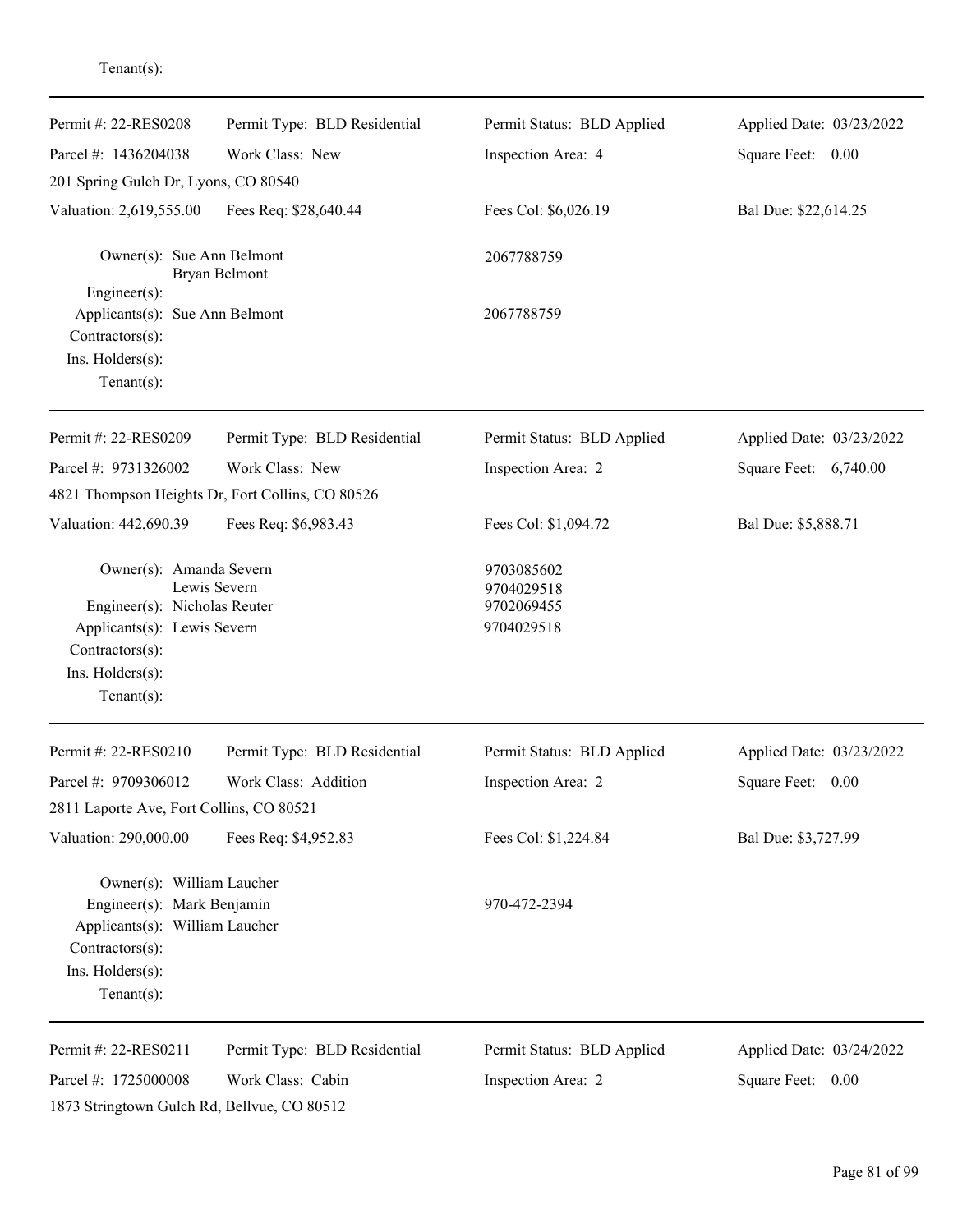Tenant(s):

---

| Permit #: 22-RES0208 | Permit Type: BLD Residential | Permit Status: BLD Applied | Applied Date: 03/23/2022 |
|---|---|---|---|
| Parcel #: 1436204038 | Work Class: New | Inspection Area: 4 | Square Feet: 0.00 |
| 201 Spring Gulch Dr, Lyons, CO 80540 | | | |
| Valuation: 2,619,555.00 | Fees Req: $28,640.44 | Fees Col: $6,026.19 | Bal Due: $22,614.25 |

Owner(s): Sue Ann Belmont — 2067788759
Bryan Belmont
Engineer(s):
Applicants(s): Sue Ann Belmont — 2067788759
Contractors(s):
Ins. Holders(s):
Tenant(s):

---

| Permit #: 22-RES0209 | Permit Type: BLD Residential | Permit Status: BLD Applied | Applied Date: 03/23/2022 |
|---|---|---|---|
| Parcel #: 9731326002 | Work Class: New | Inspection Area: 2 | Square Feet: 6,740.00 |
| 4821 Thompson Heights Dr, Fort Collins, CO 80526 | | | |
| Valuation: 442,690.39 | Fees Req: $6,983.43 | Fees Col: $1,094.72 | Bal Due: $5,888.71 |

Owner(s): Amanda Severn — 9703085602
Lewis Severn — 9704029518
Engineer(s): Nicholas Reuter — 9702069455
Applicants(s): Lewis Severn — 9704029518
Contractors(s):
Ins. Holders(s):
Tenant(s):

---

| Permit #: 22-RES0210 | Permit Type: BLD Residential | Permit Status: BLD Applied | Applied Date: 03/23/2022 |
|---|---|---|---|
| Parcel #: 9709306012 | Work Class: Addition | Inspection Area: 2 | Square Feet: 0.00 |
| 2811 Laporte Ave, Fort Collins, CO 80521 | | | |
| Valuation: 290,000.00 | Fees Req: $4,952.83 | Fees Col: $1,224.84 | Bal Due: $3,727.99 |

Owner(s): William Laucher
Engineer(s): Mark Benjamin — 970-472-2394
Applicants(s): William Laucher
Contractors(s):
Ins. Holders(s):
Tenant(s):

---

| Permit #: 22-RES0211 | Permit Type: BLD Residential | Permit Status: BLD Applied | Applied Date: 03/24/2022 |
|---|---|---|---|
| Parcel #: 1725000008 | Work Class: Cabin | Inspection Area: 2 | Square Feet: 0.00 |
| 1873 Stringtown Gulch Rd, Bellvue, CO 80512 | | | |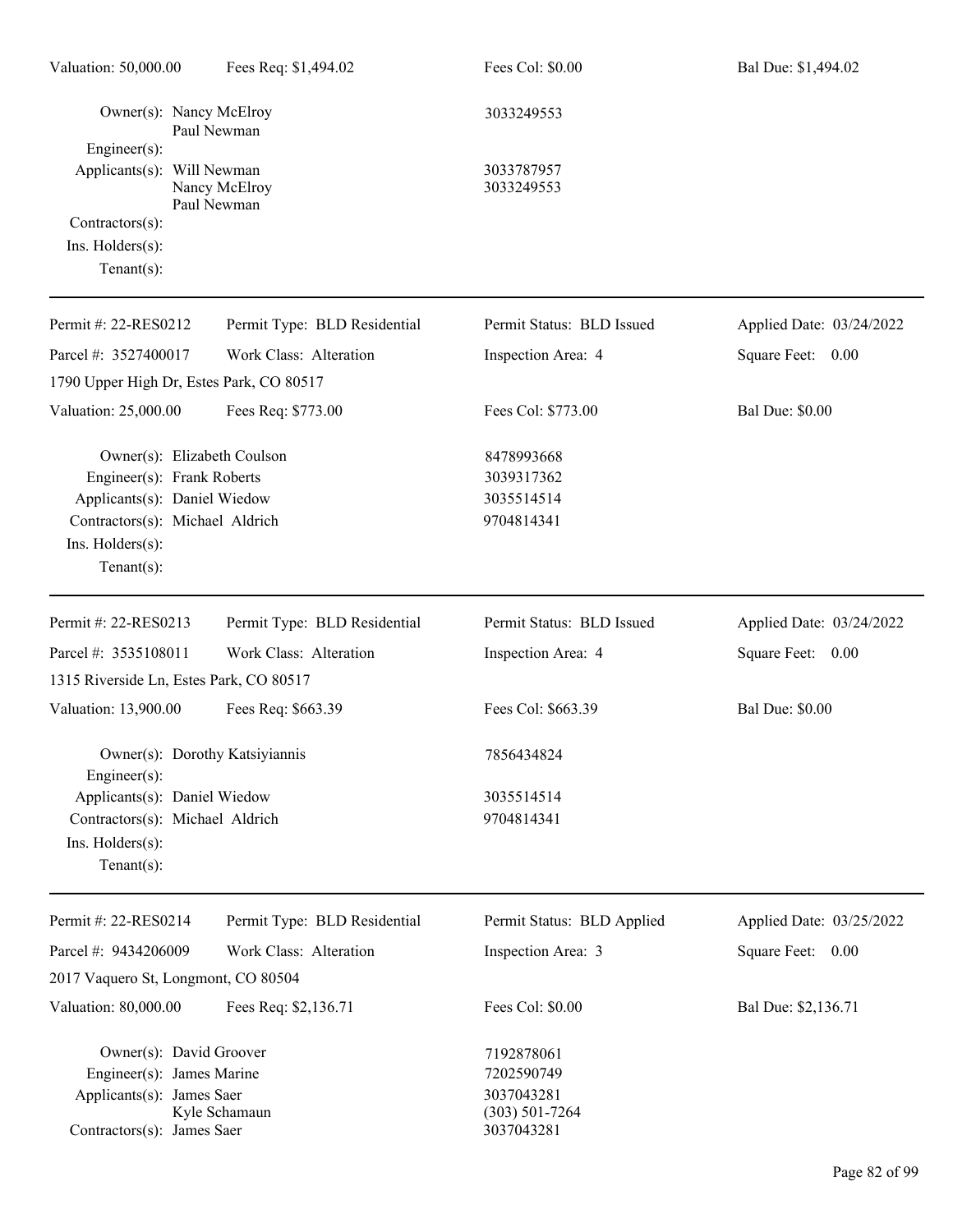| Valuation: 50,000.00 | Fees Req: $1,494.02 | Fees Col: $0.00 | Bal Due: $1,494.02 |
|---|---|---|---|

Owner(s): Nancy McElroy — 3033249553
Paul Newman
Engineer(s):
Applicants(s): Will Newman — 3033787957
Nancy McElroy — 3033249553
Paul Newman
Contractors(s):
Ins. Holders(s):
Tenant(s):

---

| Permit #: 22-RES0212 | Permit Type: BLD Residential | Permit Status: BLD Issued | Applied Date: 03/24/2022 |
|---|---|---|---|
| Parcel #: 3527400017 | Work Class: Alteration | Inspection Area: 4 | Square Feet: 0.00 |
| 1790 Upper High Dr, Estes Park, CO 80517 | | | |
| Valuation: 25,000.00 | Fees Req: $773.00 | Fees Col: $773.00 | Bal Due: $0.00 |

Owner(s): Elizabeth Coulson — 8478993668
Engineer(s): Frank Roberts — 3039317362
Applicants(s): Daniel Wiedow — 3035514514
Contractors(s): Michael Aldrich — 9704814341
Ins. Holders(s):
Tenant(s):

---

| Permit #: 22-RES0213 | Permit Type: BLD Residential | Permit Status: BLD Issued | Applied Date: 03/24/2022 |
|---|---|---|---|
| Parcel #: 3535108011 | Work Class: Alteration | Inspection Area: 4 | Square Feet: 0.00 |
| 1315 Riverside Ln, Estes Park, CO 80517 | | | |
| Valuation: 13,900.00 | Fees Req: $663.39 | Fees Col: $663.39 | Bal Due: $0.00 |

Owner(s): Dorothy Katsiyiannis — 7856434824
Engineer(s):
Applicants(s): Daniel Wiedow — 3035514514
Contractors(s): Michael Aldrich — 9704814341
Ins. Holders(s):
Tenant(s):

---

| Permit #: 22-RES0214 | Permit Type: BLD Residential | Permit Status: BLD Applied | Applied Date: 03/25/2022 |
|---|---|---|---|
| Parcel #: 9434206009 | Work Class: Alteration | Inspection Area: 3 | Square Feet: 0.00 |
| 2017 Vaquero St, Longmont, CO 80504 | | | |
| Valuation: 80,000.00 | Fees Req: $2,136.71 | Fees Col: $0.00 | Bal Due: $2,136.71 |

Owner(s): David Groover — 7192878061
Engineer(s): James Marine — 7202590749
Applicants(s): James Saer — 3037043281
Kyle Schamaun — (303) 501-7264
Contractors(s): James Saer — 3037043281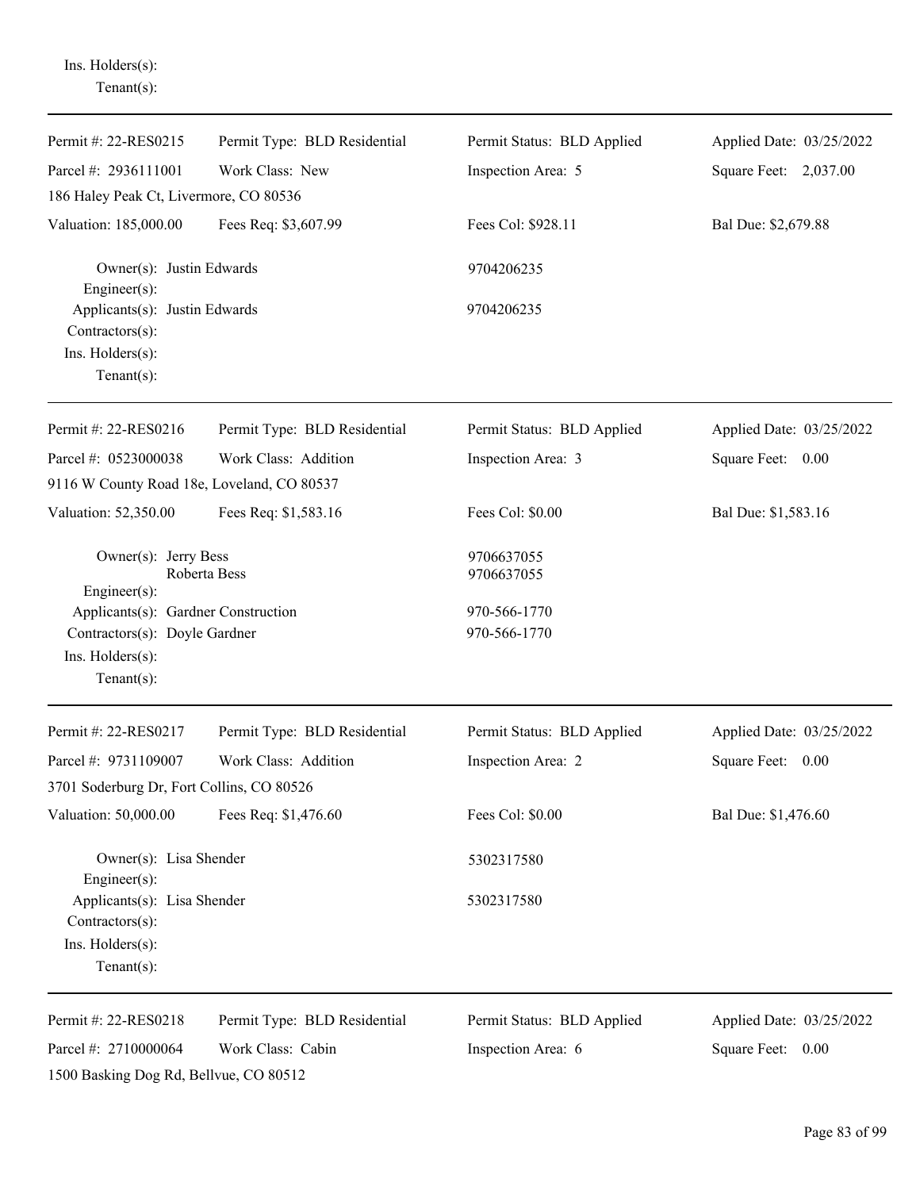Ins. Holders(s):
Tenant(s):

---

| Permit #: 22-RES0215 | Permit Type: BLD Residential | Permit Status: BLD Applied | Applied Date: 03/25/2022 |
|---|---|---|---|
| Parcel #: 2936111001 | Work Class: New | Inspection Area: 5 | Square Feet: 2,037.00 |
| 186 Haley Peak Ct, Livermore, CO 80536 | | | |
| Valuation: 185,000.00 | Fees Req: $3,607.99 | Fees Col: $928.11 | Bal Due: $2,679.88 |

Owner(s): Justin Edwards 9704206235
Engineer(s):
Applicants(s): Justin Edwards 9704206235
Contractors(s):
Ins. Holders(s):
Tenant(s):

---

| Permit #: 22-RES0216 | Permit Type: BLD Residential | Permit Status: BLD Applied | Applied Date: 03/25/2022 |
|---|---|---|---|
| Parcel #: 0523000038 | Work Class: Addition | Inspection Area: 3 | Square Feet: 0.00 |
| 9116 W County Road 18e, Loveland, CO 80537 | | | |
| Valuation: 52,350.00 | Fees Req: $1,583.16 | Fees Col: $0.00 | Bal Due: $1,583.16 |

Owner(s): Jerry Bess 9706637055
Roberta Bess 9706637055
Engineer(s):
Applicants(s): Gardner Construction 970-566-1770
Contractors(s): Doyle Gardner 970-566-1770
Ins. Holders(s):
Tenant(s):

---

| Permit #: 22-RES0217 | Permit Type: BLD Residential | Permit Status: BLD Applied | Applied Date: 03/25/2022 |
|---|---|---|---|
| Parcel #: 9731109007 | Work Class: Addition | Inspection Area: 2 | Square Feet: 0.00 |
| 3701 Soderburg Dr, Fort Collins, CO 80526 | | | |
| Valuation: 50,000.00 | Fees Req: $1,476.60 | Fees Col: $0.00 | Bal Due: $1,476.60 |

Owner(s): Lisa Shender 5302317580
Engineer(s):
Applicants(s): Lisa Shender 5302317580
Contractors(s):
Ins. Holders(s):
Tenant(s):

---

| Permit #: 22-RES0218 | Permit Type: BLD Residential | Permit Status: BLD Applied | Applied Date: 03/25/2022 |
|---|---|---|---|
| Parcel #: 2710000064 | Work Class: Cabin | Inspection Area: 6 | Square Feet: 0.00 |
| 1500 Basking Dog Rd, Bellvue, CO 80512 | | | |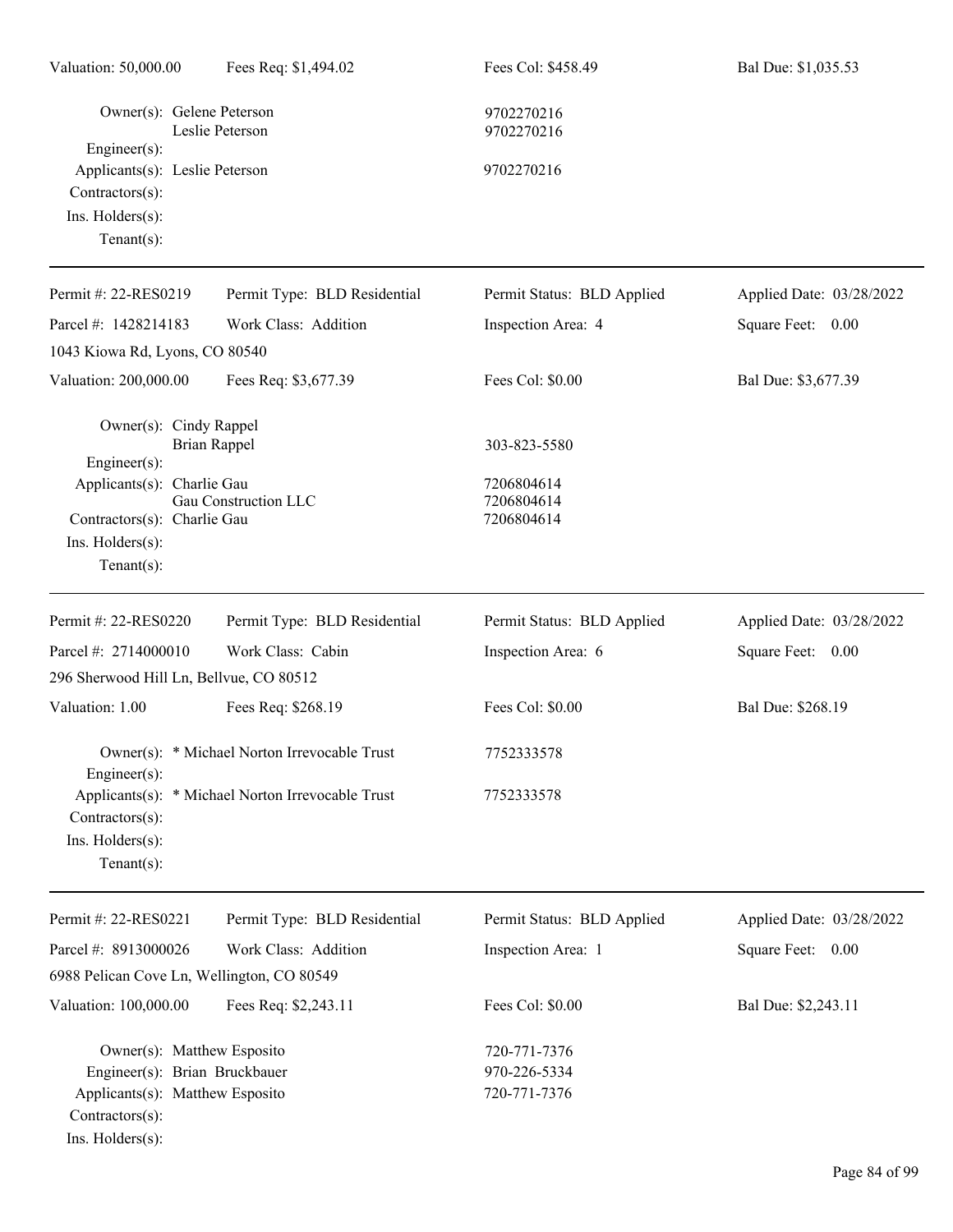Valuation: 50,000.00 | Fees Req: $1,494.02 | Fees Col: $458.49 | Bal Due: $1,035.53

Owner(s): Gelene Peterson — 9702270216
Leslie Peterson — 9702270216
Engineer(s):
Applicants(s): Leslie Peterson — 9702270216
Contractors(s):
Ins. Holders(s):
Tenant(s):

---

| Permit #: 22-RES0219 | Permit Type: BLD Residential | Permit Status: BLD Applied | Applied Date: 03/28/2022 |
|---|---|---|---|
| Parcel #: 1428214183 | Work Class: Addition | Inspection Area: 4 | Square Feet: 0.00 |
| 1043 Kiowa Rd, Lyons, CO 80540 | | | |
| Valuation: 200,000.00 | Fees Req: $3,677.39 | Fees Col: $0.00 | Bal Due: $3,677.39 |

Owner(s): Cindy Rappel
Brian Rappel — 303-823-5580
Engineer(s):
Applicants(s): Charlie Gau — 7206804614
Gau Construction LLC — 7206804614
Contractors(s): Charlie Gau — 7206804614
Ins. Holders(s):
Tenant(s):

---

| Permit #: 22-RES0220 | Permit Type: BLD Residential | Permit Status: BLD Applied | Applied Date: 03/28/2022 |
|---|---|---|---|
| Parcel #: 2714000010 | Work Class: Cabin | Inspection Area: 6 | Square Feet: 0.00 |
| 296 Sherwood Hill Ln, Bellvue, CO 80512 | | | |
| Valuation: 1.00 | Fees Req: $268.19 | Fees Col: $0.00 | Bal Due: $268.19 |

Owner(s): * Michael Norton Irrevocable Trust — 7752333578
Engineer(s):
Applicants(s): * Michael Norton Irrevocable Trust — 7752333578
Contractors(s):
Ins. Holders(s):
Tenant(s):

---

| Permit #: 22-RES0221 | Permit Type: BLD Residential | Permit Status: BLD Applied | Applied Date: 03/28/2022 |
|---|---|---|---|
| Parcel #: 8913000026 | Work Class: Addition | Inspection Area: 1 | Square Feet: 0.00 |
| 6988 Pelican Cove Ln, Wellington, CO 80549 | | | |
| Valuation: 100,000.00 | Fees Req: $2,243.11 | Fees Col: $0.00 | Bal Due: $2,243.11 |

Owner(s): Matthew Esposito — 720-771-7376
Engineer(s): Brian Bruckbauer — 970-226-5334
Applicants(s): Matthew Esposito — 720-771-7376
Contractors(s):
Ins. Holders(s):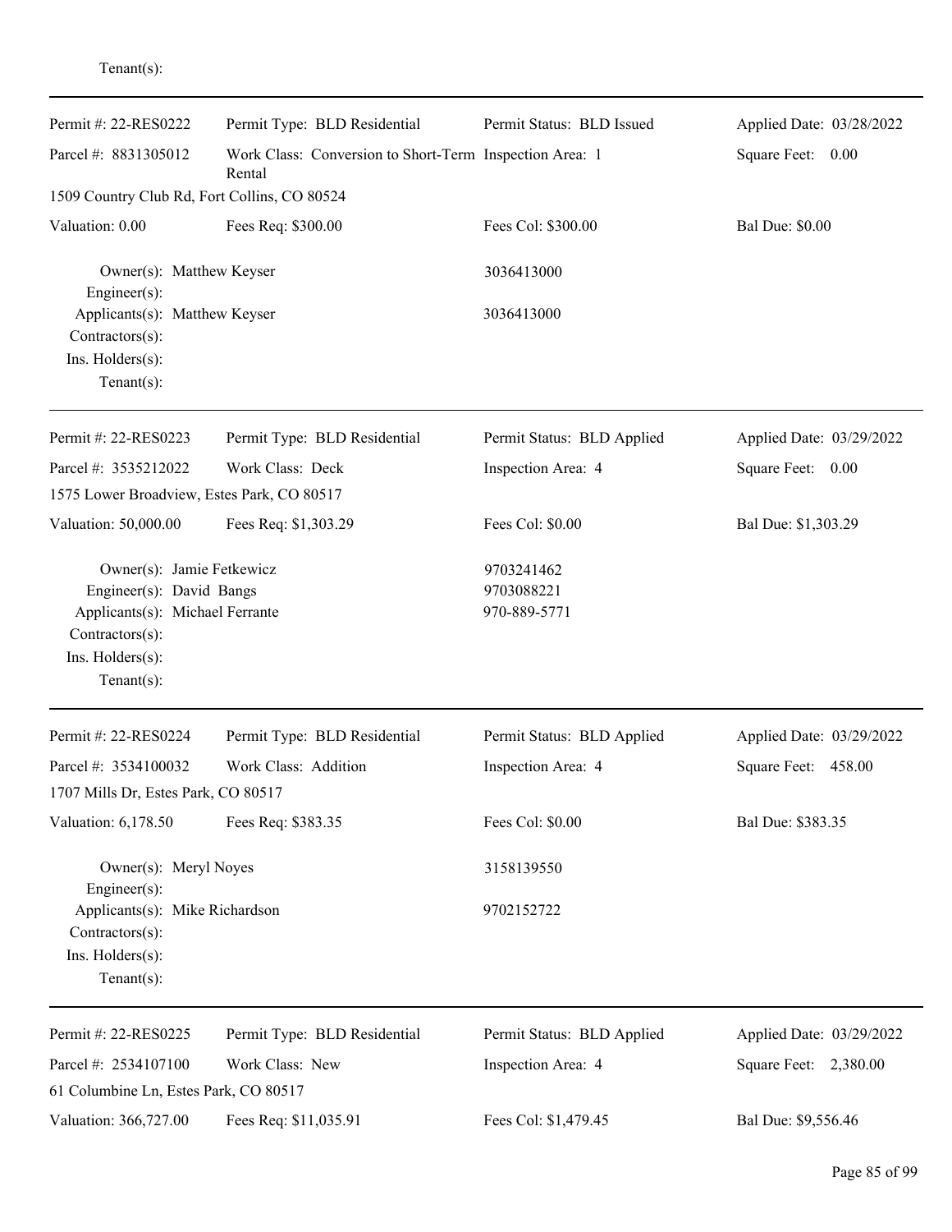Tenant(s):

---

| Permit #: 22-RES0222 | Permit Type: BLD Residential | Permit Status: BLD Issued | Applied Date: 03/28/2022 |
|---|---|---|---|
| Parcel #: 8831305012 | Work Class: Conversion to Short-Term Rental | Inspection Area: 1 | Square Feet: 0.00 |
| 1509 Country Club Rd, Fort Collins, CO 80524 | | | |
| Valuation: 0.00 | Fees Req: $300.00 | Fees Col: $300.00 | Bal Due: $0.00 |

Owner(s): Matthew Keyser — 3036413000
Engineer(s):
Applicants(s): Matthew Keyser — 3036413000
Contractors(s):
Ins. Holders(s):
Tenant(s):

---

| Permit #: 22-RES0223 | Permit Type: BLD Residential | Permit Status: BLD Applied | Applied Date: 03/29/2022 |
|---|---|---|---|
| Parcel #: 3535212022 | Work Class: Deck | Inspection Area: 4 | Square Feet: 0.00 |
| 1575 Lower Broadview, Estes Park, CO 80517 | | | |
| Valuation: 50,000.00 | Fees Req: $1,303.29 | Fees Col: $0.00 | Bal Due: $1,303.29 |

Owner(s): Jamie Fetkewicz — 9703241462
Engineer(s): David Bangs — 9703088221
Applicants(s): Michael Ferrante — 970-889-5771
Contractors(s):
Ins. Holders(s):
Tenant(s):

---

| Permit #: 22-RES0224 | Permit Type: BLD Residential | Permit Status: BLD Applied | Applied Date: 03/29/2022 |
|---|---|---|---|
| Parcel #: 3534100032 | Work Class: Addition | Inspection Area: 4 | Square Feet: 458.00 |
| 1707 Mills Dr, Estes Park, CO 80517 | | | |
| Valuation: 6,178.50 | Fees Req: $383.35 | Fees Col: $0.00 | Bal Due: $383.35 |

Owner(s): Meryl Noyes — 3158139550
Engineer(s):
Applicants(s): Mike Richardson — 9702152722
Contractors(s):
Ins. Holders(s):
Tenant(s):

---

| Permit #: 22-RES0225 | Permit Type: BLD Residential | Permit Status: BLD Applied | Applied Date: 03/29/2022 |
|---|---|---|---|
| Parcel #: 2534107100 | Work Class: New | Inspection Area: 4 | Square Feet: 2,380.00 |
| 61 Columbine Ln, Estes Park, CO 80517 | | | |
| Valuation: 366,727.00 | Fees Req: $11,035.91 | Fees Col: $1,479.45 | Bal Due: $9,556.46 |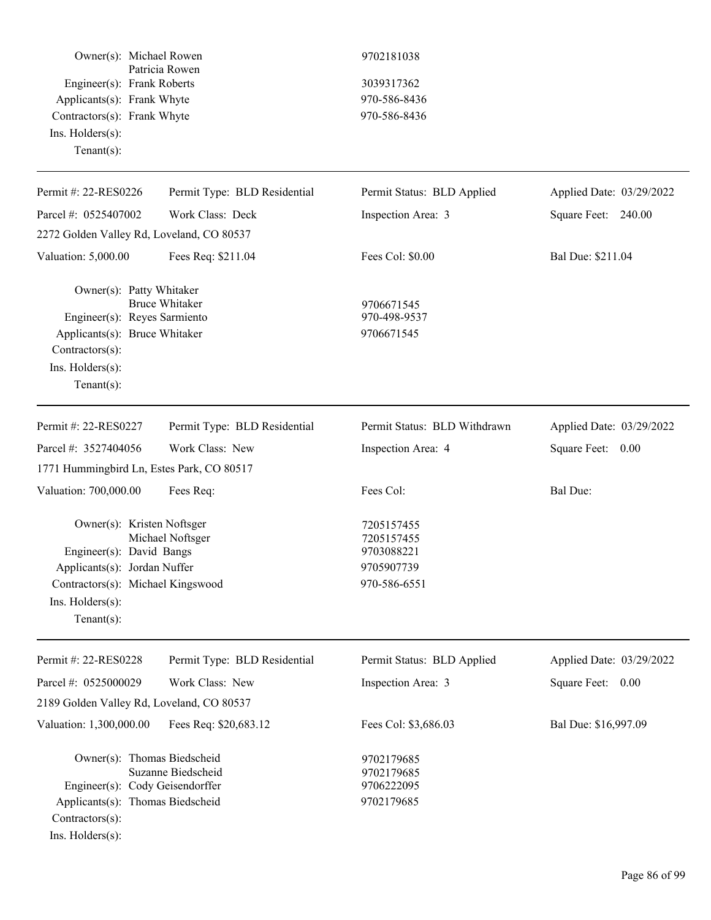Owner(s): Michael Rowen 9702181038
Patricia Rowen
Engineer(s): Frank Roberts 3039317362
Applicants(s): Frank Whyte 970-586-8436
Contractors(s): Frank Whyte 970-586-8436
Ins. Holders(s):
Tenant(s):

---

| Permit #: 22-RES0226 | Permit Type: BLD Residential | Permit Status: BLD Applied | Applied Date: 03/29/2022 |
|---|---|---|---|
| Parcel #: 0525407002 | Work Class: Deck | Inspection Area: 3 | Square Feet: 240.00 |
| 2272 Golden Valley Rd, Loveland, CO 80537 | | | |
| Valuation: 5,000.00 | Fees Req: $211.04 | Fees Col: $0.00 | Bal Due: $211.04 |

Owner(s): Patty Whitaker
Bruce Whitaker 9706671545
Engineer(s): Reyes Sarmiento 970-498-9537
Applicants(s): Bruce Whitaker 9706671545
Contractors(s):
Ins. Holders(s):
Tenant(s):

---

| Permit #: 22-RES0227 | Permit Type: BLD Residential | Permit Status: BLD Withdrawn | Applied Date: 03/29/2022 |
|---|---|---|---|
| Parcel #: 3527404056 | Work Class: New | Inspection Area: 4 | Square Feet: 0.00 |
| 1771 Hummingbird Ln, Estes Park, CO 80517 | | | |
| Valuation: 700,000.00 | Fees Req: | Fees Col: | Bal Due: |

Owner(s): Kristen Noftsger 7205157455
Michael Noftsger 7205157455
Engineer(s): David Bangs 9703088221
Applicants(s): Jordan Nuffer 9705907739
Contractors(s): Michael Kingswood 970-586-6551
Ins. Holders(s):
Tenant(s):

---

| Permit #: 22-RES0228 | Permit Type: BLD Residential | Permit Status: BLD Applied | Applied Date: 03/29/2022 |
|---|---|---|---|
| Parcel #: 0525000029 | Work Class: New | Inspection Area: 3 | Square Feet: 0.00 |
| 2189 Golden Valley Rd, Loveland, CO 80537 | | | |
| Valuation: 1,300,000.00 | Fees Req: $20,683.12 | Fees Col: $3,686.03 | Bal Due: $16,997.09 |

Owner(s): Thomas Biedscheid 9702179685
Suzanne Biedscheid 9702179685
Engineer(s): Cody Geisendorffer 9706222095
Applicants(s): Thomas Biedscheid 9702179685
Contractors(s):
Ins. Holders(s):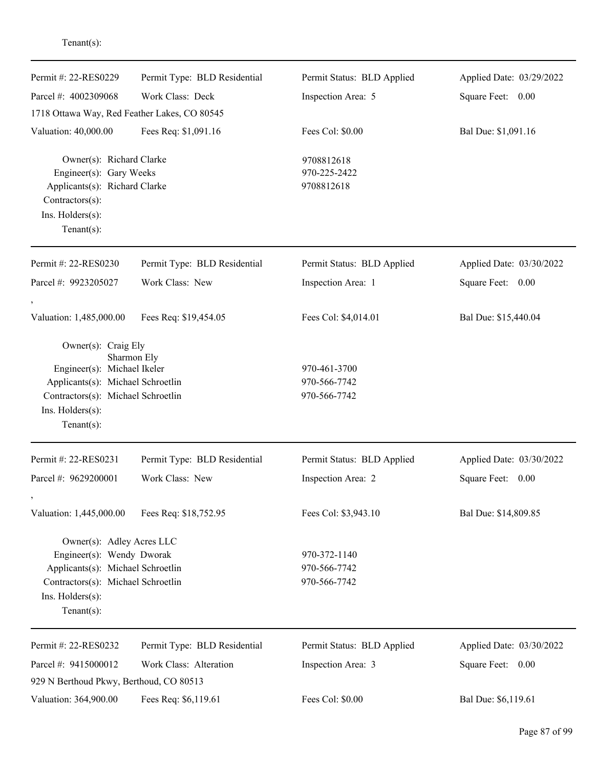Tenant(s):

---

| | | | |
|---|---|---|---|
| Permit #: 22-RES0229 | Permit Type: BLD Residential | Permit Status: BLD Applied | Applied Date: 03/29/2022 |
| Parcel #: 4002309068 | Work Class: Deck | Inspection Area: 5 | Square Feet: 0.00 |
| 1718 Ottawa Way, Red Feather Lakes, CO 80545 | | | |
| Valuation: 40,000.00 | Fees Req: $1,091.16 | Fees Col: $0.00 | Bal Due: $1,091.16 |

Owner(s): Richard Clarke — 9708812618
Engineer(s): Gary Weeks — 970-225-2422
Applicants(s): Richard Clarke — 9708812618
Contractors(s):
Ins. Holders(s):
Tenant(s):

---

| | | | |
|---|---|---|---|
| Permit #: 22-RES0230 | Permit Type: BLD Residential | Permit Status: BLD Applied | Applied Date: 03/30/2022 |
| Parcel #: 9923205027 | Work Class: New | Inspection Area: 1 | Square Feet: 0.00 |
| , | | | |
| Valuation: 1,485,000.00 | Fees Req: $19,454.05 | Fees Col: $4,014.01 | Bal Due: $15,440.04 |

Owner(s): Craig Ely
Sharmon Ely
Engineer(s): Michael Ikeler — 970-461-3700
Applicants(s): Michael Schroetlin — 970-566-7742
Contractors(s): Michael Schroetlin — 970-566-7742
Ins. Holders(s):
Tenant(s):

---

| | | | |
|---|---|---|---|
| Permit #: 22-RES0231 | Permit Type: BLD Residential | Permit Status: BLD Applied | Applied Date: 03/30/2022 |
| Parcel #: 9629200001 | Work Class: New | Inspection Area: 2 | Square Feet: 0.00 |
| , | | | |
| Valuation: 1,445,000.00 | Fees Req: $18,752.95 | Fees Col: $3,943.10 | Bal Due: $14,809.85 |

Owner(s): Adley Acres LLC
Engineer(s): Wendy Dworak — 970-372-1140
Applicants(s): Michael Schroetlin — 970-566-7742
Contractors(s): Michael Schroetlin — 970-566-7742
Ins. Holders(s):
Tenant(s):

---

| | | | |
|---|---|---|---|
| Permit #: 22-RES0232 | Permit Type: BLD Residential | Permit Status: BLD Applied | Applied Date: 03/30/2022 |
| Parcel #: 9415000012 | Work Class: Alteration | Inspection Area: 3 | Square Feet: 0.00 |
| 929 N Berthoud Pkwy, Berthoud, CO 80513 | | | |
| Valuation: 364,900.00 | Fees Req: $6,119.61 | Fees Col: $0.00 | Bal Due: $6,119.61 |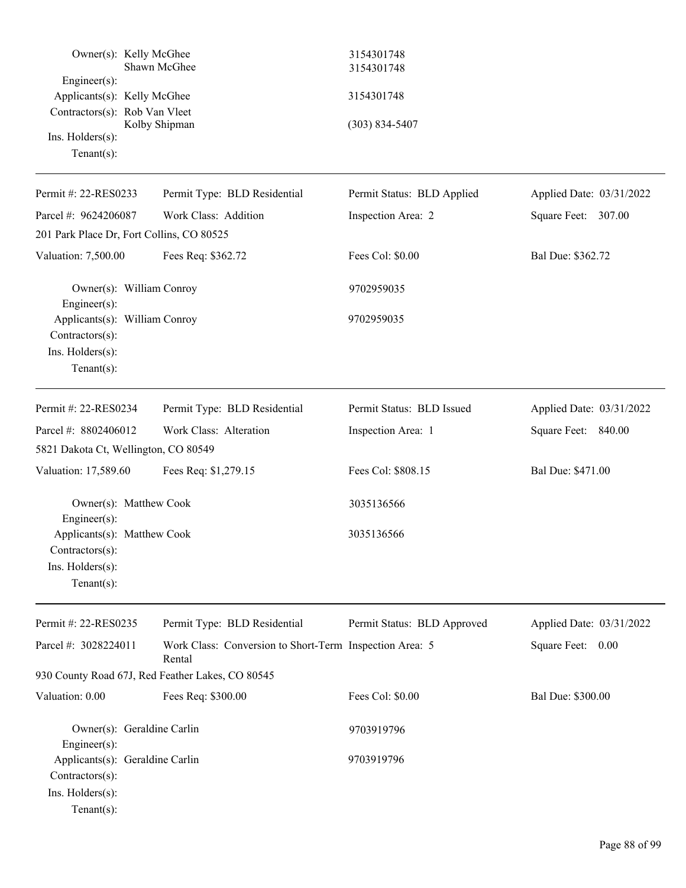| | | |
|---|---|---|
| Owner(s): | Kelly McGhee | 3154301748 |
| | Shawn McGhee | 3154301748 |
| Engineer(s): | | |
| Applicants(s): | Kelly McGhee | 3154301748 |
| Contractors(s): | Rob Van Vleet | |
| | Kolby Shipman | (303) 834-5407 |
| Ins. Holders(s): | | |
| Tenant(s): | | |

---

| | | | |
|---|---|---|---|
| Permit #: 22-RES0233 | Permit Type: BLD Residential | Permit Status: BLD Applied | Applied Date: 03/31/2022 |
| Parcel #: 9624206087 | Work Class: Addition | Inspection Area: 2 | Square Feet: 307.00 |
| 201 Park Place Dr, Fort Collins, CO 80525 | | | |
| Valuation: 7,500.00 | Fees Req: $362.72 | Fees Col: $0.00 | Bal Due: $362.72 |

| | | |
|---|---|---|
| Owner(s): | William Conroy | 9702959035 |
| Engineer(s): | | |
| Applicants(s): | William Conroy | 9702959035 |
| Contractors(s): | | |
| Ins. Holders(s): | | |
| Tenant(s): | | |

---

| | | | |
|---|---|---|---|
| Permit #: 22-RES0234 | Permit Type: BLD Residential | Permit Status: BLD Issued | Applied Date: 03/31/2022 |
| Parcel #: 8802406012 | Work Class: Alteration | Inspection Area: 1 | Square Feet: 840.00 |
| 5821 Dakota Ct, Wellington, CO 80549 | | | |
| Valuation: 17,589.60 | Fees Req: $1,279.15 | Fees Col: $808.15 | Bal Due: $471.00 |

| | | |
|---|---|---|
| Owner(s): | Matthew Cook | 3035136566 |
| Engineer(s): | | |
| Applicants(s): | Matthew Cook | 3035136566 |
| Contractors(s): | | |
| Ins. Holders(s): | | |
| Tenant(s): | | |

---

| | | | |
|---|---|---|---|
| Permit #: 22-RES0235 | Permit Type: BLD Residential | Permit Status: BLD Approved | Applied Date: 03/31/2022 |
| Parcel #: 3028224011 | Work Class: Conversion to Short-Term Rental | Inspection Area: 5 | Square Feet: 0.00 |
| 930 County Road 67J, Red Feather Lakes, CO 80545 | | | |
| Valuation: 0.00 | Fees Req: $300.00 | Fees Col: $0.00 | Bal Due: $300.00 |

| | | |
|---|---|---|
| Owner(s): | Geraldine Carlin | 9703919796 |
| Engineer(s): | | |
| Applicants(s): | Geraldine Carlin | 9703919796 |
| Contractors(s): | | |
| Ins. Holders(s): | | |
| Tenant(s): | | |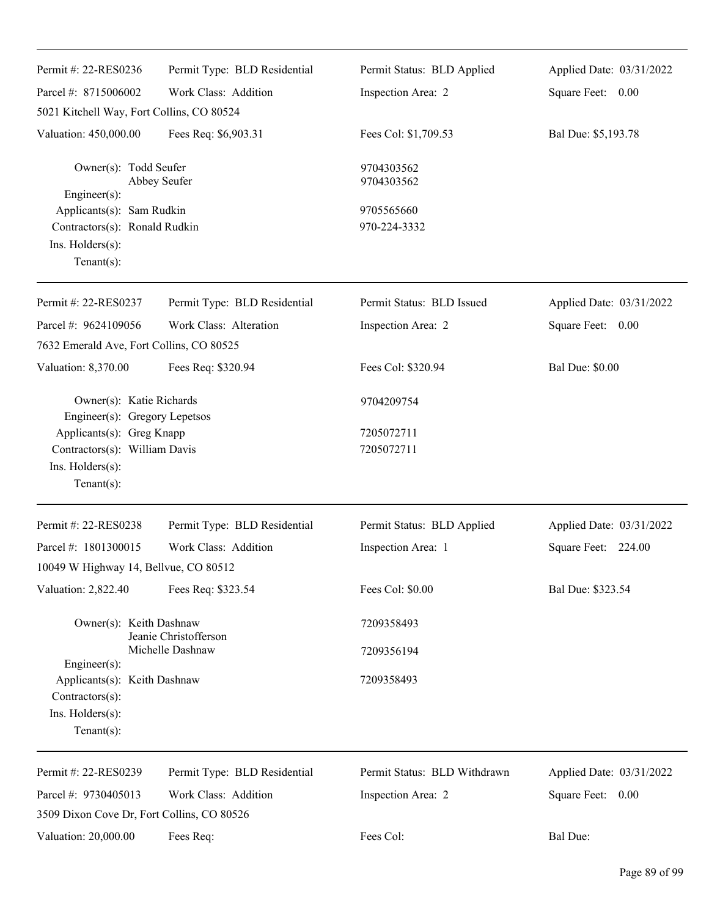| Permit #: 22-RES0236 | Permit Type: BLD Residential | Permit Status: BLD Applied | Applied Date: 03/31/2022 |
|---|---|---|---|
| Parcel #: 8715006002 | Work Class: Addition | Inspection Area: 2 | Square Feet: 0.00 |
| 5021 Kitchell Way, Fort Collins, CO 80524 | | | |
| Valuation: 450,000.00 | Fees Req: $6,903.31 | Fees Col: $1,709.53 | Bal Due: $5,193.78 |

Owner(s): Todd Seufer — 9704303562
Abbey Seufer — 9704303562
Engineer(s):
Applicants(s): Sam Rudkin — 9705565660
Contractors(s): Ronald Rudkin — 970-224-3332
Ins. Holders(s):
Tenant(s):

---

| Permit #: 22-RES0237 | Permit Type: BLD Residential | Permit Status: BLD Issued | Applied Date: 03/31/2022 |
|---|---|---|---|
| Parcel #: 9624109056 | Work Class: Alteration | Inspection Area: 2 | Square Feet: 0.00 |
| 7632 Emerald Ave, Fort Collins, CO 80525 | | | |
| Valuation: 8,370.00 | Fees Req: $320.94 | Fees Col: $320.94 | Bal Due: $0.00 |

Owner(s): Katie Richards — 9704209754
Engineer(s): Gregory Lepetsos
Applicants(s): Greg Knapp — 7205072711
Contractors(s): William Davis — 7205072711
Ins. Holders(s):
Tenant(s):

---

| Permit #: 22-RES0238 | Permit Type: BLD Residential | Permit Status: BLD Applied | Applied Date: 03/31/2022 |
|---|---|---|---|
| Parcel #: 1801300015 | Work Class: Addition | Inspection Area: 1 | Square Feet: 224.00 |
| 10049 W Highway 14, Bellvue, CO 80512 | | | |
| Valuation: 2,822.40 | Fees Req: $323.54 | Fees Col: $0.00 | Bal Due: $323.54 |

Owner(s): Keith Dashnaw — 7209358493
Jeanie Christofferson
Michelle Dashnaw — 7209356194
Engineer(s):
Applicants(s): Keith Dashnaw — 7209358493
Contractors(s):
Ins. Holders(s):
Tenant(s):

---

| Permit #: 22-RES0239 | Permit Type: BLD Residential | Permit Status: BLD Withdrawn | Applied Date: 03/31/2022 |
|---|---|---|---|
| Parcel #: 9730405013 | Work Class: Addition | Inspection Area: 2 | Square Feet: 0.00 |
| 3509 Dixon Cove Dr, Fort Collins, CO 80526 | | | |
| Valuation: 20,000.00 | Fees Req: | Fees Col: | Bal Due: |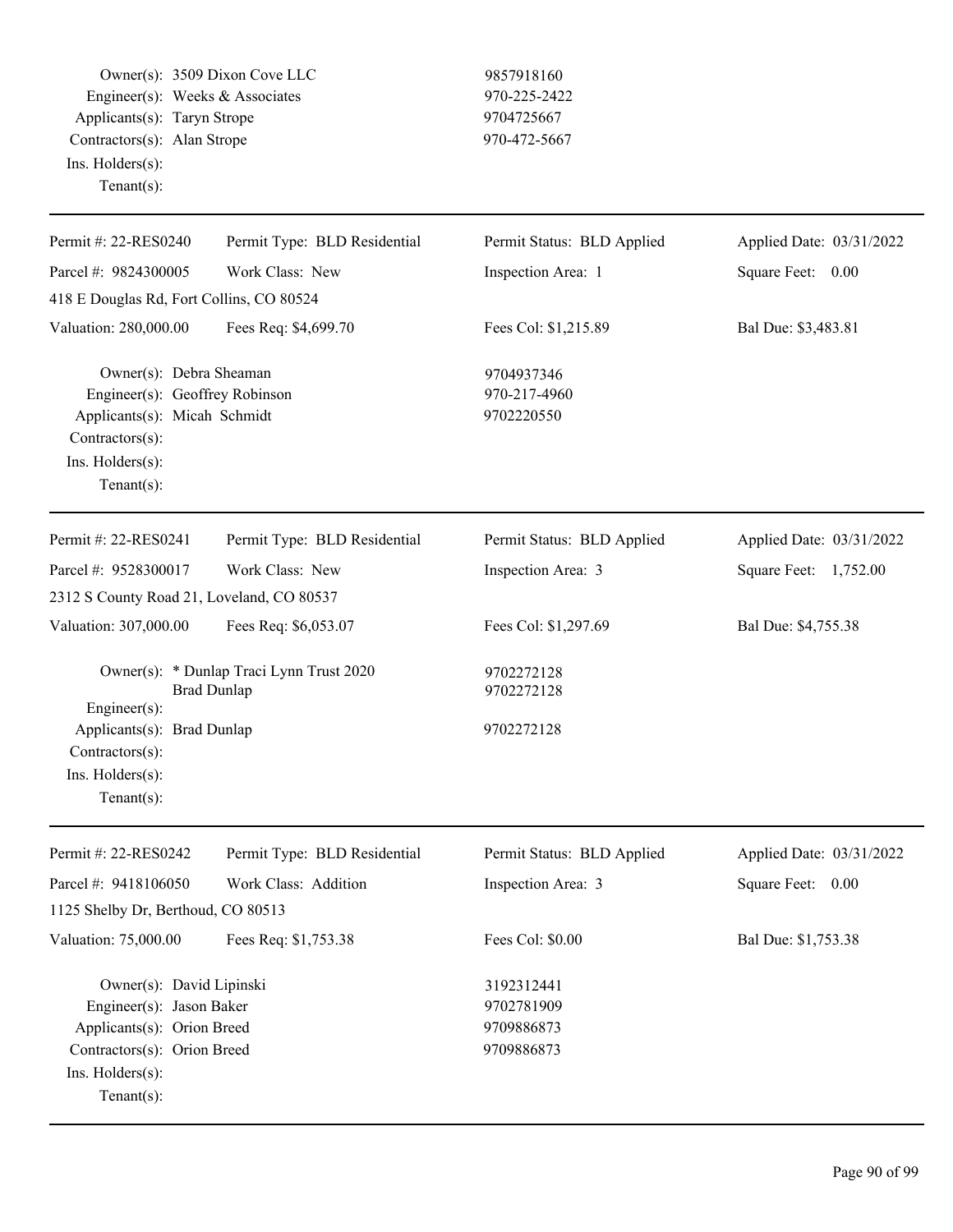| | | |
|---|---|---|
| Owner(s): | 3509 Dixon Cove LLC | 9857918160 |
| Engineer(s): | Weeks & Associates | 970-225-2422 |
| Applicants(s): | Taryn Strope | 9704725667 |
| Contractors(s): | Alan Strope | 970-472-5667 |
| Ins. Holders(s): | | |
| Tenant(s): | | |

---

| Permit #: 22-RES0240 | Permit Type: BLD Residential | Permit Status: BLD Applied | Applied Date: 03/31/2022 |
|---|---|---|---|
| Parcel #: 9824300005 | Work Class: New | Inspection Area: 1 | Square Feet: 0.00 |
| 418 E Douglas Rd, Fort Collins, CO 80524 | | | |
| Valuation: 280,000.00 | Fees Req: $4,699.70 | Fees Col: $1,215.89 | Bal Due: $3,483.81 |

| | | |
|---|---|---|
| Owner(s): | Debra Sheaman | 9704937346 |
| Engineer(s): | Geoffrey Robinson | 970-217-4960 |
| Applicants(s): | Micah Schmidt | 9702220550 |
| Contractors(s): | | |
| Ins. Holders(s): | | |
| Tenant(s): | | |

---

| Permit #: 22-RES0241 | Permit Type: BLD Residential | Permit Status: BLD Applied | Applied Date: 03/31/2022 |
|---|---|---|---|
| Parcel #: 9528300017 | Work Class: New | Inspection Area: 3 | Square Feet: 1,752.00 |
| 2312 S County Road 21, Loveland, CO 80537 | | | |
| Valuation: 307,000.00 | Fees Req: $6,053.07 | Fees Col: $1,297.69 | Bal Due: $4,755.38 |

| | | |
|---|---|---|
| Owner(s): | * Dunlap Traci Lynn Trust 2020 | 9702272128 |
| | Brad Dunlap | 9702272128 |
| Engineer(s): | | |
| Applicants(s): | Brad Dunlap | 9702272128 |
| Contractors(s): | | |
| Ins. Holders(s): | | |
| Tenant(s): | | |

---

| Permit #: 22-RES0242 | Permit Type: BLD Residential | Permit Status: BLD Applied | Applied Date: 03/31/2022 |
|---|---|---|---|
| Parcel #: 9418106050 | Work Class: Addition | Inspection Area: 3 | Square Feet: 0.00 |
| 1125 Shelby Dr, Berthoud, CO 80513 | | | |
| Valuation: 75,000.00 | Fees Req: $1,753.38 | Fees Col: $0.00 | Bal Due: $1,753.38 |

| | | |
|---|---|---|
| Owner(s): | David Lipinski | 3192312441 |
| Engineer(s): | Jason Baker | 9702781909 |
| Applicants(s): | Orion Breed | 9709886873 |
| Contractors(s): | Orion Breed | 9709886873 |
| Ins. Holders(s): | | |
| Tenant(s): | | |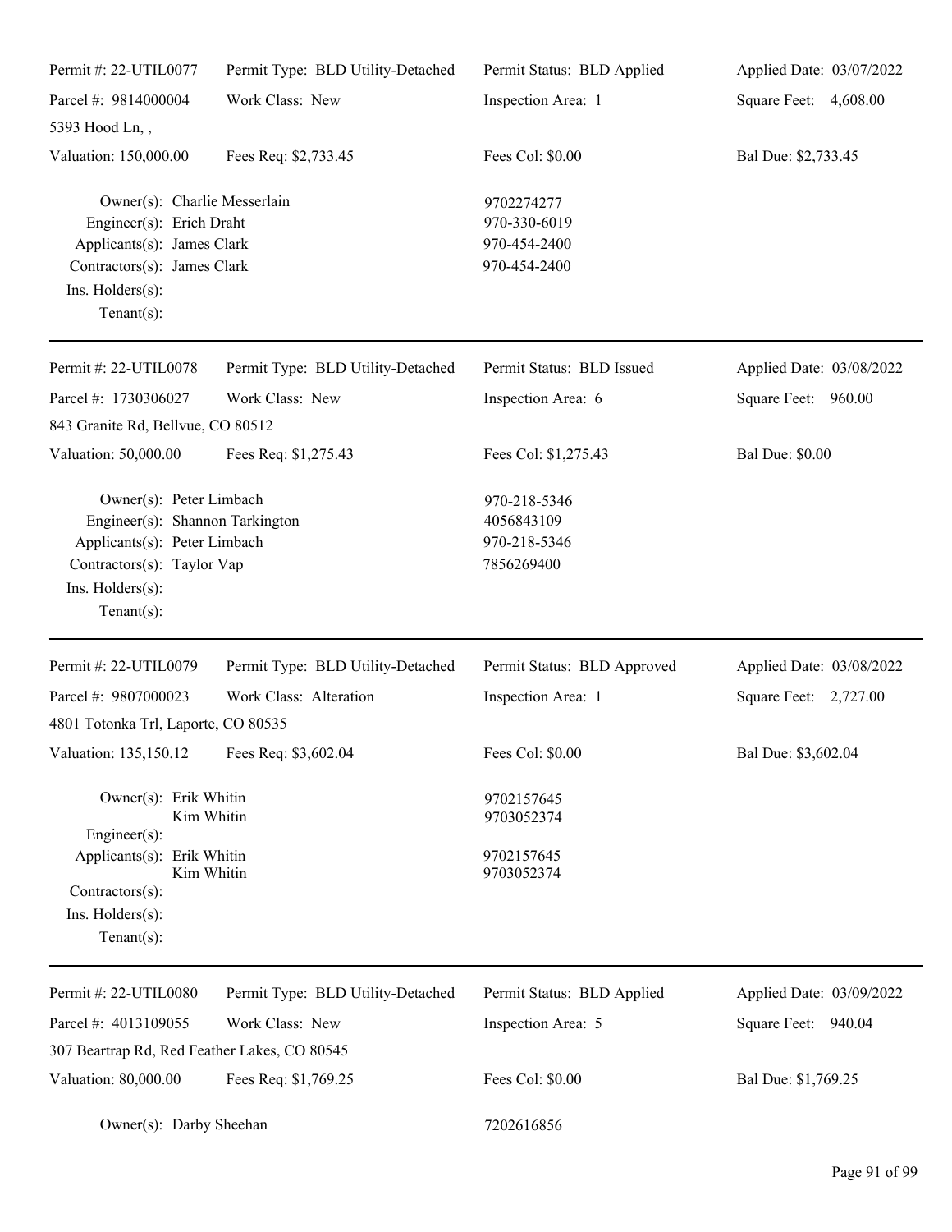Permit #: 22-UTIL0077 | Permit Type: BLD Utility-Detached | Permit Status: BLD Applied | Applied Date: 03/07/2022
Parcel #: 9814000004 | Work Class: New | Inspection Area: 1 | Square Feet: 4,608.00
5393 Hood Ln, ,
Valuation: 150,000.00 | Fees Req: $2,733.45 | Fees Col: $0.00 | Bal Due: $2,733.45

Owner(s): Charlie Messerlain 9702274277
Engineer(s): Erich Draht 970-330-6019
Applicants(s): James Clark 970-454-2400
Contractors(s): James Clark 970-454-2400
Ins. Holders(s):
Tenant(s):

---

Permit #: 22-UTIL0078 | Permit Type: BLD Utility-Detached | Permit Status: BLD Issued | Applied Date: 03/08/2022
Parcel #: 1730306027 | Work Class: New | Inspection Area: 6 | Square Feet: 960.00
843 Granite Rd, Bellvue, CO 80512
Valuation: 50,000.00 | Fees Req: $1,275.43 | Fees Col: $1,275.43 | Bal Due: $0.00

Owner(s): Peter Limbach 970-218-5346
Engineer(s): Shannon Tarkington 4056843109
Applicants(s): Peter Limbach 970-218-5346
Contractors(s): Taylor Vap 7856269400
Ins. Holders(s):
Tenant(s):

---

Permit #: 22-UTIL0079 | Permit Type: BLD Utility-Detached | Permit Status: BLD Approved | Applied Date: 03/08/2022
Parcel #: 9807000023 | Work Class: Alteration | Inspection Area: 1 | Square Feet: 2,727.00
4801 Totonka Trl, Laporte, CO 80535
Valuation: 135,150.12 | Fees Req: $3,602.04 | Fees Col: $0.00 | Bal Due: $3,602.04

Owner(s): Erik Whitin 9702157645
Kim Whitin 9703052374
Engineer(s):
Applicants(s): Erik Whitin 9702157645
Kim Whitin 9703052374
Contractors(s):
Ins. Holders(s):
Tenant(s):

---

Permit #: 22-UTIL0080 | Permit Type: BLD Utility-Detached | Permit Status: BLD Applied | Applied Date: 03/09/2022
Parcel #: 4013109055 | Work Class: New | Inspection Area: 5 | Square Feet: 940.04
307 Beartrap Rd, Red Feather Lakes, CO 80545
Valuation: 80,000.00 | Fees Req: $1,769.25 | Fees Col: $0.00 | Bal Due: $1,769.25

Owner(s): Darby Sheehan 7202616856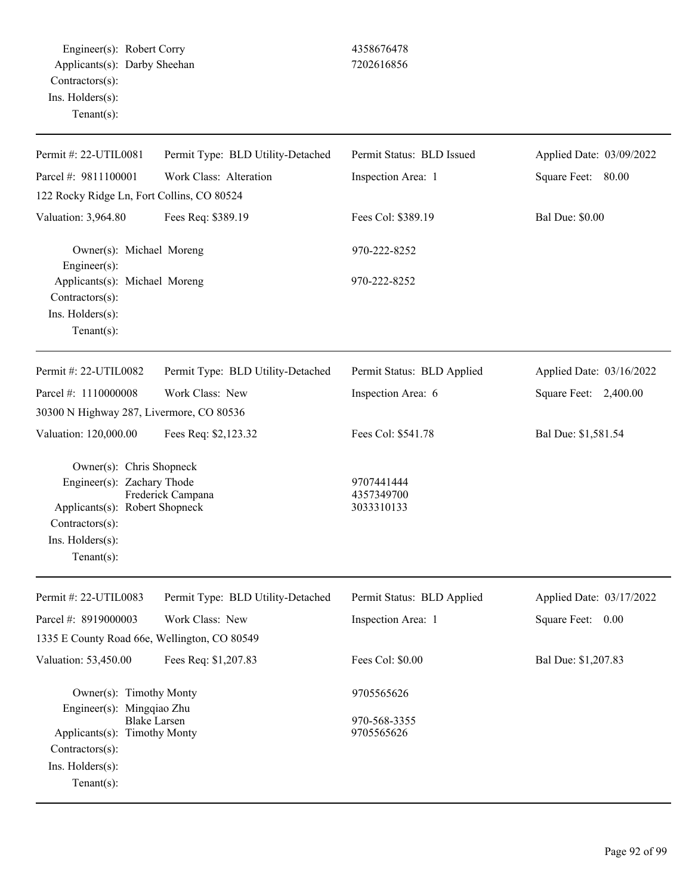Engineer(s): Robert Corry 4358676478
Applicants(s): Darby Sheehan 7202616856
Contractors(s):
Ins. Holders(s):
Tenant(s):

---

| Permit #: 22-UTIL0081 | Permit Type: BLD Utility-Detached | Permit Status: BLD Issued | Applied Date: 03/09/2022 |
|---|---|---|---|
| Parcel #: 9811100001 | Work Class: Alteration | Inspection Area: 1 | Square Feet: 80.00 |
| 122 Rocky Ridge Ln, Fort Collins, CO 80524 | | | |
| Valuation: 3,964.80 | Fees Req: $389.19 | Fees Col: $389.19 | Bal Due: $0.00 |

Owner(s): Michael Moreng 970-222-8252
Engineer(s):
Applicants(s): Michael Moreng 970-222-8252
Contractors(s):
Ins. Holders(s):
Tenant(s):

---

| Permit #: 22-UTIL0082 | Permit Type: BLD Utility-Detached | Permit Status: BLD Applied | Applied Date: 03/16/2022 |
|---|---|---|---|
| Parcel #: 1110000008 | Work Class: New | Inspection Area: 6 | Square Feet: 2,400.00 |
| 30300 N Highway 287, Livermore, CO 80536 | | | |
| Valuation: 120,000.00 | Fees Req: $2,123.32 | Fees Col: $541.78 | Bal Due: $1,581.54 |

Owner(s): Chris Shopneck
Engineer(s): Zachary Thode 9707441444
Frederick Campana 4357349700
Applicants(s): Robert Shopneck 3033310133
Contractors(s):
Ins. Holders(s):
Tenant(s):

---

| Permit #: 22-UTIL0083 | Permit Type: BLD Utility-Detached | Permit Status: BLD Applied | Applied Date: 03/17/2022 |
|---|---|---|---|
| Parcel #: 8919000003 | Work Class: New | Inspection Area: 1 | Square Feet: 0.00 |
| 1335 E County Road 66e, Wellington, CO 80549 | | | |
| Valuation: 53,450.00 | Fees Req: $1,207.83 | Fees Col: $0.00 | Bal Due: $1,207.83 |

Owner(s): Timothy Monty 9705565626
Engineer(s): Mingqiao Zhu
Blake Larsen 970-568-3355
Applicants(s): Timothy Monty 9705565626
Contractors(s):
Ins. Holders(s):
Tenant(s):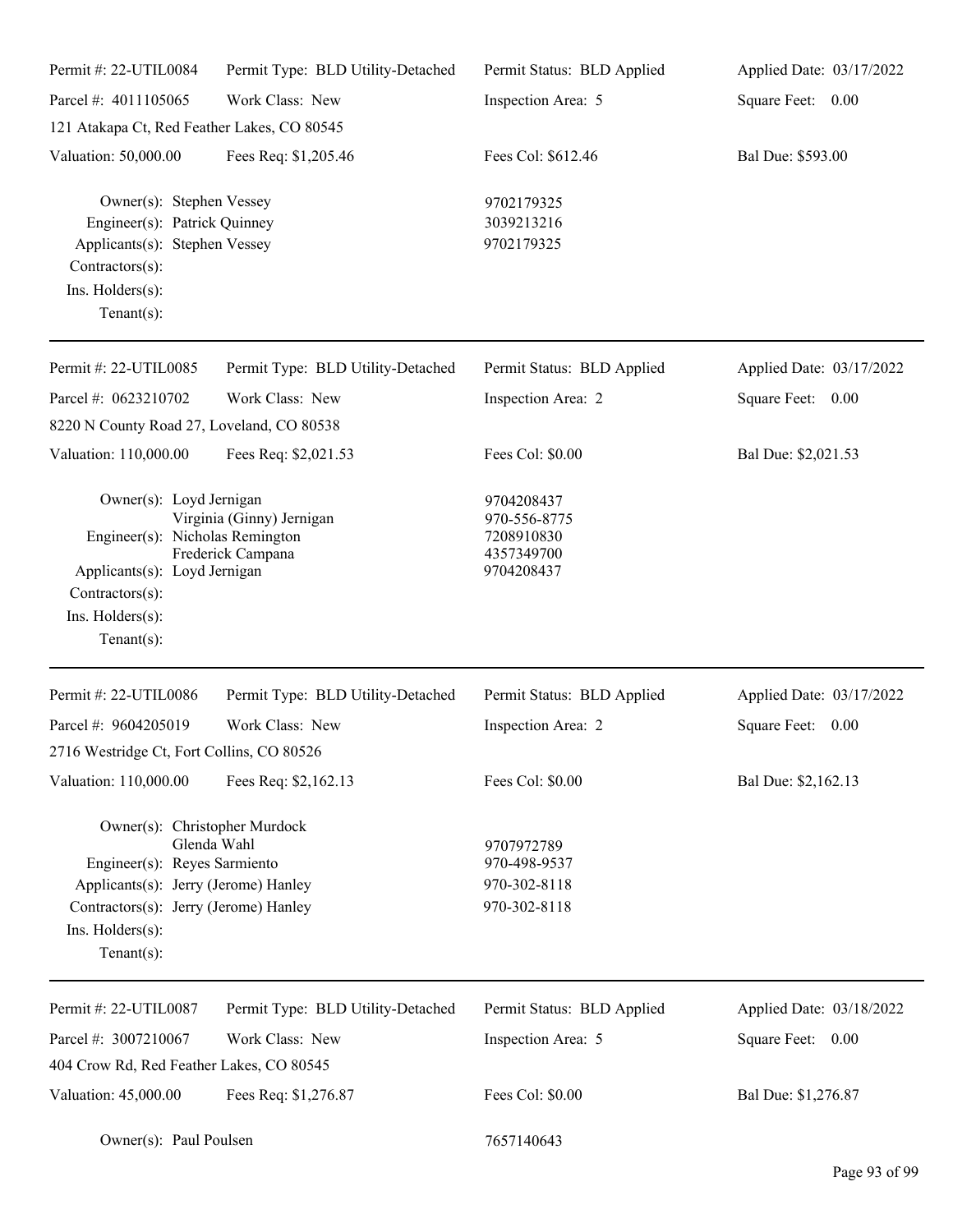Permit #: 22-UTIL0084 | Permit Type: BLD Utility-Detached | Permit Status: BLD Applied | Applied Date: 03/17/2022
Parcel #: 4011105065 | Work Class: New | Inspection Area: 5 | Square Feet: 0.00
121 Atakapa Ct, Red Feather Lakes, CO 80545
Valuation: 50,000.00 | Fees Req: $1,205.46 | Fees Col: $612.46 | Bal Due: $593.00

Owner(s): Stephen Vessey 9702179325
Engineer(s): Patrick Quinney 3039213216
Applicants(s): Stephen Vessey 9702179325
Contractors(s):
Ins. Holders(s):
Tenant(s):

---

Permit #: 22-UTIL0085 | Permit Type: BLD Utility-Detached | Permit Status: BLD Applied | Applied Date: 03/17/2022
Parcel #: 0623210702 | Work Class: New | Inspection Area: 2 | Square Feet: 0.00
8220 N County Road 27, Loveland, CO 80538
Valuation: 110,000.00 | Fees Req: $2,021.53 | Fees Col: $0.00 | Bal Due: $2,021.53

Owner(s): Loyd Jernigan 9704208437
Virginia (Ginny) Jernigan 970-556-8775
Engineer(s): Nicholas Remington 7208910830
Frederick Campana 4357349700
Applicants(s): Loyd Jernigan 9704208437
Contractors(s):
Ins. Holders(s):
Tenant(s):

---

Permit #: 22-UTIL0086 | Permit Type: BLD Utility-Detached | Permit Status: BLD Applied | Applied Date: 03/17/2022
Parcel #: 9604205019 | Work Class: New | Inspection Area: 2 | Square Feet: 0.00
2716 Westridge Ct, Fort Collins, CO 80526
Valuation: 110,000.00 | Fees Req: $2,162.13 | Fees Col: $0.00 | Bal Due: $2,162.13

Owner(s): Christopher Murdock
Glenda Wahl 9707972789
Engineer(s): Reyes Sarmiento 970-498-9537
Applicants(s): Jerry (Jerome) Hanley 970-302-8118
Contractors(s): Jerry (Jerome) Hanley 970-302-8118
Ins. Holders(s):
Tenant(s):

---

Permit #: 22-UTIL0087 | Permit Type: BLD Utility-Detached | Permit Status: BLD Applied | Applied Date: 03/18/2022
Parcel #: 3007210067 | Work Class: New | Inspection Area: 5 | Square Feet: 0.00
404 Crow Rd, Red Feather Lakes, CO 80545
Valuation: 45,000.00 | Fees Req: $1,276.87 | Fees Col: $0.00 | Bal Due: $1,276.87

Owner(s): Paul Poulsen 7657140643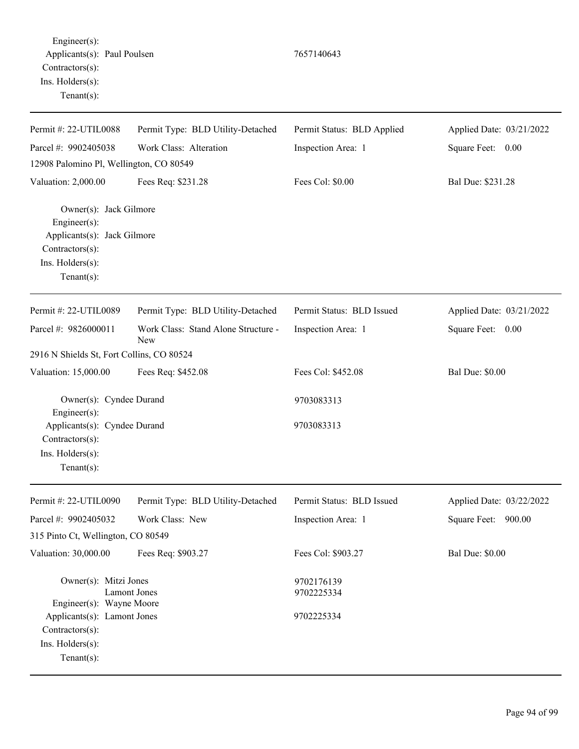Engineer(s):
Applicants(s): Paul Poulsen 7657140643
Contractors(s):
Ins. Holders(s):
Tenant(s):

---

| Permit #: 22-UTIL0088 | Permit Type: BLD Utility-Detached | Permit Status: BLD Applied | Applied Date: 03/21/2022 |
|---|---|---|---|
| Parcel #: 9902405038 | Work Class: Alteration | Inspection Area: 1 | Square Feet: 0.00 |
| 12908 Palomino Pl, Wellington, CO 80549 | | | |
| Valuation: 2,000.00 | Fees Req: $231.28 | Fees Col: $0.00 | Bal Due: $231.28 |

Owner(s): Jack Gilmore
Engineer(s):
Applicants(s): Jack Gilmore
Contractors(s):
Ins. Holders(s):
Tenant(s):

---

| Permit #: 22-UTIL0089 | Permit Type: BLD Utility-Detached | Permit Status: BLD Issued | Applied Date: 03/21/2022 |
|---|---|---|---|
| Parcel #: 9826000011 | Work Class: Stand Alone Structure - New | Inspection Area: 1 | Square Feet: 0.00 |
| 2916 N Shields St, Fort Collins, CO 80524 | | | |
| Valuation: 15,000.00 | Fees Req: $452.08 | Fees Col: $452.08 | Bal Due: $0.00 |

Owner(s): Cyndee Durand 9703083313
Engineer(s):
Applicants(s): Cyndee Durand 9703083313
Contractors(s):
Ins. Holders(s):
Tenant(s):

---

| Permit #: 22-UTIL0090 | Permit Type: BLD Utility-Detached | Permit Status: BLD Issued | Applied Date: 03/22/2022 |
|---|---|---|---|
| Parcel #: 9902405032 | Work Class: New | Inspection Area: 1 | Square Feet: 900.00 |
| 315 Pinto Ct, Wellington, CO 80549 | | | |
| Valuation: 30,000.00 | Fees Req: $903.27 | Fees Col: $903.27 | Bal Due: $0.00 |

Owner(s): Mitzi Jones 9702176139
Lamont Jones 9702225334
Engineer(s): Wayne Moore
Applicants(s): Lamont Jones 9702225334
Contractors(s):
Ins. Holders(s):
Tenant(s):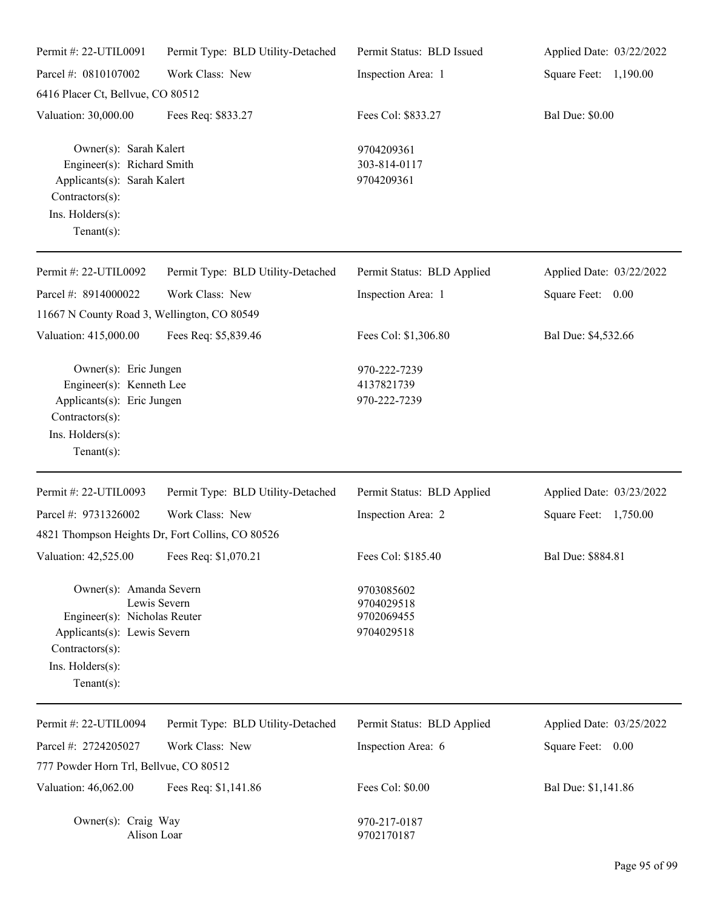Permit #: 22-UTIL0091 Permit Type: BLD Utility-Detached Permit Status: BLD Issued Applied Date: 03/22/2022
Parcel #: 0810107002 Work Class: New Inspection Area: 1 Square Feet: 1,190.00
6416 Placer Ct, Bellvue, CO 80512
Valuation: 30,000.00 Fees Req: $833.27 Fees Col: $833.27 Bal Due: $0.00

Owner(s): Sarah Kalert 9704209361
Engineer(s): Richard Smith 303-814-0117
Applicants(s): Sarah Kalert 9704209361
Contractors(s):
Ins. Holders(s):
Tenant(s):

---

Permit #: 22-UTIL0092 Permit Type: BLD Utility-Detached Permit Status: BLD Applied Applied Date: 03/22/2022
Parcel #: 8914000022 Work Class: New Inspection Area: 1 Square Feet: 0.00
11667 N County Road 3, Wellington, CO 80549
Valuation: 415,000.00 Fees Req: $5,839.46 Fees Col: $1,306.80 Bal Due: $4,532.66

Owner(s): Eric Jungen 970-222-7239
Engineer(s): Kenneth Lee 4137821739
Applicants(s): Eric Jungen 970-222-7239
Contractors(s):
Ins. Holders(s):
Tenant(s):

---

Permit #: 22-UTIL0093 Permit Type: BLD Utility-Detached Permit Status: BLD Applied Applied Date: 03/23/2022
Parcel #: 9731326002 Work Class: New Inspection Area: 2 Square Feet: 1,750.00
4821 Thompson Heights Dr, Fort Collins, CO 80526
Valuation: 42,525.00 Fees Req: $1,070.21 Fees Col: $185.40 Bal Due: $884.81

Owner(s): Amanda Severn 9703085602
Lewis Severn 9704029518
Engineer(s): Nicholas Reuter 9702069455
Applicants(s): Lewis Severn 9704029518
Contractors(s):
Ins. Holders(s):
Tenant(s):

---

Permit #: 22-UTIL0094 Permit Type: BLD Utility-Detached Permit Status: BLD Applied Applied Date: 03/25/2022
Parcel #: 2724205027 Work Class: New Inspection Area: 6 Square Feet: 0.00
777 Powder Horn Trl, Bellvue, CO 80512
Valuation: 46,062.00 Fees Req: $1,141.86 Fees Col: $0.00 Bal Due: $1,141.86

Owner(s): Craig Way 970-217-0187
Alison Loar 9702170187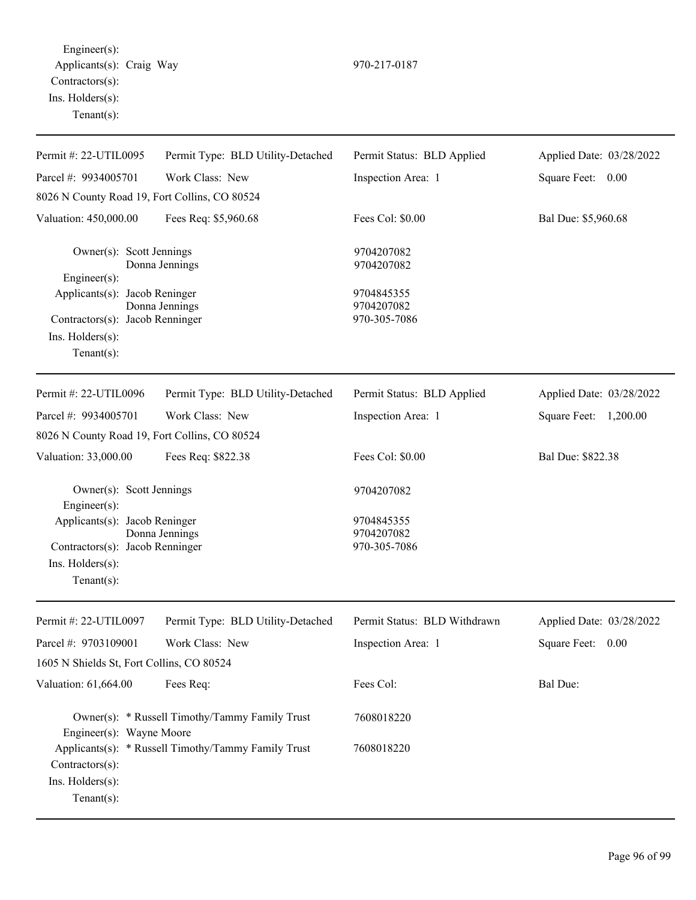Engineer(s):
Applicants(s): Craig Way 970-217-0187
Contractors(s):
Ins. Holders(s):
Tenant(s):

---

| Permit #: 22-UTIL0095 | Permit Type: BLD Utility-Detached | Permit Status: BLD Applied | Applied Date: 03/28/2022 |
|---|---|---|---|
| Parcel #: 9934005701 | Work Class: New | Inspection Area: 1 | Square Feet: 0.00 |
| 8026 N County Road 19, Fort Collins, CO 80524 | | | |
| Valuation: 450,000.00 | Fees Req: $5,960.68 | Fees Col: $0.00 | Bal Due: $5,960.68 |

Owner(s): Scott Jennings 9704207082
Donna Jennings 9704207082
Engineer(s):
Applicants(s): Jacob Reninger 9704845355
Donna Jennings 9704207082
Contractors(s): Jacob Renninger 970-305-7086
Ins. Holders(s):
Tenant(s):

---

| Permit #: 22-UTIL0096 | Permit Type: BLD Utility-Detached | Permit Status: BLD Applied | Applied Date: 03/28/2022 |
|---|---|---|---|
| Parcel #: 9934005701 | Work Class: New | Inspection Area: 1 | Square Feet: 1,200.00 |
| 8026 N County Road 19, Fort Collins, CO 80524 | | | |
| Valuation: 33,000.00 | Fees Req: $822.38 | Fees Col: $0.00 | Bal Due: $822.38 |

Owner(s): Scott Jennings 9704207082
Engineer(s):
Applicants(s): Jacob Reninger 9704845355
Donna Jennings 9704207082
Contractors(s): Jacob Renninger 970-305-7086
Ins. Holders(s):
Tenant(s):

---

| Permit #: 22-UTIL0097 | Permit Type: BLD Utility-Detached | Permit Status: BLD Withdrawn | Applied Date: 03/28/2022 |
|---|---|---|---|
| Parcel #: 9703109001 | Work Class: New | Inspection Area: 1 | Square Feet: 0.00 |
| 1605 N Shields St, Fort Collins, CO 80524 | | | |
| Valuation: 61,664.00 | Fees Req: | Fees Col: | Bal Due: |

Owner(s): * Russell Timothy/Tammy Family Trust 7608018220
Engineer(s): Wayne Moore
Applicants(s): * Russell Timothy/Tammy Family Trust 7608018220
Contractors(s):
Ins. Holders(s):
Tenant(s):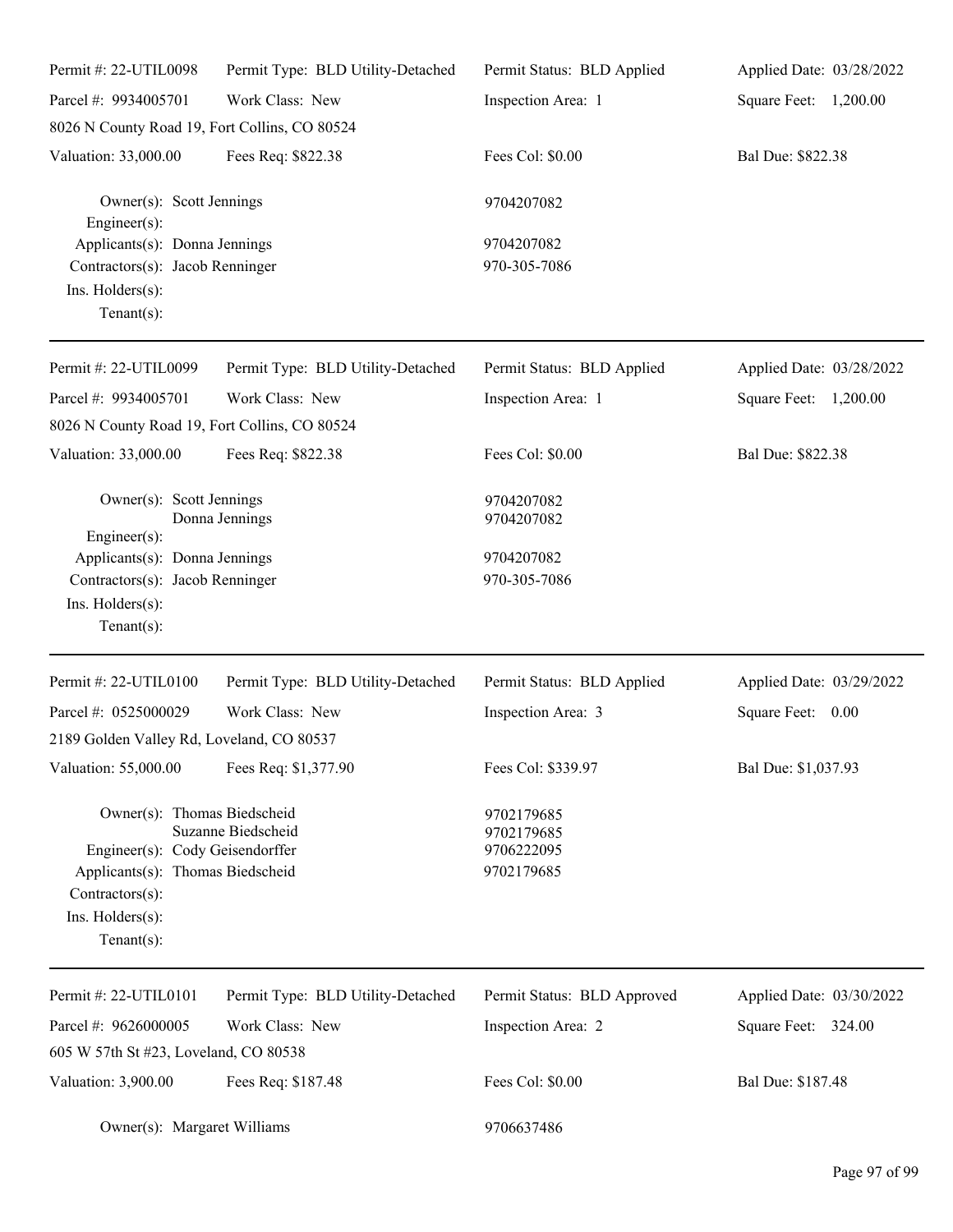| Permit #: 22-UTIL0098 | Permit Type: BLD Utility-Detached | Permit Status: BLD Applied | Applied Date: 03/28/2022 |
|---|---|---|---|
| Parcel #: 9934005701 | Work Class: New | Inspection Area: 1 | Square Feet: 1,200.00 |
| 8026 N County Road 19, Fort Collins, CO 80524 | | | |
| Valuation: 33,000.00 | Fees Req: $822.38 | Fees Col: $0.00 | Bal Due: $822.38 |

Owner(s): Scott Jennings — 9704207082
Engineer(s):
Applicants(s): Donna Jennings — 9704207082
Contractors(s): Jacob Renninger — 970-305-7086
Ins. Holders(s):
Tenant(s):

---

| Permit #: 22-UTIL0099 | Permit Type: BLD Utility-Detached | Permit Status: BLD Applied | Applied Date: 03/28/2022 |
|---|---|---|---|
| Parcel #: 9934005701 | Work Class: New | Inspection Area: 1 | Square Feet: 1,200.00 |
| 8026 N County Road 19, Fort Collins, CO 80524 | | | |
| Valuation: 33,000.00 | Fees Req: $822.38 | Fees Col: $0.00 | Bal Due: $822.38 |

Owner(s): Scott Jennings — 9704207082
Donna Jennings — 9704207082
Engineer(s):
Applicants(s): Donna Jennings — 9704207082
Contractors(s): Jacob Renninger — 970-305-7086
Ins. Holders(s):
Tenant(s):

---

| Permit #: 22-UTIL0100 | Permit Type: BLD Utility-Detached | Permit Status: BLD Applied | Applied Date: 03/29/2022 |
|---|---|---|---|
| Parcel #: 0525000029 | Work Class: New | Inspection Area: 3 | Square Feet: 0.00 |
| 2189 Golden Valley Rd, Loveland, CO 80537 | | | |
| Valuation: 55,000.00 | Fees Req: $1,377.90 | Fees Col: $339.97 | Bal Due: $1,037.93 |

Owner(s): Thomas Biedscheid — 9702179685
Suzanne Biedscheid — 9702179685
Engineer(s): Cody Geisendorffer — 9706222095
Applicants(s): Thomas Biedscheid — 9702179685
Contractors(s):
Ins. Holders(s):
Tenant(s):

---

| Permit #: 22-UTIL0101 | Permit Type: BLD Utility-Detached | Permit Status: BLD Approved | Applied Date: 03/30/2022 |
|---|---|---|---|
| Parcel #: 9626000005 | Work Class: New | Inspection Area: 2 | Square Feet: 324.00 |
| 605 W 57th St #23, Loveland, CO 80538 | | | |
| Valuation: 3,900.00 | Fees Req: $187.48 | Fees Col: $0.00 | Bal Due: $187.48 |

Owner(s): Margaret Williams — 9706637486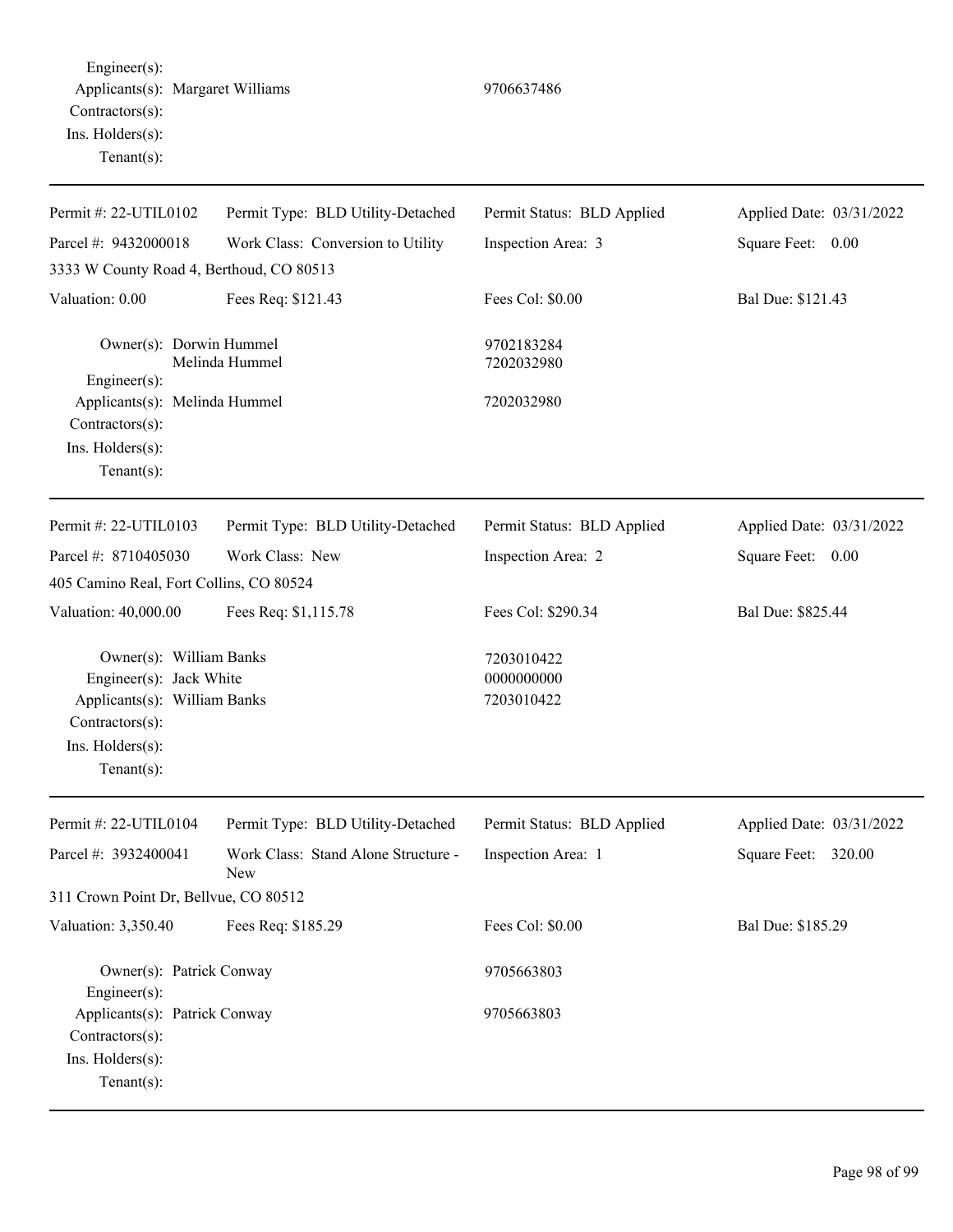Engineer(s):
Applicants(s): Margaret Williams 9706637486
Contractors(s):
Ins. Holders(s):
Tenant(s):

---

| Permit #: 22-UTIL0102 | Permit Type: BLD Utility-Detached | Permit Status: BLD Applied | Applied Date: 03/31/2022 |
|---|---|---|---|
| Parcel #: 9432000018 | Work Class: Conversion to Utility | Inspection Area: 3 | Square Feet: 0.00 |
| 3333 W County Road 4, Berthoud, CO 80513 | | | |
| Valuation: 0.00 | Fees Req: $121.43 | Fees Col: $0.00 | Bal Due: $121.43 |

Owner(s): Dorwin Hummel 9702183284
Melinda Hummel 7202032980
Engineer(s):
Applicants(s): Melinda Hummel 7202032980
Contractors(s):
Ins. Holders(s):
Tenant(s):

---

| Permit #: 22-UTIL0103 | Permit Type: BLD Utility-Detached | Permit Status: BLD Applied | Applied Date: 03/31/2022 |
|---|---|---|---|
| Parcel #: 8710405030 | Work Class: New | Inspection Area: 2 | Square Feet: 0.00 |
| 405 Camino Real, Fort Collins, CO 80524 | | | |
| Valuation: 40,000.00 | Fees Req: $1,115.78 | Fees Col: $290.34 | Bal Due: $825.44 |

Owner(s): William Banks 7203010422
Engineer(s): Jack White 0000000000
Applicants(s): William Banks 7203010422
Contractors(s):
Ins. Holders(s):
Tenant(s):

---

| Permit #: 22-UTIL0104 | Permit Type: BLD Utility-Detached | Permit Status: BLD Applied | Applied Date: 03/31/2022 |
|---|---|---|---|
| Parcel #: 3932400041 | Work Class: Stand Alone Structure - New | Inspection Area: 1 | Square Feet: 320.00 |
| 311 Crown Point Dr, Bellvue, CO 80512 | | | |
| Valuation: 3,350.40 | Fees Req: $185.29 | Fees Col: $0.00 | Bal Due: $185.29 |

Owner(s): Patrick Conway 9705663803
Engineer(s):
Applicants(s): Patrick Conway 9705663803
Contractors(s):
Ins. Holders(s):
Tenant(s):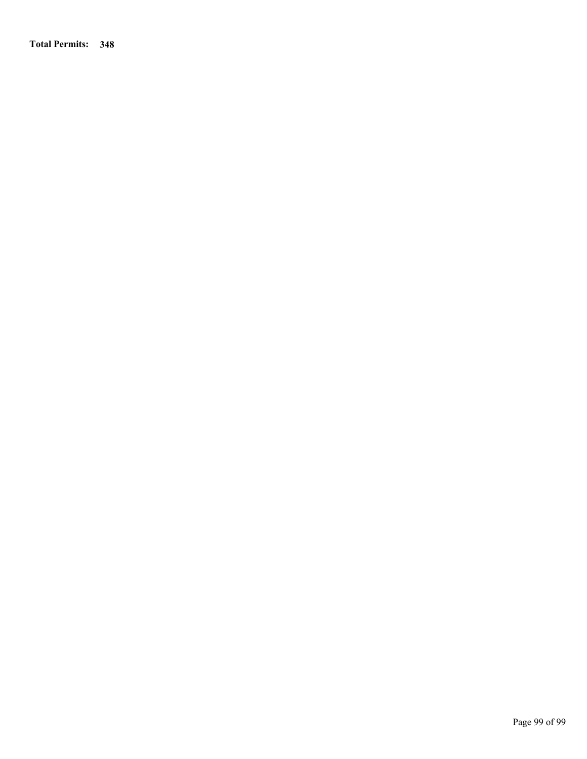**Total Permits: 348**